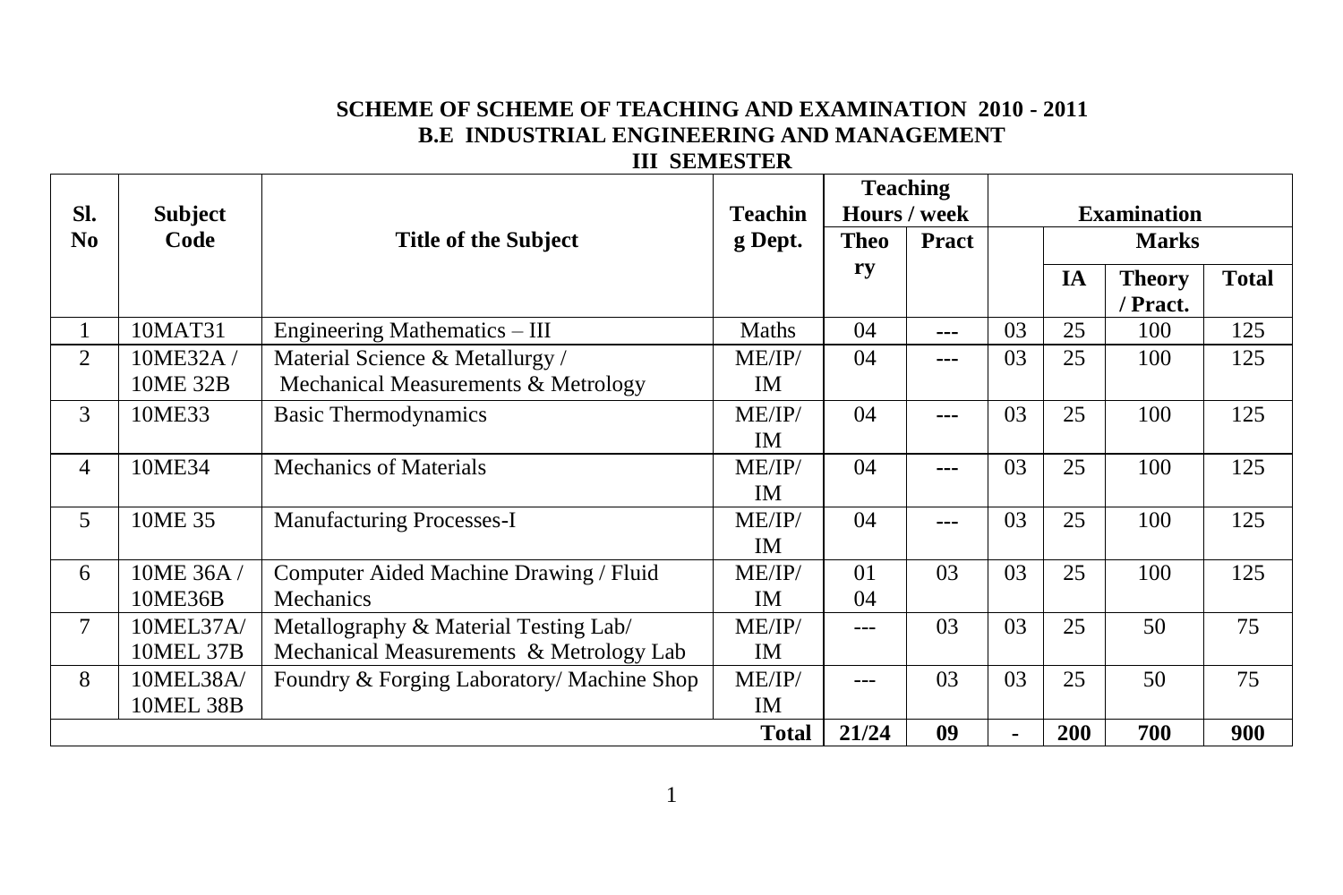**SCHEME OF SCHEME OF TEACHING AND EXAMINATION 2010 - 2011**
**B.E INDUSTRIAL ENGINEERING AND MANAGEMENT**
**III SEMESTER**

| Sl. No | Subject Code | Title of the Subject | Teaching Dept. | Teaching Hours / week | | Examination | | | |
|---|---|---|---|---|---|---|---|---|---|
| | | | | Theory | Pract | | Marks | | |
| | | | | | | | IA | Theory / Pract. | Total |
| 1 | 10MAT31 | Engineering Mathematics – III | Maths | 04 | --- | 03 | 25 | 100 | 125 |
| 2 | 10ME32A / 10ME 32B | Material Science & Metallurgy / Mechanical Measurements & Metrology | ME/IP/ IM | 04 | --- | 03 | 25 | 100 | 125 |
| 3 | 10ME33 | Basic Thermodynamics | ME/IP/ IM | 04 | --- | 03 | 25 | 100 | 125 |
| 4 | 10ME34 | Mechanics of Materials | ME/IP/ IM | 04 | --- | 03 | 25 | 100 | 125 |
| 5 | 10ME 35 | Manufacturing Processes-I | ME/IP/ IM | 04 | --- | 03 | 25 | 100 | 125 |
| 6 | 10ME 36A / 10ME36B | Computer Aided Machine Drawing / Fluid Mechanics | ME/IP/ IM | 01 04 | 03 | 03 | 25 | 100 | 125 |
| 7 | 10MEL37A/ 10MEL 37B | Metallography & Material Testing Lab/ Mechanical Measurements & Metrology Lab | ME/IP/ IM | --- | 03 | 03 | 25 | 50 | 75 |
| 8 | 10MEL38A/ 10MEL 38B | Foundry & Forging Laboratory/ Machine Shop | ME/IP/ IM | --- | 03 | 03 | 25 | 50 | 75 |
| | | | **Total** | **21/24** | **09** | **-** | **200** | **700** | **900** |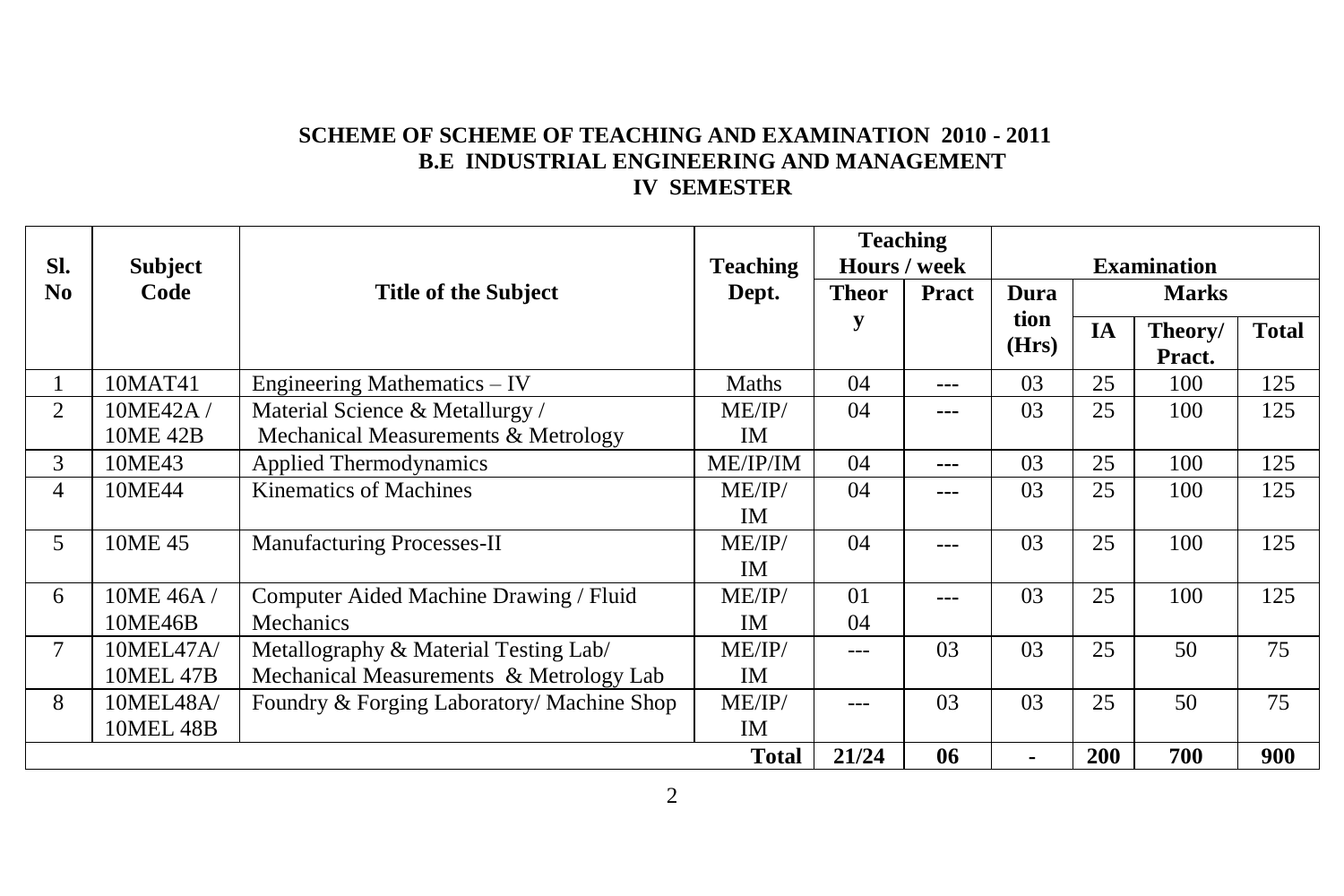**SCHEME OF SCHEME OF TEACHING AND EXAMINATION 2010 - 2011**

**B.E INDUSTRIAL ENGINEERING AND MANAGEMENT**

**IV SEMESTER**

| Sl. No | Subject Code | Title of the Subject | Teaching Dept. | Teaching Hours / week | | Examination | | | |
|---|---|---|---|---|---|---|---|---|---|
| | | | | Theory | Pract | Duration (Hrs) | Marks | | |
| | | | | | | | IA | Theory/ Pract. | Total |
| 1 | 10MAT41 | Engineering Mathematics – IV | Maths | 04 | --- | 03 | 25 | 100 | 125 |
| 2 | 10ME42A / 10ME 42B | Material Science & Metallurgy / Mechanical Measurements & Metrology | ME/IP/ IM | 04 | --- | 03 | 25 | 100 | 125 |
| 3 | 10ME43 | Applied Thermodynamics | ME/IP/IM | 04 | --- | 03 | 25 | 100 | 125 |
| 4 | 10ME44 | Kinematics of Machines | ME/IP/ IM | 04 | --- | 03 | 25 | 100 | 125 |
| 5 | 10ME 45 | Manufacturing Processes-II | ME/IP/ IM | 04 | --- | 03 | 25 | 100 | 125 |
| 6 | 10ME 46A / 10ME46B | Computer Aided Machine Drawing / Fluid Mechanics | ME/IP/ IM | 01 04 | --- | 03 | 25 | 100 | 125 |
| 7 | 10MEL47A/ 10MEL 47B | Metallography & Material Testing Lab/ Mechanical Measurements & Metrology Lab | ME/IP/ IM | --- | 03 | 03 | 25 | 50 | 75 |
| 8 | 10MEL48A/ 10MEL 48B | Foundry & Forging Laboratory/ Machine Shop | ME/IP/ IM | --- | 03 | 03 | 25 | 50 | 75 |
| | | | **Total** | **21/24** | **06** | **-** | **200** | **700** | **900** |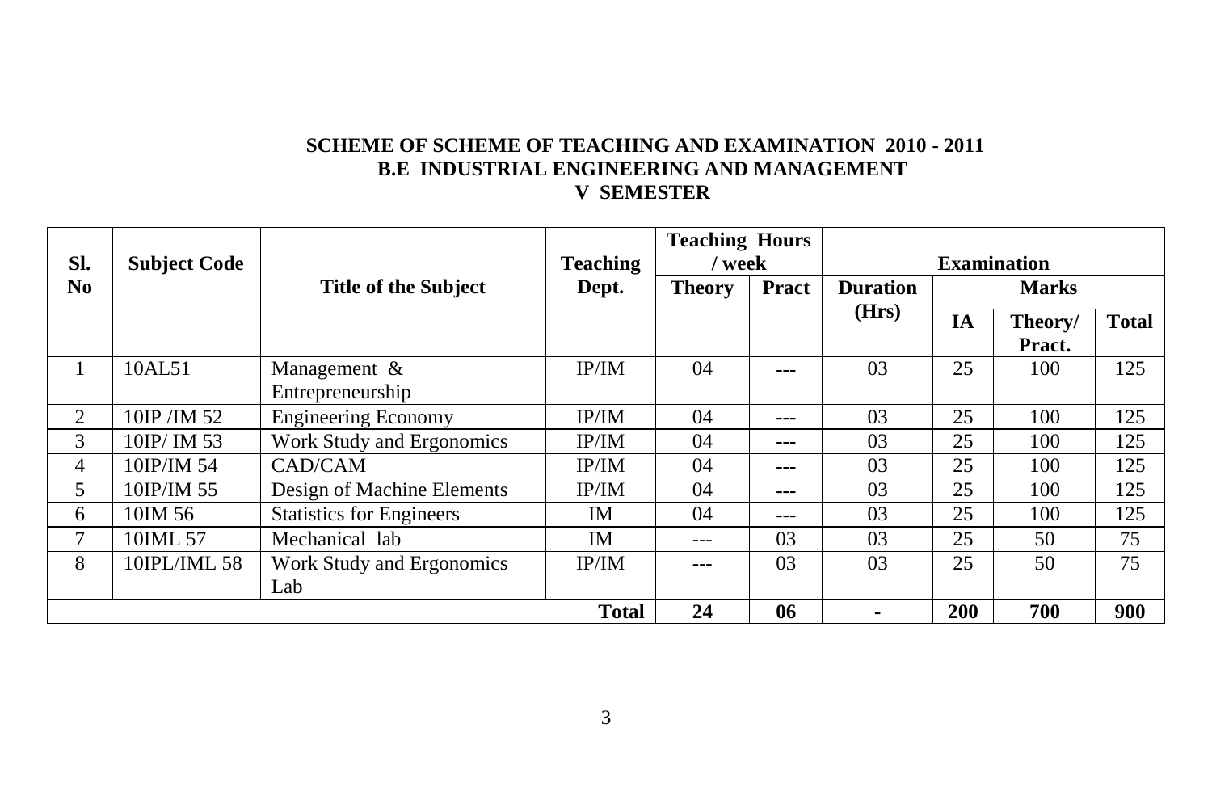**SCHEME OF SCHEME OF TEACHING AND EXAMINATION 2010 - 2011**
**B.E INDUSTRIAL ENGINEERING AND MANAGEMENT**
**V SEMESTER**

| Sl. No | Subject Code | Title of the Subject | Teaching Dept. | Teaching Hours / week | | Examination | | | |
|---|---|---|---|---|---|---|---|---|---|
| | | | | Theory | Pract | Duration (Hrs) | Marks | | |
| | | | | | | | IA | Theory/ Pract. | Total |
| 1 | 10AL51 | Management & Entrepreneurship | IP/IM | 04 | --- | 03 | 25 | 100 | 125 |
| 2 | 10IP /IM 52 | Engineering Economy | IP/IM | 04 | --- | 03 | 25 | 100 | 125 |
| 3 | 10IP/ IM 53 | Work Study and Ergonomics | IP/IM | 04 | --- | 03 | 25 | 100 | 125 |
| 4 | 10IP/IM 54 | CAD/CAM | IP/IM | 04 | --- | 03 | 25 | 100 | 125 |
| 5 | 10IP/IM 55 | Design of Machine Elements | IP/IM | 04 | --- | 03 | 25 | 100 | 125 |
| 6 | 10IM 56 | Statistics for Engineers | IM | 04 | --- | 03 | 25 | 100 | 125 |
| 7 | 10IML 57 | Mechanical lab | IM | --- | 03 | 03 | 25 | 50 | 75 |
| 8 | 10IPL/IML 58 | Work Study and Ergonomics Lab | IP/IM | --- | 03 | 03 | 25 | 50 | 75 |
| | | | **Total** | **24** | **06** | **-** | **200** | **700** | **900** |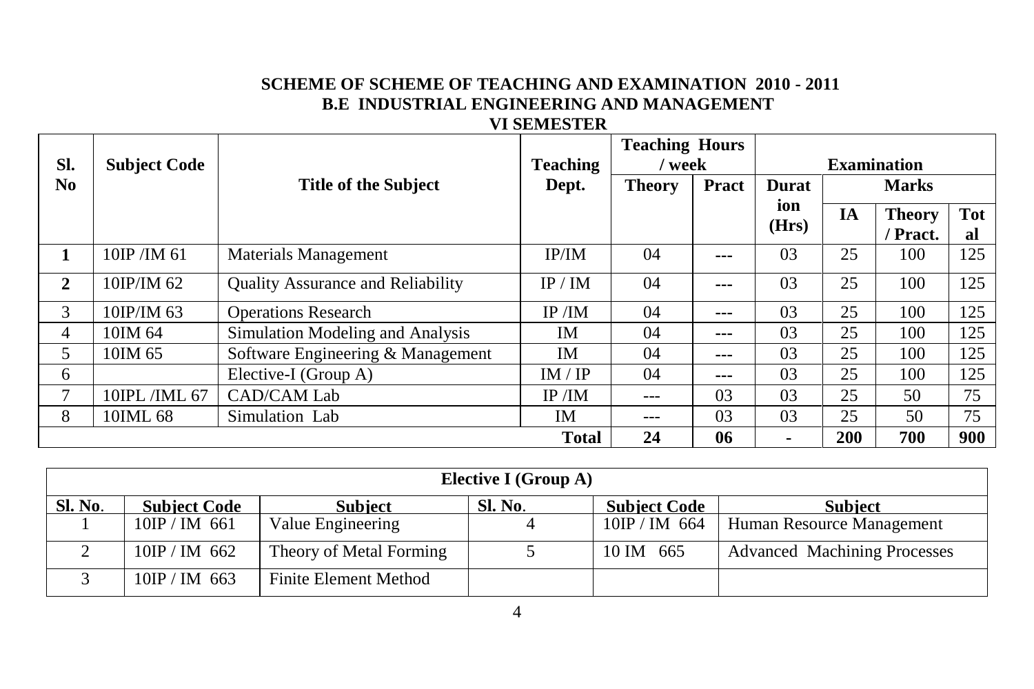**SCHEME OF SCHEME OF TEACHING AND EXAMINATION 2010 - 2011**
**B.E INDUSTRIAL ENGINEERING AND MANAGEMENT**
**VI SEMESTER**

| Sl. No | Subject Code | Title of the Subject | Teaching Dept. | Teaching Hours / week | | Examination | | | |
|---|---|---|---|---|---|---|---|---|---|
| | | | | Theory | Pract | Duration (Hrs) | Marks | | |
| | | | | | | | IA | Theory / Pract. | Total |
| **1** | 10IP /IM 61 | Materials Management | IP/IM | 04 | --- | 03 | 25 | 100 | 125 |
| **2** | 10IP/IM 62 | Quality Assurance and Reliability | IP / IM | 04 | --- | 03 | 25 | 100 | 125 |
| 3 | 10IP/IM 63 | Operations Research | IP /IM | 04 | --- | 03 | 25 | 100 | 125 |
| 4 | 10IM 64 | Simulation Modeling and Analysis | IM | 04 | --- | 03 | 25 | 100 | 125 |
| 5 | 10IM 65 | Software Engineering & Management | IM | 04 | --- | 03 | 25 | 100 | 125 |
| 6 | | Elective-I (Group A) | IM / IP | 04 | --- | 03 | 25 | 100 | 125 |
| 7 | 10IPL /IML 67 | CAD/CAM Lab | IP /IM | --- | 03 | 03 | 25 | 50 | 75 |
| 8 | 10IML 68 | Simulation Lab | IM | --- | 03 | 03 | 25 | 50 | 75 |
| | | | **Total** | **24** | **06** | **-** | **200** | **700** | **900** |

| **Elective I (Group A)** | | | | | |
|---|---|---|---|---|---|
| **Sl. No.** | **Subject Code** | **Subject** | **Sl. No.** | **Subject Code** | **Subject** |
| 1 | 10IP / IM 661 | Value Engineering | 4 | 10IP / IM 664 | Human Resource Management |
| 2 | 10IP / IM 662 | Theory of Metal Forming | 5 | 10 IM 665 | Advanced Machining Processes |
| 3 | 10IP / IM 663 | Finite Element Method | | | |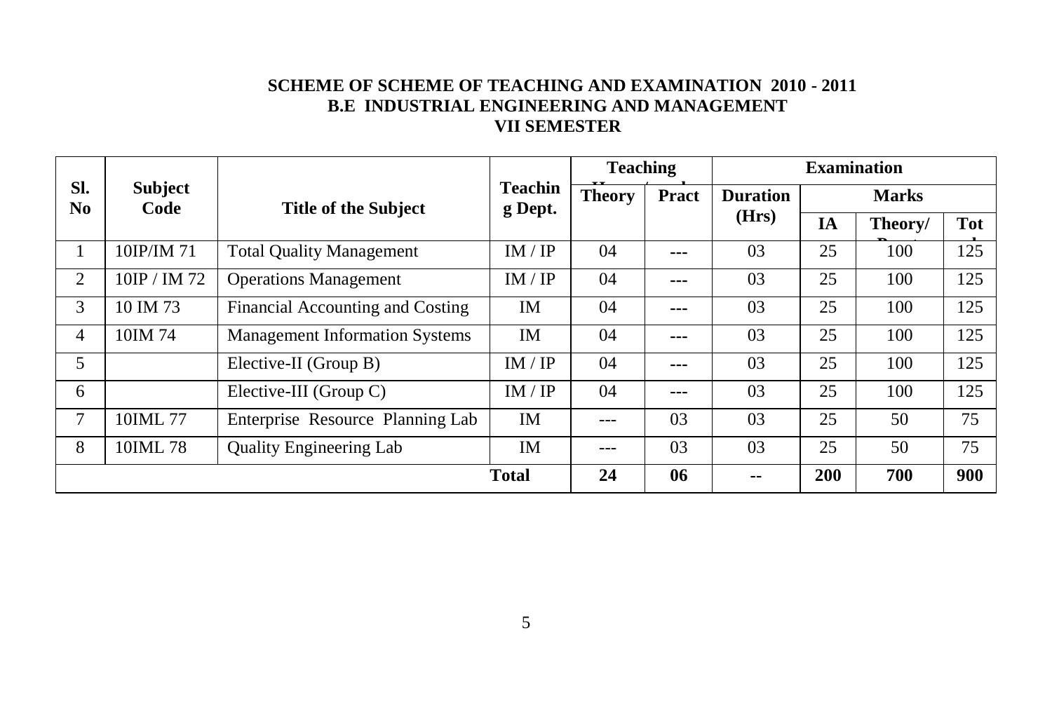**SCHEME OF SCHEME OF TEACHING AND EXAMINATION 2010 - 2011**
**B.E INDUSTRIAL ENGINEERING AND MANAGEMENT**
**VII SEMESTER**

| Sl. No | Subject Code | Title of the Subject | Teaching Dept. | Teaching Hours/week | | Examination | | | |
|---|---|---|---|---|---|---|---|---|---|
| | | | | Theory | Pract | Duration (Hrs) | Marks | | |
| | | | | | | | IA | Theory/ Pract | Total |
| 1 | 10IP/IM 71 | Total Quality Management | IM / IP | 04 | --- | 03 | 25 | 100 | 125 |
| 2 | 10IP / IM 72 | Operations Management | IM / IP | 04 | --- | 03 | 25 | 100 | 125 |
| 3 | 10 IM 73 | Financial Accounting and Costing | IM | 04 | --- | 03 | 25 | 100 | 125 |
| 4 | 10IM 74 | Management Information Systems | IM | 04 | --- | 03 | 25 | 100 | 125 |
| 5 | | Elective-II (Group B) | IM / IP | 04 | --- | 03 | 25 | 100 | 125 |
| 6 | | Elective-III (Group C) | IM / IP | 04 | --- | 03 | 25 | 100 | 125 |
| 7 | 10IML 77 | Enterprise Resource Planning Lab | IM | --- | 03 | 03 | 25 | 50 | 75 |
| 8 | 10IML 78 | Quality Engineering Lab | IM | --- | 03 | 03 | 25 | 50 | 75 |
| | | | **Total** | **24** | **06** | **--** | **200** | **700** | **900** |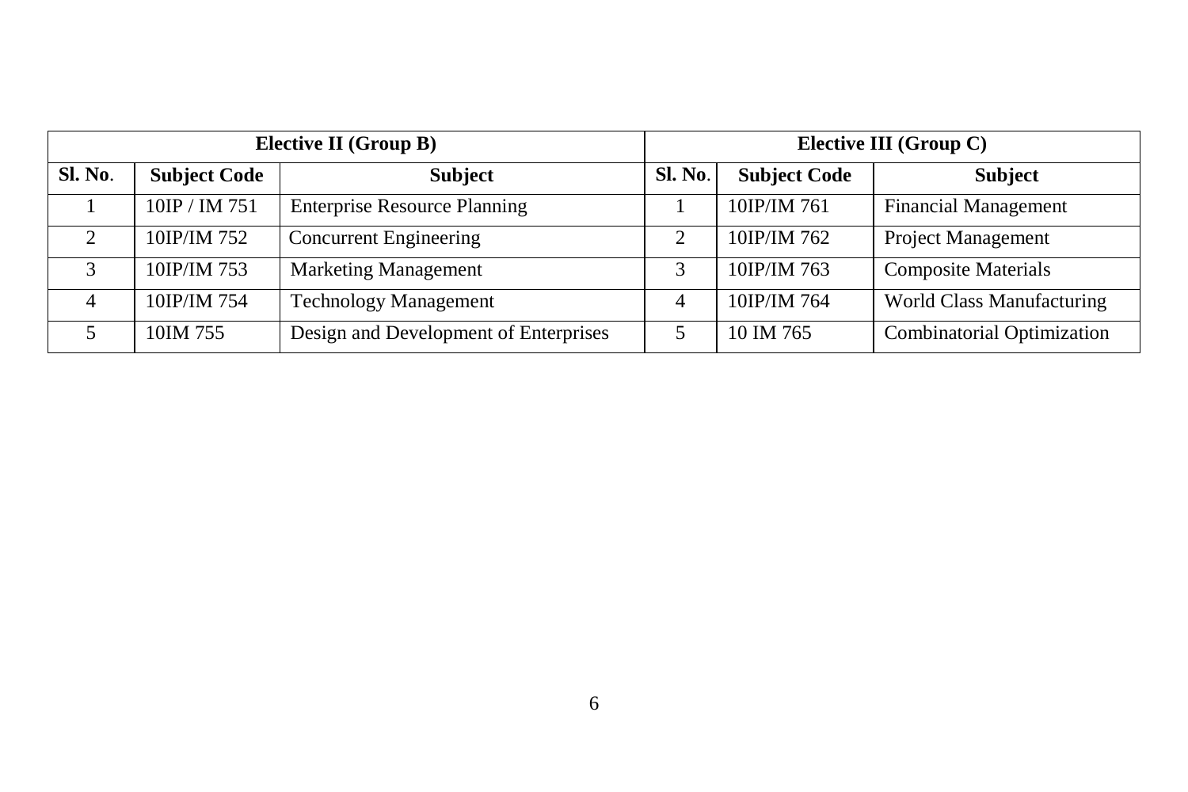| Elective II (Group B) | | | Elective III (Group C) | | |
|---|---|---|---|---|---|
| **Sl. No.** | **Subject Code** | **Subject** | **Sl. No.** | **Subject Code** | **Subject** |
| 1 | 10IP / IM 751 | Enterprise Resource Planning | 1 | 10IP/IM 761 | Financial Management |
| 2 | 10IP/IM 752 | Concurrent Engineering | 2 | 10IP/IM 762 | Project Management |
| 3 | 10IP/IM 753 | Marketing Management | 3 | 10IP/IM 763 | Composite Materials |
| 4 | 10IP/IM 754 | Technology Management | 4 | 10IP/IM 764 | World Class Manufacturing |
| 5 | 10IM 755 | Design and Development of Enterprises | 5 | 10 IM 765 | Combinatorial Optimization |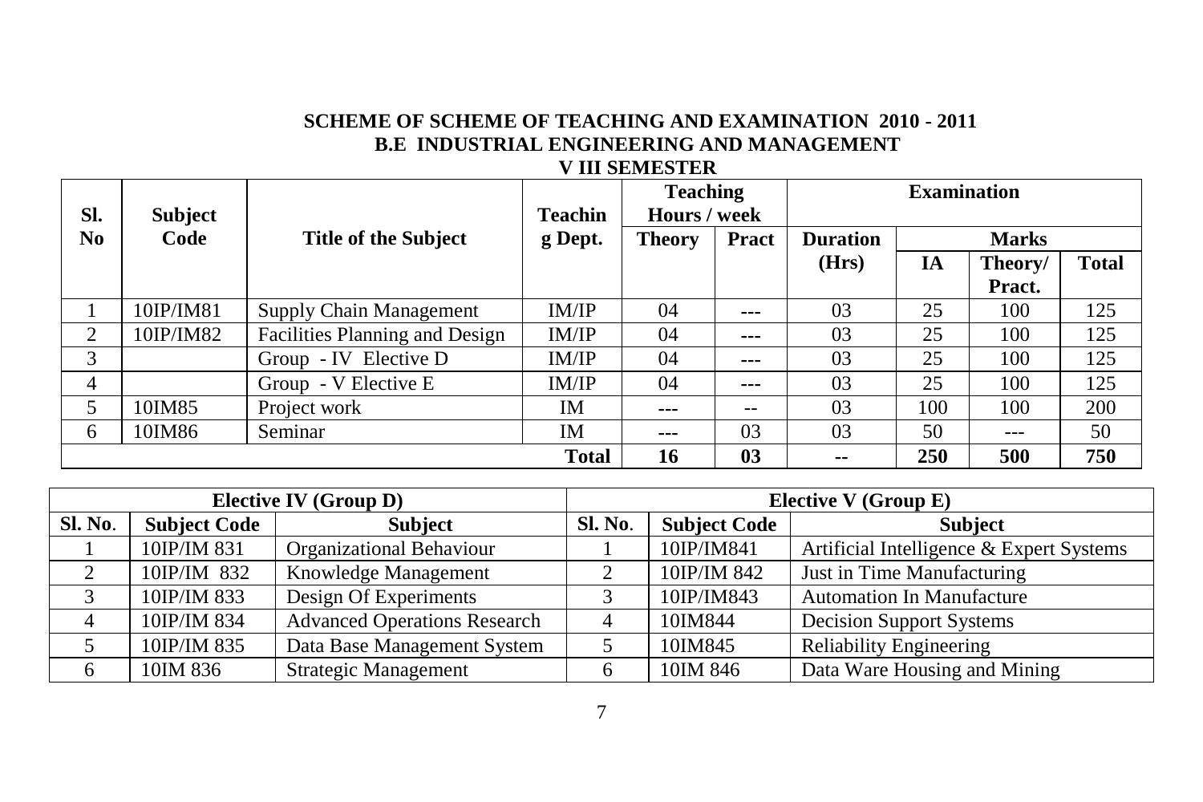**SCHEME OF SCHEME OF TEACHING AND EXAMINATION 2010 - 2011**
**B.E INDUSTRIAL ENGINEERING AND MANAGEMENT**
**V III SEMESTER**

| Sl. No | Subject Code | Title of the Subject | Teaching Dept. | Teaching Hours / week | | Examination | | | |
|---|---|---|---|---|---|---|---|---|---|
| | | | | Theory | Pract | Duration (Hrs) | Marks | | |
| | | | | | | | IA | Theory/ Pract. | Total |
| 1 | 10IP/IM81 | Supply Chain Management | IM/IP | 04 | --- | 03 | 25 | 100 | 125 |
| 2 | 10IP/IM82 | Facilities Planning and Design | IM/IP | 04 | --- | 03 | 25 | 100 | 125 |
| 3 | | Group - IV Elective D | IM/IP | 04 | --- | 03 | 25 | 100 | 125 |
| 4 | | Group - V Elective E | IM/IP | 04 | --- | 03 | 25 | 100 | 125 |
| 5 | 10IM85 | Project work | IM | --- | -- | 03 | 100 | 100 | 200 |
| 6 | 10IM86 | Seminar | IM | --- | 03 | 03 | 50 | --- | 50 |
| | | | **Total** | **16** | **03** | **--** | **250** | **500** | **750** |

| Elective IV (Group D) | | | Elective V (Group E) | | |
|---|---|---|---|---|---|
| **Sl. No.** | **Subject Code** | **Subject** | **Sl. No.** | **Subject Code** | **Subject** |
| 1 | 10IP/IM 831 | Organizational Behaviour | 1 | 10IP/IM841 | Artificial Intelligence & Expert Systems |
| 2 | 10IP/IM 832 | Knowledge Management | 2 | 10IP/IM 842 | Just in Time Manufacturing |
| 3 | 10IP/IM 833 | Design Of Experiments | 3 | 10IP/IM843 | Automation In Manufacture |
| 4 | 10IP/IM 834 | Advanced Operations Research | 4 | 10IM844 | Decision Support Systems |
| 5 | 10IP/IM 835 | Data Base Management System | 5 | 10IM845 | Reliability Engineering |
| 6 | 10IM 836 | Strategic Management | 6 | 10IM 846 | Data Ware Housing and Mining |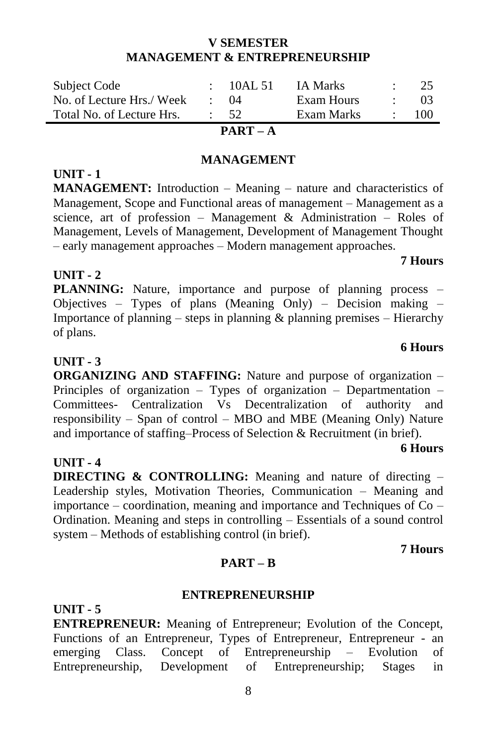# V SEMESTER
# MANAGEMENT & ENTREPRENEURSHIP

| Subject Code | : | 10AL 51 | IA Marks | : | 25 |
|---|---|---|---|---|---|
| No. of Lecture Hrs./ Week | : | 04 | Exam Hours | : | 03 |
| Total No. of Lecture Hrs. | : | 52 | Exam Marks | : | 100 |

## PART – A

### MANAGEMENT

**UNIT - 1**

**MANAGEMENT:** Introduction – Meaning – nature and characteristics of Management, Scope and Functional areas of management – Management as a science, art of profession – Management & Administration – Roles of Management, Levels of Management, Development of Management Thought – early management approaches – Modern management approaches.

**7 Hours**

**UNIT - 2**

**PLANNING:** Nature, importance and purpose of planning process – Objectives – Types of plans (Meaning Only) – Decision making – Importance of planning – steps in planning & planning premises – Hierarchy of plans.

**6 Hours**

**UNIT - 3**

**ORGANIZING AND STAFFING:** Nature and purpose of organization – Principles of organization – Types of organization – Departmentation – Committees- Centralization Vs Decentralization of authority and responsibility – Span of control – MBO and MBE (Meaning Only) Nature and importance of staffing–Process of Selection & Recruitment (in brief).

**6 Hours**

**UNIT - 4**

**DIRECTING & CONTROLLING:** Meaning and nature of directing – Leadership styles, Motivation Theories, Communication – Meaning and importance – coordination, meaning and importance and Techniques of Co – Ordination. Meaning and steps in controlling – Essentials of a sound control system – Methods of establishing control (in brief).

**7 Hours**

## PART – B

### ENTREPRENEURSHIP

**UNIT - 5**

**ENTREPRENEUR:** Meaning of Entrepreneur; Evolution of the Concept, Functions of an Entrepreneur, Types of Entrepreneur, Entrepreneur - an emerging Class. Concept of Entrepreneurship – Evolution of Entrepreneurship, Development of Entrepreneurship; Stages in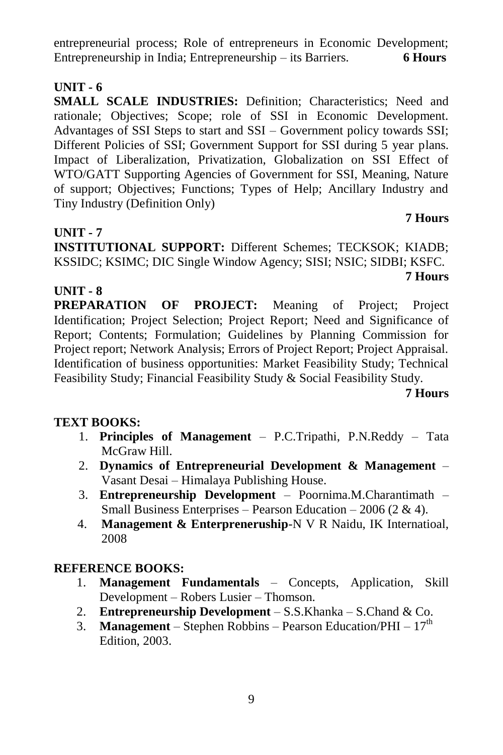entrepreneurial process; Role of entrepreneurs in Economic Development; Entrepreneurship in India; Entrepreneurship – its Barriers. **6 Hours**

## UNIT - 6

**SMALL SCALE INDUSTRIES:** Definition; Characteristics; Need and rationale; Objectives; Scope; role of SSI in Economic Development. Advantages of SSI Steps to start and SSI – Government policy towards SSI; Different Policies of SSI; Government Support for SSI during 5 year plans. Impact of Liberalization, Privatization, Globalization on SSI Effect of WTO/GATT Supporting Agencies of Government for SSI, Meaning, Nature of support; Objectives; Functions; Types of Help; Ancillary Industry and Tiny Industry (Definition Only)

**7 Hours**

## UNIT - 7

**INSTITUTIONAL SUPPORT:** Different Schemes; TECKSOK; KIADB; KSSIDC; KSIMC; DIC Single Window Agency; SISI; NSIC; SIDBI; KSFC.

**7 Hours**

## UNIT - 8

**PREPARATION OF PROJECT:** Meaning of Project; Project Identification; Project Selection; Project Report; Need and Significance of Report; Contents; Formulation; Guidelines by Planning Commission for Project report; Network Analysis; Errors of Project Report; Project Appraisal. Identification of business opportunities: Market Feasibility Study; Technical Feasibility Study; Financial Feasibility Study & Social Feasibility Study.

**7 Hours**

## TEXT BOOKS:

1. **Principles of Management** – P.C.Tripathi, P.N.Reddy – Tata McGraw Hill.
2. **Dynamics of Entrepreneurial Development & Management** – Vasant Desai – Himalaya Publishing House.
3. **Entrepreneurship Development** – Poornima.M.Charantimath – Small Business Enterprises – Pearson Education – 2006 (2 & 4).
4. **Management & Enterpreneruship**-N V R Naidu, IK Internatioal, 2008

## REFERENCE BOOKS:

1. **Management Fundamentals** – Concepts, Application, Skill Development – Robers Lusier – Thomson.
2. **Entrepreneurship Development** – S.S.Khanka – S.Chand & Co.
3. **Management** – Stephen Robbins – Pearson Education/PHI – 17th Edition, 2003.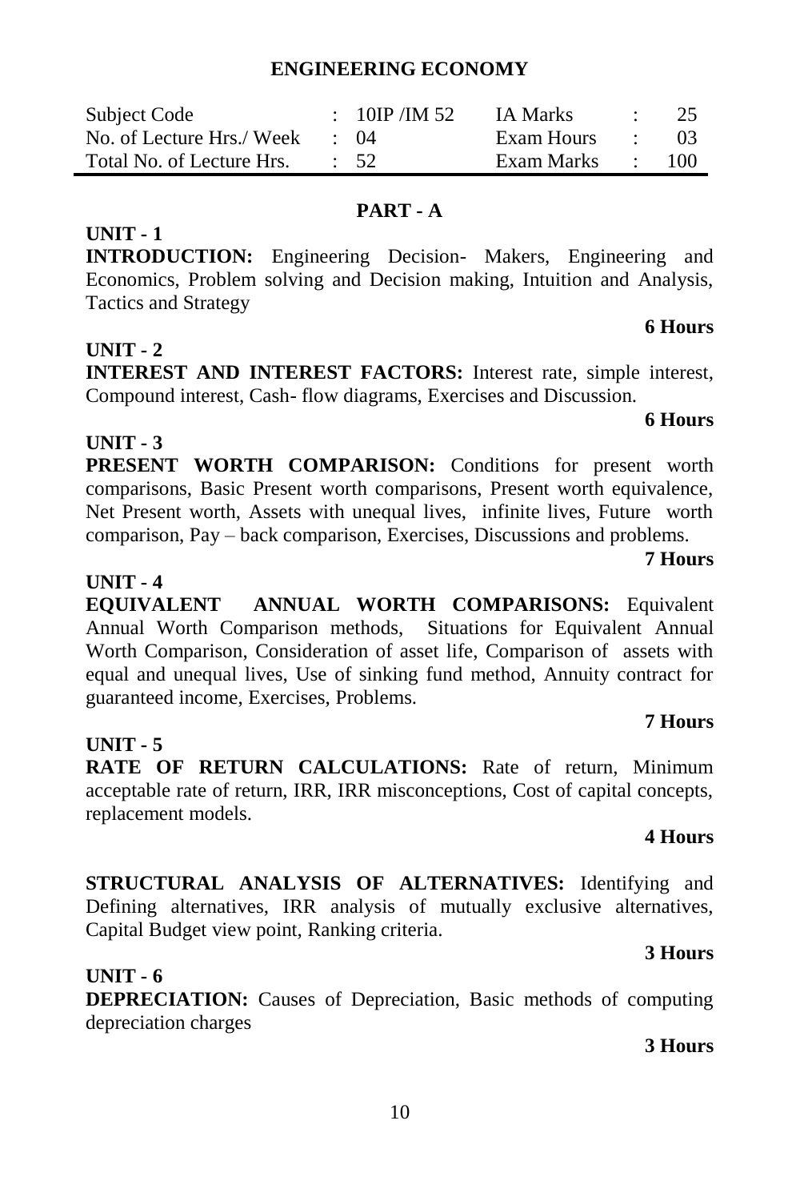# ENGINEERING ECONOMY

| Subject Code | : 10IP /IM 52 | IA Marks | : 25 |
|---|---|---|---|
| No. of Lecture Hrs./ Week | : 04 | Exam Hours | : 03 |
| Total No. of Lecture Hrs. | : 52 | Exam Marks | : 100 |

## PART - A

**UNIT - 1**

**INTRODUCTION:** Engineering Decision- Makers, Engineering and Economics, Problem solving and Decision making, Intuition and Analysis, Tactics and Strategy

**6 Hours**

**UNIT - 2**

**INTEREST AND INTEREST FACTORS:** Interest rate, simple interest, Compound interest, Cash- flow diagrams, Exercises and Discussion.

**6 Hours**

**UNIT - 3**

**PRESENT WORTH COMPARISON:** Conditions for present worth comparisons, Basic Present worth comparisons, Present worth equivalence, Net Present worth, Assets with unequal lives, infinite lives, Future worth comparison, Pay – back comparison, Exercises, Discussions and problems.

**7 Hours**

**UNIT - 4**

**EQUIVALENT ANNUAL WORTH COMPARISONS:** Equivalent Annual Worth Comparison methods, Situations for Equivalent Annual Worth Comparison, Consideration of asset life, Comparison of assets with equal and unequal lives, Use of sinking fund method, Annuity contract for guaranteed income, Exercises, Problems.

**7 Hours**

**UNIT - 5**

**RATE OF RETURN CALCULATIONS:** Rate of return, Minimum acceptable rate of return, IRR, IRR misconceptions, Cost of capital concepts, replacement models.

**4 Hours**

**STRUCTURAL ANALYSIS OF ALTERNATIVES:** Identifying and Defining alternatives, IRR analysis of mutually exclusive alternatives, Capital Budget view point, Ranking criteria.

**3 Hours**

**UNIT - 6**

**DEPRECIATION:** Causes of Depreciation, Basic methods of computing depreciation charges

**3 Hours**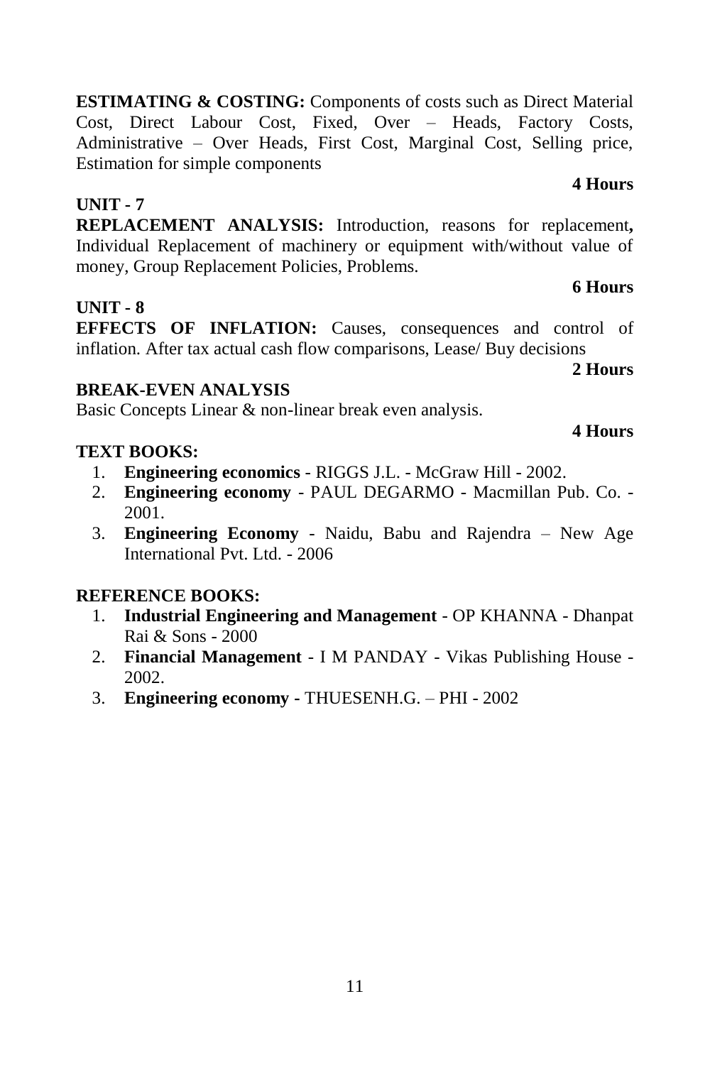**ESTIMATING & COSTING:** Components of costs such as Direct Material Cost, Direct Labour Cost, Fixed, Over – Heads, Factory Costs, Administrative – Over Heads, First Cost, Marginal Cost, Selling price, Estimation for simple components

**4 Hours**

**UNIT - 7**

**REPLACEMENT ANALYSIS:** Introduction, reasons for replacement**,** Individual Replacement of machinery or equipment with/without value of money, Group Replacement Policies, Problems.

**6 Hours**

**UNIT - 8**

**EFFECTS OF INFLATION:** Causes, consequences and control of inflation. After tax actual cash flow comparisons, Lease/ Buy decisions

**2 Hours**

**BREAK-EVEN ANALYSIS**

Basic Concepts Linear & non-linear break even analysis.

**4 Hours**

**TEXT BOOKS:**

1. **Engineering economics** - RIGGS J.L. - McGraw Hill - 2002.
2. **Engineering economy** - PAUL DEGARMO - Macmillan Pub. Co. - 2001.
3. **Engineering Economy** - Naidu, Babu and Rajendra – New Age International Pvt. Ltd. - 2006

**REFERENCE BOOKS:**

1. **Industrial Engineering and Management** - OP KHANNA - Dhanpat Rai & Sons - 2000
2. **Financial Management** - I M PANDAY - Vikas Publishing House - 2002.
3. **Engineering economy -** THUESENH.G. – PHI - 2002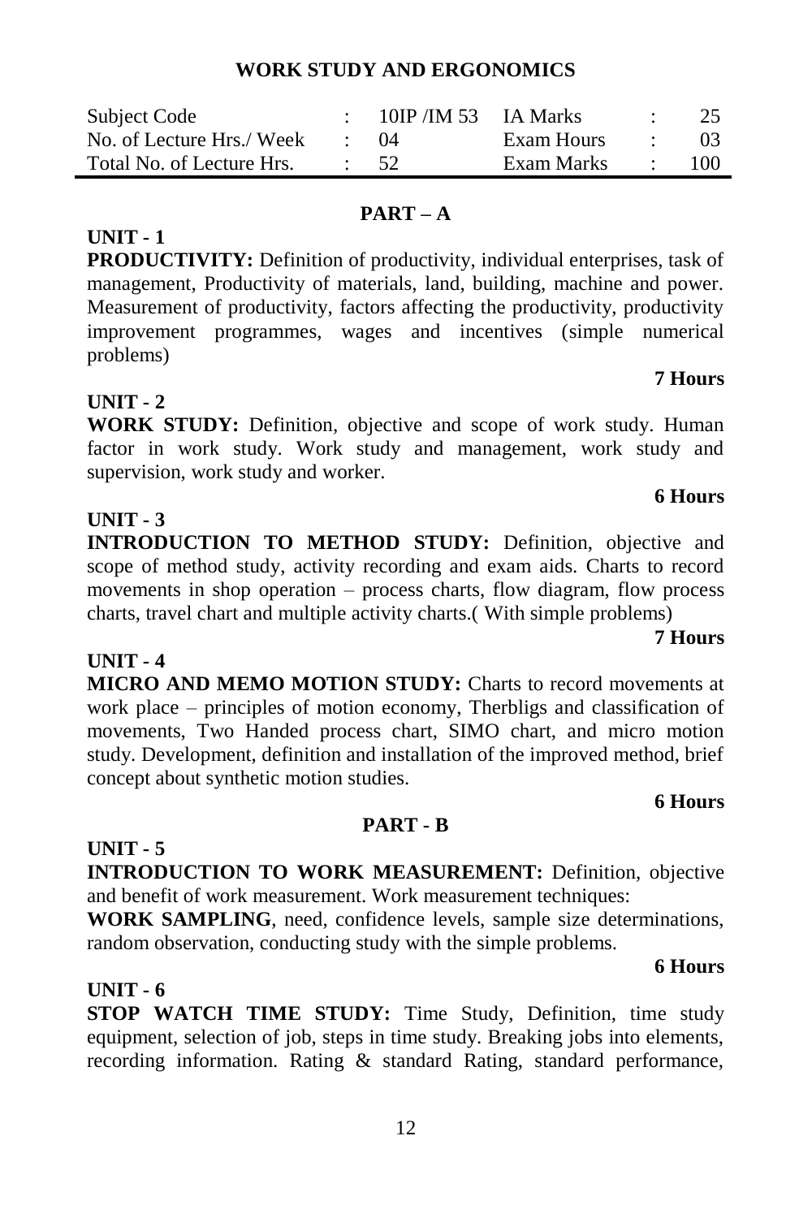## WORK STUDY AND ERGONOMICS

| Subject Code | : | 10IP /IM 53 | IA Marks | : | 25 |
|---|---|---|---|---|---|
| No. of Lecture Hrs./ Week | : | 04 | Exam Hours | : | 03 |
| Total No. of Lecture Hrs. | : | 52 | Exam Marks | : | 100 |

### PART – A

**UNIT - 1**

**PRODUCTIVITY:** Definition of productivity, individual enterprises, task of management, Productivity of materials, land, building, machine and power. Measurement of productivity, factors affecting the productivity, productivity improvement programmes, wages and incentives (simple numerical problems)

**7 Hours**

**UNIT - 2**

**WORK STUDY:** Definition, objective and scope of work study. Human factor in work study. Work study and management, work study and supervision, work study and worker.

**6 Hours**

**UNIT - 3**

**INTRODUCTION TO METHOD STUDY:** Definition, objective and scope of method study, activity recording and exam aids. Charts to record movements in shop operation – process charts, flow diagram, flow process charts, travel chart and multiple activity charts.( With simple problems)

**7 Hours**

**UNIT - 4**

**MICRO AND MEMO MOTION STUDY:** Charts to record movements at work place – principles of motion economy, Therbligs and classification of movements, Two Handed process chart, SIMO chart, and micro motion study. Development, definition and installation of the improved method, brief concept about synthetic motion studies.

**6 Hours**

### PART - B

**UNIT - 5**

**INTRODUCTION TO WORK MEASUREMENT:** Definition, objective and benefit of work measurement. Work measurement techniques:

**WORK SAMPLING**, need, confidence levels, sample size determinations, random observation, conducting study with the simple problems.

**6 Hours**

**UNIT - 6**

**STOP WATCH TIME STUDY:** Time Study, Definition, time study equipment, selection of job, steps in time study. Breaking jobs into elements, recording information. Rating & standard Rating, standard performance,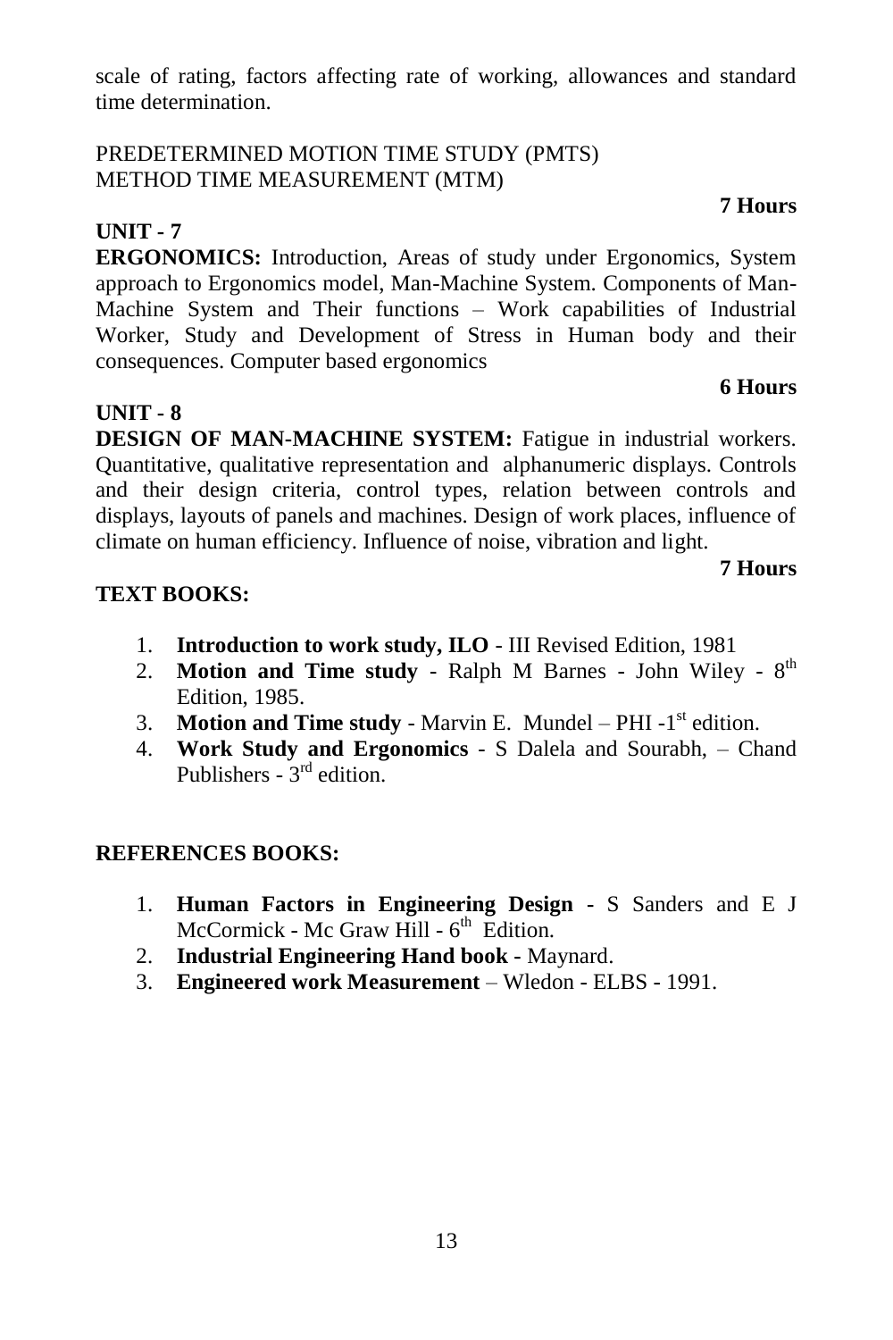scale of rating, factors affecting rate of working, allowances and standard time determination.

PREDETERMINED MOTION TIME STUDY (PMTS)
METHOD TIME MEASUREMENT (MTM)

**7 Hours**

**UNIT - 7**

**ERGONOMICS:** Introduction, Areas of study under Ergonomics, System approach to Ergonomics model, Man-Machine System. Components of Man-Machine System and Their functions – Work capabilities of Industrial Worker, Study and Development of Stress in Human body and their consequences. Computer based ergonomics

**6 Hours**

**UNIT - 8**

**DESIGN OF MAN-MACHINE SYSTEM:** Fatigue in industrial workers. Quantitative, qualitative representation and alphanumeric displays. Controls and their design criteria, control types, relation between controls and displays, layouts of panels and machines. Design of work places, influence of climate on human efficiency. Influence of noise, vibration and light.

**7 Hours**

**TEXT BOOKS:**

1. **Introduction to work study, ILO** - III Revised Edition, 1981
2. **Motion and Time study** - Ralph M Barnes - John Wiley - 8th Edition, 1985.
3. **Motion and Time study** - Marvin E. Mundel – PHI -1st edition.
4. **Work Study and Ergonomics** - S Dalela and Sourabh, – Chand Publishers - 3rd edition.

**REFERENCES BOOKS:**

1. **Human Factors in Engineering Design** - S Sanders and E J McCormick - Mc Graw Hill - 6th Edition.
2. **Industrial Engineering Hand book** - Maynard.
3. **Engineered work Measurement** – Wledon - ELBS - 1991.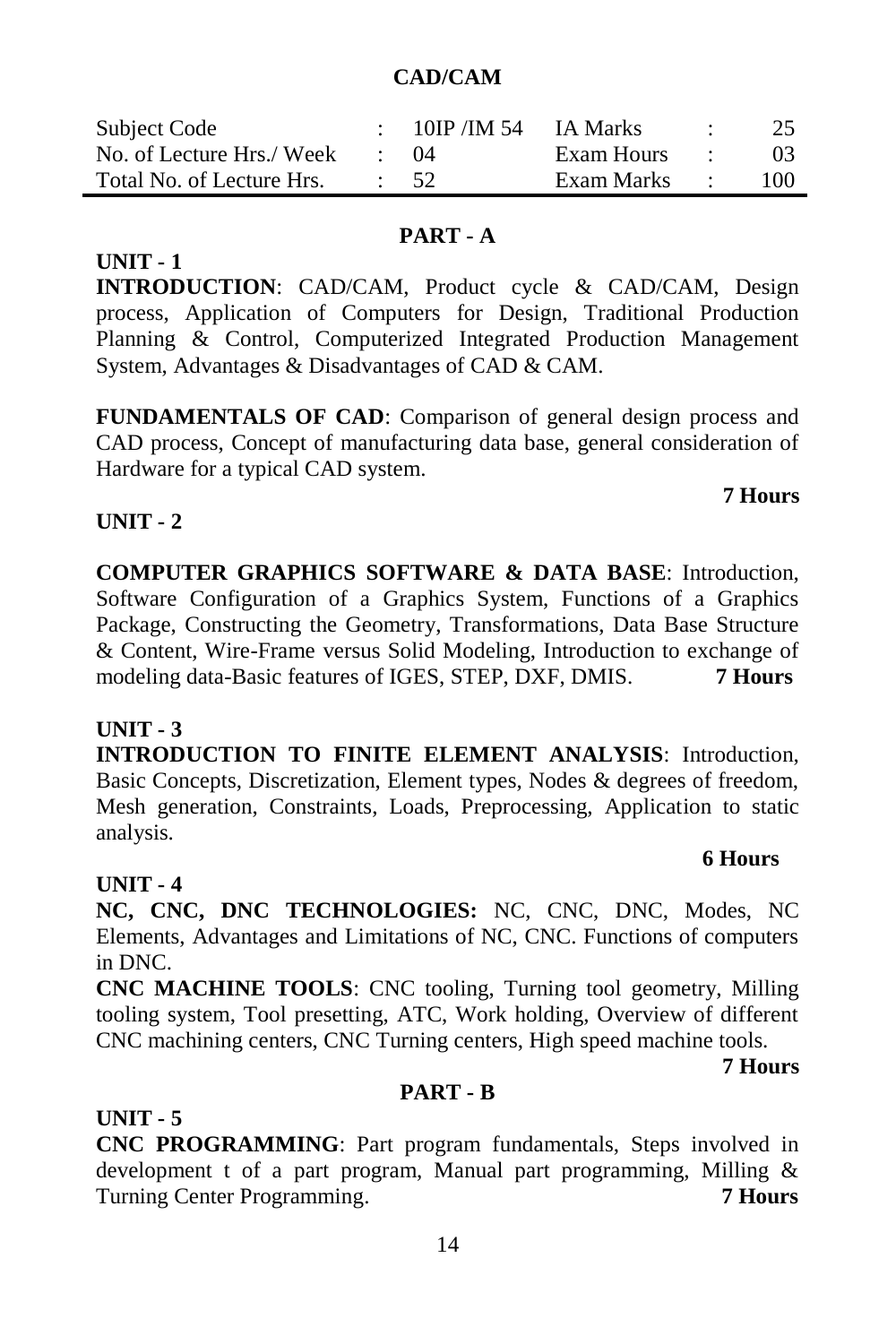## CAD/CAM

| Subject Code | : | 10IP /IM 54 | IA Marks | : | 25 |
|---|---|---|---|---|---|
| No. of Lecture Hrs./ Week | : | 04 | Exam Hours | : | 03 |
| Total No. of Lecture Hrs. | : | 52 | Exam Marks | : | 100 |

### PART - A

**UNIT - 1**

**INTRODUCTION**: CAD/CAM, Product cycle & CAD/CAM, Design process, Application of Computers for Design, Traditional Production Planning & Control, Computerized Integrated Production Management System, Advantages & Disadvantages of CAD & CAM.

**FUNDAMENTALS OF CAD**: Comparison of general design process and CAD process, Concept of manufacturing data base, general consideration of Hardware for a typical CAD system.

**7 Hours**

**UNIT - 2**

**COMPUTER GRAPHICS SOFTWARE & DATA BASE**: Introduction, Software Configuration of a Graphics System, Functions of a Graphics Package, Constructing the Geometry, Transformations, Data Base Structure & Content, Wire-Frame versus Solid Modeling, Introduction to exchange of modeling data-Basic features of IGES, STEP, DXF, DMIS. **7 Hours**

**UNIT - 3**

**INTRODUCTION TO FINITE ELEMENT ANALYSIS**: Introduction, Basic Concepts, Discretization, Element types, Nodes & degrees of freedom, Mesh generation, Constraints, Loads, Preprocessing, Application to static analysis.

**6 Hours**

**UNIT - 4**

**NC, CNC, DNC TECHNOLOGIES:** NC, CNC, DNC, Modes, NC Elements, Advantages and Limitations of NC, CNC. Functions of computers in DNC.

**CNC MACHINE TOOLS**: CNC tooling, Turning tool geometry, Milling tooling system, Tool presetting, ATC, Work holding, Overview of different CNC machining centers, CNC Turning centers, High speed machine tools.

**7 Hours**

### PART - B

**UNIT - 5**

**CNC PROGRAMMING**: Part program fundamentals, Steps involved in development t of a part program, Manual part programming, Milling & Turning Center Programming. **7 Hours**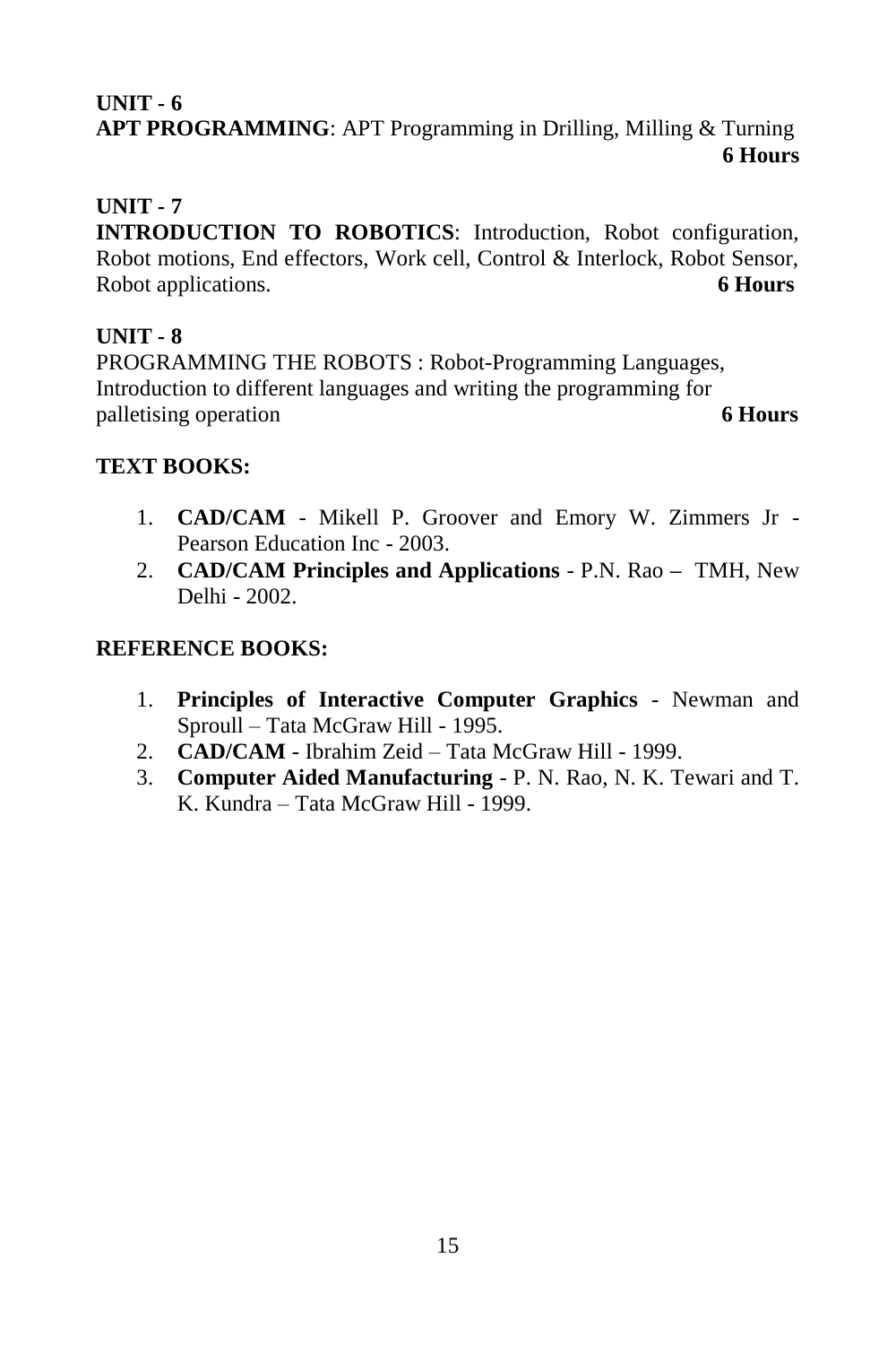**UNIT - 6**

**APT PROGRAMMING**: APT Programming in Drilling, Milling & Turning **6 Hours**

**UNIT - 7**

**INTRODUCTION TO ROBOTICS**: Introduction, Robot configuration, Robot motions, End effectors, Work cell, Control & Interlock, Robot Sensor, Robot applications. **6 Hours**

**UNIT - 8**

PROGRAMMING THE ROBOTS : Robot-Programming Languages, Introduction to different languages and writing the programming for palletising operation **6 Hours**

**TEXT BOOKS:**

1. **CAD/CAM** - Mikell P. Groover and Emory W. Zimmers Jr - Pearson Education Inc - 2003.
2. **CAD/CAM Principles and Applications** - P.N. Rao – TMH, New Delhi - 2002.

**REFERENCE BOOKS:**

1. **Principles of Interactive Computer Graphics** - Newman and Sproull – Tata McGraw Hill - 1995.
2. **CAD/CAM** - Ibrahim Zeid – Tata McGraw Hill - 1999.
3. **Computer Aided Manufacturing** - P. N. Rao, N. K. Tewari and T. K. Kundra – Tata McGraw Hill - 1999.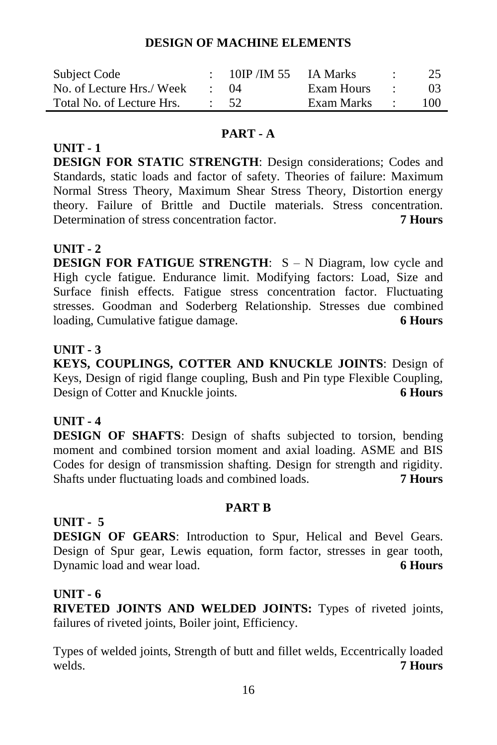# DESIGN OF MACHINE ELEMENTS

| Subject Code | : | 10IP /IM 55 | IA Marks | : | 25 |
|---|---|---|---|---|---|
| No. of Lecture Hrs./ Week | : | 04 | Exam Hours | : | 03 |
| Total No. of Lecture Hrs. | : | 52 | Exam Marks | : | 100 |

## PART - A

### UNIT - 1

**DESIGN FOR STATIC STRENGTH**: Design considerations; Codes and Standards, static loads and factor of safety. Theories of failure: Maximum Normal Stress Theory, Maximum Shear Stress Theory, Distortion energy theory. Failure of Brittle and Ductile materials. Stress concentration. Determination of stress concentration factor. **7 Hours**

### UNIT - 2

**DESIGN FOR FATIGUE STRENGTH**: S – N Diagram, low cycle and High cycle fatigue. Endurance limit. Modifying factors: Load, Size and Surface finish effects. Fatigue stress concentration factor. Fluctuating stresses. Goodman and Soderberg Relationship. Stresses due combined loading, Cumulative fatigue damage. **6 Hours**

### UNIT - 3

**KEYS, COUPLINGS, COTTER AND KNUCKLE JOINTS**: Design of Keys, Design of rigid flange coupling, Bush and Pin type Flexible Coupling, Design of Cotter and Knuckle joints. **6 Hours**

### UNIT - 4

**DESIGN OF SHAFTS**: Design of shafts subjected to torsion, bending moment and combined torsion moment and axial loading. ASME and BIS Codes for design of transmission shafting. Design for strength and rigidity. Shafts under fluctuating loads and combined loads. **7 Hours**

## PART B

### UNIT - 5

**DESIGN OF GEARS**: Introduction to Spur, Helical and Bevel Gears. Design of Spur gear, Lewis equation, form factor, stresses in gear tooth, Dynamic load and wear load. **6 Hours**

### UNIT - 6

**RIVETED JOINTS AND WELDED JOINTS:** Types of riveted joints, failures of riveted joints, Boiler joint, Efficiency.

Types of welded joints, Strength of butt and fillet welds, Eccentrically loaded welds. **7 Hours**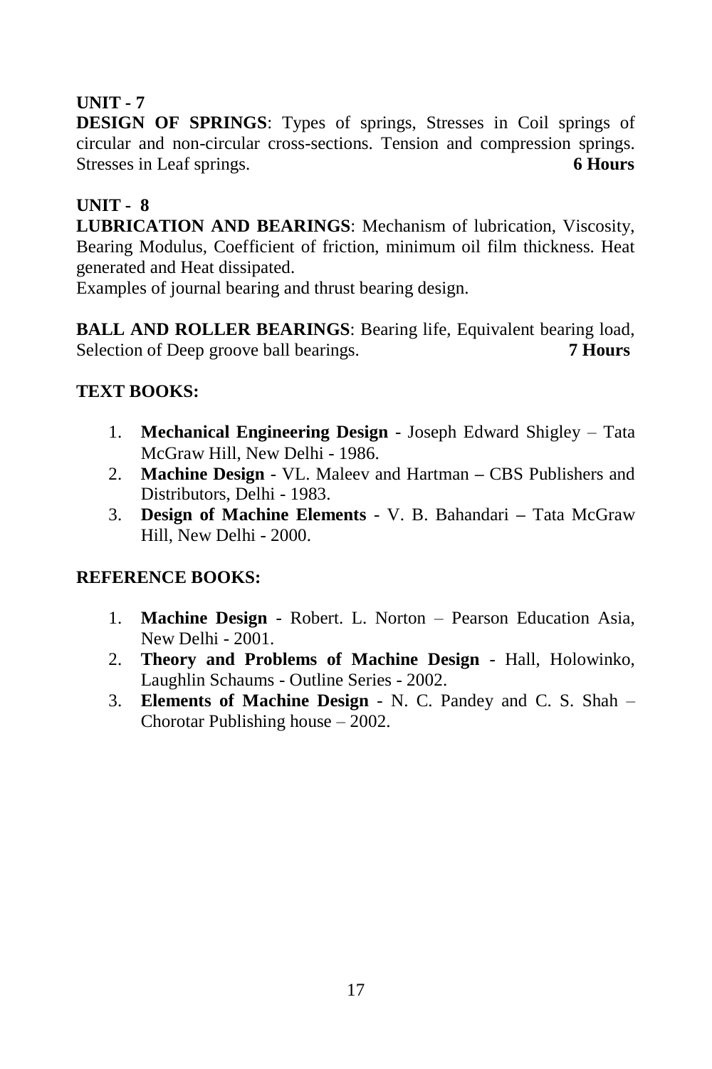**UNIT - 7**

**DESIGN OF SPRINGS**: Types of springs, Stresses in Coil springs of circular and non-circular cross-sections. Tension and compression springs. Stresses in Leaf springs. **6 Hours**

**UNIT - 8**

**LUBRICATION AND BEARINGS**: Mechanism of lubrication, Viscosity, Bearing Modulus, Coefficient of friction, minimum oil film thickness. Heat generated and Heat dissipated.

Examples of journal bearing and thrust bearing design.

**BALL AND ROLLER BEARINGS**: Bearing life, Equivalent bearing load, Selection of Deep groove ball bearings. **7 Hours**

**TEXT BOOKS:**

1. **Mechanical Engineering Design** - Joseph Edward Shigley – Tata McGraw Hill, New Delhi - 1986.
2. **Machine Design** - VL. Maleev and Hartman **–** CBS Publishers and Distributors, Delhi - 1983.
3. **Design of Machine Elements** - V. B. Bahandari **–** Tata McGraw Hill, New Delhi - 2000.

**REFERENCE BOOKS:**

1. **Machine Design** - Robert. L. Norton – Pearson Education Asia, New Delhi - 2001.
2. **Theory and Problems of Machine Design** - Hall, Holowinko, Laughlin Schaums - Outline Series - 2002.
3. **Elements of Machine Design** - N. C. Pandey and C. S. Shah – Chorotar Publishing house – 2002.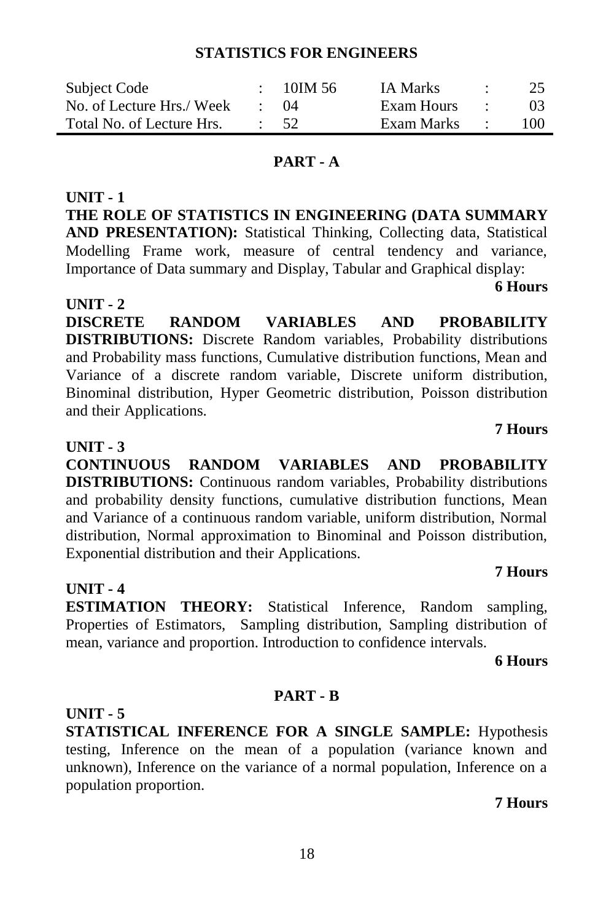## STATISTICS FOR ENGINEERS

| | | | | | |
|---|---|---|---|---|---|
| Subject Code | : | 10IM 56 | IA Marks | : | 25 |
| No. of Lecture Hrs./ Week | : | 04 | Exam Hours | : | 03 |
| Total No. of Lecture Hrs. | : | 52 | Exam Marks | : | 100 |

### PART - A

**UNIT - 1**

**THE ROLE OF STATISTICS IN ENGINEERING (DATA SUMMARY AND PRESENTATION):** Statistical Thinking, Collecting data, Statistical Modelling Frame work, measure of central tendency and variance, Importance of Data summary and Display, Tabular and Graphical display:

**6 Hours**

**UNIT - 2**

**DISCRETE RANDOM VARIABLES AND PROBABILITY DISTRIBUTIONS:** Discrete Random variables, Probability distributions and Probability mass functions, Cumulative distribution functions, Mean and Variance of a discrete random variable, Discrete uniform distribution, Binominal distribution, Hyper Geometric distribution, Poisson distribution and their Applications.

**7 Hours**

**UNIT - 3**

**CONTINUOUS RANDOM VARIABLES AND PROBABILITY DISTRIBUTIONS:** Continuous random variables, Probability distributions and probability density functions, cumulative distribution functions, Mean and Variance of a continuous random variable, uniform distribution, Normal distribution, Normal approximation to Binominal and Poisson distribution, Exponential distribution and their Applications.

**7 Hours**

**UNIT - 4**

**ESTIMATION THEORY:** Statistical Inference, Random sampling, Properties of Estimators, Sampling distribution, Sampling distribution of mean, variance and proportion. Introduction to confidence intervals.

**6 Hours**

### PART - B

**UNIT - 5**

**STATISTICAL INFERENCE FOR A SINGLE SAMPLE:** Hypothesis testing, Inference on the mean of a population (variance known and unknown), Inference on the variance of a normal population, Inference on a population proportion.

**7 Hours**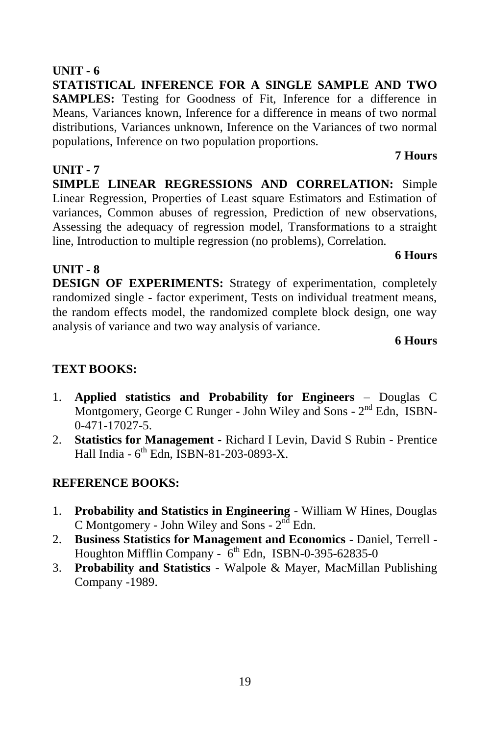**UNIT - 6**

**STATISTICAL INFERENCE FOR A SINGLE SAMPLE AND TWO SAMPLES:** Testing for Goodness of Fit, Inference for a difference in Means, Variances known, Inference for a difference in means of two normal distributions, Variances unknown, Inference on the Variances of two normal populations, Inference on two population proportions.

**7 Hours**

**UNIT - 7**

**SIMPLE LINEAR REGRESSIONS AND CORRELATION:** Simple Linear Regression, Properties of Least square Estimators and Estimation of variances, Common abuses of regression, Prediction of new observations, Assessing the adequacy of regression model, Transformations to a straight line, Introduction to multiple regression (no problems), Correlation.

**6 Hours**

**UNIT - 8**

**DESIGN OF EXPERIMENTS:** Strategy of experimentation, completely randomized single - factor experiment, Tests on individual treatment means, the random effects model, the randomized complete block design, one way analysis of variance and two way analysis of variance.

**6 Hours**

**TEXT BOOKS:**

1. **Applied statistics and Probability for Engineers** – Douglas C Montgomery, George C Runger - John Wiley and Sons - 2nd Edn, ISBN-0-471-17027-5.
2. **Statistics for Management** - Richard I Levin, David S Rubin - Prentice Hall India - 6th Edn, ISBN-81-203-0893-X.

**REFERENCE BOOKS:**

1. **Probability and Statistics in Engineering** - William W Hines, Douglas C Montgomery - John Wiley and Sons - 2nd Edn.
2. **Business Statistics for Management and Economics** - Daniel, Terrell - Houghton Mifflin Company - 6th Edn, ISBN-0-395-62835-0
3. **Probability and Statistics** - Walpole & Mayer, MacMillan Publishing Company -1989.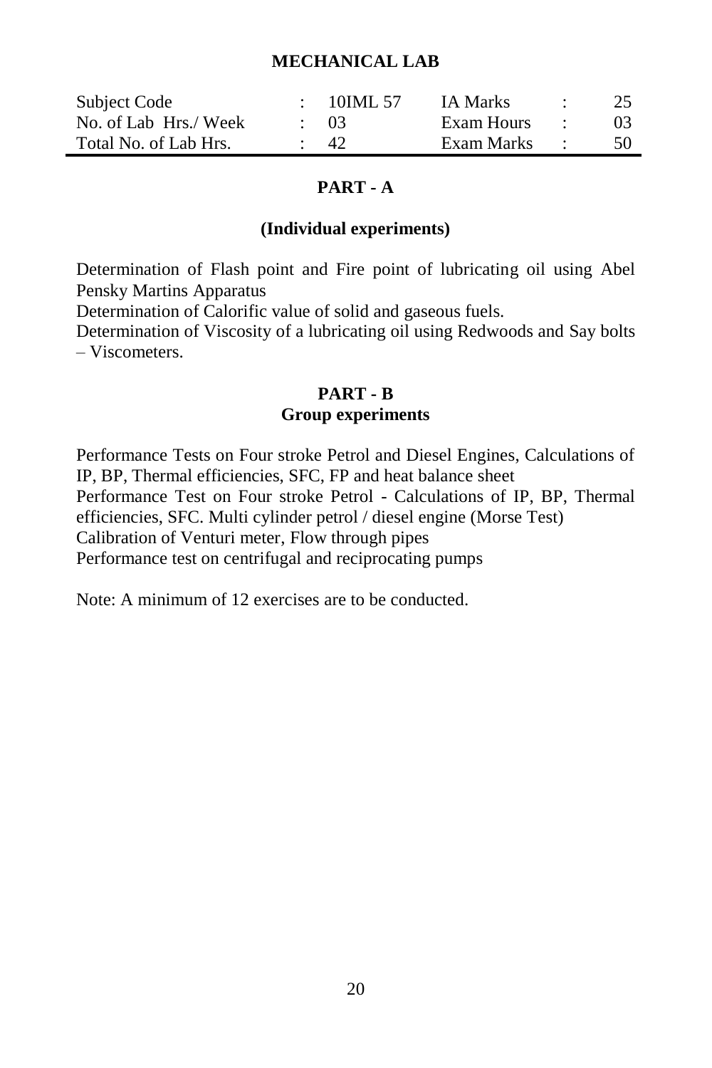## MECHANICAL LAB

| Subject Code | : | 10IML 57 | IA Marks | : | 25 |
|---|---|---|---|---|---|
| No. of Lab Hrs./ Week | : | 03 | Exam Hours | : | 03 |
| Total No. of Lab Hrs. | : | 42 | Exam Marks | : | 50 |

### PART - A

**(Individual experiments)**

Determination of Flash point and Fire point of lubricating oil using Abel Pensky Martins Apparatus

Determination of Calorific value of solid and gaseous fuels.

Determination of Viscosity of a lubricating oil using Redwoods and Say bolts – Viscometers.

### PART - B

**Group experiments**

Performance Tests on Four stroke Petrol and Diesel Engines, Calculations of IP, BP, Thermal efficiencies, SFC, FP and heat balance sheet

Performance Test on Four stroke Petrol - Calculations of IP, BP, Thermal efficiencies, SFC. Multi cylinder petrol / diesel engine (Morse Test)

Calibration of Venturi meter, Flow through pipes

Performance test on centrifugal and reciprocating pumps

Note: A minimum of 12 exercises are to be conducted.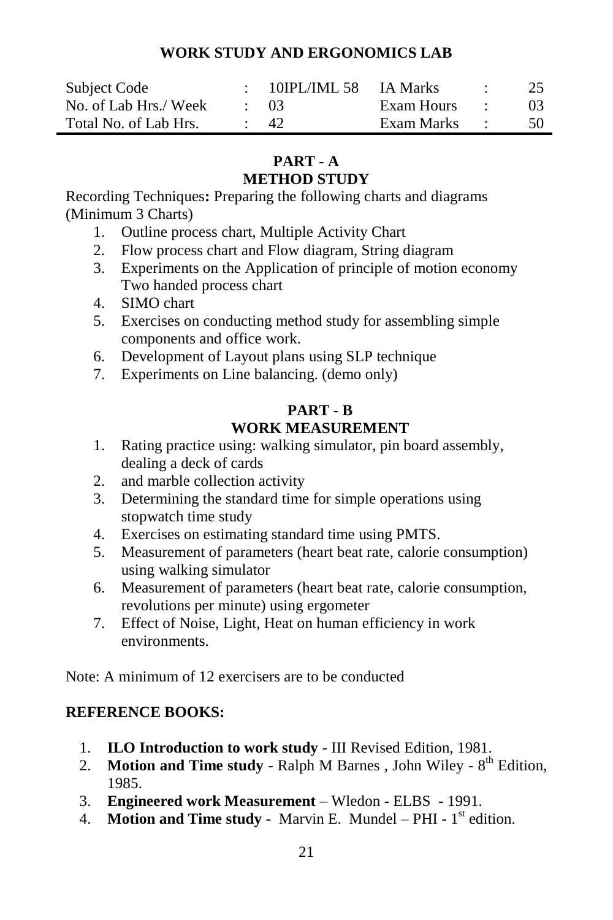## WORK STUDY AND ERGONOMICS LAB

| Subject Code | : | 10IPL/IML 58 | IA Marks | : | 25 |
|---|---|---|---|---|---|
| No. of Lab Hrs./ Week | : | 03 | Exam Hours | : | 03 |
| Total No. of Lab Hrs. | : | 42 | Exam Marks | : | 50 |

### PART - A
### METHOD STUDY

Recording Techniques**:** Preparing the following charts and diagrams (Minimum 3 Charts)

1. Outline process chart, Multiple Activity Chart
2. Flow process chart and Flow diagram, String diagram
3. Experiments on the Application of principle of motion economy Two handed process chart
4. SIMO chart
5. Exercises on conducting method study for assembling simple components and office work.
6. Development of Layout plans using SLP technique
7. Experiments on Line balancing. (demo only)

### PART - B
### WORK MEASUREMENT

1. Rating practice using: walking simulator, pin board assembly, dealing a deck of cards
2. and marble collection activity
3. Determining the standard time for simple operations using stopwatch time study
4. Exercises on estimating standard time using PMTS.
5. Measurement of parameters (heart beat rate, calorie consumption) using walking simulator
6. Measurement of parameters (heart beat rate, calorie consumption, revolutions per minute) using ergometer
7. Effect of Noise, Light, Heat on human efficiency in work environments.

Note: A minimum of 12 exercisers are to be conducted

**REFERENCE BOOKS:**

1. **ILO Introduction to work study** - III Revised Edition, 1981.
2. **Motion and Time study** - Ralph M Barnes , John Wiley - 8th Edition, 1985.
3. **Engineered work Measurement** – Wledon - ELBS - 1991.
4. **Motion and Time study** - Marvin E. Mundel – PHI - 1st edition.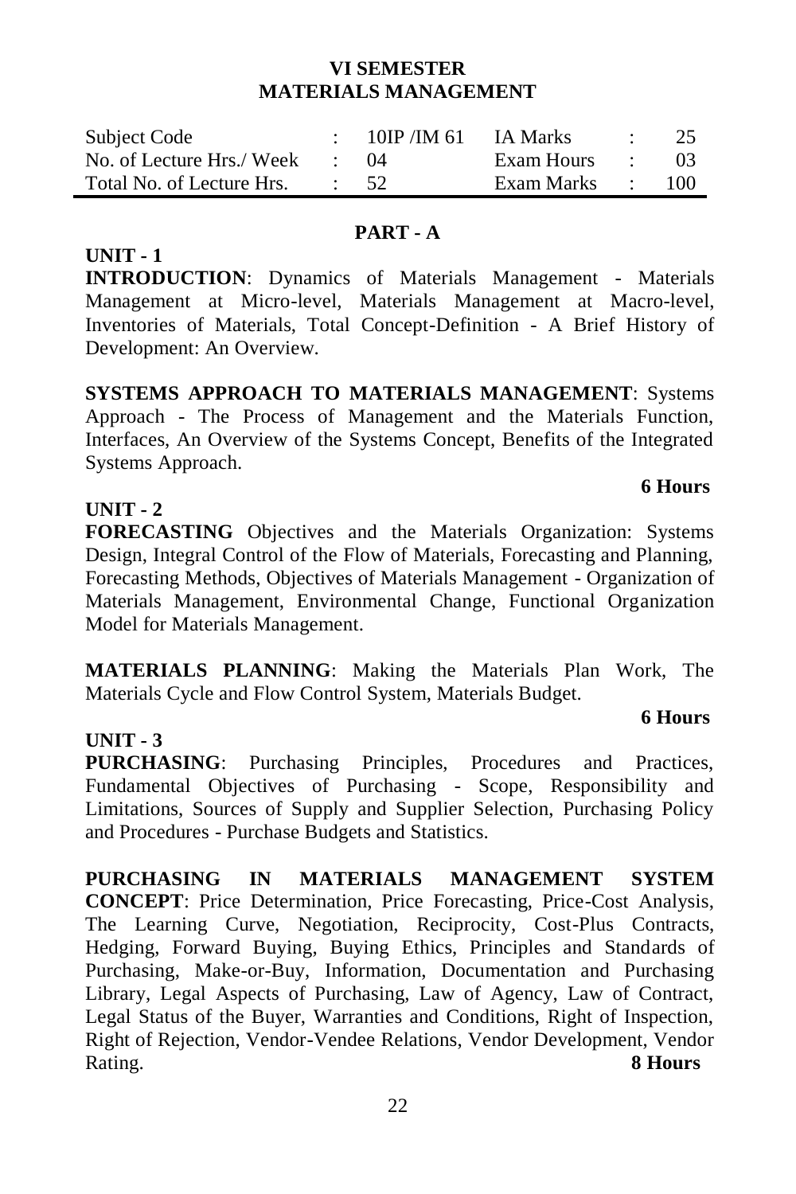# VI SEMESTER
# MATERIALS MANAGEMENT

| Subject Code | : | 10IP /IM 61 | IA Marks | : | 25 |
|---|---|---|---|---|---|
| No. of Lecture Hrs./ Week | : | 04 | Exam Hours | : | 03 |
| Total No. of Lecture Hrs. | : | 52 | Exam Marks | : | 100 |

## PART - A

### UNIT - 1

**INTRODUCTION**: Dynamics of Materials Management - Materials Management at Micro-level, Materials Management at Macro-level, Inventories of Materials, Total Concept-Definition - A Brief History of Development: An Overview.

**SYSTEMS APPROACH TO MATERIALS MANAGEMENT**: Systems Approach - The Process of Management and the Materials Function, Interfaces, An Overview of the Systems Concept, Benefits of the Integrated Systems Approach.

**6 Hours**

### UNIT - 2

**FORECASTING** Objectives and the Materials Organization: Systems Design, Integral Control of the Flow of Materials, Forecasting and Planning, Forecasting Methods, Objectives of Materials Management - Organization of Materials Management, Environmental Change, Functional Organization Model for Materials Management.

**MATERIALS PLANNING**: Making the Materials Plan Work, The Materials Cycle and Flow Control System, Materials Budget.

**6 Hours**

### UNIT - 3

**PURCHASING**: Purchasing Principles, Procedures and Practices, Fundamental Objectives of Purchasing - Scope, Responsibility and Limitations, Sources of Supply and Supplier Selection, Purchasing Policy and Procedures - Purchase Budgets and Statistics.

**PURCHASING IN MATERIALS MANAGEMENT SYSTEM CONCEPT**: Price Determination, Price Forecasting, Price-Cost Analysis, The Learning Curve, Negotiation, Reciprocity, Cost-Plus Contracts, Hedging, Forward Buying, Buying Ethics, Principles and Standards of Purchasing, Make-or-Buy, Information, Documentation and Purchasing Library, Legal Aspects of Purchasing, Law of Agency, Law of Contract, Legal Status of the Buyer, Warranties and Conditions, Right of Inspection, Right of Rejection, Vendor-Vendee Relations, Vendor Development, Vendor Rating. **8 Hours**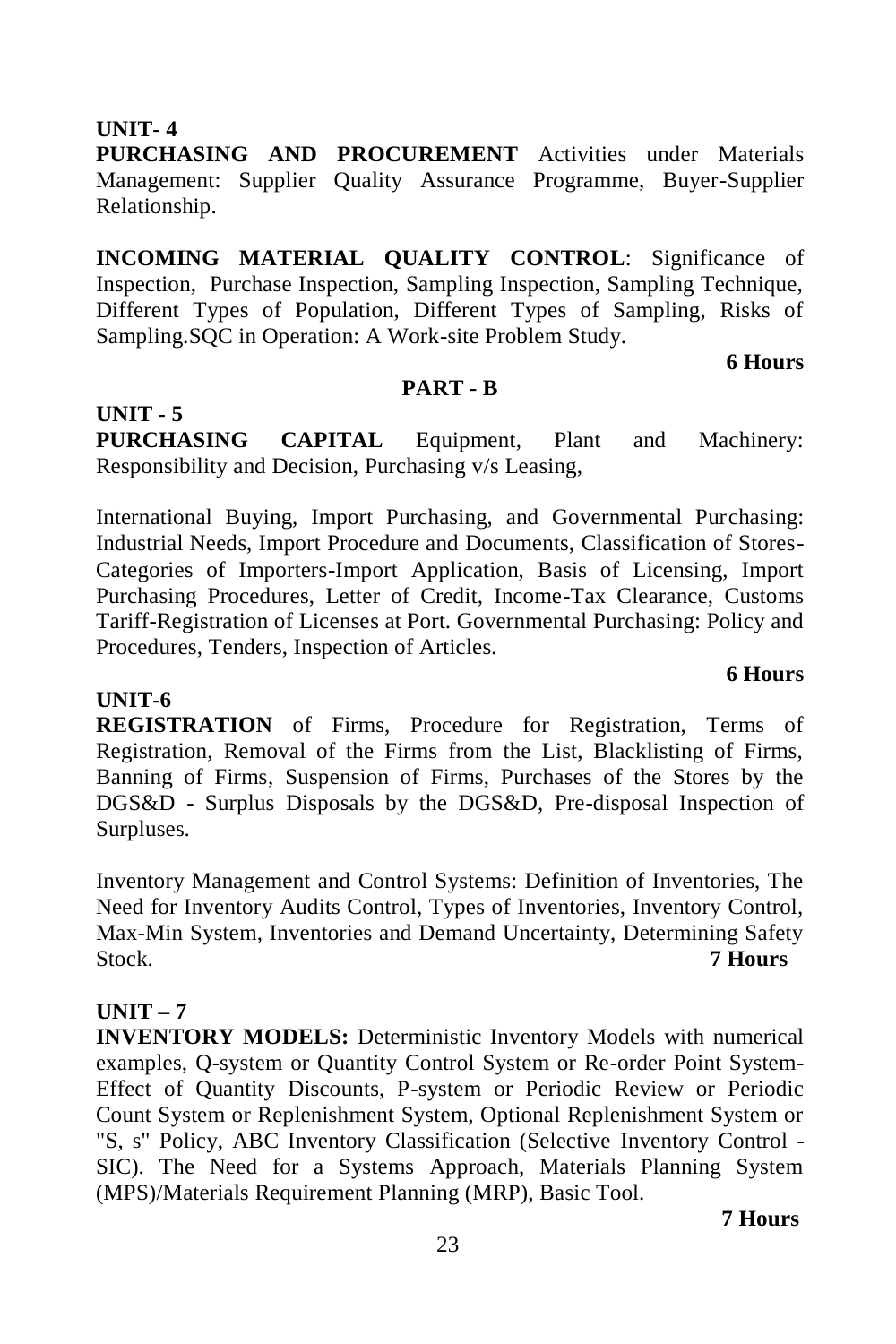**UNIT- 4**

**PURCHASING AND PROCUREMENT** Activities under Materials Management: Supplier Quality Assurance Programme, Buyer-Supplier Relationship.

**INCOMING MATERIAL QUALITY CONTROL**: Significance of Inspection, Purchase Inspection, Sampling Inspection, Sampling Technique, Different Types of Population, Different Types of Sampling, Risks of Sampling.SQC in Operation: A Work-site Problem Study.

**6 Hours**

## PART - B

**UNIT - 5**

**PURCHASING CAPITAL** Equipment, Plant and Machinery: Responsibility and Decision, Purchasing v/s Leasing,

International Buying, Import Purchasing, and Governmental Purchasing: Industrial Needs, Import Procedure and Documents, Classification of Stores-Categories of Importers-Import Application, Basis of Licensing, Import Purchasing Procedures, Letter of Credit, Income-Tax Clearance, Customs Tariff-Registration of Licenses at Port. Governmental Purchasing: Policy and Procedures, Tenders, Inspection of Articles.

**6 Hours**

**UNIT-6**

**REGISTRATION** of Firms, Procedure for Registration, Terms of Registration, Removal of the Firms from the List, Blacklisting of Firms, Banning of Firms, Suspension of Firms, Purchases of the Stores by the DGS&D - Surplus Disposals by the DGS&D, Pre-disposal Inspection of Surpluses.

Inventory Management and Control Systems: Definition of Inventories, The Need for Inventory Audits Control, Types of Inventories, Inventory Control, Max-Min System, Inventories and Demand Uncertainty, Determining Safety Stock. **7 Hours**

**UNIT – 7**

**INVENTORY MODELS:** Deterministic Inventory Models with numerical examples, Q-system or Quantity Control System or Re-order Point System-Effect of Quantity Discounts, P-system or Periodic Review or Periodic Count System or Replenishment System, Optional Replenishment System or "S, s" Policy, ABC Inventory Classification (Selective Inventory Control - SIC). The Need for a Systems Approach, Materials Planning System (MPS)/Materials Requirement Planning (MRP), Basic Tool.

**7 Hours**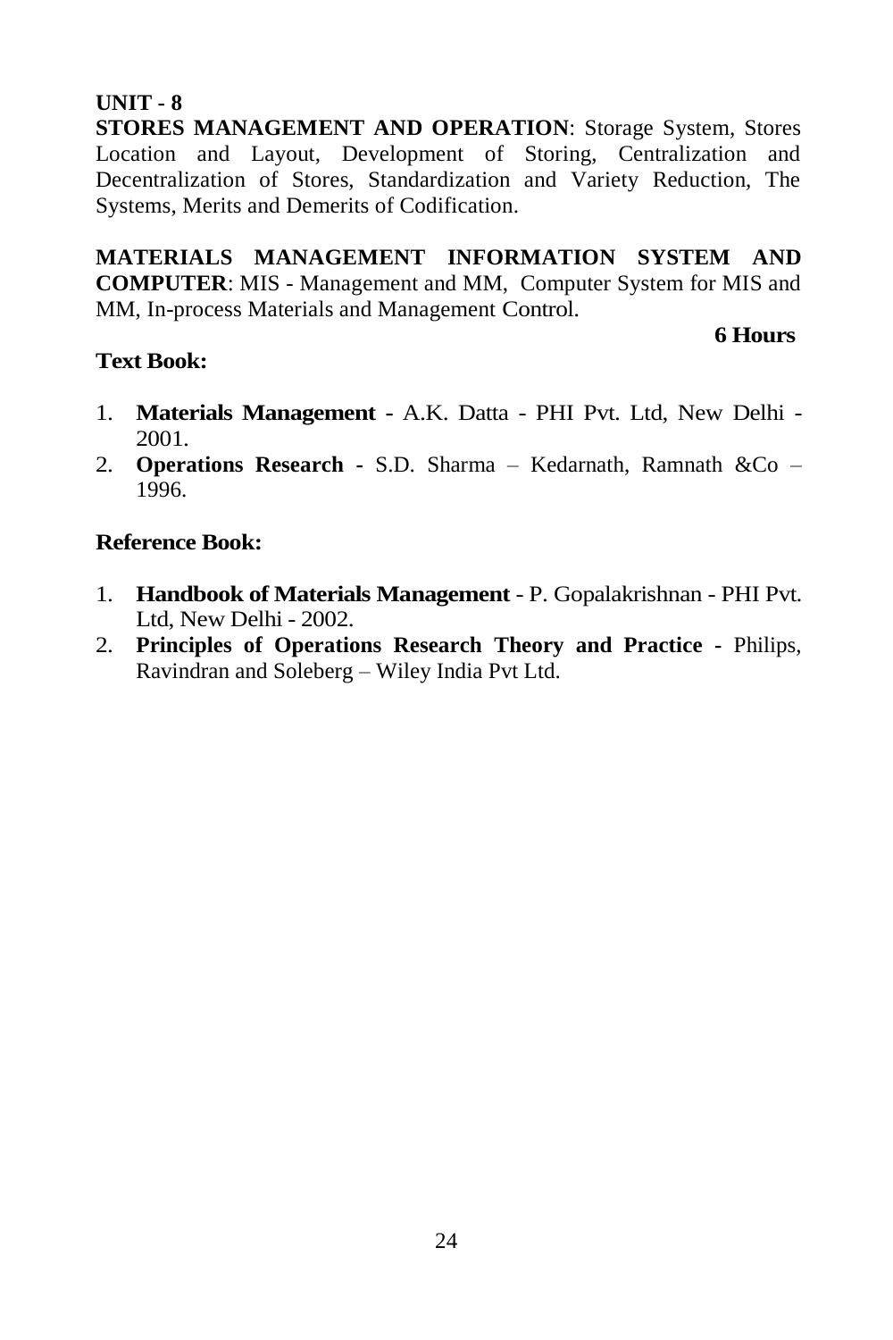**UNIT - 8**

**STORES MANAGEMENT AND OPERATION**: Storage System, Stores Location and Layout, Development of Storing, Centralization and Decentralization of Stores, Standardization and Variety Reduction, The Systems, Merits and Demerits of Codification.

**MATERIALS MANAGEMENT INFORMATION SYSTEM AND COMPUTER**: MIS - Management and MM, Computer System for MIS and MM, In-process Materials and Management Control.

**6 Hours**

**Text Book:**

1. **Materials Management -** A.K. Datta - PHI Pvt. Ltd, New Delhi - 2001.
2. **Operations Research -** S.D. Sharma – Kedarnath, Ramnath &Co – 1996.

**Reference Book:**

1. **Handbook of Materials Management** - P. Gopalakrishnan - PHI Pvt. Ltd, New Delhi - 2002.
2. **Principles of Operations Research Theory and Practice -** Philips, Ravindran and Soleberg – Wiley India Pvt Ltd.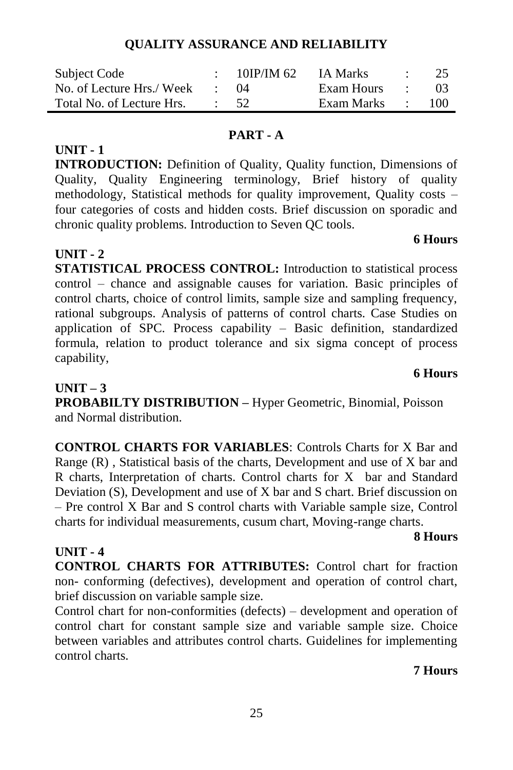# QUALITY ASSURANCE AND RELIABILITY

| Subject Code | : | 10IP/IM 62 | IA Marks | : | 25 |
|---|---|---|---|---|---|
| No. of Lecture Hrs./ Week | : | 04 | Exam Hours | : | 03 |
| Total No. of Lecture Hrs. | : | 52 | Exam Marks | : | 100 |

## PART - A

### UNIT - 1

**INTRODUCTION:** Definition of Quality, Quality function, Dimensions of Quality, Quality Engineering terminology, Brief history of quality methodology, Statistical methods for quality improvement, Quality costs – four categories of costs and hidden costs. Brief discussion on sporadic and chronic quality problems. Introduction to Seven QC tools.

**6 Hours**

### UNIT - 2

**STATISTICAL PROCESS CONTROL:** Introduction to statistical process control – chance and assignable causes for variation. Basic principles of control charts, choice of control limits, sample size and sampling frequency, rational subgroups. Analysis of patterns of control charts. Case Studies on application of SPC. Process capability – Basic definition, standardized formula, relation to product tolerance and six sigma concept of process capability,

**6 Hours**

### UNIT – 3

**PROBABILTY DISTRIBUTION –** Hyper Geometric, Binomial, Poisson and Normal distribution.

**CONTROL CHARTS FOR VARIABLES**: Controls Charts for X Bar and Range (R) , Statistical basis of the charts, Development and use of X bar and R charts, Interpretation of charts. Control charts for X bar and Standard Deviation (S), Development and use of X bar and S chart. Brief discussion on – Pre control X Bar and S control charts with Variable sample size, Control charts for individual measurements, cusum chart, Moving-range charts.

**8 Hours**

### UNIT - 4

**CONTROL CHARTS FOR ATTRIBUTES:** Control chart for fraction non- conforming (defectives), development and operation of control chart, brief discussion on variable sample size.

Control chart for non-conformities (defects) – development and operation of control chart for constant sample size and variable sample size. Choice between variables and attributes control charts. Guidelines for implementing control charts.

**7 Hours**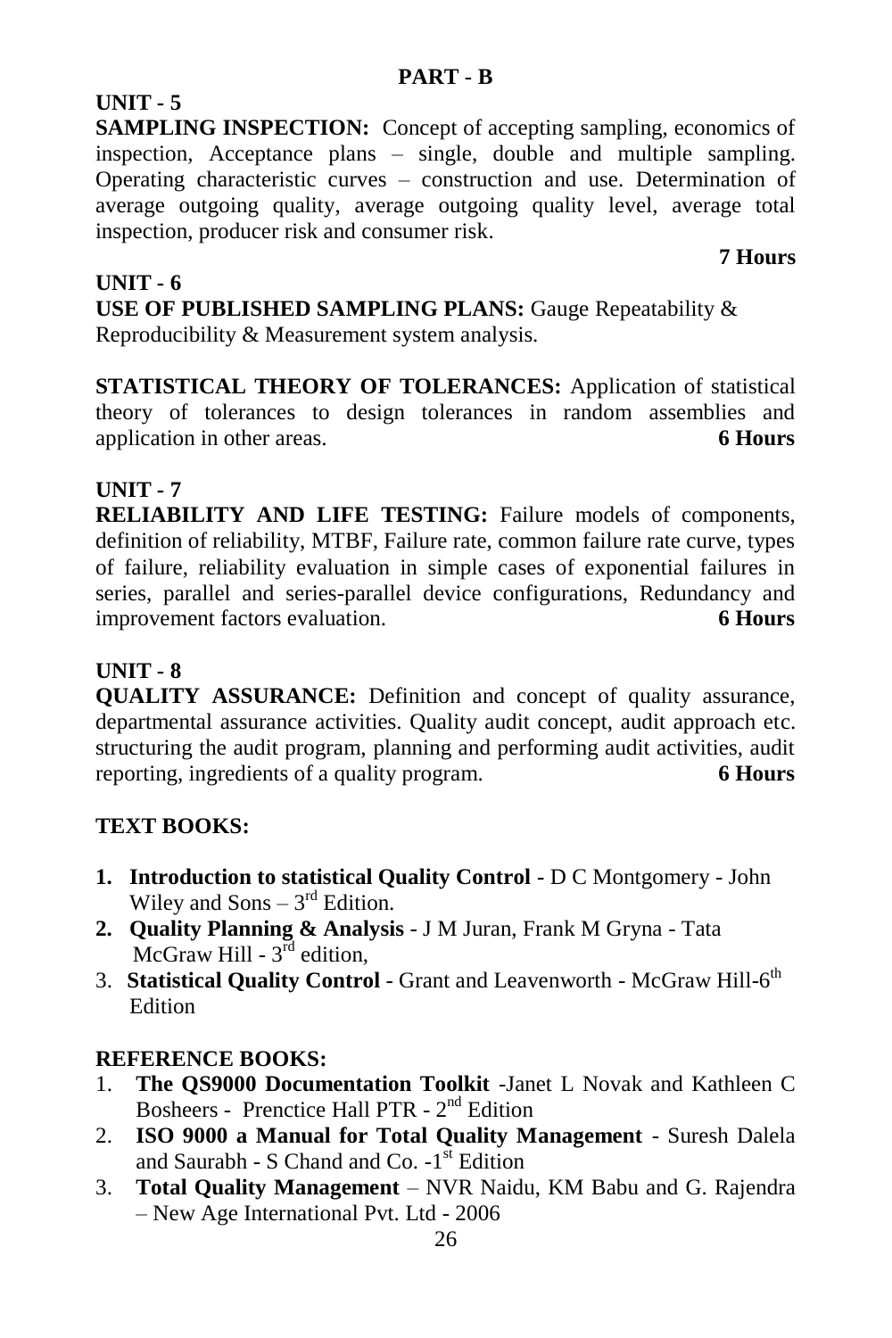## PART - B

### UNIT - 5

**SAMPLING INSPECTION:** Concept of accepting sampling, economics of inspection, Acceptance plans – single, double and multiple sampling. Operating characteristic curves – construction and use. Determination of average outgoing quality, average outgoing quality level, average total inspection, producer risk and consumer risk.

**7 Hours**

### UNIT - 6

**USE OF PUBLISHED SAMPLING PLANS:** Gauge Repeatability & Reproducibility & Measurement system analysis.

**STATISTICAL THEORY OF TOLERANCES:** Application of statistical theory of tolerances to design tolerances in random assemblies and application in other areas. **6 Hours**

### UNIT - 7

**RELIABILITY AND LIFE TESTING:** Failure models of components, definition of reliability, MTBF, Failure rate, common failure rate curve, types of failure, reliability evaluation in simple cases of exponential failures in series, parallel and series-parallel device configurations, Redundancy and improvement factors evaluation. **6 Hours**

### UNIT - 8

**QUALITY ASSURANCE:** Definition and concept of quality assurance, departmental assurance activities. Quality audit concept, audit approach etc. structuring the audit program, planning and performing audit activities, audit reporting, ingredients of a quality program. **6 Hours**

### TEXT BOOKS:

1. **Introduction to statistical Quality Control -** D C Montgomery - John Wiley and Sons – 3rd Edition.
2. **Quality Planning & Analysis** - J M Juran, Frank M Gryna - Tata McGraw Hill - 3rd edition,
3. **Statistical Quality Control** - Grant and Leavenworth - McGraw Hill-6th Edition

### REFERENCE BOOKS:

1. **The QS9000 Documentation Toolkit** -Janet L Novak and Kathleen C Bosheers - Prenctice Hall PTR - 2nd Edition
2. **ISO 9000 a Manual for Total Quality Management** - Suresh Dalela and Saurabh - S Chand and Co. -1st Edition
3. **Total Quality Management** – NVR Naidu, KM Babu and G. Rajendra – New Age International Pvt. Ltd - 2006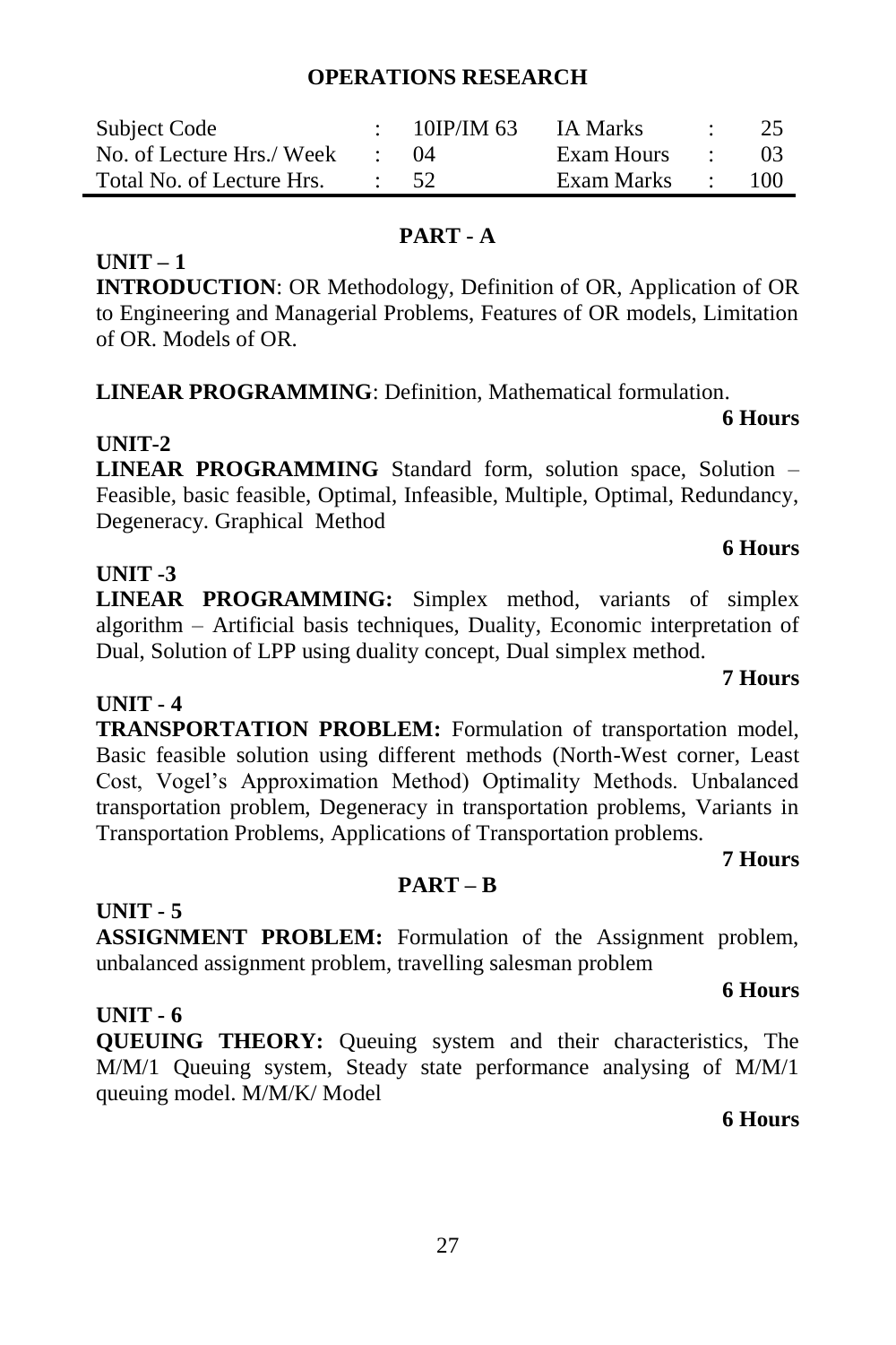## OPERATIONS RESEARCH

| Subject Code | : | 10IP/IM 63 | IA Marks | : | 25 |
|---|---|---|---|---|---|
| No. of Lecture Hrs./ Week | : | 04 | Exam Hours | : | 03 |
| Total No. of Lecture Hrs. | : | 52 | Exam Marks | : | 100 |

### PART - A

**UNIT – 1**

**INTRODUCTION**: OR Methodology, Definition of OR, Application of OR to Engineering and Managerial Problems, Features of OR models, Limitation of OR. Models of OR.

**LINEAR PROGRAMMING**: Definition, Mathematical formulation.

**6 Hours**

**UNIT-2**

**LINEAR PROGRAMMING** Standard form, solution space, Solution – Feasible, basic feasible, Optimal, Infeasible, Multiple, Optimal, Redundancy, Degeneracy. Graphical Method

**6 Hours**

**UNIT -3**

**LINEAR PROGRAMMING:** Simplex method, variants of simplex algorithm – Artificial basis techniques, Duality, Economic interpretation of Dual, Solution of LPP using duality concept, Dual simplex method.

**7 Hours**

**UNIT - 4**

**TRANSPORTATION PROBLEM:** Formulation of transportation model, Basic feasible solution using different methods (North-West corner, Least Cost, Vogel's Approximation Method) Optimality Methods. Unbalanced transportation problem, Degeneracy in transportation problems, Variants in Transportation Problems, Applications of Transportation problems.

**7 Hours**

### PART – B

**UNIT - 5**

**ASSIGNMENT PROBLEM:** Formulation of the Assignment problem, unbalanced assignment problem, travelling salesman problem

**6 Hours**

**UNIT - 6**

**QUEUING THEORY:** Queuing system and their characteristics, The M/M/1 Queuing system, Steady state performance analysing of M/M/1 queuing model. M/M/K/ Model

**6 Hours**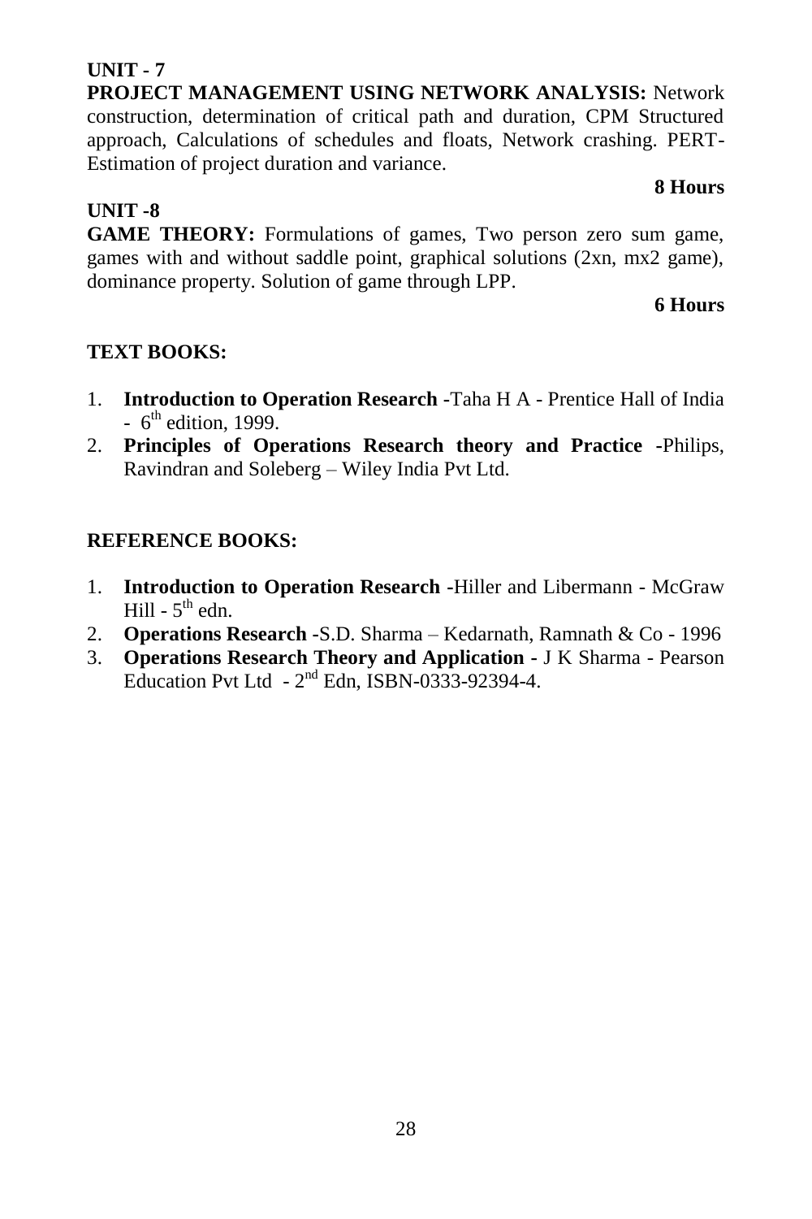**UNIT - 7**

**PROJECT MANAGEMENT USING NETWORK ANALYSIS:** Network construction, determination of critical path and duration, CPM Structured approach, Calculations of schedules and floats, Network crashing. PERT-Estimation of project duration and variance.

**8 Hours**

**UNIT -8**

**GAME THEORY:** Formulations of games, Two person zero sum game, games with and without saddle point, graphical solutions (2xn, mx2 game), dominance property. Solution of game through LPP.

**6 Hours**

**TEXT BOOKS:**

1. **Introduction to Operation Research** -Taha H A - Prentice Hall of India - 6th edition, 1999.
2. **Principles of Operations Research theory and Practice** -Philips, Ravindran and Soleberg – Wiley India Pvt Ltd.

**REFERENCE BOOKS:**

1. **Introduction to Operation Research** -Hiller and Libermann - McGraw Hill - 5th edn.
2. **Operations Research** -S.D. Sharma – Kedarnath, Ramnath & Co - 1996
3. **Operations Research Theory and Application** - J K Sharma - Pearson Education Pvt Ltd - 2nd Edn, ISBN-0333-92394-4.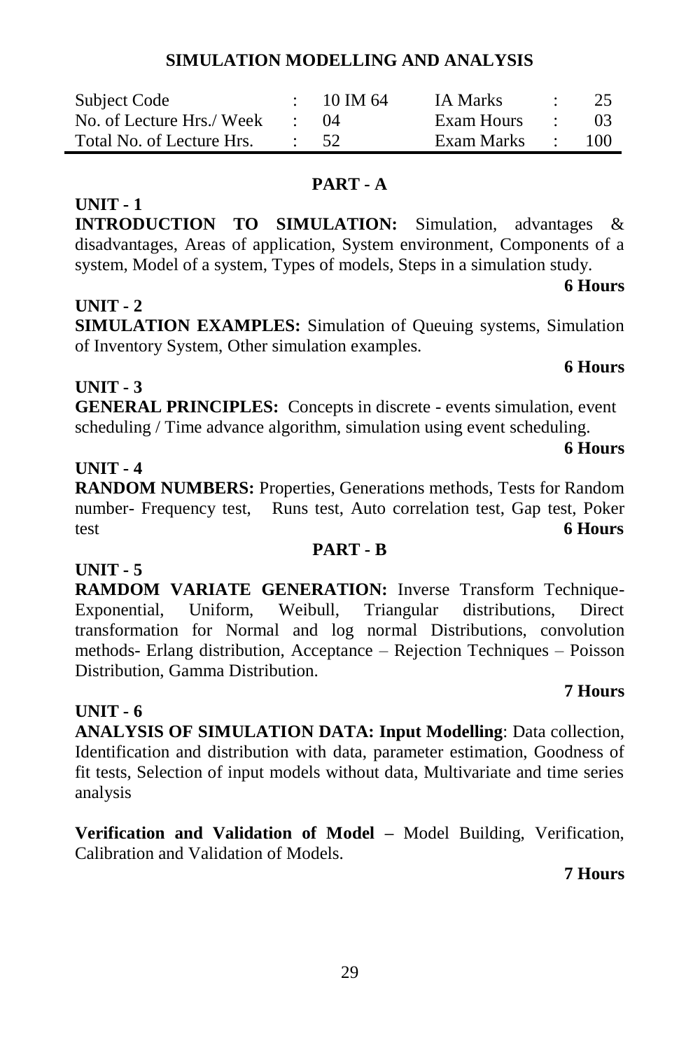# SIMULATION MODELLING AND ANALYSIS

| Subject Code | : | 10 IM 64 | IA Marks | : | 25 |
|---|---|---|---|---|---|
| No. of Lecture Hrs./ Week | : | 04 | Exam Hours | : | 03 |
| Total No. of Lecture Hrs. | : | 52 | Exam Marks | : | 100 |

## PART - A

**UNIT - 1**

**INTRODUCTION TO SIMULATION:** Simulation, advantages & disadvantages, Areas of application, System environment, Components of a system, Model of a system, Types of models, Steps in a simulation study.

**6 Hours**

**UNIT - 2**

**SIMULATION EXAMPLES:** Simulation of Queuing systems, Simulation of Inventory System, Other simulation examples.

**6 Hours**

**UNIT - 3**

**GENERAL PRINCIPLES:** Concepts in discrete - events simulation, event scheduling / Time advance algorithm, simulation using event scheduling.

**6 Hours**

**UNIT - 4**

**RANDOM NUMBERS:** Properties, Generations methods, Tests for Random number- Frequency test, Runs test, Auto correlation test, Gap test, Poker test **6 Hours**

## PART - B

**UNIT - 5**

**RAMDOM VARIATE GENERATION:** Inverse Transform Technique- Exponential, Uniform, Weibull, Triangular distributions, Direct transformation for Normal and log normal Distributions, convolution methods- Erlang distribution, Acceptance – Rejection Techniques – Poisson Distribution, Gamma Distribution.

**7 Hours**

**UNIT - 6**

**ANALYSIS OF SIMULATION DATA: Input Modelling**: Data collection, Identification and distribution with data, parameter estimation, Goodness of fit tests, Selection of input models without data, Multivariate and time series analysis

**Verification and Validation of Model –** Model Building, Verification, Calibration and Validation of Models.

**7 Hours**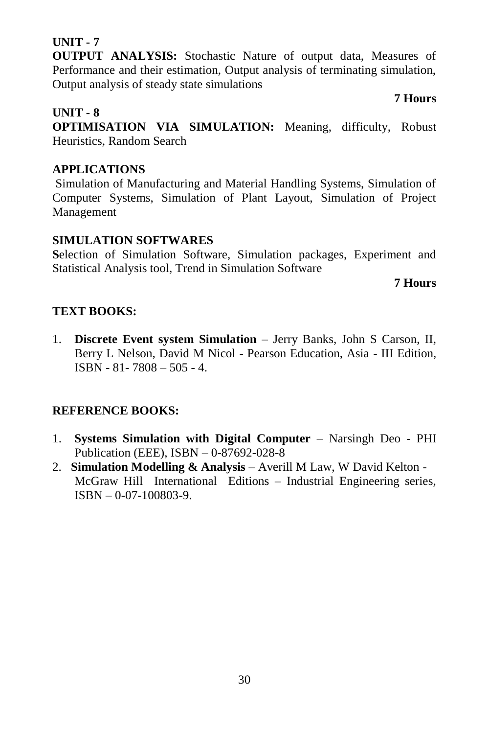**UNIT - 7**

**OUTPUT ANALYSIS:** Stochastic Nature of output data, Measures of Performance and their estimation, Output analysis of terminating simulation, Output analysis of steady state simulations

**7 Hours**

**UNIT - 8**

**OPTIMISATION VIA SIMULATION:** Meaning, difficulty, Robust Heuristics, Random Search

**APPLICATIONS**

Simulation of Manufacturing and Material Handling Systems, Simulation of Computer Systems, Simulation of Plant Layout, Simulation of Project Management

**SIMULATION SOFTWARES**

**S**election of Simulation Software, Simulation packages, Experiment and Statistical Analysis tool, Trend in Simulation Software

**7 Hours**

**TEXT BOOKS:**

1. **Discrete Event system Simulation** – Jerry Banks, John S Carson, II, Berry L Nelson, David M Nicol - Pearson Education, Asia - III Edition, ISBN - 81- 7808 – 505 - 4.

**REFERENCE BOOKS:**

1. **Systems Simulation with Digital Computer** – Narsingh Deo - PHI Publication (EEE), ISBN – 0-87692-028-8
2. **Simulation Modelling & Analysis** – Averill M Law, W David Kelton - McGraw Hill International Editions – Industrial Engineering series, ISBN – 0-07-100803-9.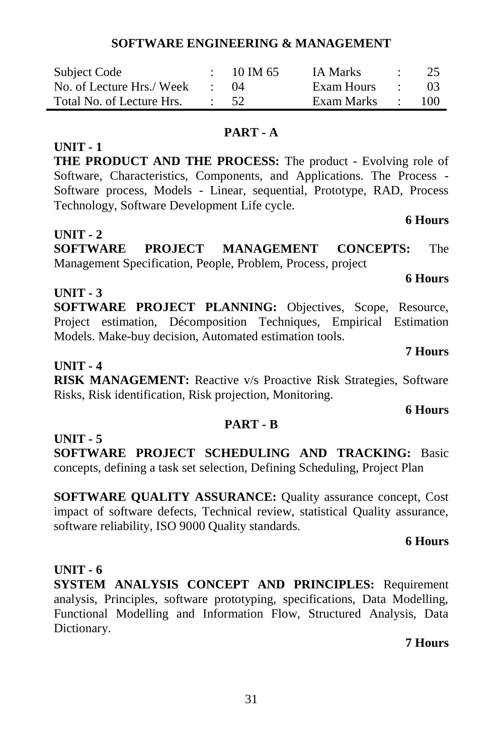# SOFTWARE ENGINEERING & MANAGEMENT

| Subject Code | : | 10 IM 65 | IA Marks | : | 25 |
|---|---|---|---|---|---|
| No. of Lecture Hrs./ Week | : | 04 | Exam Hours | : | 03 |
| Total No. of Lecture Hrs. | : | 52 | Exam Marks | : | 100 |

## PART - A

**UNIT - 1**

**THE PRODUCT AND THE PROCESS:** The product - Evolving role of Software, Characteristics, Components, and Applications. The Process - Software process, Models - Linear, sequential, Prototype, RAD, Process Technology, Software Development Life cycle.

**6 Hours**

**UNIT - 2**

**SOFTWARE PROJECT MANAGEMENT CONCEPTS:** The Management Specification, People, Problem, Process, project

**6 Hours**

**UNIT - 3**

**SOFTWARE PROJECT PLANNING:** Objectives, Scope, Resource, Project estimation, Décomposition Techniques, Empirical Estimation Models. Make-buy decision, Automated estimation tools.

**7 Hours**

**UNIT - 4**

**RISK MANAGEMENT:** Reactive v/s Proactive Risk Strategies, Software Risks, Risk identification, Risk projection, Monitoring.

**6 Hours**

## PART - B

**UNIT - 5**

**SOFTWARE PROJECT SCHEDULING AND TRACKING:** Basic concepts, defining a task set selection, Defining Scheduling, Project Plan

**SOFTWARE QUALITY ASSURANCE:** Quality assurance concept, Cost impact of software defects, Technical review, statistical Quality assurance, software reliability, ISO 9000 Quality standards.

**6 Hours**

**UNIT - 6**

**SYSTEM ANALYSIS CONCEPT AND PRINCIPLES:** Requirement analysis, Principles, software prototyping, specifications, Data Modelling, Functional Modelling and Information Flow, Structured Analysis, Data Dictionary.

**7 Hours**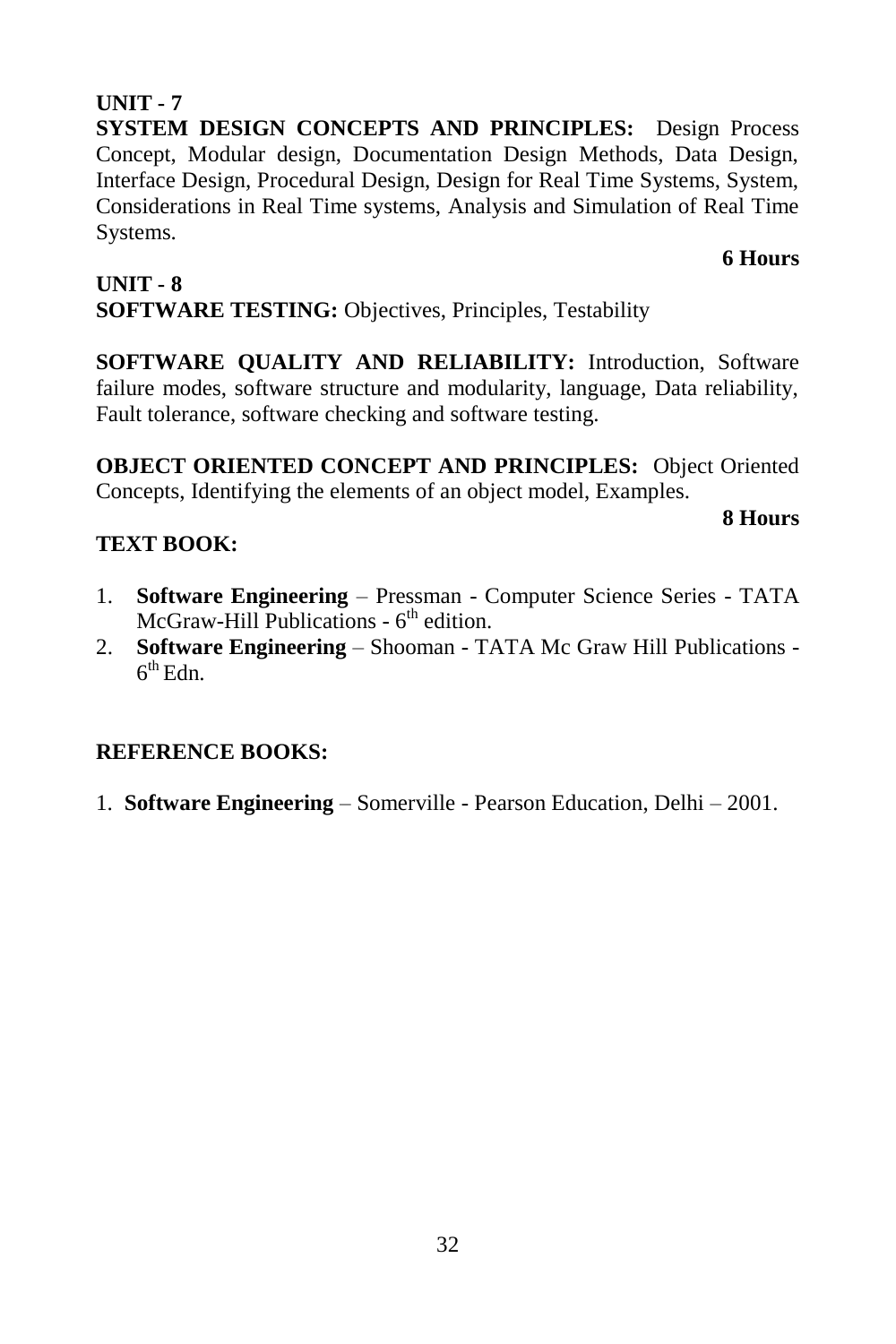**UNIT - 7**

**SYSTEM DESIGN CONCEPTS AND PRINCIPLES:** Design Process Concept, Modular design, Documentation Design Methods, Data Design, Interface Design, Procedural Design, Design for Real Time Systems, System, Considerations in Real Time systems, Analysis and Simulation of Real Time Systems.

**6 Hours**

**UNIT - 8**

**SOFTWARE TESTING:** Objectives, Principles, Testability

**SOFTWARE QUALITY AND RELIABILITY:** Introduction, Software failure modes, software structure and modularity, language, Data reliability, Fault tolerance, software checking and software testing.

**OBJECT ORIENTED CONCEPT AND PRINCIPLES:** Object Oriented Concepts, Identifying the elements of an object model, Examples.

**8 Hours**

**TEXT BOOK:**

1. **Software Engineering** – Pressman - Computer Science Series - TATA McGraw-Hill Publications - 6th edition.
2. **Software Engineering** – Shooman - TATA Mc Graw Hill Publications - 6th Edn.

**REFERENCE BOOKS:**

1. **Software Engineering** – Somerville - Pearson Education, Delhi – 2001.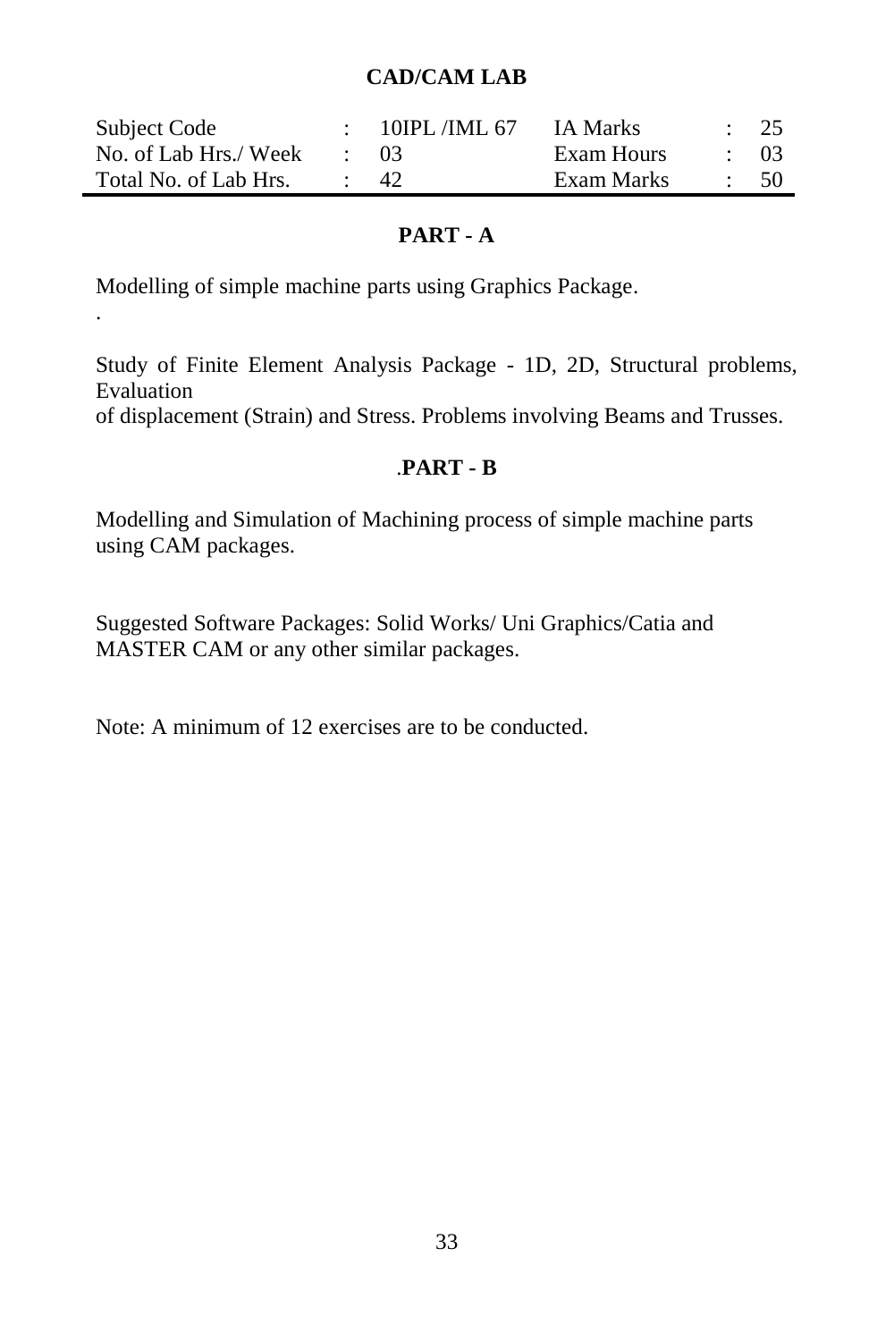## CAD/CAM LAB

| Subject Code | : | 10IPL /IML 67 | IA Marks | : | 25 |
|---|---|---|---|---|---|
| No. of Lab Hrs./ Week | : | 03 | Exam Hours | : | 03 |
| Total No. of Lab Hrs. | : | 42 | Exam Marks | : | 50 |

### PART - A

Modelling of simple machine parts using Graphics Package.

.

Study of Finite Element Analysis Package - 1D, 2D, Structural problems, Evaluation
of displacement (Strain) and Stress. Problems involving Beams and Trusses.

### .PART - B

Modelling and Simulation of Machining process of simple machine parts using CAM packages.

Suggested Software Packages: Solid Works/ Uni Graphics/Catia and MASTER CAM or any other similar packages.

Note: A minimum of 12 exercises are to be conducted.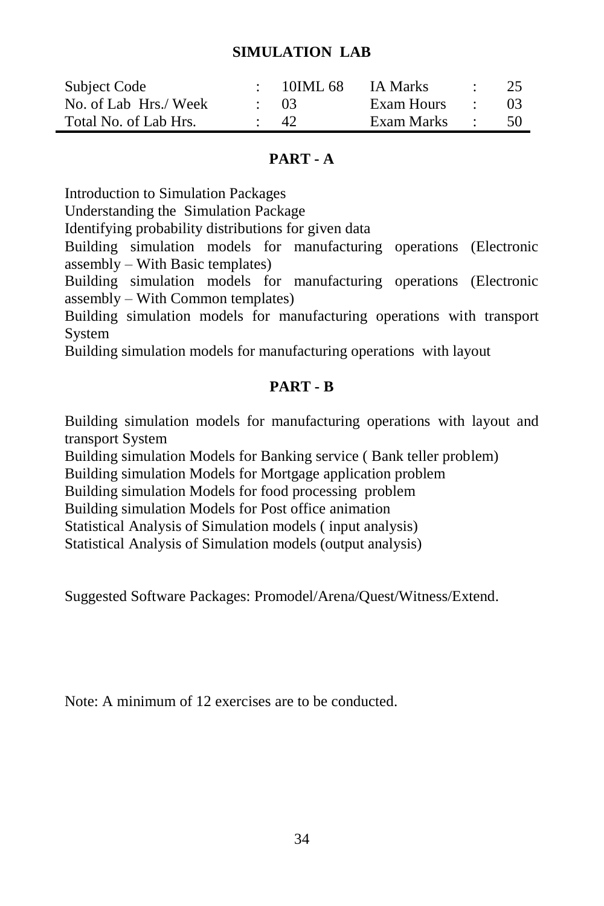# SIMULATION LAB

| Subject Code | : | 10IML 68 | IA Marks | : | 25 |
|---|---|---|---|---|---|
| No. of Lab Hrs./ Week | : | 03 | Exam Hours | : | 03 |
| Total No. of Lab Hrs. | : | 42 | Exam Marks | : | 50 |

## PART - A

Introduction to Simulation Packages

Understanding the Simulation Package

Identifying probability distributions for given data

Building simulation models for manufacturing operations (Electronic assembly – With Basic templates)

Building simulation models for manufacturing operations (Electronic assembly – With Common templates)

Building simulation models for manufacturing operations with transport System

Building simulation models for manufacturing operations with layout

## PART - B

Building simulation models for manufacturing operations with layout and transport System

Building simulation Models for Banking service ( Bank teller problem)

Building simulation Models for Mortgage application problem

Building simulation Models for food processing problem

Building simulation Models for Post office animation

Statistical Analysis of Simulation models ( input analysis)

Statistical Analysis of Simulation models (output analysis)

Suggested Software Packages: Promodel/Arena/Quest/Witness/Extend.

Note: A minimum of 12 exercises are to be conducted.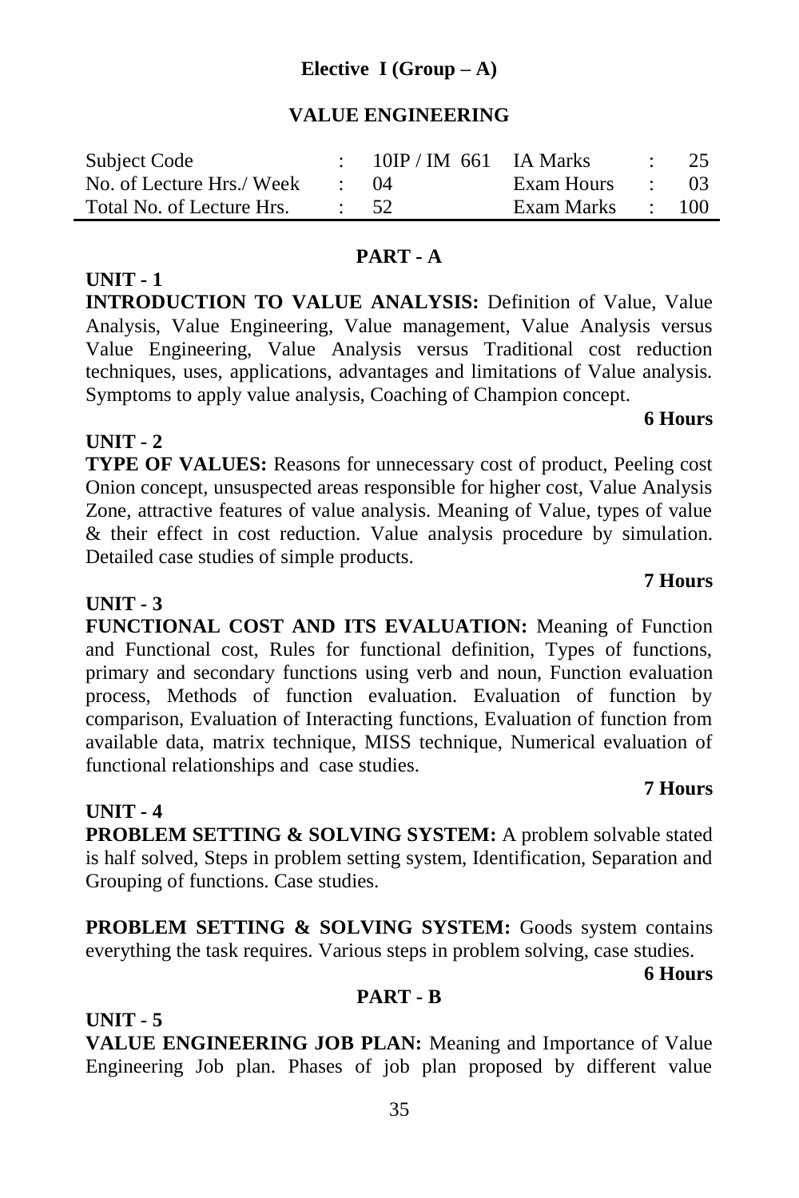## Elective I (Group – A)

## VALUE ENGINEERING

| Subject Code | : | 10IP / IM 661 | IA Marks | : | 25 |
|---|---|---|---|---|---|
| No. of Lecture Hrs./ Week | : | 04 | Exam Hours | : | 03 |
| Total No. of Lecture Hrs. | : | 52 | Exam Marks | : | 100 |

### PART - A

**UNIT - 1**

**INTRODUCTION TO VALUE ANALYSIS:** Definition of Value, Value Analysis, Value Engineering, Value management, Value Analysis versus Value Engineering, Value Analysis versus Traditional cost reduction techniques, uses, applications, advantages and limitations of Value analysis. Symptoms to apply value analysis, Coaching of Champion concept.

**6 Hours**

**UNIT - 2**

**TYPE OF VALUES:** Reasons for unnecessary cost of product, Peeling cost Onion concept, unsuspected areas responsible for higher cost, Value Analysis Zone, attractive features of value analysis. Meaning of Value, types of value & their effect in cost reduction. Value analysis procedure by simulation. Detailed case studies of simple products.

**7 Hours**

**UNIT - 3**

**FUNCTIONAL COST AND ITS EVALUATION:** Meaning of Function and Functional cost, Rules for functional definition, Types of functions, primary and secondary functions using verb and noun, Function evaluation process, Methods of function evaluation. Evaluation of function by comparison, Evaluation of Interacting functions, Evaluation of function from available data, matrix technique, MISS technique, Numerical evaluation of functional relationships and case studies.

**7 Hours**

**UNIT - 4**

**PROBLEM SETTING & SOLVING SYSTEM:** A problem solvable stated is half solved, Steps in problem setting system, Identification, Separation and Grouping of functions. Case studies.

**PROBLEM SETTING & SOLVING SYSTEM:** Goods system contains everything the task requires. Various steps in problem solving, case studies.

**6 Hours**

### PART - B

**UNIT - 5**

**VALUE ENGINEERING JOB PLAN:** Meaning and Importance of Value Engineering Job plan. Phases of job plan proposed by different value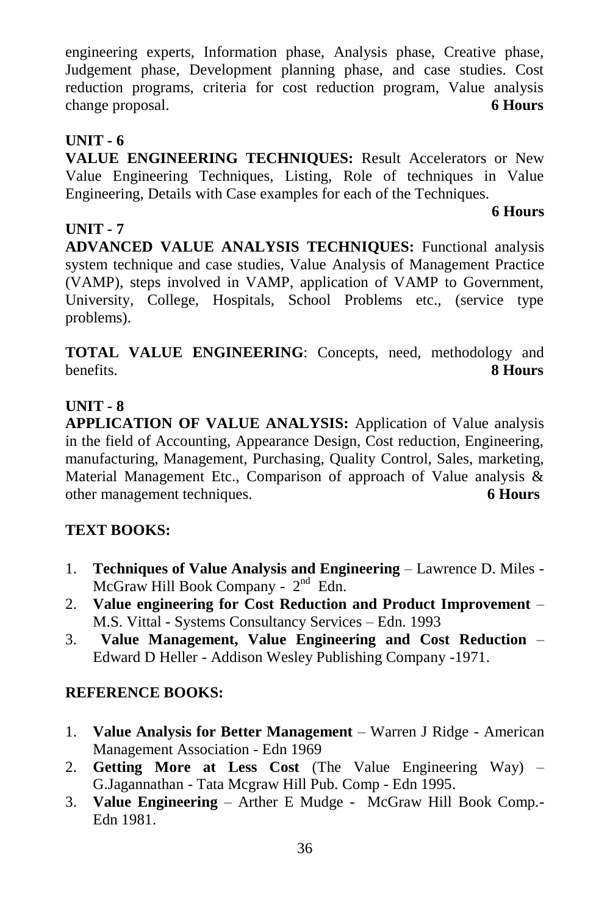engineering experts, Information phase, Analysis phase, Creative phase, Judgement phase, Development planning phase, and case studies. Cost reduction programs, criteria for cost reduction program, Value analysis change proposal. **6 Hours**

**UNIT - 6**

**VALUE ENGINEERING TECHNIQUES:** Result Accelerators or New Value Engineering Techniques, Listing, Role of techniques in Value Engineering, Details with Case examples for each of the Techniques.

**6 Hours**

**UNIT - 7**

**ADVANCED VALUE ANALYSIS TECHNIQUES:** Functional analysis system technique and case studies, Value Analysis of Management Practice (VAMP), steps involved in VAMP, application of VAMP to Government, University, College, Hospitals, School Problems etc., (service type problems).

**TOTAL VALUE ENGINEERING**: Concepts, need, methodology and benefits. **8 Hours**

**UNIT - 8**

**APPLICATION OF VALUE ANALYSIS:** Application of Value analysis in the field of Accounting, Appearance Design, Cost reduction, Engineering, manufacturing, Management, Purchasing, Quality Control, Sales, marketing, Material Management Etc., Comparison of approach of Value analysis & other management techniques. **6 Hours**

**TEXT BOOKS:**

1. **Techniques of Value Analysis and Engineering** – Lawrence D. Miles - McGraw Hill Book Company - 2nd Edn.
2. **Value engineering for Cost Reduction and Product Improvement** – M.S. Vittal - Systems Consultancy Services – Edn. 1993
3. **Value Management, Value Engineering and Cost Reduction** – Edward D Heller - Addison Wesley Publishing Company -1971.

**REFERENCE BOOKS:**

1. **Value Analysis for Better Management** – Warren J Ridge - American Management Association - Edn 1969
2. **Getting More at Less Cost** (The Value Engineering Way) – G.Jagannathan - Tata Mcgraw Hill Pub. Comp - Edn 1995.
3. **Value Engineering** – Arther E Mudge - McGraw Hill Book Comp.- Edn 1981.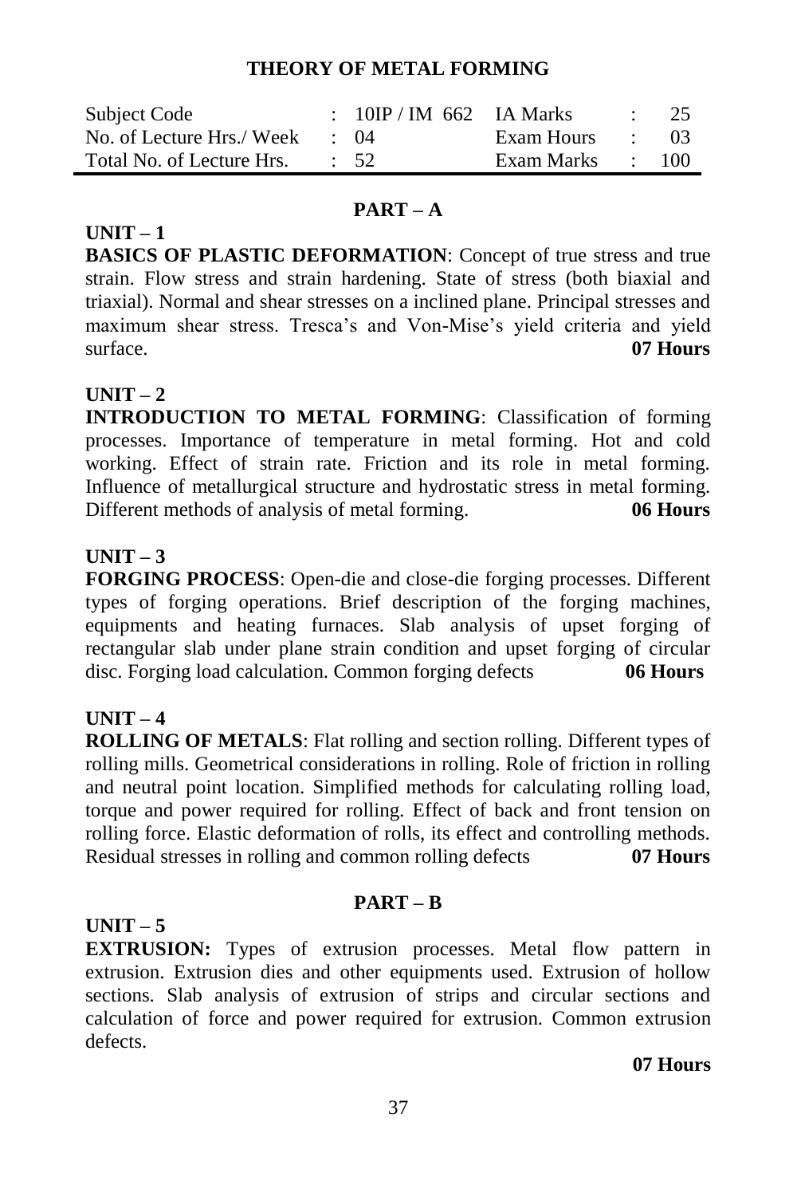# THEORY OF METAL FORMING

| Subject Code | : 10IP / IM 662 | IA Marks | : 25 |
| --- | --- | --- | --- |
| No. of Lecture Hrs./ Week | : 04 | Exam Hours | : 03 |
| Total No. of Lecture Hrs. | : 52 | Exam Marks | : 100 |

## PART – A

**UNIT – 1**

**BASICS OF PLASTIC DEFORMATION**: Concept of true stress and true strain. Flow stress and strain hardening. State of stress (both biaxial and triaxial). Normal and shear stresses on a inclined plane. Principal stresses and maximum shear stress. Tresca's and Von-Mise's yield criteria and yield surface. **07 Hours**

**UNIT – 2**

**INTRODUCTION TO METAL FORMING**: Classification of forming processes. Importance of temperature in metal forming. Hot and cold working. Effect of strain rate. Friction and its role in metal forming. Influence of metallurgical structure and hydrostatic stress in metal forming. Different methods of analysis of metal forming. **06 Hours**

**UNIT – 3**

**FORGING PROCESS**: Open-die and close-die forging processes. Different types of forging operations. Brief description of the forging machines, equipments and heating furnaces. Slab analysis of upset forging of rectangular slab under plane strain condition and upset forging of circular disc. Forging load calculation. Common forging defects **06 Hours**

**UNIT – 4**

**ROLLING OF METALS**: Flat rolling and section rolling. Different types of rolling mills. Geometrical considerations in rolling. Role of friction in rolling and neutral point location. Simplified methods for calculating rolling load, torque and power required for rolling. Effect of back and front tension on rolling force. Elastic deformation of rolls, its effect and controlling methods. Residual stresses in rolling and common rolling defects **07 Hours**

## PART – B

**UNIT – 5**

**EXTRUSION:** Types of extrusion processes. Metal flow pattern in extrusion. Extrusion dies and other equipments used. Extrusion of hollow sections. Slab analysis of extrusion of strips and circular sections and calculation of force and power required for extrusion. Common extrusion defects.

**07 Hours**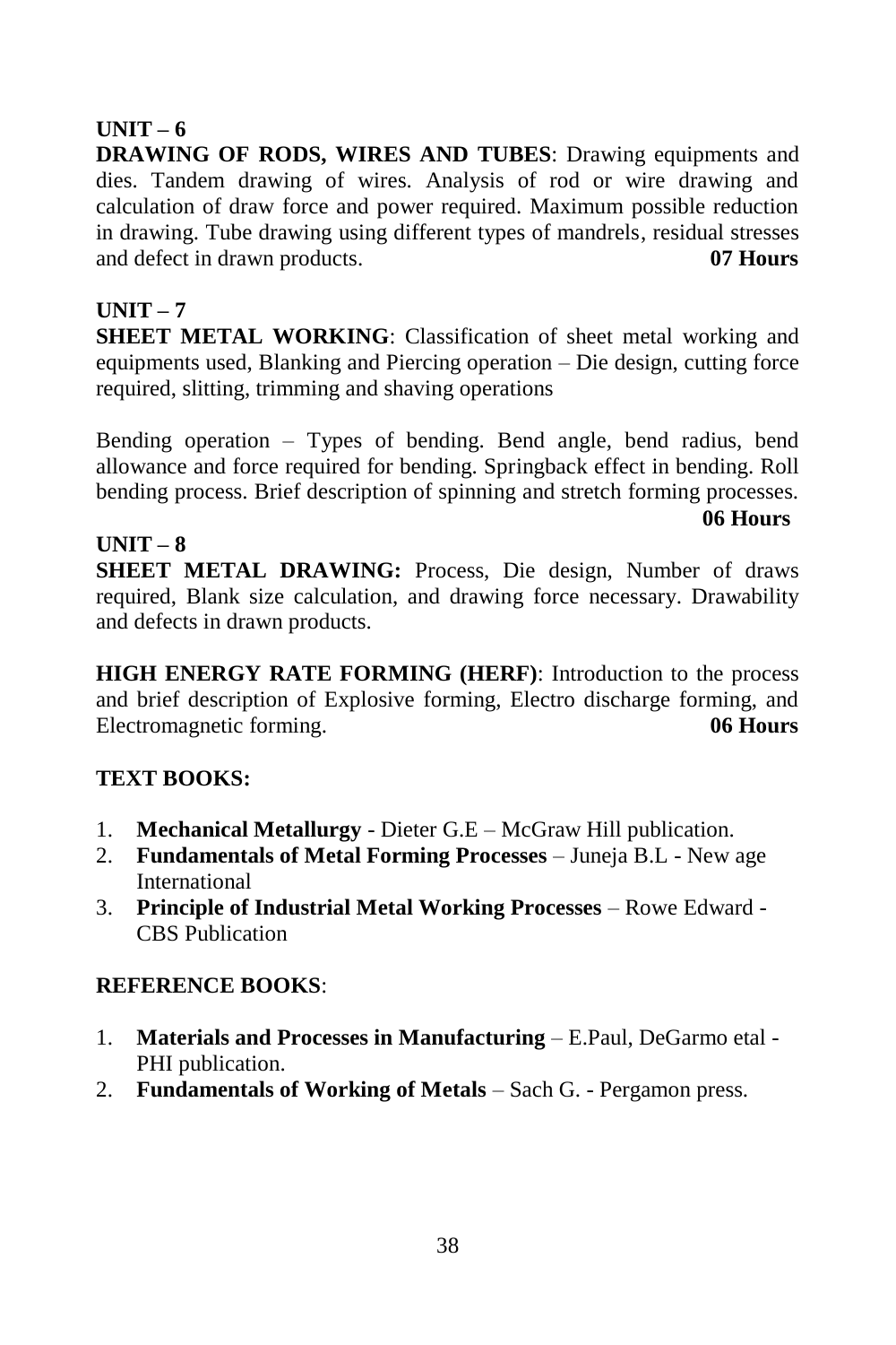**UNIT – 6**

**DRAWING OF RODS, WIRES AND TUBES**: Drawing equipments and dies. Tandem drawing of wires. Analysis of rod or wire drawing and calculation of draw force and power required. Maximum possible reduction in drawing. Tube drawing using different types of mandrels, residual stresses and defect in drawn products. **07 Hours**

**UNIT – 7**

**SHEET METAL WORKING**: Classification of sheet metal working and equipments used, Blanking and Piercing operation – Die design, cutting force required, slitting, trimming and shaving operations

Bending operation – Types of bending. Bend angle, bend radius, bend allowance and force required for bending. Springback effect in bending. Roll bending process. Brief description of spinning and stretch forming processes. **06 Hours**

**UNIT – 8**

**SHEET METAL DRAWING:** Process, Die design, Number of draws required, Blank size calculation, and drawing force necessary. Drawability and defects in drawn products.

**HIGH ENERGY RATE FORMING (HERF)**: Introduction to the process and brief description of Explosive forming, Electro discharge forming, and Electromagnetic forming. **06 Hours**

**TEXT BOOKS:**

1. **Mechanical Metallurgy** - Dieter G.E – McGraw Hill publication.
2. **Fundamentals of Metal Forming Processes** – Juneja B.L - New age International
3. **Principle of Industrial Metal Working Processes** – Rowe Edward - CBS Publication

**REFERENCE BOOKS**:

1. **Materials and Processes in Manufacturing** – E.Paul, DeGarmo etal - PHI publication.
2. **Fundamentals of Working of Metals** – Sach G. - Pergamon press.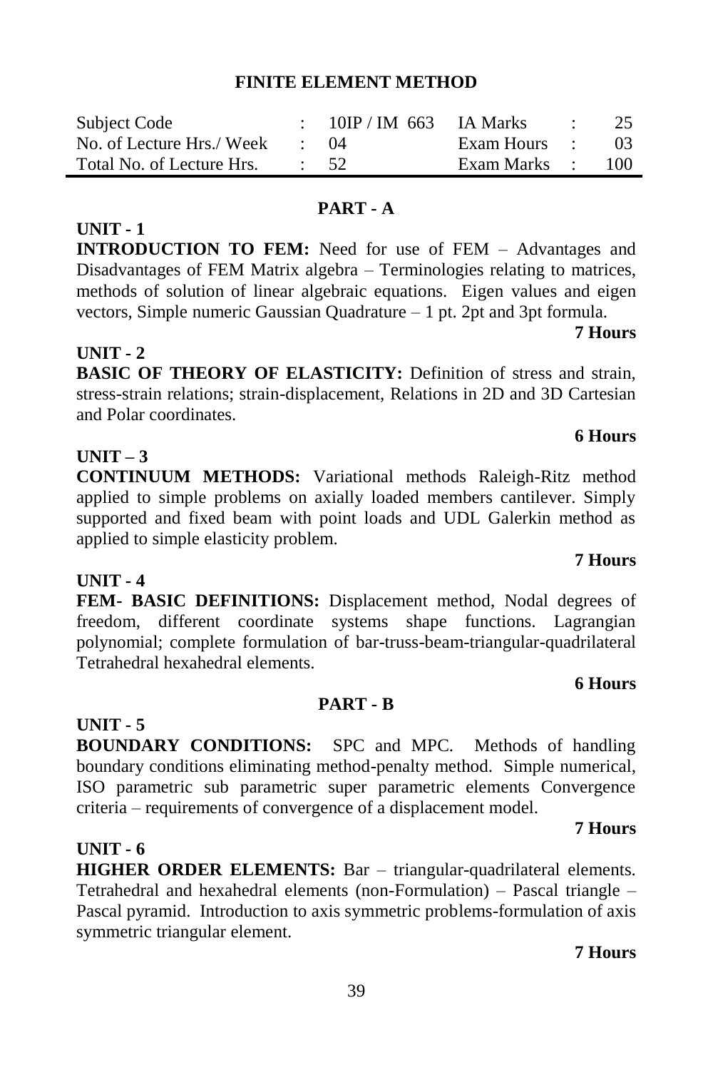## FINITE ELEMENT METHOD

| Subject Code | : | 10IP / IM 663 | IA Marks | : | 25 |
|---|---|---|---|---|---|
| No. of Lecture Hrs./ Week | : | 04 | Exam Hours | : | 03 |
| Total No. of Lecture Hrs. | : | 52 | Exam Marks | : | 100 |

### PART - A

**UNIT - 1**

**INTRODUCTION TO FEM:** Need for use of FEM – Advantages and Disadvantages of FEM Matrix algebra – Terminologies relating to matrices, methods of solution of linear algebraic equations. Eigen values and eigen vectors, Simple numeric Gaussian Quadrature – 1 pt. 2pt and 3pt formula.

**7 Hours**

**UNIT - 2**

**BASIC OF THEORY OF ELASTICITY:** Definition of stress and strain, stress-strain relations; strain-displacement, Relations in 2D and 3D Cartesian and Polar coordinates.

**6 Hours**

**UNIT – 3**

**CONTINUUM METHODS:** Variational methods Raleigh-Ritz method applied to simple problems on axially loaded members cantilever. Simply supported and fixed beam with point loads and UDL Galerkin method as applied to simple elasticity problem.

**7 Hours**

**UNIT - 4**

**FEM- BASIC DEFINITIONS:** Displacement method, Nodal degrees of freedom, different coordinate systems shape functions. Lagrangian polynomial; complete formulation of bar-truss-beam-triangular-quadrilateral Tetrahedral hexahedral elements.

**6 Hours**

### PART - B

**UNIT - 5**

**BOUNDARY CONDITIONS:** SPC and MPC. Methods of handling boundary conditions eliminating method-penalty method. Simple numerical, ISO parametric sub parametric super parametric elements Convergence criteria – requirements of convergence of a displacement model.

**7 Hours**

**UNIT - 6**

**HIGHER ORDER ELEMENTS:** Bar – triangular-quadrilateral elements. Tetrahedral and hexahedral elements (non-Formulation) – Pascal triangle – Pascal pyramid. Introduction to axis symmetric problems-formulation of axis symmetric triangular element.

**7 Hours**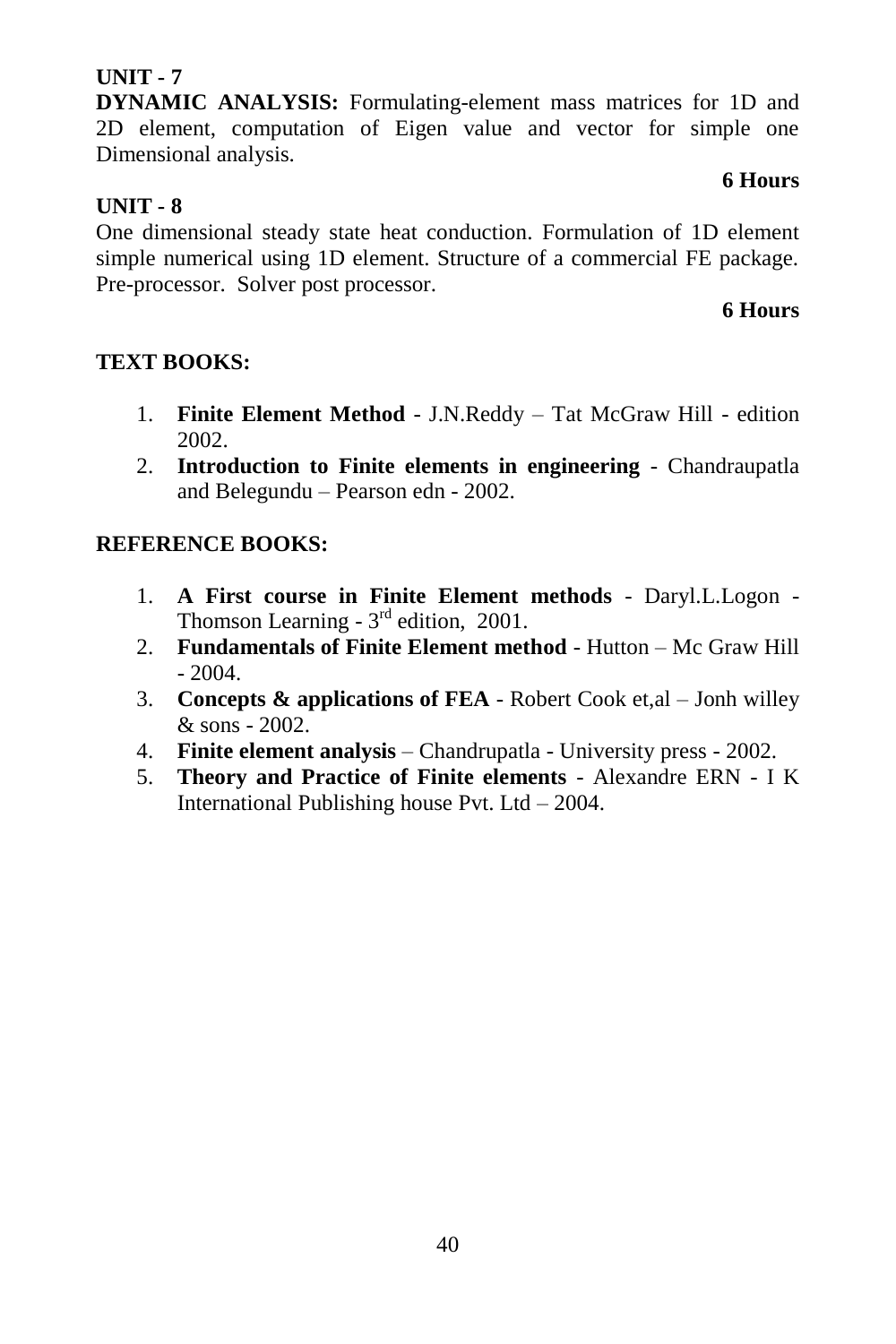**UNIT - 7**

**DYNAMIC ANALYSIS:** Formulating-element mass matrices for 1D and 2D element, computation of Eigen value and vector for simple one Dimensional analysis.

**6 Hours**

**UNIT - 8**

One dimensional steady state heat conduction. Formulation of 1D element simple numerical using 1D element. Structure of a commercial FE package. Pre-processor. Solver post processor.

**6 Hours**

**TEXT BOOKS:**

1. **Finite Element Method** - J.N.Reddy – Tat McGraw Hill - edition 2002.
2. **Introduction to Finite elements in engineering** - Chandraupatla and Belegundu – Pearson edn - 2002.

**REFERENCE BOOKS:**

1. **A First course in Finite Element methods** - Daryl.L.Logon - Thomson Learning - 3rd edition, 2001.
2. **Fundamentals of Finite Element method** - Hutton – Mc Graw Hill - 2004.
3. **Concepts & applications of FEA** - Robert Cook et,al – Jonh willey & sons - 2002.
4. **Finite element analysis** – Chandrupatla - University press - 2002.
5. **Theory and Practice of Finite elements** - Alexandre ERN - I K International Publishing house Pvt. Ltd – 2004.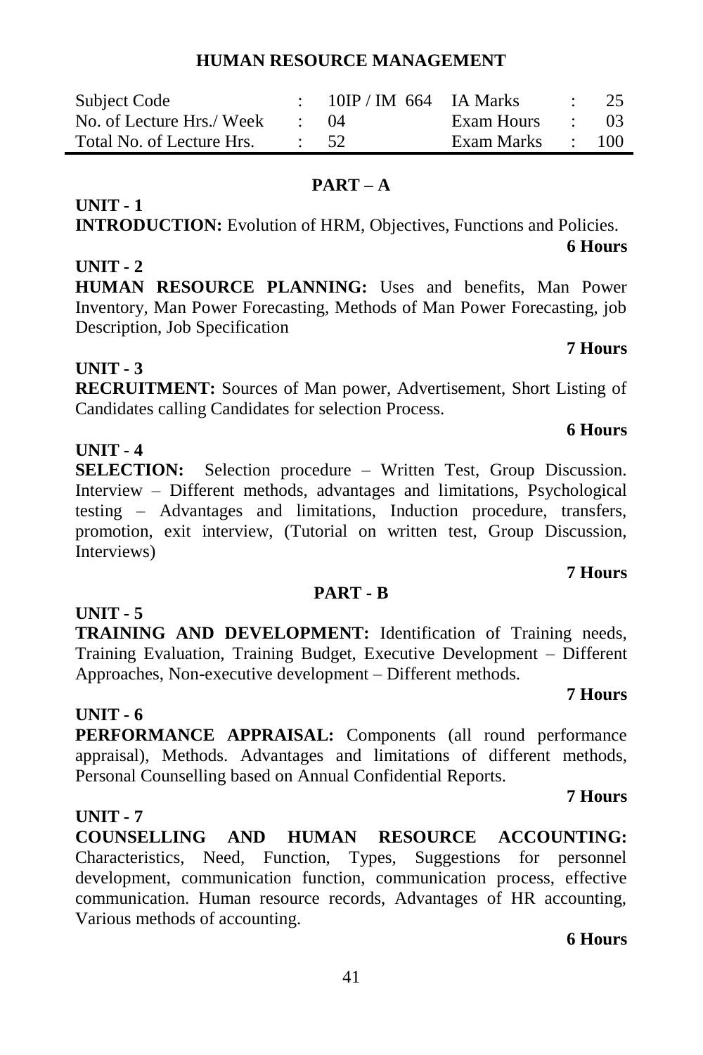# HUMAN RESOURCE MANAGEMENT

| Subject Code | : | 10IP / IM 664 | IA Marks | : | 25 |
| --- | --- | --- | --- | --- | --- |
| No. of Lecture Hrs./ Week | : | 04 | Exam Hours | : | 03 |
| Total No. of Lecture Hrs. | : | 52 | Exam Marks | : | 100 |

## PART – A

**UNIT - 1**

**INTRODUCTION:** Evolution of HRM, Objectives, Functions and Policies.

**6 Hours**

**UNIT - 2**

**HUMAN RESOURCE PLANNING:** Uses and benefits, Man Power Inventory, Man Power Forecasting, Methods of Man Power Forecasting, job Description, Job Specification

**7 Hours**

**UNIT - 3**

**RECRUITMENT:** Sources of Man power, Advertisement, Short Listing of Candidates calling Candidates for selection Process.

**6 Hours**

**UNIT - 4**

**SELECTION:** Selection procedure – Written Test, Group Discussion. Interview – Different methods, advantages and limitations, Psychological testing – Advantages and limitations, Induction procedure, transfers, promotion, exit interview, (Tutorial on written test, Group Discussion, Interviews)

**7 Hours**

## PART - B

**UNIT - 5**

**TRAINING AND DEVELOPMENT:** Identification of Training needs, Training Evaluation, Training Budget, Executive Development – Different Approaches, Non-executive development – Different methods.

**7 Hours**

**UNIT - 6**

**PERFORMANCE APPRAISAL:** Components (all round performance appraisal), Methods. Advantages and limitations of different methods, Personal Counselling based on Annual Confidential Reports.

**7 Hours**

**UNIT - 7**

**COUNSELLING AND HUMAN RESOURCE ACCOUNTING:** Characteristics, Need, Function, Types, Suggestions for personnel development, communication function, communication process, effective communication. Human resource records, Advantages of HR accounting, Various methods of accounting.

**6 Hours**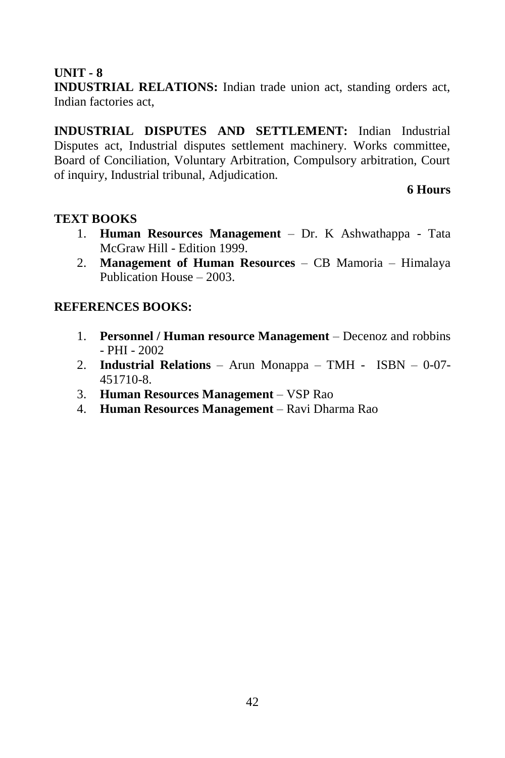**UNIT - 8**

**INDUSTRIAL RELATIONS:** Indian trade union act, standing orders act, Indian factories act,

**INDUSTRIAL DISPUTES AND SETTLEMENT:** Indian Industrial Disputes act, Industrial disputes settlement machinery. Works committee, Board of Conciliation, Voluntary Arbitration, Compulsory arbitration, Court of inquiry, Industrial tribunal, Adjudication.

**6 Hours**

**TEXT BOOKS**

1. **Human Resources Management** – Dr. K Ashwathappa - Tata McGraw Hill - Edition 1999.
2. **Management of Human Resources** – CB Mamoria – Himalaya Publication House – 2003.

**REFERENCES BOOKS:**

1. **Personnel / Human resource Management** – Decenoz and robbins - PHI - 2002
2. **Industrial Relations** – Arun Monappa – TMH - ISBN – 0-07-451710-8.
3. **Human Resources Management** – VSP Rao
4. **Human Resources Management** – Ravi Dharma Rao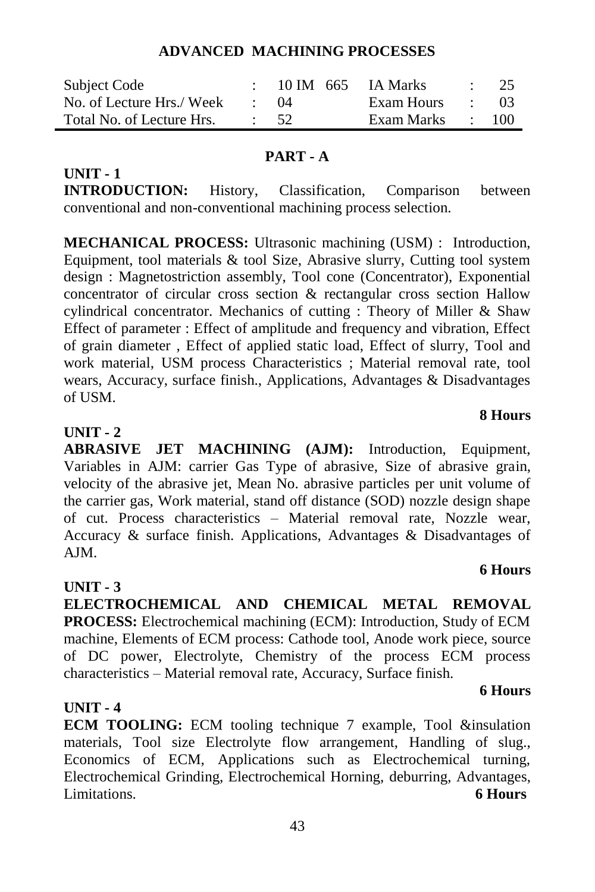## ADVANCED MACHINING PROCESSES

| Subject Code | : | 10 IM 665 | IA Marks | : | 25 |
|---|---|---|---|---|---|
| No. of Lecture Hrs./ Week | : | 04 | Exam Hours | : | 03 |
| Total No. of Lecture Hrs. | : | 52 | Exam Marks | : | 100 |

### PART - A

**UNIT - 1**

**INTRODUCTION:** History, Classification, Comparison between conventional and non-conventional machining process selection.

**MECHANICAL PROCESS:** Ultrasonic machining (USM) : Introduction, Equipment, tool materials & tool Size, Abrasive slurry, Cutting tool system design : Magnetostriction assembly, Tool cone (Concentrator), Exponential concentrator of circular cross section & rectangular cross section Hallow cylindrical concentrator. Mechanics of cutting : Theory of Miller & Shaw Effect of parameter : Effect of amplitude and frequency and vibration, Effect of grain diameter , Effect of applied static load, Effect of slurry, Tool and work material, USM process Characteristics ; Material removal rate, tool wears, Accuracy, surface finish., Applications, Advantages & Disadvantages of USM.

**8 Hours**

**UNIT - 2**

**ABRASIVE JET MACHINING (AJM):** Introduction, Equipment, Variables in AJM: carrier Gas Type of abrasive, Size of abrasive grain, velocity of the abrasive jet, Mean No. abrasive particles per unit volume of the carrier gas, Work material, stand off distance (SOD) nozzle design shape of cut. Process characteristics – Material removal rate, Nozzle wear, Accuracy & surface finish. Applications, Advantages & Disadvantages of AJM.

**6 Hours**

**UNIT - 3**

**ELECTROCHEMICAL AND CHEMICAL METAL REMOVAL PROCESS:** Electrochemical machining (ECM): Introduction, Study of ECM machine, Elements of ECM process: Cathode tool, Anode work piece, source of DC power, Electrolyte, Chemistry of the process ECM process characteristics – Material removal rate, Accuracy, Surface finish.

**6 Hours**

**UNIT - 4**

**ECM TOOLING:** ECM tooling technique 7 example, Tool &insulation materials, Tool size Electrolyte flow arrangement, Handling of slug., Economics of ECM, Applications such as Electrochemical turning, Electrochemical Grinding, Electrochemical Horning, deburring, Advantages, Limitations. **6 Hours**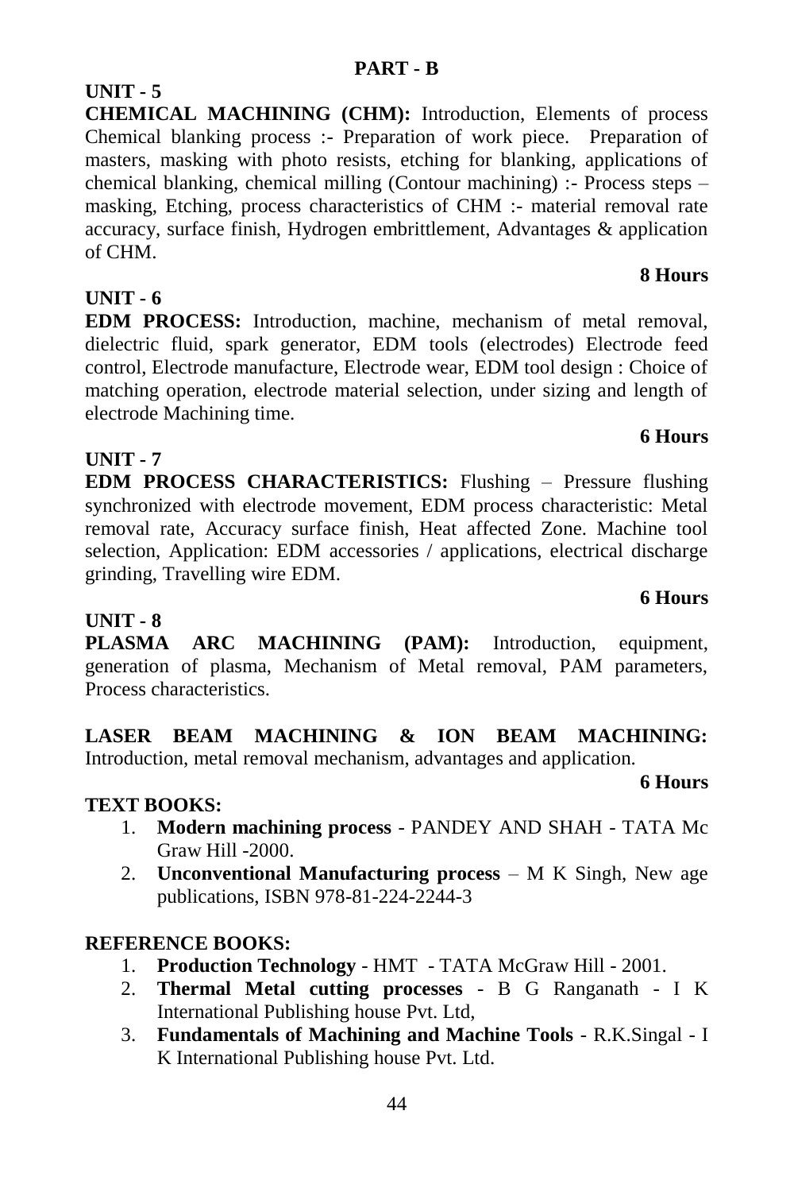## PART - B

### UNIT - 5

**CHEMICAL MACHINING (CHM):** Introduction, Elements of process Chemical blanking process :- Preparation of work piece. Preparation of masters, masking with photo resists, etching for blanking, applications of chemical blanking, chemical milling (Contour machining) :- Process steps – masking, Etching, process characteristics of CHM :- material removal rate accuracy, surface finish, Hydrogen embrittlement, Advantages & application of CHM.

**8 Hours**

### UNIT - 6

**EDM PROCESS:** Introduction, machine, mechanism of metal removal, dielectric fluid, spark generator, EDM tools (electrodes) Electrode feed control, Electrode manufacture, Electrode wear, EDM tool design : Choice of matching operation, electrode material selection, under sizing and length of electrode Machining time.

**6 Hours**

### UNIT - 7

**EDM PROCESS CHARACTERISTICS:** Flushing – Pressure flushing synchronized with electrode movement, EDM process characteristic: Metal removal rate, Accuracy surface finish, Heat affected Zone. Machine tool selection, Application: EDM accessories / applications, electrical discharge grinding, Travelling wire EDM.

**6 Hours**

### UNIT - 8

**PLASMA ARC MACHINING (PAM):** Introduction, equipment, generation of plasma, Mechanism of Metal removal, PAM parameters, Process characteristics.

**LASER BEAM MACHINING & ION BEAM MACHINING:** Introduction, metal removal mechanism, advantages and application.

**6 Hours**

### TEXT BOOKS:

1. **Modern machining process** - PANDEY AND SHAH - TATA Mc Graw Hill -2000.
2. **Unconventional Manufacturing process** – M K Singh, New age publications, ISBN 978-81-224-2244-3

### REFERENCE BOOKS:

1. **Production Technology** - HMT - TATA McGraw Hill - 2001.
2. **Thermal Metal cutting processes** - B G Ranganath - I K International Publishing house Pvt. Ltd,
3. **Fundamentals of Machining and Machine Tools** - R.K.Singal - I K International Publishing house Pvt. Ltd.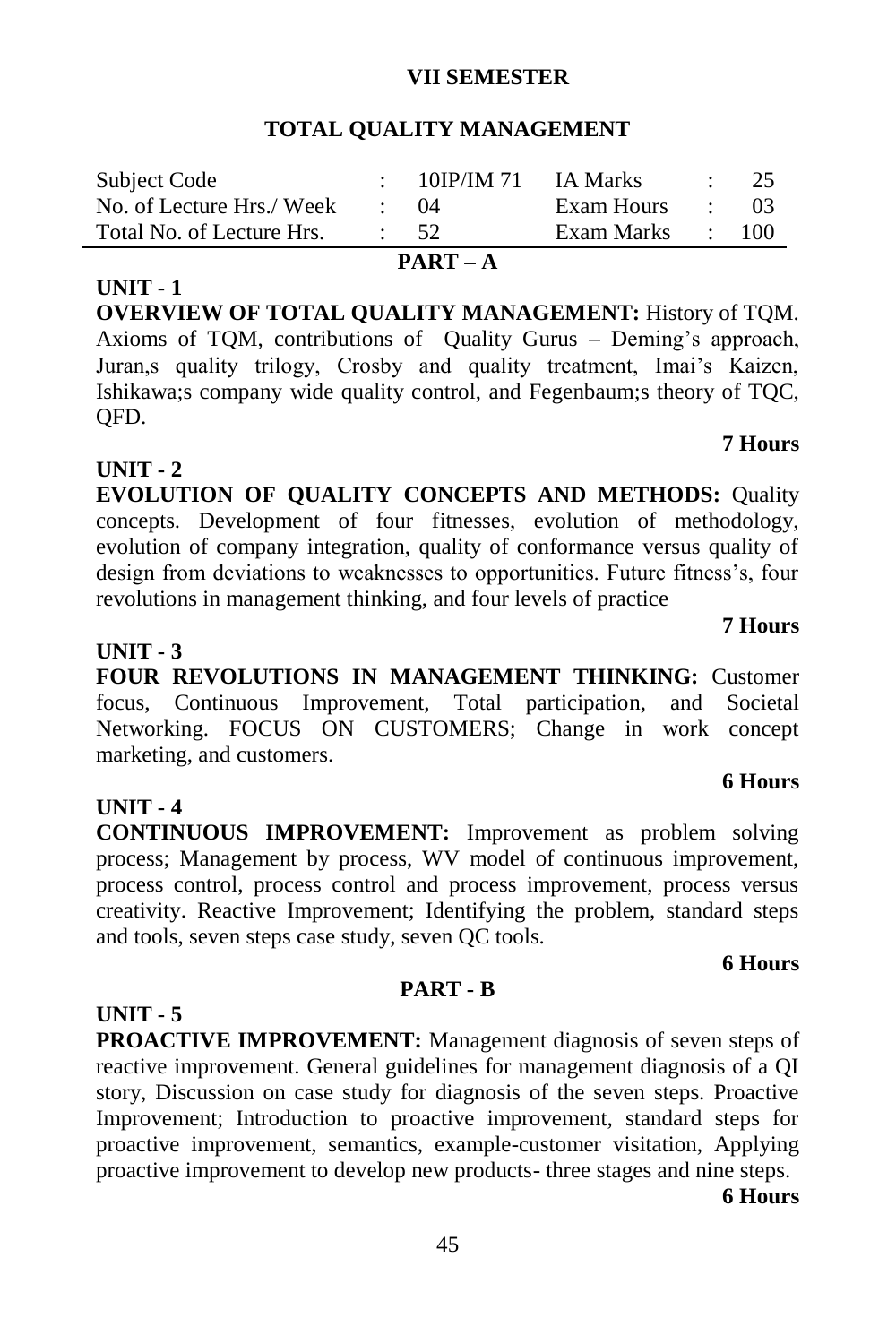**VII SEMESTER**

## TOTAL QUALITY MANAGEMENT

| Subject Code | : | 10IP/IM 71 | IA Marks | : | 25 |
| --- | --- | --- | --- | --- | --- |
| No. of Lecture Hrs./ Week | : | 04 | Exam Hours | : | 03 |
| Total No. of Lecture Hrs. | : | 52 | Exam Marks | : | 100 |

### PART – A

**UNIT - 1**

**OVERVIEW OF TOTAL QUALITY MANAGEMENT:** History of TQM. Axioms of TQM, contributions of Quality Gurus – Deming's approach, Juran,s quality trilogy, Crosby and quality treatment, Imai's Kaizen, Ishikawa;s company wide quality control, and Fegenbaum;s theory of TQC, QFD.

**7 Hours**

**UNIT - 2**

**EVOLUTION OF QUALITY CONCEPTS AND METHODS:** Quality concepts. Development of four fitnesses, evolution of methodology, evolution of company integration, quality of conformance versus quality of design from deviations to weaknesses to opportunities. Future fitness's, four revolutions in management thinking, and four levels of practice

**7 Hours**

**UNIT - 3**

**FOUR REVOLUTIONS IN MANAGEMENT THINKING:** Customer focus, Continuous Improvement, Total participation, and Societal Networking. FOCUS ON CUSTOMERS; Change in work concept marketing, and customers.

**6 Hours**

**UNIT - 4**

**CONTINUOUS IMPROVEMENT:** Improvement as problem solving process; Management by process, WV model of continuous improvement, process control, process control and process improvement, process versus creativity. Reactive Improvement; Identifying the problem, standard steps and tools, seven steps case study, seven QC tools.

**6 Hours**

### PART - B

**UNIT - 5**

**PROACTIVE IMPROVEMENT:** Management diagnosis of seven steps of reactive improvement. General guidelines for management diagnosis of a QI story, Discussion on case study for diagnosis of the seven steps. Proactive Improvement; Introduction to proactive improvement, standard steps for proactive improvement, semantics, example-customer visitation, Applying proactive improvement to develop new products- three stages and nine steps.

**6 Hours**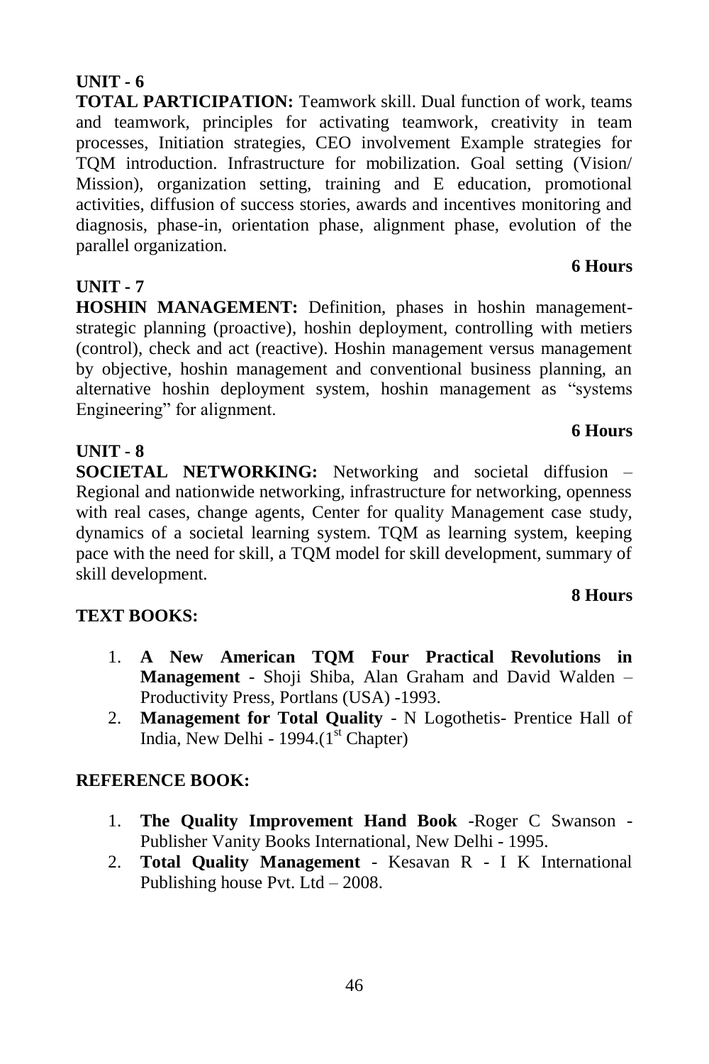**UNIT - 6**

**TOTAL PARTICIPATION:** Teamwork skill. Dual function of work, teams and teamwork, principles for activating teamwork, creativity in team processes, Initiation strategies, CEO involvement Example strategies for TQM introduction. Infrastructure for mobilization. Goal setting (Vision/ Mission), organization setting, training and E education, promotional activities, diffusion of success stories, awards and incentives monitoring and diagnosis, phase-in, orientation phase, alignment phase, evolution of the parallel organization.

**6 Hours**

**UNIT - 7**

**HOSHIN MANAGEMENT:** Definition, phases in hoshin management-strategic planning (proactive), hoshin deployment, controlling with metiers (control), check and act (reactive). Hoshin management versus management by objective, hoshin management and conventional business planning, an alternative hoshin deployment system, hoshin management as "systems Engineering" for alignment.

**6 Hours**

**UNIT - 8**

**SOCIETAL NETWORKING:** Networking and societal diffusion – Regional and nationwide networking, infrastructure for networking, openness with real cases, change agents, Center for quality Management case study, dynamics of a societal learning system. TQM as learning system, keeping pace with the need for skill, a TQM model for skill development, summary of skill development.

**8 Hours**

**TEXT BOOKS:**

1. **A New American TQM Four Practical Revolutions in Management** - Shoji Shiba, Alan Graham and David Walden – Productivity Press, Portlans (USA) -1993.
2. **Management for Total Quality** - N Logothetis- Prentice Hall of India, New Delhi - 1994.(1st Chapter)

**REFERENCE BOOK:**

1. **The Quality Improvement Hand Book** -Roger C Swanson - Publisher Vanity Books International, New Delhi - 1995.
2. **Total Quality Management** - Kesavan R - I K International Publishing house Pvt. Ltd – 2008.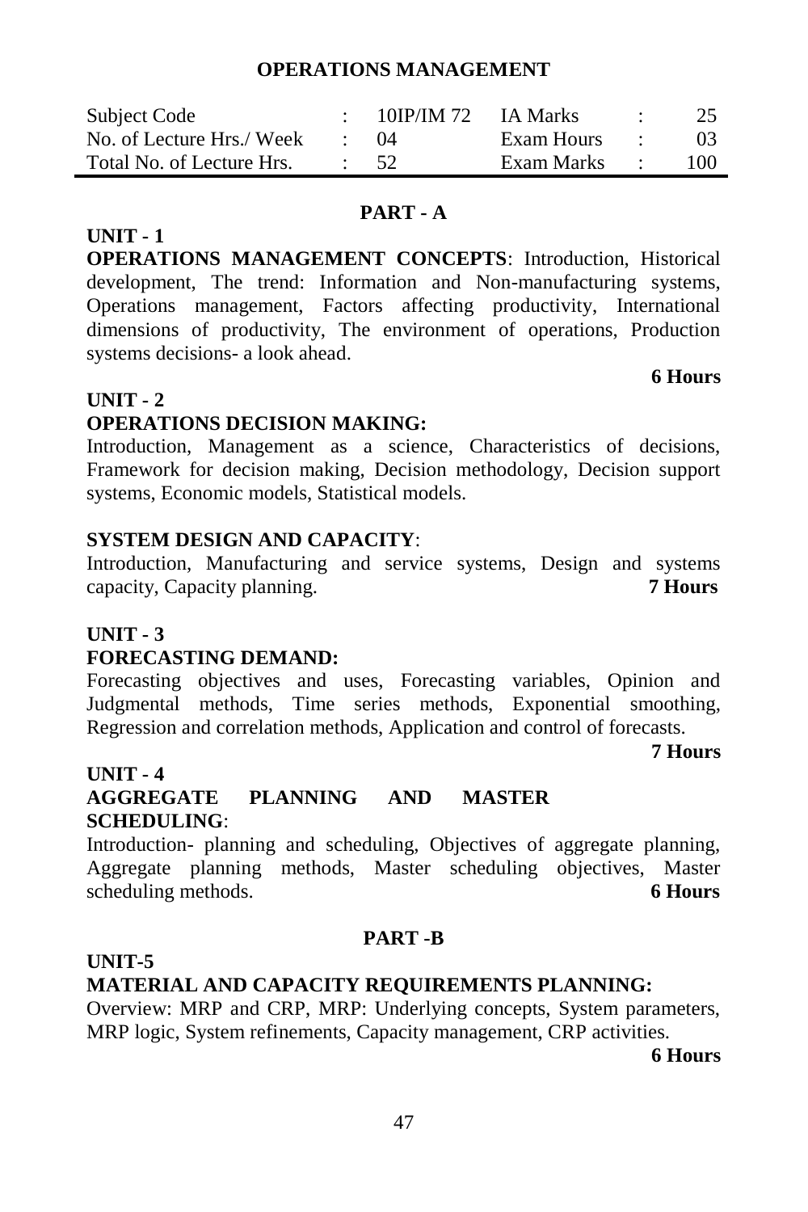# OPERATIONS MANAGEMENT

| Subject Code | : | 10IP/IM 72 | IA Marks | : | 25 |
|---|---|---|---|---|---|
| No. of Lecture Hrs./ Week | : | 04 | Exam Hours | : | 03 |
| Total No. of Lecture Hrs. | : | 52 | Exam Marks | : | 100 |

## PART - A

### UNIT - 1

**OPERATIONS MANAGEMENT CONCEPTS**: Introduction, Historical development, The trend: Information and Non-manufacturing systems, Operations management, Factors affecting productivity, International dimensions of productivity, The environment of operations, Production systems decisions- a look ahead.

**6 Hours**

### UNIT - 2

**OPERATIONS DECISION MAKING:**

Introduction, Management as a science, Characteristics of decisions, Framework for decision making, Decision methodology, Decision support systems, Economic models, Statistical models.

**SYSTEM DESIGN AND CAPACITY**:

Introduction, Manufacturing and service systems, Design and systems capacity, Capacity planning. **7 Hours**

### UNIT - 3

**FORECASTING DEMAND:**

Forecasting objectives and uses, Forecasting variables, Opinion and Judgmental methods, Time series methods, Exponential smoothing, Regression and correlation methods, Application and control of forecasts.

**7 Hours**

### UNIT - 4

**AGGREGATE PLANNING AND MASTER SCHEDULING**:

Introduction- planning and scheduling, Objectives of aggregate planning, Aggregate planning methods, Master scheduling objectives, Master scheduling methods. **6 Hours**

## PART -B

### UNIT-5

**MATERIAL AND CAPACITY REQUIREMENTS PLANNING:**

Overview: MRP and CRP, MRP: Underlying concepts, System parameters, MRP logic, System refinements, Capacity management, CRP activities.

**6 Hours**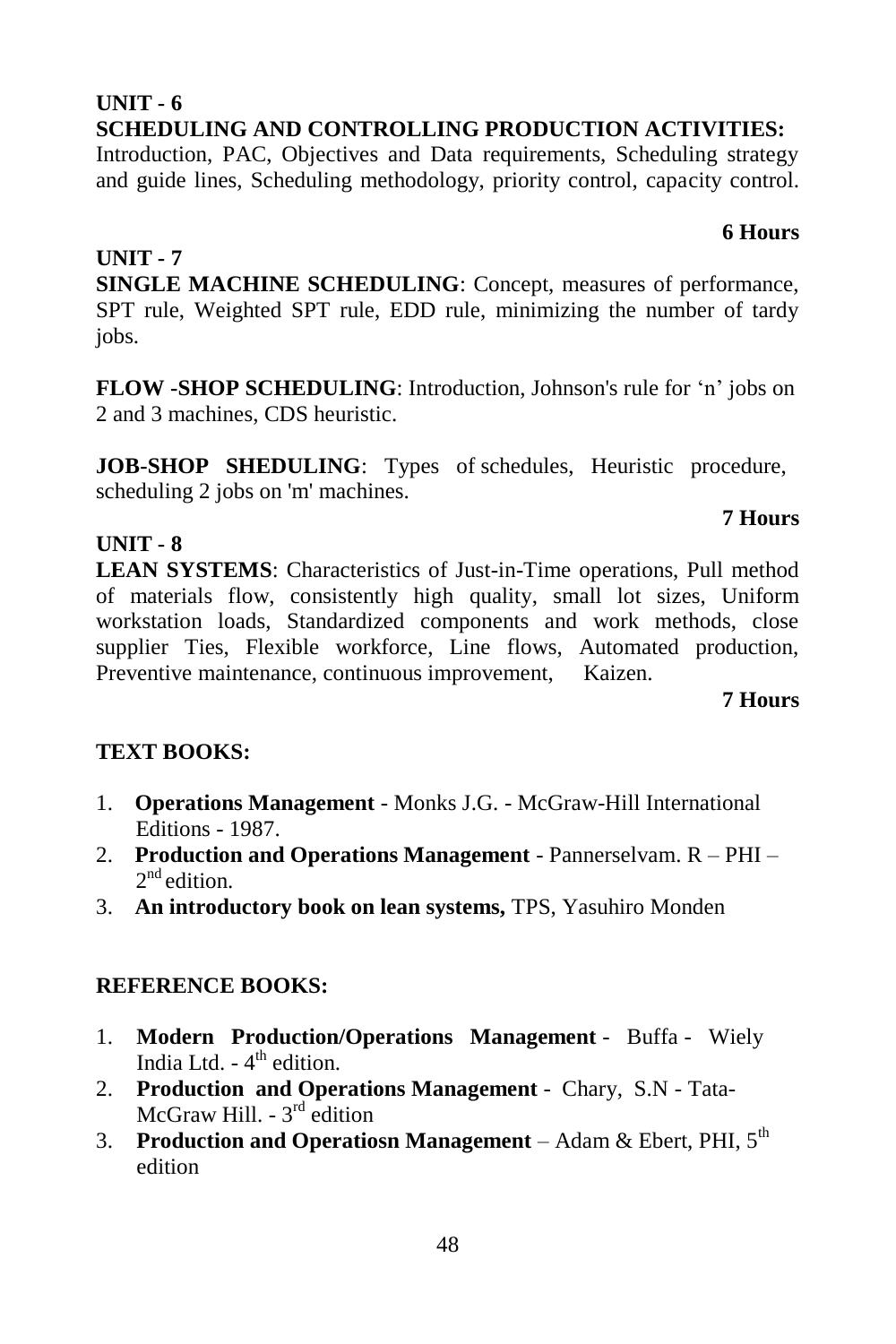**UNIT - 6**

**SCHEDULING AND CONTROLLING PRODUCTION ACTIVITIES:** Introduction, PAC, Objectives and Data requirements, Scheduling strategy and guide lines, Scheduling methodology, priority control, capacity control.

**6 Hours**

**UNIT - 7**

**SINGLE MACHINE SCHEDULING**: Concept, measures of performance, SPT rule, Weighted SPT rule, EDD rule, minimizing the number of tardy jobs.

**FLOW -SHOP SCHEDULING**: Introduction, Johnson's rule for 'n' jobs on 2 and 3 machines, CDS heuristic.

**JOB-SHOP SHEDULING**: Types of schedules, Heuristic procedure, scheduling 2 jobs on 'm' machines.

**7 Hours**

**UNIT - 8**

**LEAN SYSTEMS**: Characteristics of Just-in-Time operations, Pull method of materials flow, consistently high quality, small lot sizes, Uniform workstation loads, Standardized components and work methods, close supplier Ties, Flexible workforce, Line flows, Automated production, Preventive maintenance, continuous improvement, Kaizen.

**7 Hours**

**TEXT BOOKS:**

1. **Operations Management** - Monks J.G. - McGraw-Hill International Editions - 1987.
2. **Production and Operations Management** - Pannerselvam. R – PHI – 2nd edition.
3. **An introductory book on lean systems,** TPS, Yasuhiro Monden

**REFERENCE BOOKS:**

1. **Modern Production/Operations Management** - Buffa - Wiely India Ltd. - 4th edition.
2. **Production and Operations Management** - Chary, S.N - Tata-McGraw Hill. - 3rd edition
3. **Production and Operatiosn Management** – Adam & Ebert, PHI, 5th edition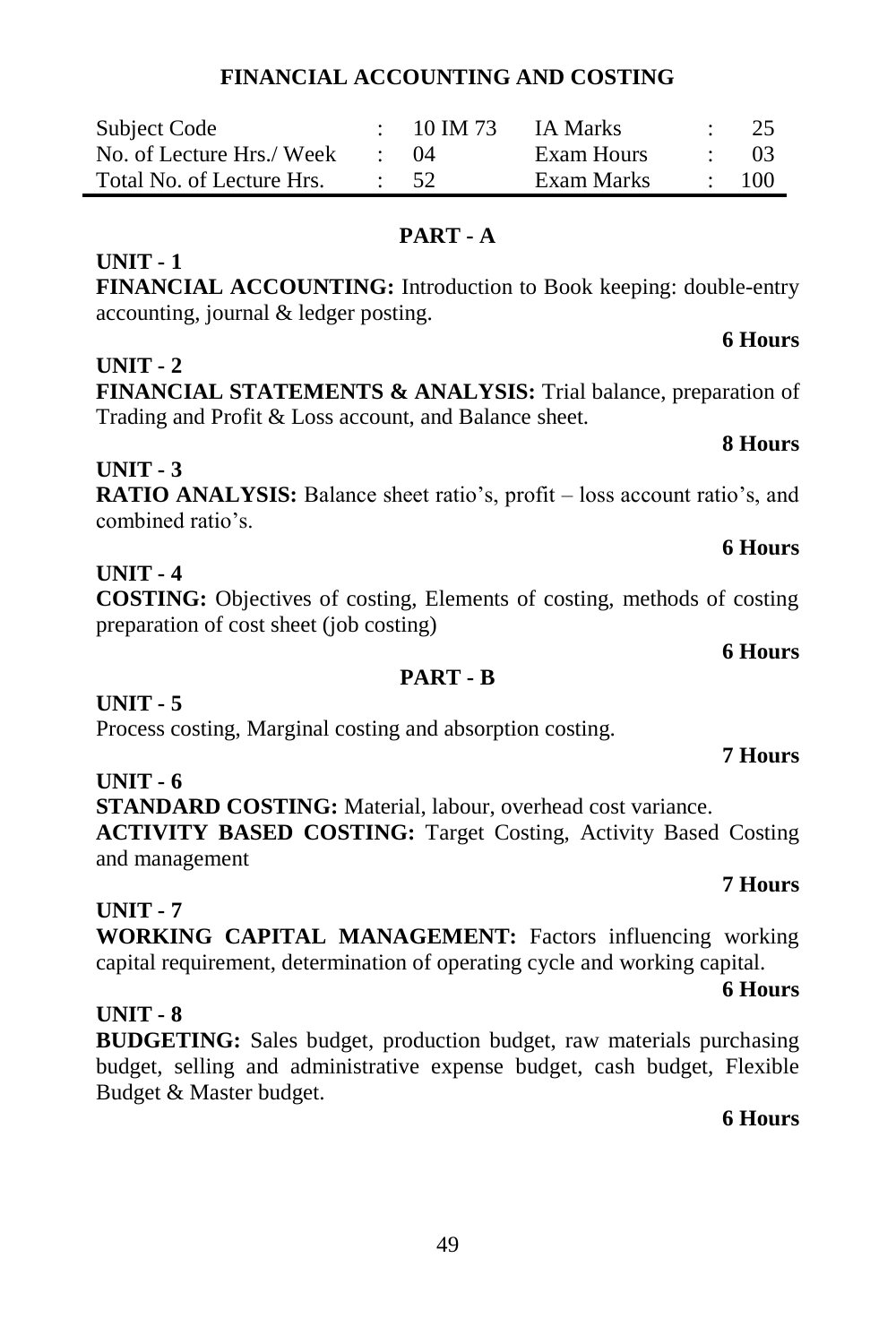# FINANCIAL ACCOUNTING AND COSTING

| Subject Code | : | 10 IM 73 | IA Marks | : | 25 |
|---|---|---|---|---|---|
| No. of Lecture Hrs./ Week | : | 04 | Exam Hours | : | 03 |
| Total No. of Lecture Hrs. | : | 52 | Exam Marks | : | 100 |

## PART - A

**UNIT - 1**

**FINANCIAL ACCOUNTING:** Introduction to Book keeping: double-entry accounting, journal & ledger posting.

**6 Hours**

**UNIT - 2**

**FINANCIAL STATEMENTS & ANALYSIS:** Trial balance, preparation of Trading and Profit & Loss account, and Balance sheet.

**8 Hours**

**UNIT - 3**

**RATIO ANALYSIS:** Balance sheet ratio's, profit – loss account ratio's, and combined ratio's.

**6 Hours**

**UNIT - 4**

**COSTING:** Objectives of costing, Elements of costing, methods of costing preparation of cost sheet (job costing)

**6 Hours**

## PART - B

**UNIT - 5**

Process costing, Marginal costing and absorption costing.

**7 Hours**

**UNIT - 6**

**STANDARD COSTING:** Material, labour, overhead cost variance.

**ACTIVITY BASED COSTING:** Target Costing, Activity Based Costing and management

**7 Hours**

**UNIT - 7**

**WORKING CAPITAL MANAGEMENT:** Factors influencing working capital requirement, determination of operating cycle and working capital.

**6 Hours**

**UNIT - 8**

**BUDGETING:** Sales budget, production budget, raw materials purchasing budget, selling and administrative expense budget, cash budget, Flexible Budget & Master budget.

**6 Hours**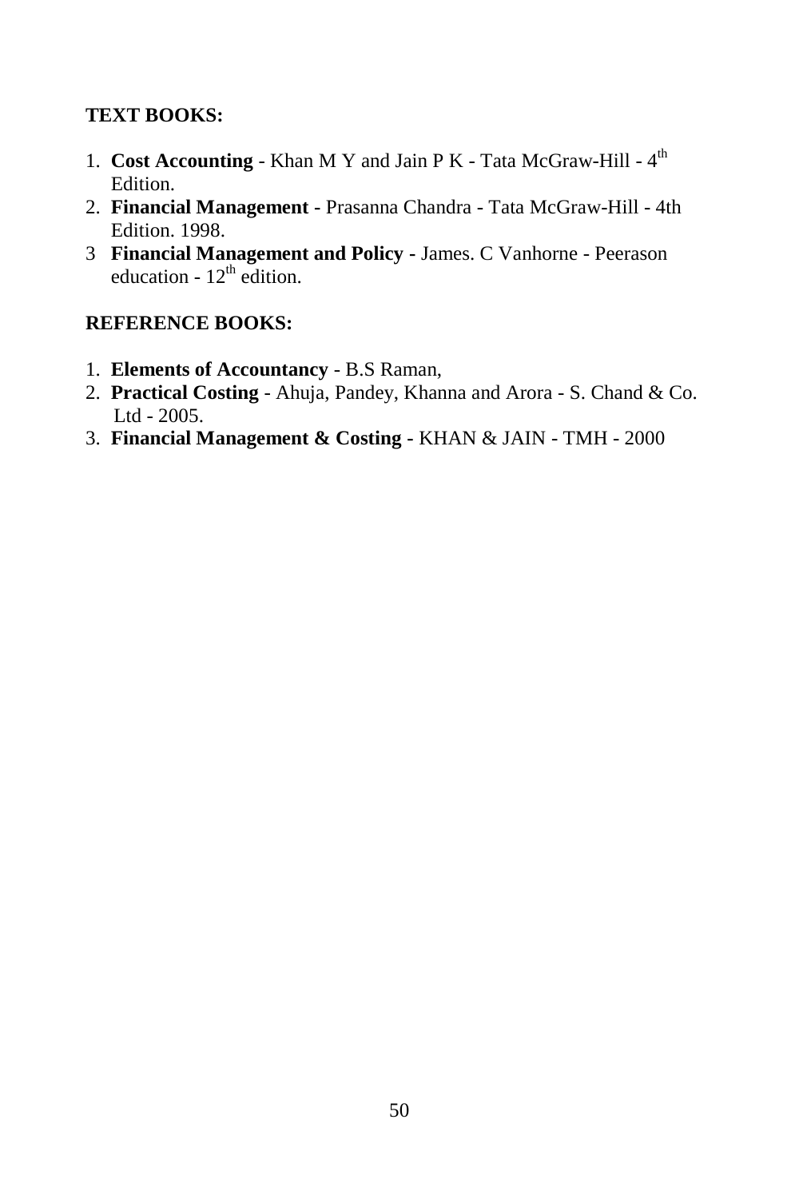**TEXT BOOKS:**

1. **Cost Accounting** - Khan M Y and Jain P K - Tata McGraw-Hill - 4th Edition.
2. **Financial Management** - Prasanna Chandra - Tata McGraw-Hill - 4th Edition. 1998.
3. **Financial Management and Policy** - James. C Vanhorne - Peerason education - 12th edition.

**REFERENCE BOOKS:**

1. **Elements of Accountancy** - B.S Raman,
2. **Practical Costing** - Ahuja, Pandey, Khanna and Arora - S. Chand & Co. Ltd - 2005.
3. **Financial Management & Costing** - KHAN & JAIN - TMH - 2000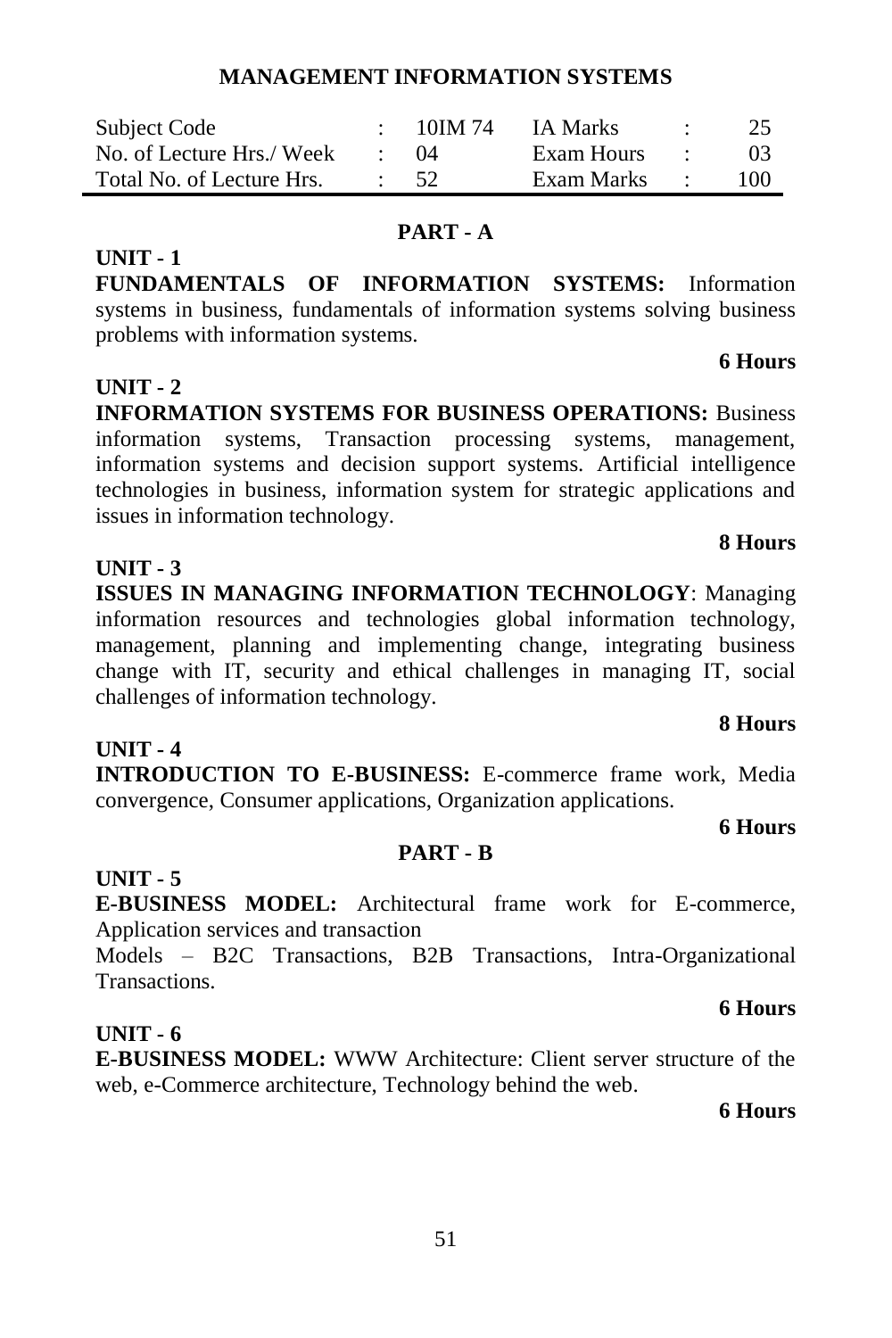## MANAGEMENT INFORMATION SYSTEMS

| Subject Code | : | 10IM 74 | IA Marks | : | 25 |
|---|---|---|---|---|---|
| No. of Lecture Hrs./ Week | : | 04 | Exam Hours | : | 03 |
| Total No. of Lecture Hrs. | : | 52 | Exam Marks | : | 100 |

### PART - A

**UNIT - 1**

**FUNDAMENTALS OF INFORMATION SYSTEMS:** Information systems in business, fundamentals of information systems solving business problems with information systems.

**6 Hours**

**UNIT - 2**

**INFORMATION SYSTEMS FOR BUSINESS OPERATIONS:** Business information systems, Transaction processing systems, management, information systems and decision support systems. Artificial intelligence technologies in business, information system for strategic applications and issues in information technology.

**8 Hours**

**UNIT - 3**

**ISSUES IN MANAGING INFORMATION TECHNOLOGY**: Managing information resources and technologies global information technology, management, planning and implementing change, integrating business change with IT, security and ethical challenges in managing IT, social challenges of information technology.

**8 Hours**

**UNIT - 4**

**INTRODUCTION TO E-BUSINESS:** E-commerce frame work, Media convergence, Consumer applications, Organization applications.

**6 Hours**

### PART - B

**UNIT - 5**

**E-BUSINESS MODEL:** Architectural frame work for E-commerce, Application services and transaction

Models – B2C Transactions, B2B Transactions, Intra-Organizational Transactions.

**6 Hours**

**UNIT - 6**

**E-BUSINESS MODEL:** WWW Architecture: Client server structure of the web, e-Commerce architecture, Technology behind the web.

**6 Hours**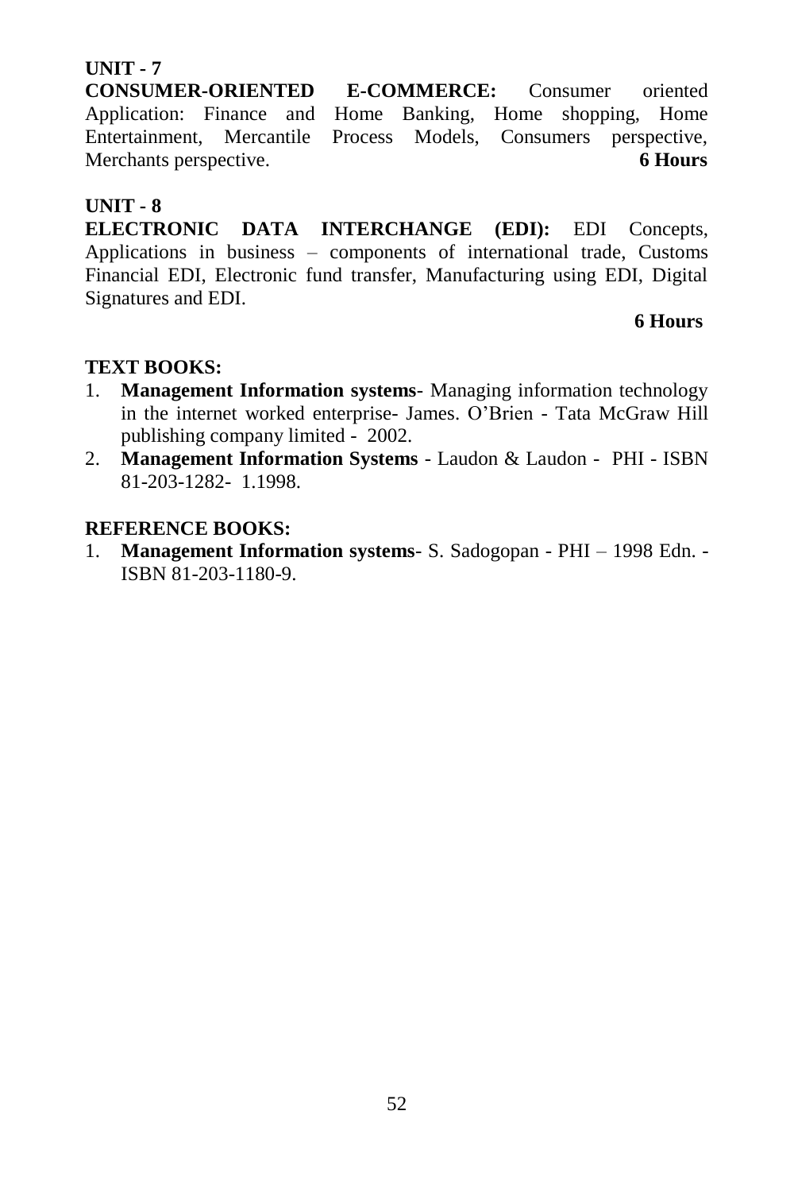**UNIT - 7**

**CONSUMER-ORIENTED E-COMMERCE:** Consumer oriented Application: Finance and Home Banking, Home shopping, Home Entertainment, Mercantile Process Models, Consumers perspective, Merchants perspective. **6 Hours**

**UNIT - 8**

**ELECTRONIC DATA INTERCHANGE (EDI):** EDI Concepts, Applications in business – components of international trade, Customs Financial EDI, Electronic fund transfer, Manufacturing using EDI, Digital Signatures and EDI.

**6 Hours**

**TEXT BOOKS:**

1. **Management Information systems**- Managing information technology in the internet worked enterprise- James. O'Brien - Tata McGraw Hill publishing company limited - 2002.
2. **Management Information Systems** - Laudon & Laudon - PHI - ISBN 81-203-1282- 1.1998.

**REFERENCE BOOKS:**

1. **Management Information systems**- S. Sadogopan - PHI – 1998 Edn. - ISBN 81-203-1180-9.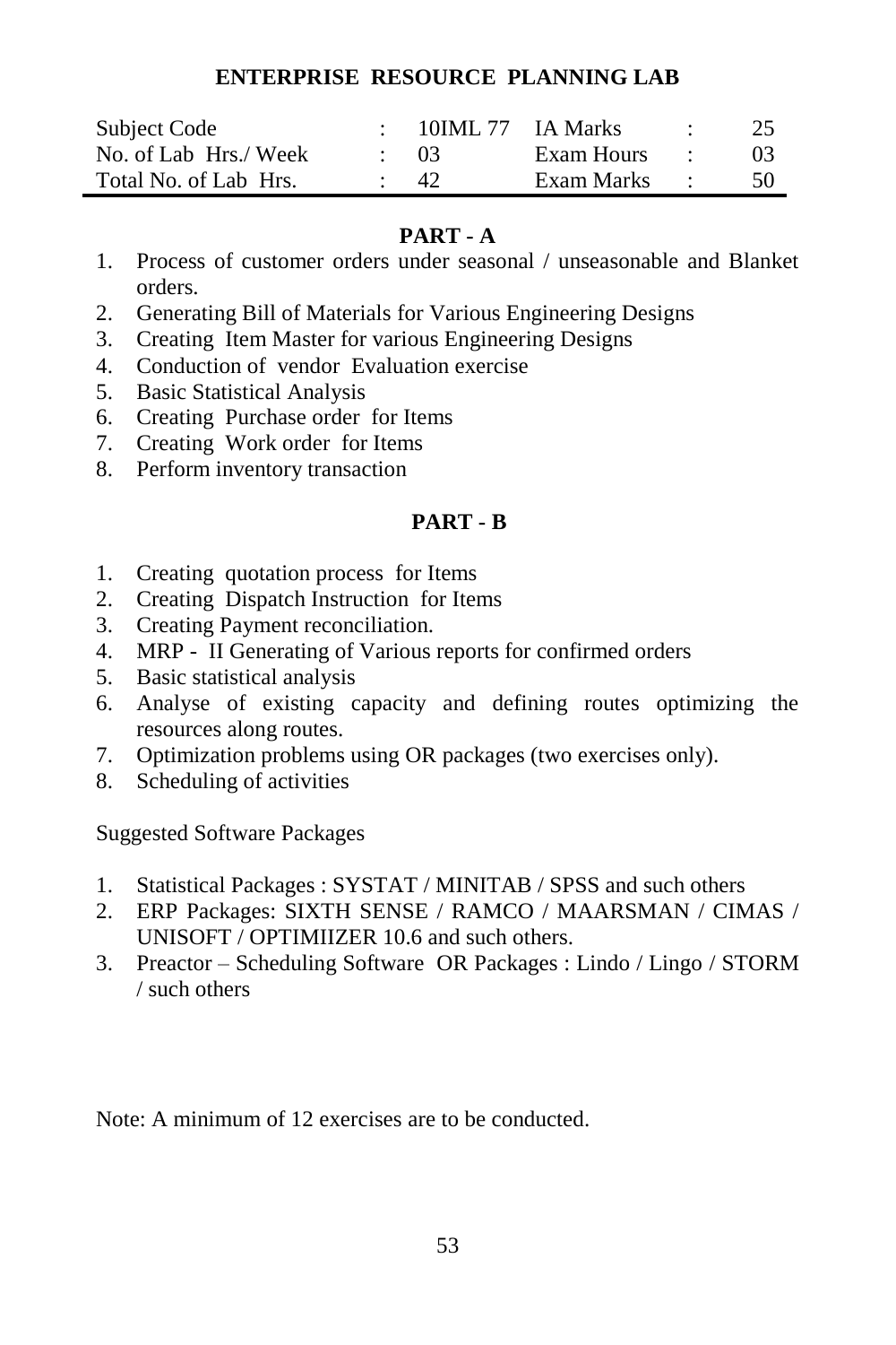## ENTERPRISE RESOURCE PLANNING LAB

| | | | | | |
|---|---|---|---|---|---|
| Subject Code | : | 10IML 77 | IA Marks | : | 25 |
| No. of Lab Hrs./ Week | : | 03 | Exam Hours | : | 03 |
| Total No. of Lab Hrs. | : | 42 | Exam Marks | : | 50 |

### PART - A

1. Process of customer orders under seasonal / unseasonable and Blanket orders.
2. Generating Bill of Materials for Various Engineering Designs
3. Creating Item Master for various Engineering Designs
4. Conduction of vendor Evaluation exercise
5. Basic Statistical Analysis
6. Creating Purchase order for Items
7. Creating Work order for Items
8. Perform inventory transaction

### PART - B

1. Creating quotation process for Items
2. Creating Dispatch Instruction for Items
3. Creating Payment reconciliation.
4. MRP - II Generating of Various reports for confirmed orders
5. Basic statistical analysis
6. Analyse of existing capacity and defining routes optimizing the resources along routes.
7. Optimization problems using OR packages (two exercises only).
8. Scheduling of activities

Suggested Software Packages

1. Statistical Packages : SYSTAT / MINITAB / SPSS and such others
2. ERP Packages: SIXTH SENSE / RAMCO / MAARSMAN / CIMAS / UNISOFT / OPTIMIIZER 10.6 and such others.
3. Preactor – Scheduling Software OR Packages : Lindo / Lingo / STORM / such others

Note: A minimum of 12 exercises are to be conducted.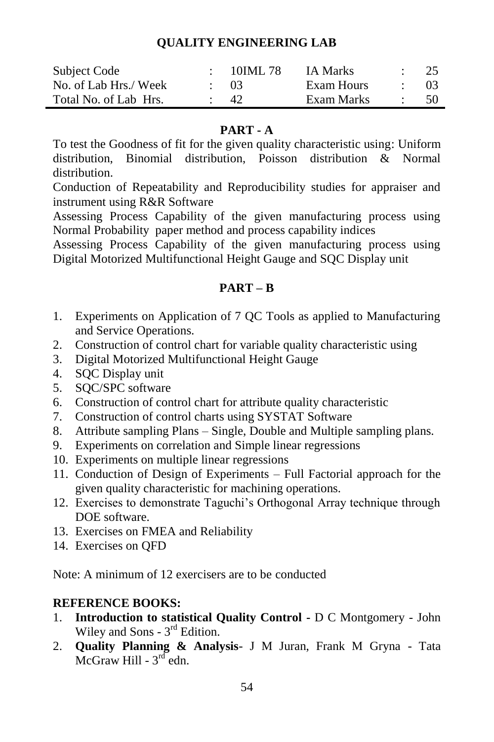# QUALITY ENGINEERING LAB

| Subject Code | : | 10IML 78 | IA Marks | : | 25 |
|---|---|---|---|---|---|
| No. of Lab Hrs./ Week | : | 03 | Exam Hours | : | 03 |
| Total No. of Lab Hrs. | : | 42 | Exam Marks | : | 50 |

## PART - A

To test the Goodness of fit for the given quality characteristic using: Uniform distribution, Binomial distribution, Poisson distribution & Normal distribution.

Conduction of Repeatability and Reproducibility studies for appraiser and instrument using R&R Software

Assessing Process Capability of the given manufacturing process using Normal Probability paper method and process capability indices

Assessing Process Capability of the given manufacturing process using Digital Motorized Multifunctional Height Gauge and SQC Display unit

## PART – B

1. Experiments on Application of 7 QC Tools as applied to Manufacturing and Service Operations.
2. Construction of control chart for variable quality characteristic using
3. Digital Motorized Multifunctional Height Gauge
4. SQC Display unit
5. SQC/SPC software
6. Construction of control chart for attribute quality characteristic
7. Construction of control charts using SYSTAT Software
8. Attribute sampling Plans – Single, Double and Multiple sampling plans.
9. Experiments on correlation and Simple linear regressions
10. Experiments on multiple linear regressions
11. Conduction of Design of Experiments – Full Factorial approach for the given quality characteristic for machining operations.
12. Exercises to demonstrate Taguchi's Orthogonal Array technique through DOE software.
13. Exercises on FMEA and Reliability
14. Exercises on QFD

Note: A minimum of 12 exercisers are to be conducted

**REFERENCE BOOKS:**

1. **Introduction to statistical Quality Control** - D C Montgomery - John Wiley and Sons - 3rd Edition.
2. **Quality Planning & Analysis**- J M Juran, Frank M Gryna - Tata McGraw Hill - 3rd edn.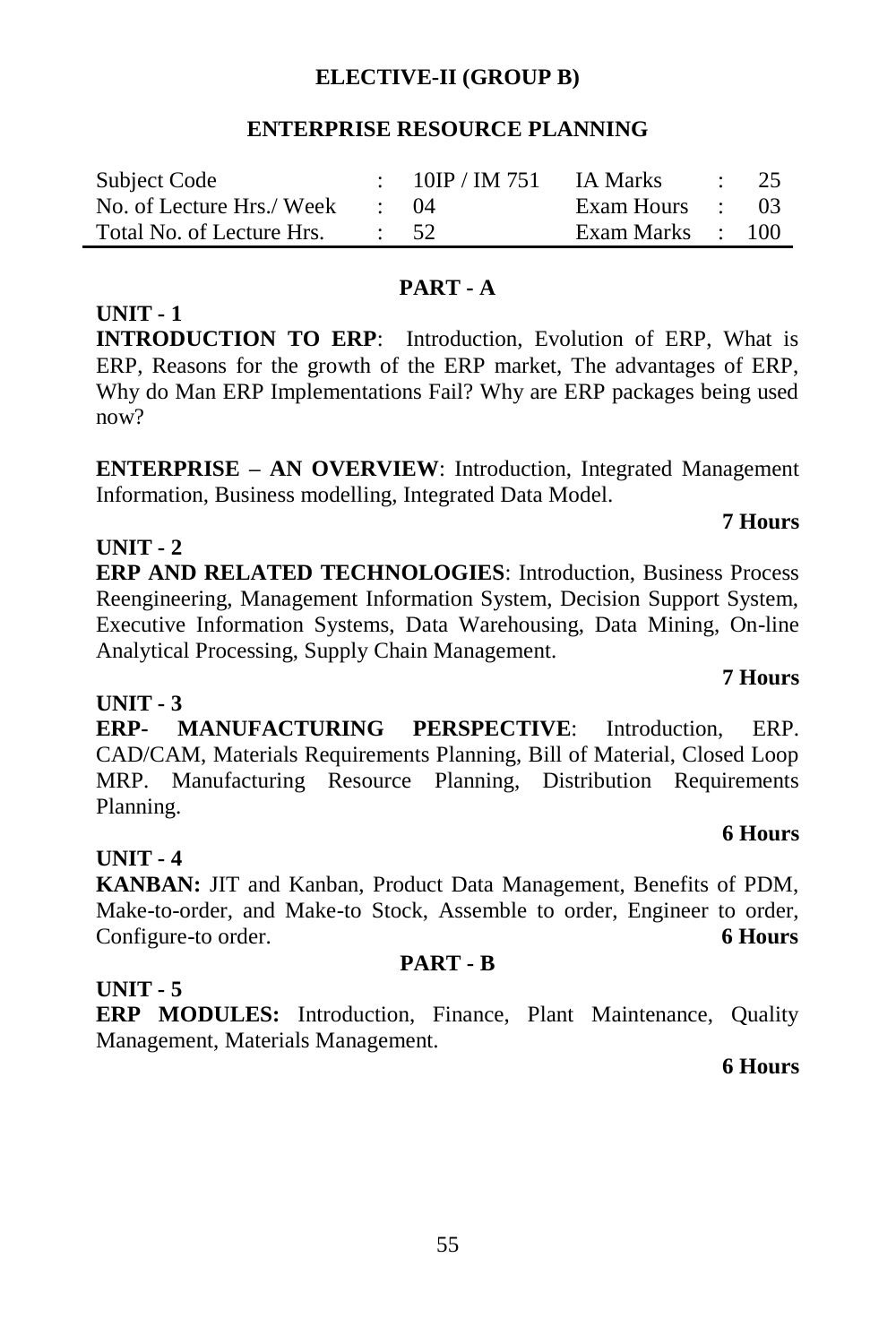## ELECTIVE-II (GROUP B)

## ENTERPRISE RESOURCE PLANNING

| Subject Code | : | 10IP / IM 751 | IA Marks | : | 25 |
|---|---|---|---|---|---|
| No. of Lecture Hrs./ Week | : | 04 | Exam Hours | : | 03 |
| Total No. of Lecture Hrs. | : | 52 | Exam Marks | : | 100 |

### PART - A

**UNIT - 1**

**INTRODUCTION TO ERP**: Introduction, Evolution of ERP, What is ERP, Reasons for the growth of the ERP market, The advantages of ERP, Why do Man ERP Implementations Fail? Why are ERP packages being used now?

**ENTERPRISE – AN OVERVIEW**: Introduction, Integrated Management Information, Business modelling, Integrated Data Model.

**7 Hours**

**UNIT - 2**

**ERP AND RELATED TECHNOLOGIES**: Introduction, Business Process Reengineering, Management Information System, Decision Support System, Executive Information Systems, Data Warehousing, Data Mining, On-line Analytical Processing, Supply Chain Management.

**7 Hours**

**UNIT - 3**

**ERP- MANUFACTURING PERSPECTIVE**: Introduction, ERP. CAD/CAM, Materials Requirements Planning, Bill of Material, Closed Loop MRP. Manufacturing Resource Planning, Distribution Requirements Planning.

**6 Hours**

**UNIT - 4**

**KANBAN:** JIT and Kanban, Product Data Management, Benefits of PDM, Make-to-order, and Make-to Stock, Assemble to order, Engineer to order, Configure-to order. **6 Hours**

### PART - B

**UNIT - 5**

**ERP MODULES:** Introduction, Finance, Plant Maintenance, Quality Management, Materials Management.

**6 Hours**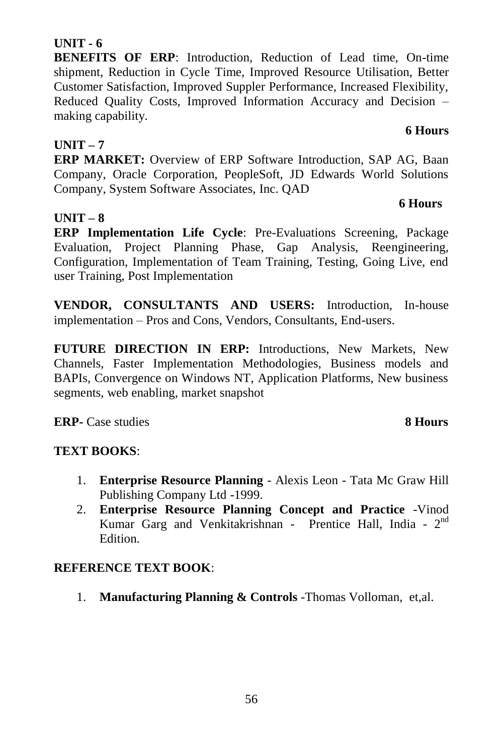**UNIT - 6**

**BENEFITS OF ERP**: Introduction, Reduction of Lead time, On-time shipment, Reduction in Cycle Time, Improved Resource Utilisation, Better Customer Satisfaction, Improved Suppler Performance, Increased Flexibility, Reduced Quality Costs, Improved Information Accuracy and Decision – making capability.

**6 Hours**

**UNIT – 7**

**ERP MARKET:** Overview of ERP Software Introduction, SAP AG, Baan Company, Oracle Corporation, PeopleSoft, JD Edwards World Solutions Company, System Software Associates, Inc. QAD

**6 Hours**

**UNIT – 8**

**ERP Implementation Life Cycle**: Pre-Evaluations Screening, Package Evaluation, Project Planning Phase, Gap Analysis, Reengineering, Configuration, Implementation of Team Training, Testing, Going Live, end user Training, Post Implementation

**VENDOR, CONSULTANTS AND USERS:** Introduction, In-house implementation – Pros and Cons, Vendors, Consultants, End-users.

**FUTURE DIRECTION IN ERP:** Introductions, New Markets, New Channels, Faster Implementation Methodologies, Business models and BAPIs, Convergence on Windows NT, Application Platforms, New business segments, web enabling, market snapshot

**ERP-** Case studies **8 Hours**

**TEXT BOOKS**:

1. **Enterprise Resource Planning** - Alexis Leon - Tata Mc Graw Hill Publishing Company Ltd -1999.
2. **Enterprise Resource Planning Concept and Practice** -Vinod Kumar Garg and Venkitakrishnan - Prentice Hall, India - 2nd Edition.

**REFERENCE TEXT BOOK**:

1. **Manufacturing Planning & Controls** -Thomas Volloman, et,al.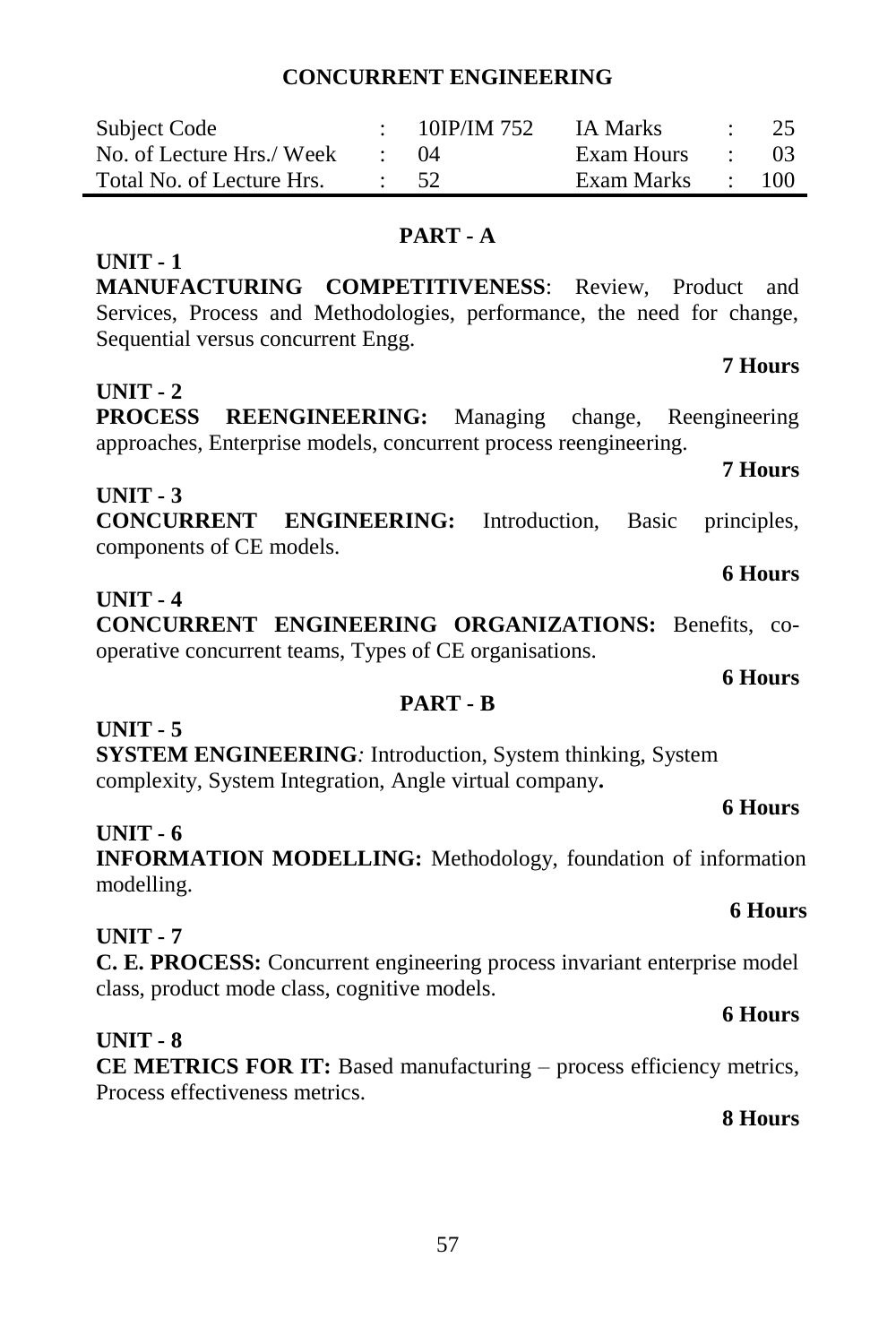## CONCURRENT ENGINEERING

| Subject Code | : | 10IP/IM 752 | IA Marks | : | 25 |
|---|---|---|---|---|---|
| No. of Lecture Hrs./ Week | : | 04 | Exam Hours | : | 03 |
| Total No. of Lecture Hrs. | : | 52 | Exam Marks | : | 100 |

### PART - A

**UNIT - 1**

**MANUFACTURING COMPETITIVENESS**: Review, Product and Services, Process and Methodologies, performance, the need for change, Sequential versus concurrent Engg.

**7 Hours**

**UNIT - 2**

**PROCESS REENGINEERING:** Managing change, Reengineering approaches, Enterprise models, concurrent process reengineering.

**7 Hours**

**UNIT - 3**

**CONCURRENT ENGINEERING:** Introduction, Basic principles, components of CE models.

**6 Hours**

**UNIT - 4**

**CONCURRENT ENGINEERING ORGANIZATIONS:** Benefits, co-operative concurrent teams, Types of CE organisations.

**6 Hours**

### PART - B

**UNIT - 5**

**SYSTEM ENGINEERING***:* Introduction, System thinking, System complexity, System Integration, Angle virtual company**.**

**6 Hours**

**UNIT - 6**

**INFORMATION MODELLING:** Methodology, foundation of information modelling.

**6 Hours**

**UNIT - 7**

**C. E. PROCESS:** Concurrent engineering process invariant enterprise model class, product mode class, cognitive models.

**6 Hours**

**UNIT - 8**

**CE METRICS FOR IT:** Based manufacturing – process efficiency metrics, Process effectiveness metrics.

**8 Hours**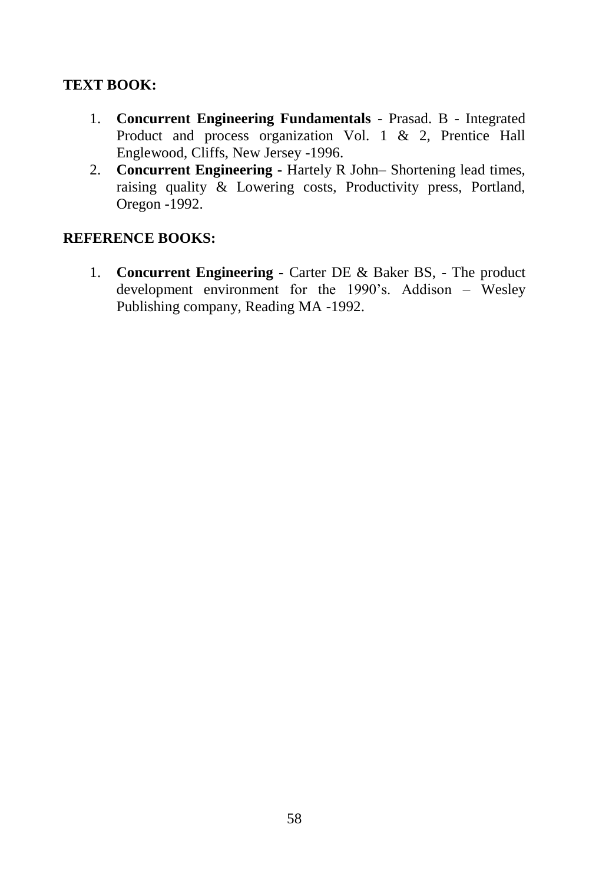**TEXT BOOK:**

1. **Concurrent Engineering Fundamentals** - Prasad. B - Integrated Product and process organization Vol. 1 & 2, Prentice Hall Englewood, Cliffs, New Jersey -1996.
2. **Concurrent Engineering -** Hartely R John– Shortening lead times, raising quality & Lowering costs, Productivity press, Portland, Oregon -1992.

**REFERENCE BOOKS:**

1. **Concurrent Engineering -** Carter DE & Baker BS, - The product development environment for the 1990's. Addison – Wesley Publishing company, Reading MA -1992.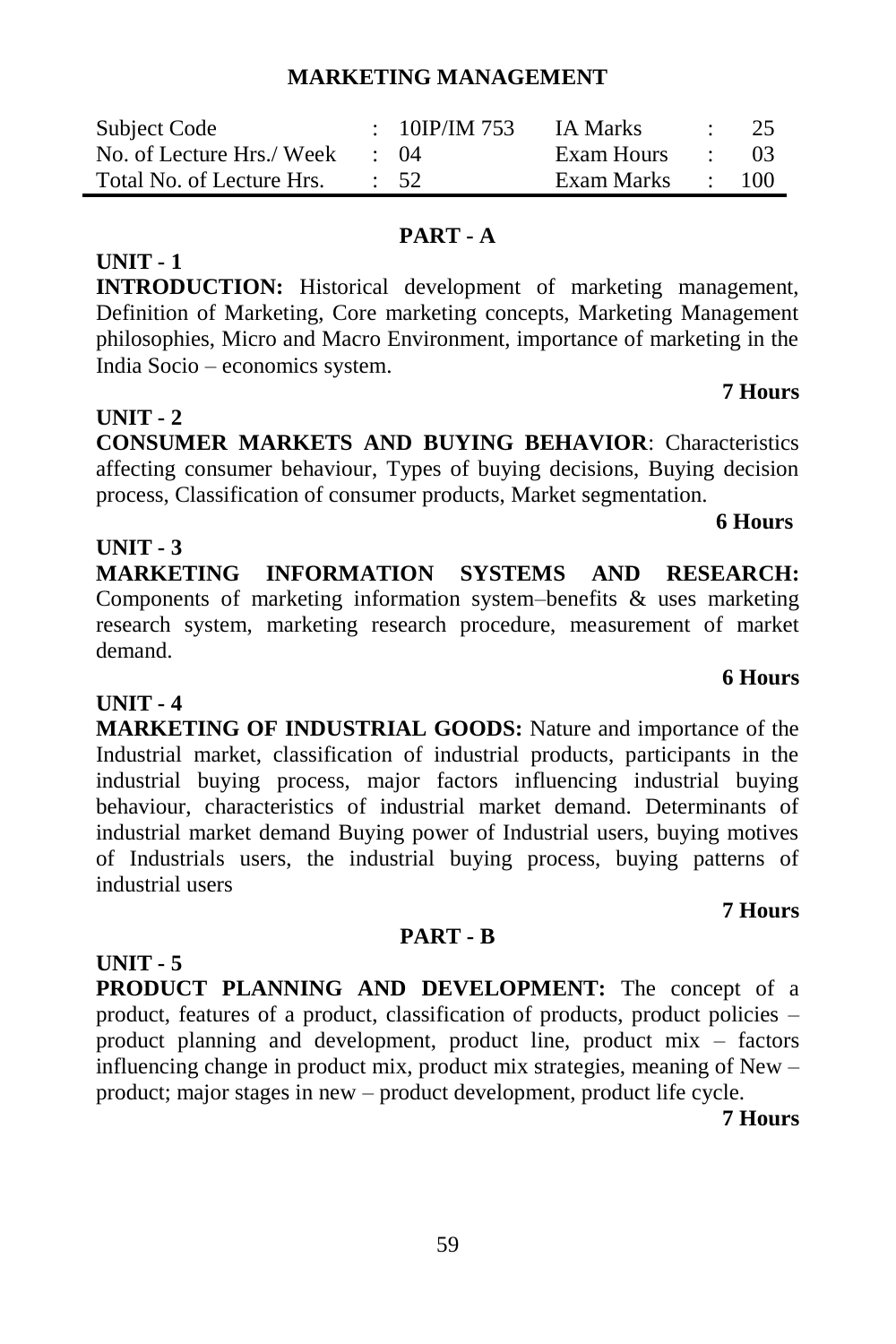# MARKETING MANAGEMENT

| Subject Code | : 10IP/IM 753 | IA Marks | : 25 |
|---|---|---|---|
| No. of Lecture Hrs./ Week | : 04 | Exam Hours | : 03 |
| Total No. of Lecture Hrs. | : 52 | Exam Marks | : 100 |

## PART - A

### UNIT - 1

**INTRODUCTION:** Historical development of marketing management, Definition of Marketing, Core marketing concepts, Marketing Management philosophies, Micro and Macro Environment, importance of marketing in the India Socio – economics system.

**7 Hours**

### UNIT - 2

**CONSUMER MARKETS AND BUYING BEHAVIOR**: Characteristics affecting consumer behaviour, Types of buying decisions, Buying decision process, Classification of consumer products, Market segmentation.

**6 Hours**

### UNIT - 3

**MARKETING INFORMATION SYSTEMS AND RESEARCH:** Components of marketing information system–benefits & uses marketing research system, marketing research procedure, measurement of market demand.

**6 Hours**

### UNIT - 4

**MARKETING OF INDUSTRIAL GOODS:** Nature and importance of the Industrial market, classification of industrial products, participants in the industrial buying process, major factors influencing industrial buying behaviour, characteristics of industrial market demand. Determinants of industrial market demand Buying power of Industrial users, buying motives of Industrials users, the industrial buying process, buying patterns of industrial users

**7 Hours**

## PART - B

### UNIT - 5

**PRODUCT PLANNING AND DEVELOPMENT:** The concept of a product, features of a product, classification of products, product policies – product planning and development, product line, product mix – factors influencing change in product mix, product mix strategies, meaning of New – product; major stages in new – product development, product life cycle.

**7 Hours**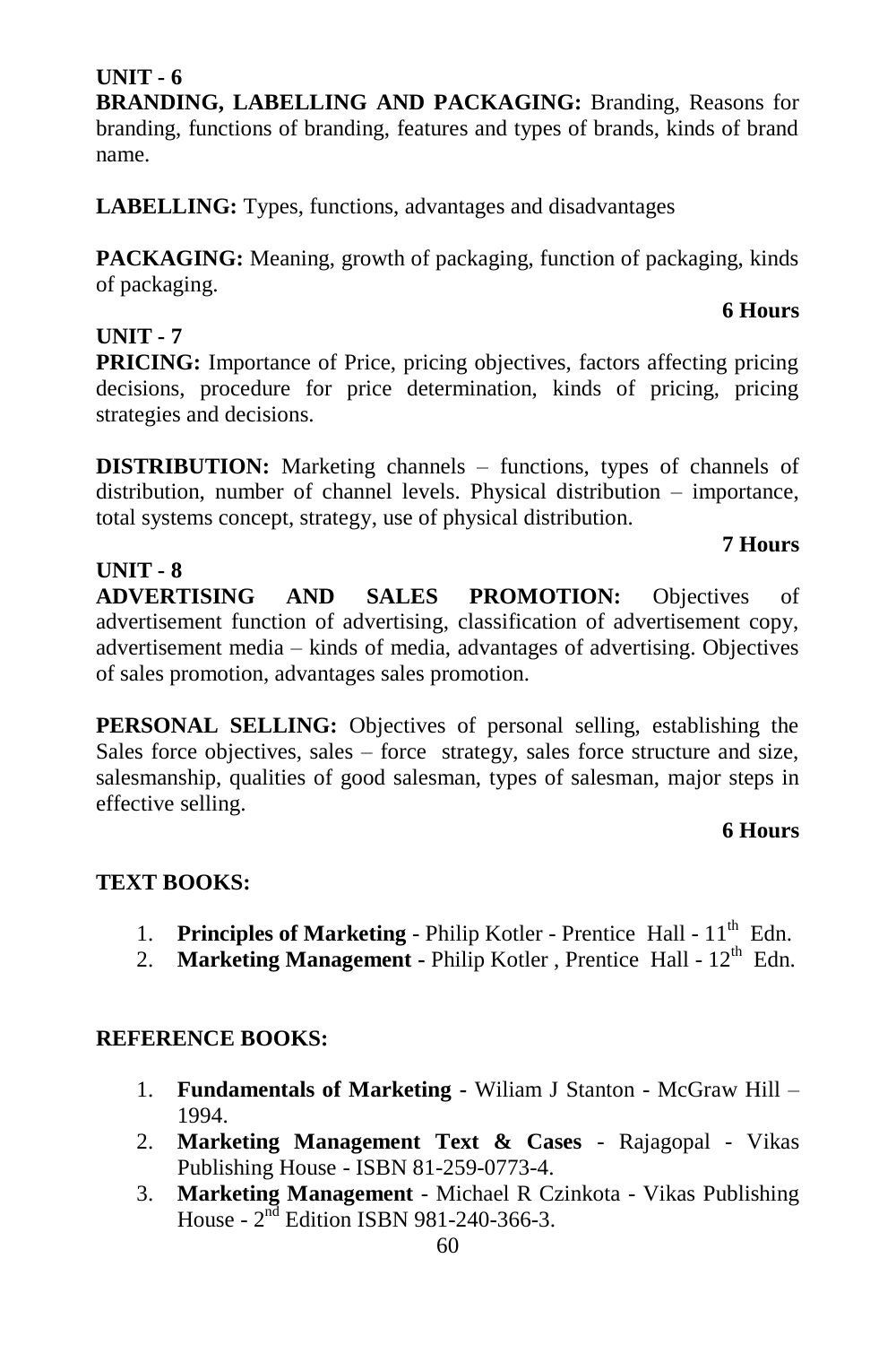**UNIT - 6**

**BRANDING, LABELLING AND PACKAGING:** Branding, Reasons for branding, functions of branding, features and types of brands, kinds of brand name.

**LABELLING:** Types, functions, advantages and disadvantages

**PACKAGING:** Meaning, growth of packaging, function of packaging, kinds of packaging.

**6 Hours**

**UNIT - 7**

**PRICING:** Importance of Price, pricing objectives, factors affecting pricing decisions, procedure for price determination, kinds of pricing, pricing strategies and decisions.

**DISTRIBUTION:** Marketing channels – functions, types of channels of distribution, number of channel levels. Physical distribution – importance, total systems concept, strategy, use of physical distribution.

**7 Hours**

**UNIT - 8**

**ADVERTISING AND SALES PROMOTION:** Objectives of advertisement function of advertising, classification of advertisement copy, advertisement media – kinds of media, advantages of advertising. Objectives of sales promotion, advantages sales promotion.

**PERSONAL SELLING:** Objectives of personal selling, establishing the Sales force objectives, sales – force strategy, sales force structure and size, salesmanship, qualities of good salesman, types of salesman, major steps in effective selling.

**6 Hours**

**TEXT BOOKS:**

1. **Principles of Marketing** - Philip Kotler - Prentice Hall - 11th Edn.
2. **Marketing Management -** Philip Kotler , Prentice Hall - 12th Edn.

**REFERENCE BOOKS:**

1. **Fundamentals of Marketing -** Wiliam J Stanton - McGraw Hill – 1994.
2. **Marketing Management Text & Cases** - Rajagopal - Vikas Publishing House - ISBN 81-259-0773-4.
3. **Marketing Management** - Michael R Czinkota - Vikas Publishing House - 2nd Edition ISBN 981-240-366-3.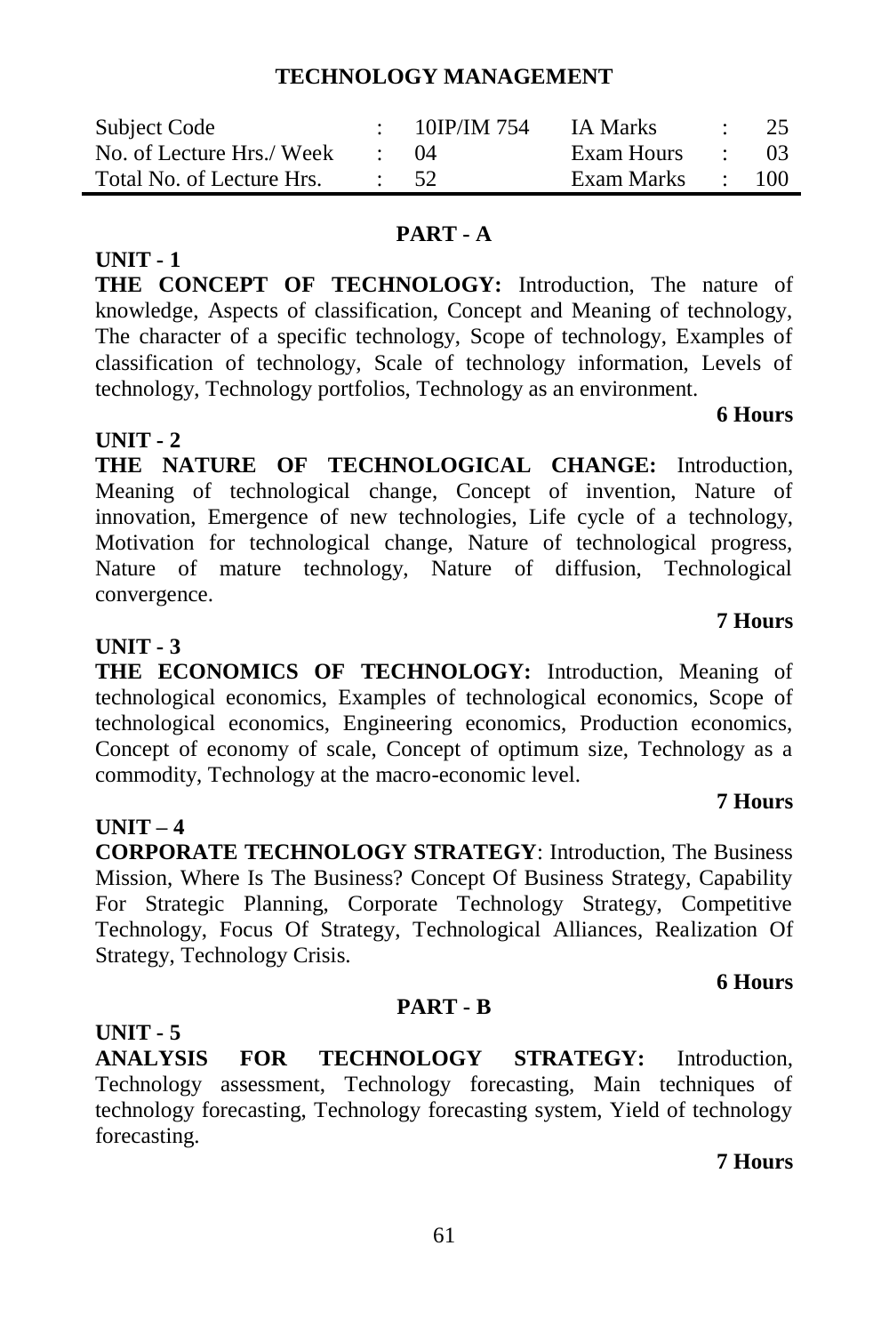# TECHNOLOGY MANAGEMENT

| Subject Code | : | 10IP/IM 754 | IA Marks | : | 25 |
|---|---|---|---|---|---|
| No. of Lecture Hrs./ Week | : | 04 | Exam Hours | : | 03 |
| Total No. of Lecture Hrs. | : | 52 | Exam Marks | : | 100 |

## PART - A

### UNIT - 1

**THE CONCEPT OF TECHNOLOGY:** Introduction, The nature of knowledge, Aspects of classification, Concept and Meaning of technology, The character of a specific technology, Scope of technology, Examples of classification of technology, Scale of technology information, Levels of technology, Technology portfolios, Technology as an environment.

**6 Hours**

### UNIT - 2

**THE NATURE OF TECHNOLOGICAL CHANGE:** Introduction, Meaning of technological change, Concept of invention, Nature of innovation, Emergence of new technologies, Life cycle of a technology, Motivation for technological change, Nature of technological progress, Nature of mature technology, Nature of diffusion, Technological convergence.

**7 Hours**

### UNIT - 3

**THE ECONOMICS OF TECHNOLOGY:** Introduction, Meaning of technological economics, Examples of technological economics, Scope of technological economics, Engineering economics, Production economics, Concept of economy of scale, Concept of optimum size, Technology as a commodity, Technology at the macro-economic level.

**7 Hours**

### UNIT – 4

**CORPORATE TECHNOLOGY STRATEGY**: Introduction, The Business Mission, Where Is The Business? Concept Of Business Strategy, Capability For Strategic Planning, Corporate Technology Strategy, Competitive Technology, Focus Of Strategy, Technological Alliances, Realization Of Strategy, Technology Crisis.

**6 Hours**

## PART - B

### UNIT - 5

**ANALYSIS FOR TECHNOLOGY STRATEGY:** Introduction, Technology assessment, Technology forecasting, Main techniques of technology forecasting, Technology forecasting system, Yield of technology forecasting.

**7 Hours**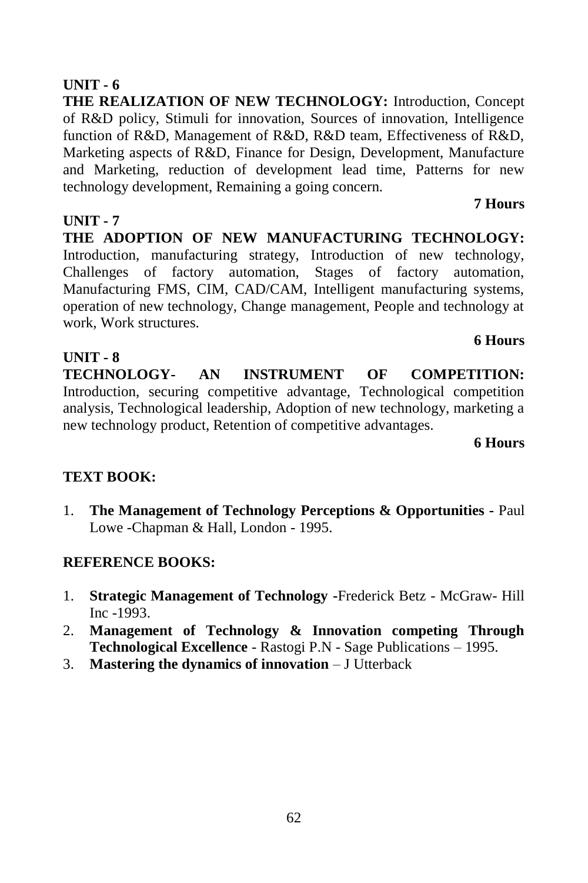**UNIT - 6**

**THE REALIZATION OF NEW TECHNOLOGY:** Introduction, Concept of R&D policy, Stimuli for innovation, Sources of innovation, Intelligence function of R&D, Management of R&D, R&D team, Effectiveness of R&D, Marketing aspects of R&D, Finance for Design, Development, Manufacture and Marketing, reduction of development lead time, Patterns for new technology development, Remaining a going concern.

**7 Hours**

**UNIT - 7**

**THE ADOPTION OF NEW MANUFACTURING TECHNOLOGY:** Introduction, manufacturing strategy, Introduction of new technology, Challenges of factory automation, Stages of factory automation, Manufacturing FMS, CIM, CAD/CAM, Intelligent manufacturing systems, operation of new technology, Change management, People and technology at work, Work structures.

**6 Hours**

**UNIT - 8**

**TECHNOLOGY- AN INSTRUMENT OF COMPETITION:** Introduction, securing competitive advantage, Technological competition analysis, Technological leadership, Adoption of new technology, marketing a new technology product, Retention of competitive advantages.

**6 Hours**

**TEXT BOOK:**

1. **The Management of Technology Perceptions & Opportunities -** Paul Lowe -Chapman & Hall, London - 1995.

**REFERENCE BOOKS:**

1. **Strategic Management of Technology -**Frederick Betz - McGraw- Hill Inc -1993.
2. **Management of Technology & Innovation competing Through Technological Excellence** - Rastogi P.N - Sage Publications – 1995.
3. **Mastering the dynamics of innovation** – J Utterback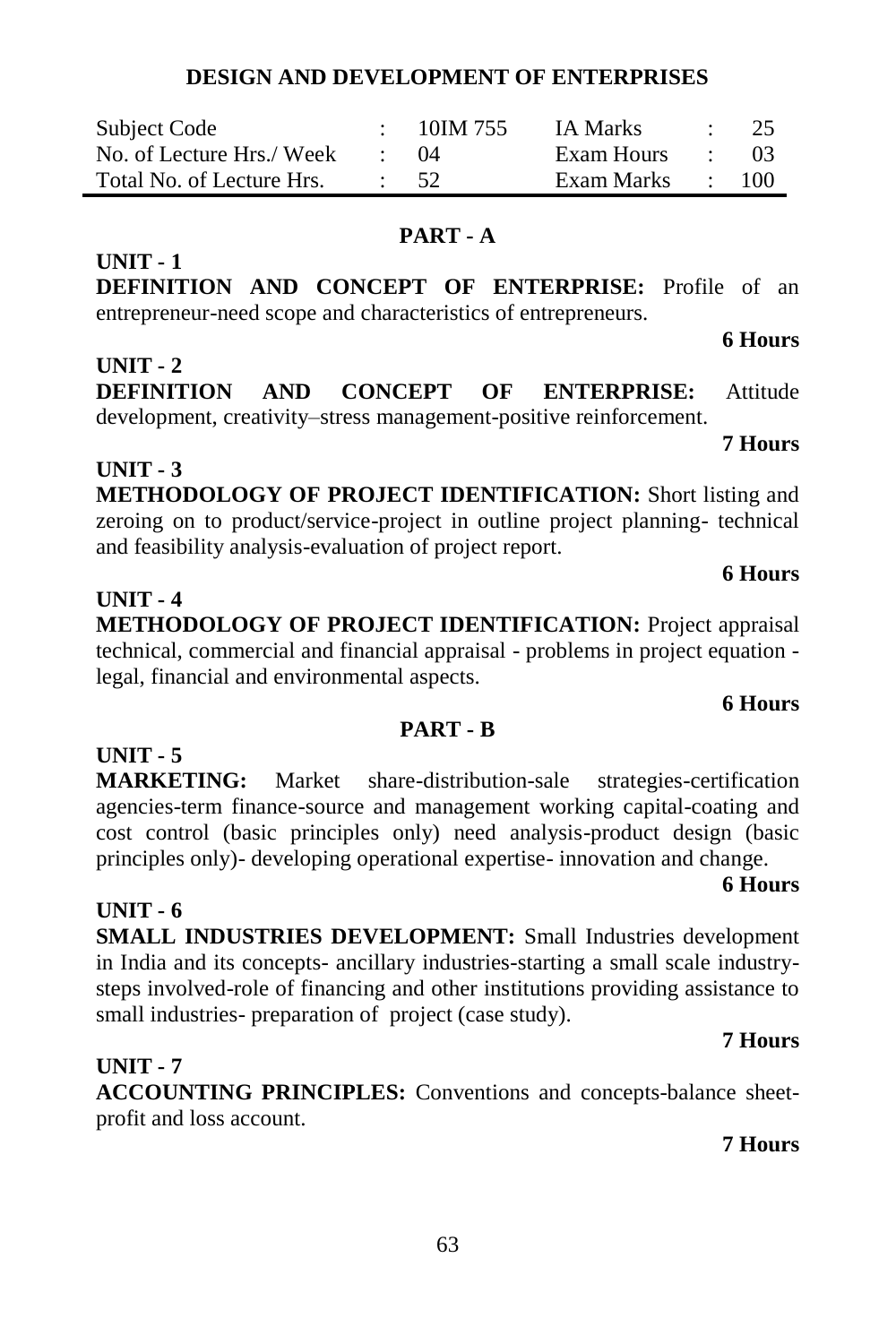## DESIGN AND DEVELOPMENT OF ENTERPRISES

| Subject Code | : | 10IM 755 | IA Marks | : | 25 |
|---|---|---|---|---|---|
| No. of Lecture Hrs./ Week | : | 04 | Exam Hours | : | 03 |
| Total No. of Lecture Hrs. | : | 52 | Exam Marks | : | 100 |

### PART - A

**UNIT - 1**

**DEFINITION AND CONCEPT OF ENTERPRISE:** Profile of an entrepreneur-need scope and characteristics of entrepreneurs.

**6 Hours**

**UNIT - 2**

**DEFINITION AND CONCEPT OF ENTERPRISE:** Attitude development, creativity–stress management-positive reinforcement.

**7 Hours**

**UNIT - 3**

**METHODOLOGY OF PROJECT IDENTIFICATION:** Short listing and zeroing on to product/service-project in outline project planning- technical and feasibility analysis-evaluation of project report.

**6 Hours**

**UNIT - 4**

**METHODOLOGY OF PROJECT IDENTIFICATION:** Project appraisal technical, commercial and financial appraisal - problems in project equation - legal, financial and environmental aspects.

**6 Hours**

### PART - B

**UNIT - 5**

**MARKETING:** Market share-distribution-sale strategies-certification agencies-term finance-source and management working capital-coating and cost control (basic principles only) need analysis-product design (basic principles only)- developing operational expertise- innovation and change.

**6 Hours**

**UNIT - 6**

**SMALL INDUSTRIES DEVELOPMENT:** Small Industries development in India and its concepts- ancillary industries-starting a small scale industry-steps involved-role of financing and other institutions providing assistance to small industries- preparation of project (case study).

**7 Hours**

**UNIT - 7**

**ACCOUNTING PRINCIPLES:** Conventions and concepts-balance sheet-profit and loss account.

**7 Hours**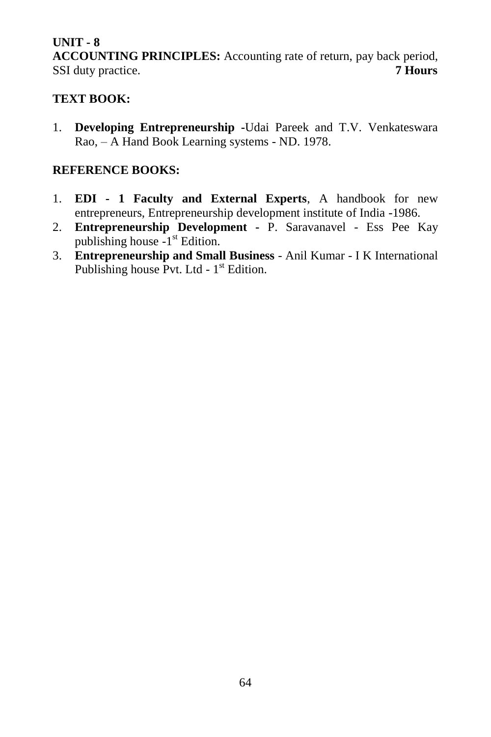**UNIT - 8**

**ACCOUNTING PRINCIPLES:** Accounting rate of return, pay back period, SSI duty practice. **7 Hours**

**TEXT BOOK:**

1. **Developing Entrepreneurship -**Udai Pareek and T.V. Venkateswara Rao, – A Hand Book Learning systems - ND. 1978.

**REFERENCE BOOKS:**

1. **EDI - 1 Faculty and External Experts**, A handbook for new entrepreneurs, Entrepreneurship development institute of India -1986.
2. **Entrepreneurship Development -** P. Saravanavel - Ess Pee Kay publishing house -1st Edition.
3. **Entrepreneurship and Small Business** - Anil Kumar - I K International Publishing house Pvt. Ltd - 1st Edition.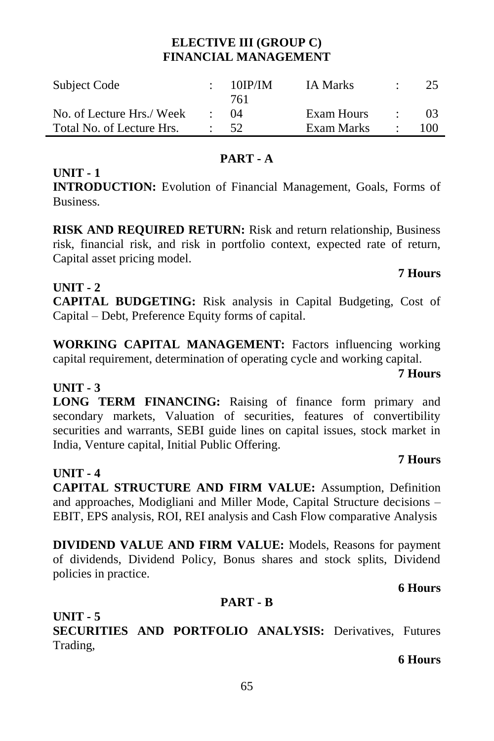## ELECTIVE III (GROUP C)
## FINANCIAL MANAGEMENT

| Subject Code | : | 10IP/IM 761 | IA Marks | : | 25 |
|---|---|---|---|---|---|
| No. of Lecture Hrs./ Week | : | 04 | Exam Hours | : | 03 |
| Total No. of Lecture Hrs. | : | 52 | Exam Marks | : | 100 |

### PART - A

**UNIT - 1**

**INTRODUCTION:** Evolution of Financial Management, Goals, Forms of Business.

**RISK AND REQUIRED RETURN:** Risk and return relationship, Business risk, financial risk, and risk in portfolio context, expected rate of return, Capital asset pricing model.

**7 Hours**

**UNIT - 2**

**CAPITAL BUDGETING:** Risk analysis in Capital Budgeting, Cost of Capital – Debt, Preference Equity forms of capital.

**WORKING CAPITAL MANAGEMENT:** Factors influencing working capital requirement, determination of operating cycle and working capital.

**7 Hours**

**UNIT - 3**

**LONG TERM FINANCING:** Raising of finance form primary and secondary markets, Valuation of securities, features of convertibility securities and warrants, SEBI guide lines on capital issues, stock market in India, Venture capital, Initial Public Offering.

**7 Hours**

**UNIT - 4**

**CAPITAL STRUCTURE AND FIRM VALUE:** Assumption, Definition and approaches, Modigliani and Miller Mode, Capital Structure decisions – EBIT, EPS analysis, ROI, REI analysis and Cash Flow comparative Analysis

**DIVIDEND VALUE AND FIRM VALUE:** Models, Reasons for payment of dividends, Dividend Policy, Bonus shares and stock splits, Dividend policies in practice.

**6 Hours**

### PART - B

**UNIT - 5**

**SECURITIES AND PORTFOLIO ANALYSIS:** Derivatives, Futures Trading,

**6 Hours**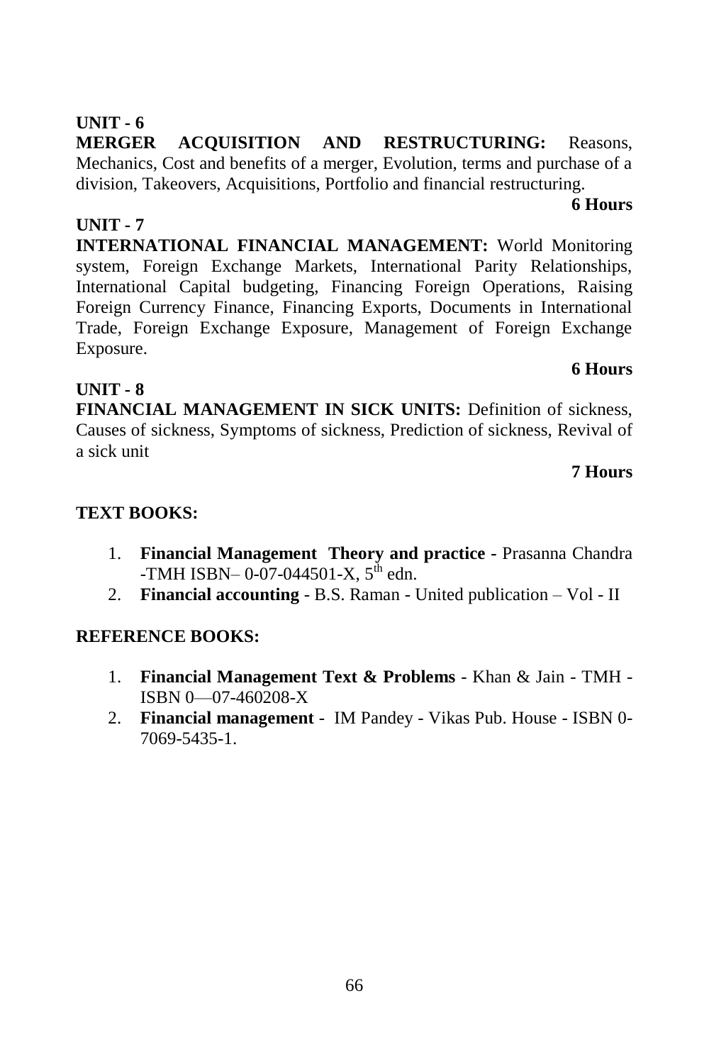**UNIT - 6**

**MERGER ACQUISITION AND RESTRUCTURING:** Reasons, Mechanics, Cost and benefits of a merger, Evolution, terms and purchase of a division, Takeovers, Acquisitions, Portfolio and financial restructuring.

**6 Hours**

**UNIT - 7**

**INTERNATIONAL FINANCIAL MANAGEMENT:** World Monitoring system, Foreign Exchange Markets, International Parity Relationships, International Capital budgeting, Financing Foreign Operations, Raising Foreign Currency Finance, Financing Exports, Documents in International Trade, Foreign Exchange Exposure, Management of Foreign Exchange Exposure.

**6 Hours**

**UNIT - 8**

**FINANCIAL MANAGEMENT IN SICK UNITS:** Definition of sickness, Causes of sickness, Symptoms of sickness, Prediction of sickness, Revival of a sick unit

**7 Hours**

**TEXT BOOKS:**

1. **Financial Management Theory and practice** - Prasanna Chandra -TMH ISBN– 0-07-044501-X, 5th edn.
2. **Financial accounting** - B.S. Raman - United publication – Vol - II

**REFERENCE BOOKS:**

1. **Financial Management Text & Problems** - Khan & Jain - TMH - ISBN 0—07-460208-X
2. **Financial management** - IM Pandey - Vikas Pub. House - ISBN 0-7069-5435-1.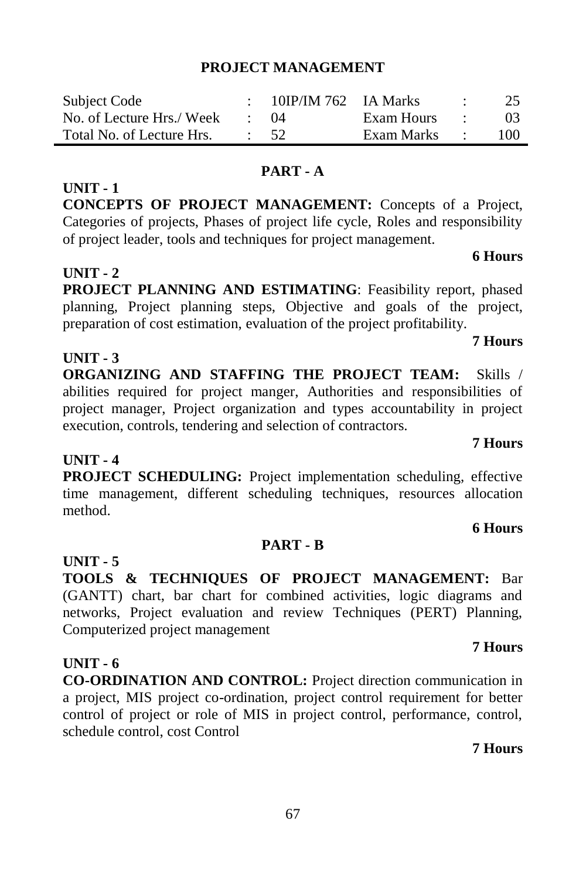# PROJECT MANAGEMENT

| Subject Code | : | 10IP/IM 762 | IA Marks | : | 25 |
|---|---|---|---|---|---|
| No. of Lecture Hrs./ Week | : | 04 | Exam Hours | : | 03 |
| Total No. of Lecture Hrs. | : | 52 | Exam Marks | : | 100 |

## PART - A

**UNIT - 1**

**CONCEPTS OF PROJECT MANAGEMENT:** Concepts of a Project, Categories of projects, Phases of project life cycle, Roles and responsibility of project leader, tools and techniques for project management.

**6 Hours**

**UNIT - 2**

**PROJECT PLANNING AND ESTIMATING**: Feasibility report, phased planning, Project planning steps, Objective and goals of the project, preparation of cost estimation, evaluation of the project profitability.

**7 Hours**

**UNIT - 3**

**ORGANIZING AND STAFFING THE PROJECT TEAM:** Skills / abilities required for project manger, Authorities and responsibilities of project manager, Project organization and types accountability in project execution, controls, tendering and selection of contractors.

**7 Hours**

**UNIT - 4**

**PROJECT SCHEDULING:** Project implementation scheduling, effective time management, different scheduling techniques, resources allocation method.

**6 Hours**

## PART - B

**UNIT - 5**

**TOOLS & TECHNIQUES OF PROJECT MANAGEMENT:** Bar (GANTT) chart, bar chart for combined activities, logic diagrams and networks, Project evaluation and review Techniques (PERT) Planning, Computerized project management

**7 Hours**

**UNIT - 6**

**CO-ORDINATION AND CONTROL:** Project direction communication in a project, MIS project co-ordination, project control requirement for better control of project or role of MIS in project control, performance, control, schedule control, cost Control

**7 Hours**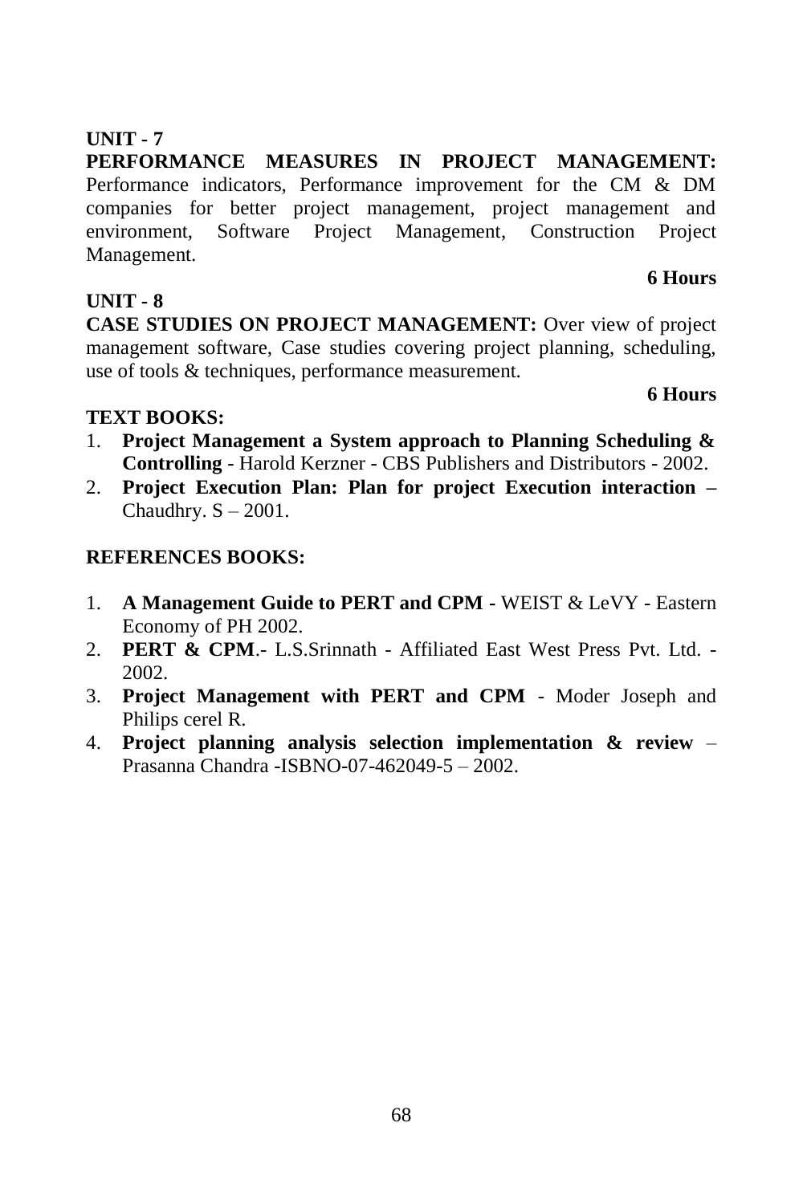**UNIT - 7**

**PERFORMANCE MEASURES IN PROJECT MANAGEMENT:** Performance indicators, Performance improvement for the CM & DM companies for better project management, project management and environment, Software Project Management, Construction Project Management.

**6 Hours**

**UNIT - 8**

**CASE STUDIES ON PROJECT MANAGEMENT:** Over view of project management software, Case studies covering project planning, scheduling, use of tools & techniques, performance measurement.

**6 Hours**

**TEXT BOOKS:**

1. **Project Management a System approach to Planning Scheduling & Controlling** - Harold Kerzner - CBS Publishers and Distributors - 2002.
2. **Project Execution Plan: Plan for project Execution interaction –** Chaudhry. S – 2001.

**REFERENCES BOOKS:**

1. **A Management Guide to PERT and CPM** - WEIST & LeVY - Eastern Economy of PH 2002.
2. **PERT & CPM**.- L.S.Srinnath - Affiliated East West Press Pvt. Ltd. - 2002.
3. **Project Management with PERT and CPM** - Moder Joseph and Philips cerel R.
4. **Project planning analysis selection implementation & review** – Prasanna Chandra -ISBNO-07-462049-5 – 2002.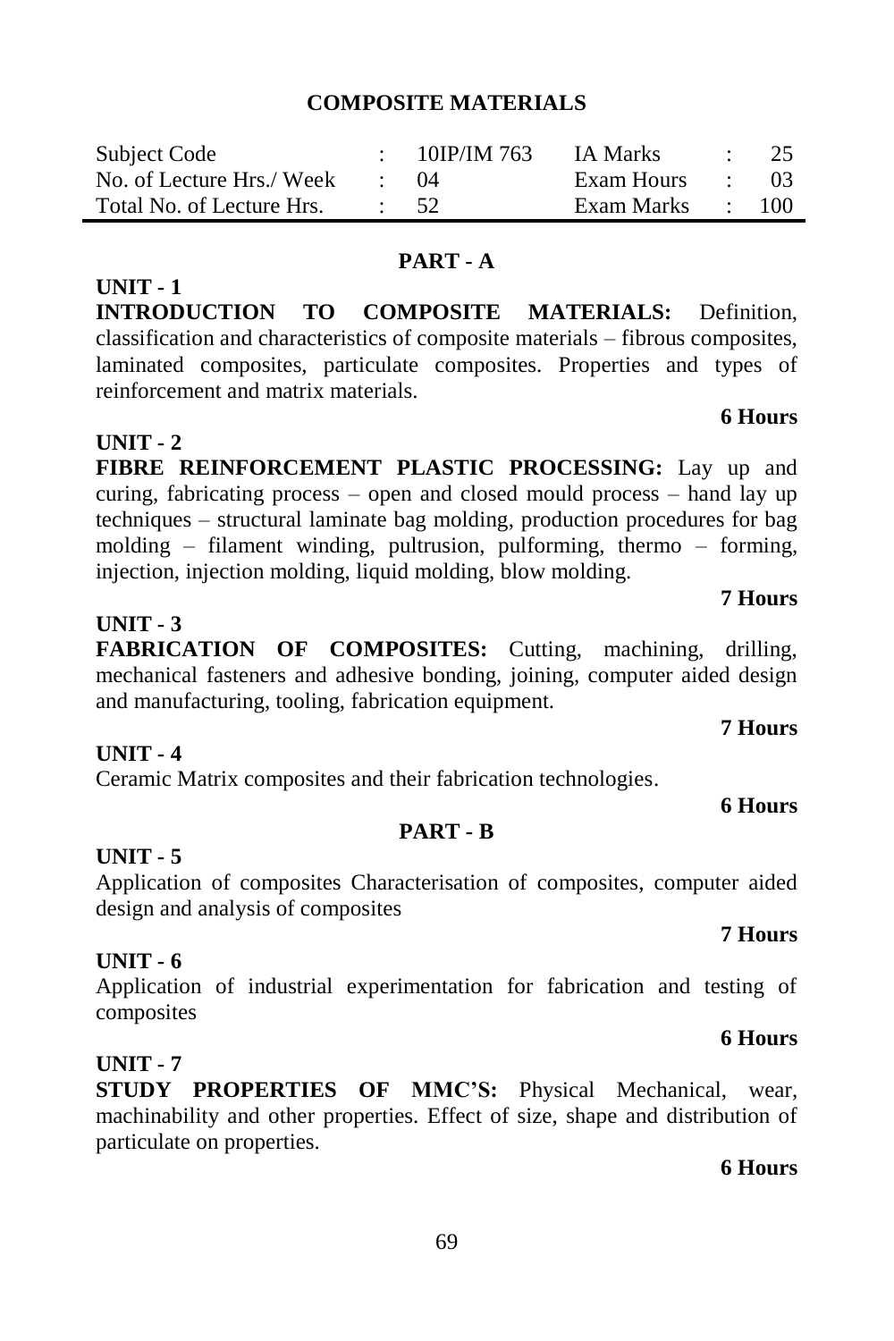## COMPOSITE MATERIALS

| Subject Code | : | 10IP/IM 763 | IA Marks | : | 25 |
|---|---|---|---|---|---|
| No. of Lecture Hrs./ Week | : | 04 | Exam Hours | : | 03 |
| Total No. of Lecture Hrs. | : | 52 | Exam Marks | : | 100 |

### PART - A

**UNIT - 1**

**INTRODUCTION TO COMPOSITE MATERIALS:** Definition, classification and characteristics of composite materials – fibrous composites, laminated composites, particulate composites. Properties and types of reinforcement and matrix materials.

**6 Hours**

**UNIT - 2**

**FIBRE REINFORCEMENT PLASTIC PROCESSING:** Lay up and curing, fabricating process – open and closed mould process – hand lay up techniques – structural laminate bag molding, production procedures for bag molding – filament winding, pultrusion, pulforming, thermo – forming, injection, injection molding, liquid molding, blow molding.

**7 Hours**

**UNIT - 3**

**FABRICATION OF COMPOSITES:** Cutting, machining, drilling, mechanical fasteners and adhesive bonding, joining, computer aided design and manufacturing, tooling, fabrication equipment.

**7 Hours**

**UNIT - 4**

Ceramic Matrix composites and their fabrication technologies.

**6 Hours**

### PART - B

**UNIT - 5**

Application of composites Characterisation of composites, computer aided design and analysis of composites

**7 Hours**

**UNIT - 6**

Application of industrial experimentation for fabrication and testing of composites

**6 Hours**

**UNIT - 7**

**STUDY PROPERTIES OF MMC'S:** Physical Mechanical, wear, machinability and other properties. Effect of size, shape and distribution of particulate on properties.

**6 Hours**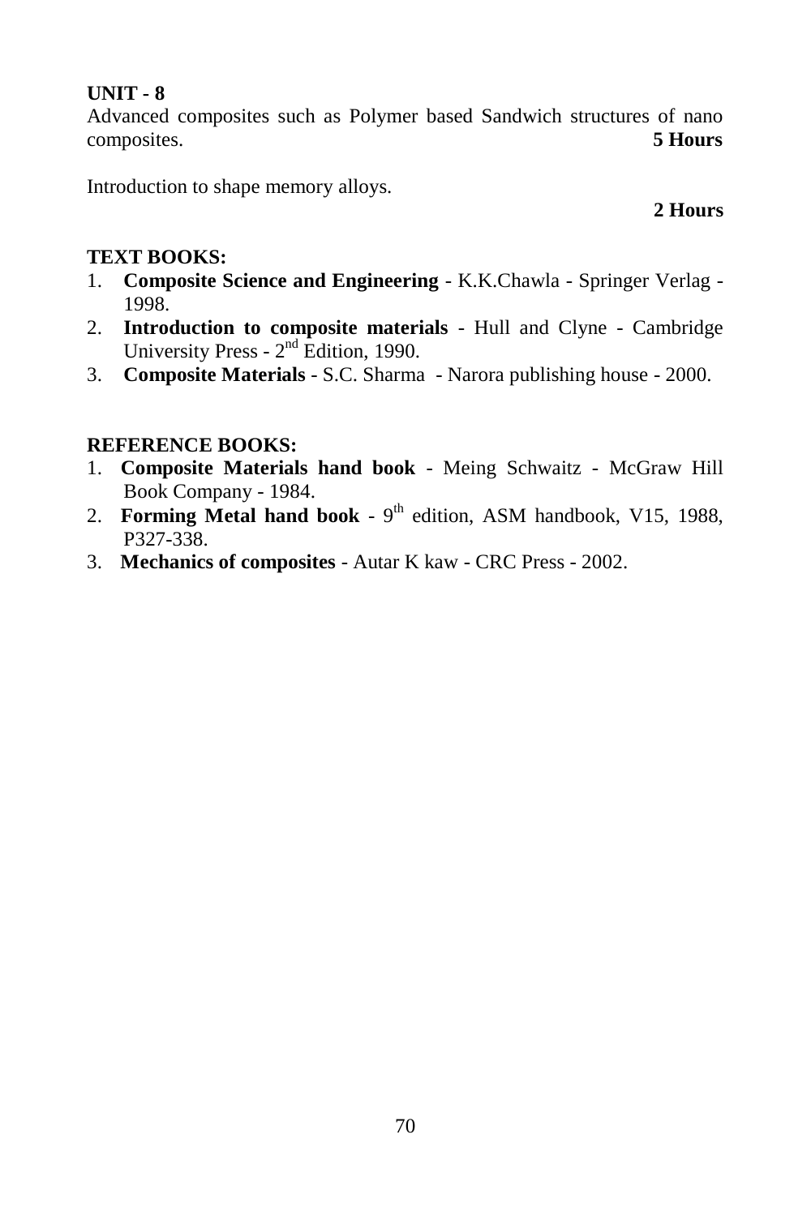**UNIT - 8**

Advanced composites such as Polymer based Sandwich structures of nano composites. **5 Hours**

Introduction to shape memory alloys.

**2 Hours**

**TEXT BOOKS:**

1. **Composite Science and Engineering** - K.K.Chawla - Springer Verlag - 1998.
2. **Introduction to composite materials** - Hull and Clyne - Cambridge University Press - 2nd Edition, 1990.
3. **Composite Materials** - S.C. Sharma - Narora publishing house - 2000.

**REFERENCE BOOKS:**

1. **Composite Materials hand book** - Meing Schwaitz - McGraw Hill Book Company - 1984.
2. **Forming Metal hand book** - 9th edition, ASM handbook, V15, 1988, P327-338.
3. **Mechanics of composites** - Autar K kaw - CRC Press - 2002.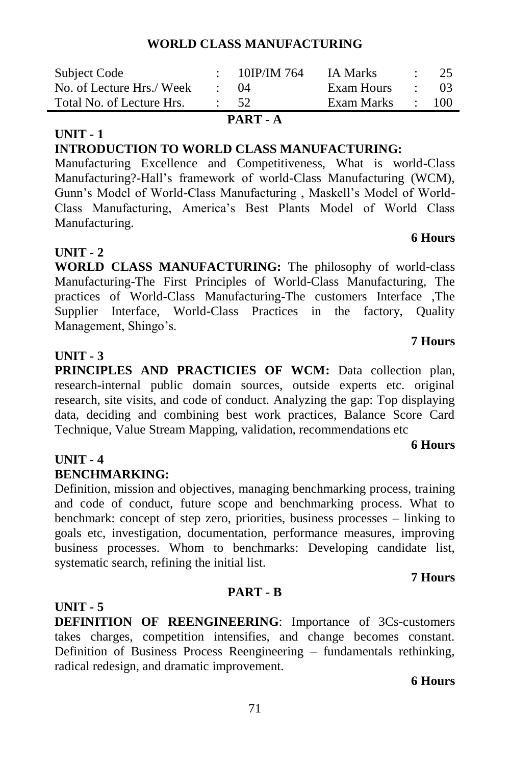## WORLD CLASS MANUFACTURING

| Subject Code | : | 10IP/IM 764 | IA Marks | : | 25 |
|---|---|---|---|---|---|
| No. of Lecture Hrs./ Week | : | 04 | Exam Hours | : | 03 |
| Total No. of Lecture Hrs. | : | 52 | Exam Marks | : | 100 |

### PART - A

**UNIT - 1**

**INTRODUCTION TO WORLD CLASS MANUFACTURING:**

Manufacturing Excellence and Competitiveness, What is world-Class Manufacturing?-Hall's framework of world-Class Manufacturing (WCM), Gunn's Model of World-Class Manufacturing , Maskell's Model of World-Class Manufacturing, America's Best Plants Model of World Class Manufacturing.

**6 Hours**

**UNIT - 2**

**WORLD CLASS MANUFACTURING:** The philosophy of world-class Manufacturing-The First Principles of World-Class Manufacturing, The practices of World-Class Manufacturing-The customers Interface ,The Supplier Interface, World-Class Practices in the factory, Quality Management, Shingo's.

**7 Hours**

**UNIT - 3**

**PRINCIPLES AND PRACTICIES OF WCM:** Data collection plan, research-internal public domain sources, outside experts etc. original research, site visits, and code of conduct. Analyzing the gap: Top displaying data, deciding and combining best work practices, Balance Score Card Technique, Value Stream Mapping, validation, recommendations etc

**6 Hours**

**UNIT - 4**

**BENCHMARKING:**

Definition, mission and objectives, managing benchmarking process, training and code of conduct, future scope and benchmarking process. What to benchmark: concept of step zero, priorities, business processes – linking to goals etc, investigation, documentation, performance measures, improving business processes. Whom to benchmarks: Developing candidate list, systematic search, refining the initial list.

**7 Hours**

### PART - B

**UNIT - 5**

**DEFINITION OF REENGINEERING**: Importance of 3Cs-customers takes charges, competition intensifies, and change becomes constant. Definition of Business Process Reengineering – fundamentals rethinking, radical redesign, and dramatic improvement.

**6 Hours**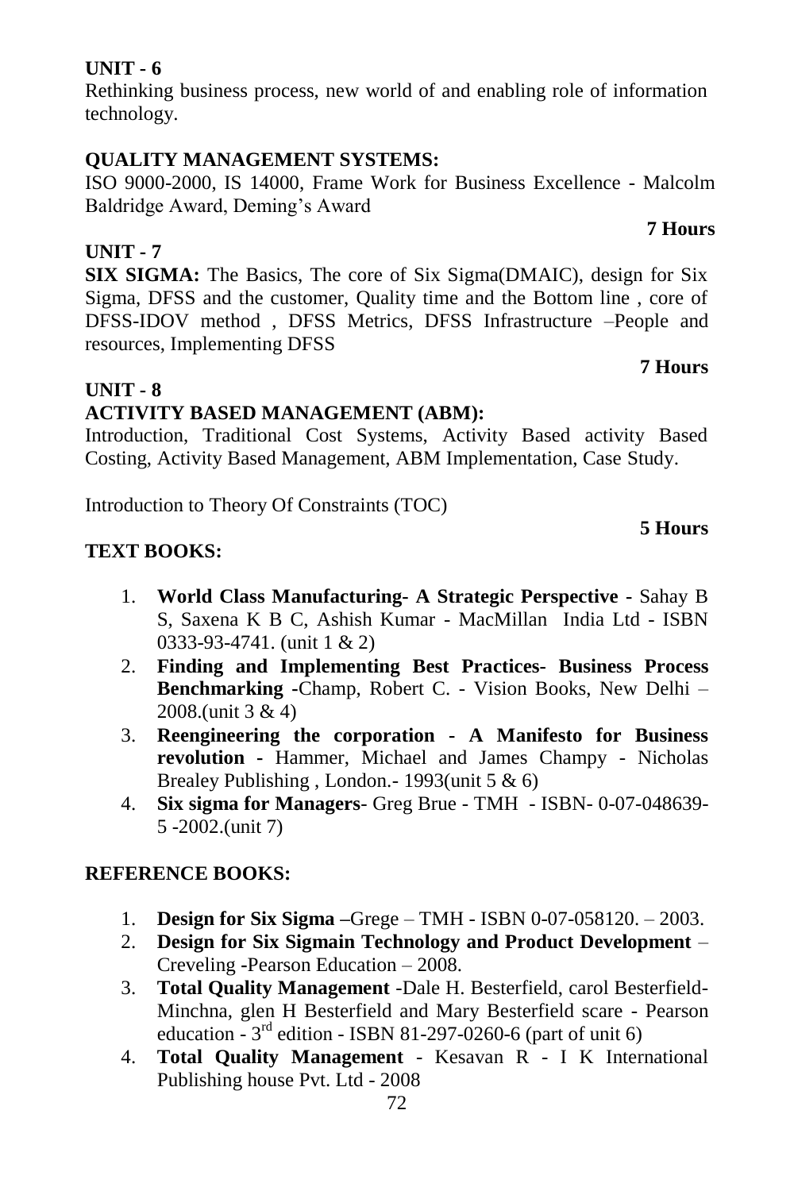**UNIT - 6**

Rethinking business process, new world of and enabling role of information technology.

**QUALITY MANAGEMENT SYSTEMS:**

ISO 9000-2000, IS 14000, Frame Work for Business Excellence - Malcolm Baldridge Award, Deming's Award

**7 Hours**

**UNIT - 7**

**SIX SIGMA:** The Basics, The core of Six Sigma(DMAIC), design for Six Sigma, DFSS and the customer, Quality time and the Bottom line , core of DFSS-IDOV method , DFSS Metrics, DFSS Infrastructure –People and resources, Implementing DFSS

**7 Hours**

**UNIT - 8**

**ACTIVITY BASED MANAGEMENT (ABM):**

Introduction, Traditional Cost Systems, Activity Based activity Based Costing, Activity Based Management, ABM Implementation, Case Study.

Introduction to Theory Of Constraints (TOC)

**5 Hours**

**TEXT BOOKS:**

1. **World Class Manufacturing- A Strategic Perspective -** Sahay B S, Saxena K B C, Ashish Kumar - MacMillan India Ltd - ISBN 0333-93-4741. (unit 1 & 2)
2. **Finding and Implementing Best Practices- Business Process Benchmarking -**Champ, Robert C. - Vision Books, New Delhi – 2008.(unit 3 & 4)
3. **Reengineering the corporation - A Manifesto for Business revolution -** Hammer, Michael and James Champy - Nicholas Brealey Publishing , London.- 1993(unit 5 & 6)
4. **Six sigma for Managers**- Greg Brue - TMH - ISBN- 0-07-048639-5 -2002.(unit 7)

**REFERENCE BOOKS:**

1. **Design for Six Sigma –**Grege – TMH - ISBN 0-07-058120. – 2003.
2. **Design for Six Sigmain Technology and Product Development** – Creveling -Pearson Education – 2008.
3. **Total Quality Management** -Dale H. Besterfield, carol Besterfield-Minchna, glen H Besterfield and Mary Besterfield scare - Pearson education - 3rd edition - ISBN 81-297-0260-6 (part of unit 6)
4. **Total Quality Management** - Kesavan R - I K International Publishing house Pvt. Ltd - 2008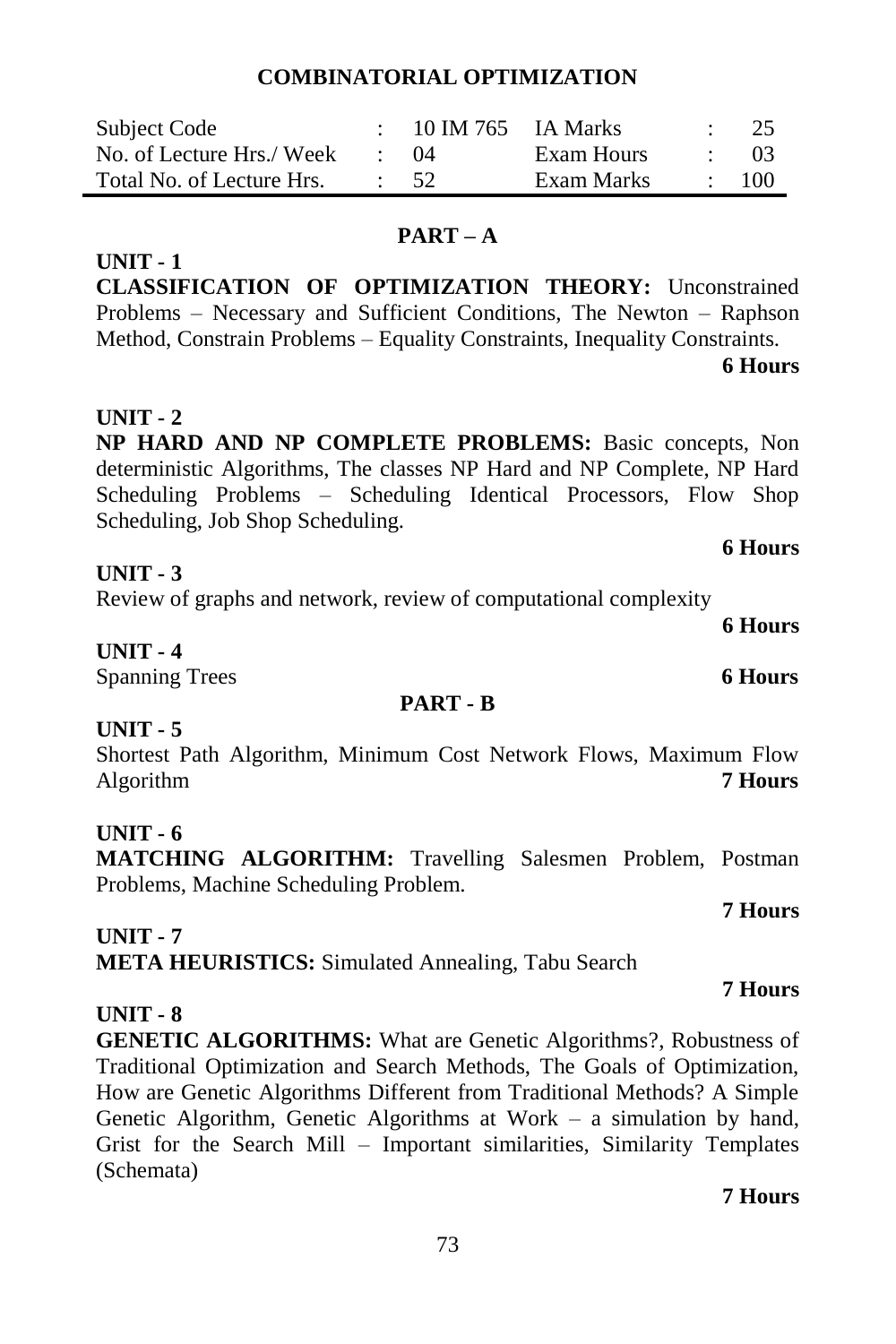# COMBINATORIAL OPTIMIZATION

| Subject Code | : | 10 IM 765 | IA Marks | : | 25 |
|---|---|---|---|---|---|
| No. of Lecture Hrs./ Week | : | 04 | Exam Hours | : | 03 |
| Total No. of Lecture Hrs. | : | 52 | Exam Marks | : | 100 |

## PART – A

**UNIT - 1**

**CLASSIFICATION OF OPTIMIZATION THEORY:** Unconstrained Problems – Necessary and Sufficient Conditions, The Newton – Raphson Method, Constrain Problems – Equality Constraints, Inequality Constraints.

**6 Hours**

**UNIT - 2**

**NP HARD AND NP COMPLETE PROBLEMS:** Basic concepts, Non deterministic Algorithms, The classes NP Hard and NP Complete, NP Hard Scheduling Problems – Scheduling Identical Processors, Flow Shop Scheduling, Job Shop Scheduling.

**6 Hours**

**UNIT - 3**

Review of graphs and network, review of computational complexity

**6 Hours**

**UNIT - 4**

Spanning Trees **6 Hours**

## PART - B

**UNIT - 5**

Shortest Path Algorithm, Minimum Cost Network Flows, Maximum Flow Algorithm **7 Hours**

**UNIT - 6**

**MATCHING ALGORITHM:** Travelling Salesmen Problem, Postman Problems, Machine Scheduling Problem.

**7 Hours**

**UNIT - 7**

**META HEURISTICS:** Simulated Annealing, Tabu Search

**7 Hours**

**UNIT - 8**

**GENETIC ALGORITHMS:** What are Genetic Algorithms?, Robustness of Traditional Optimization and Search Methods, The Goals of Optimization, How are Genetic Algorithms Different from Traditional Methods? A Simple Genetic Algorithm, Genetic Algorithms at Work – a simulation by hand, Grist for the Search Mill – Important similarities, Similarity Templates (Schemata)

**7 Hours**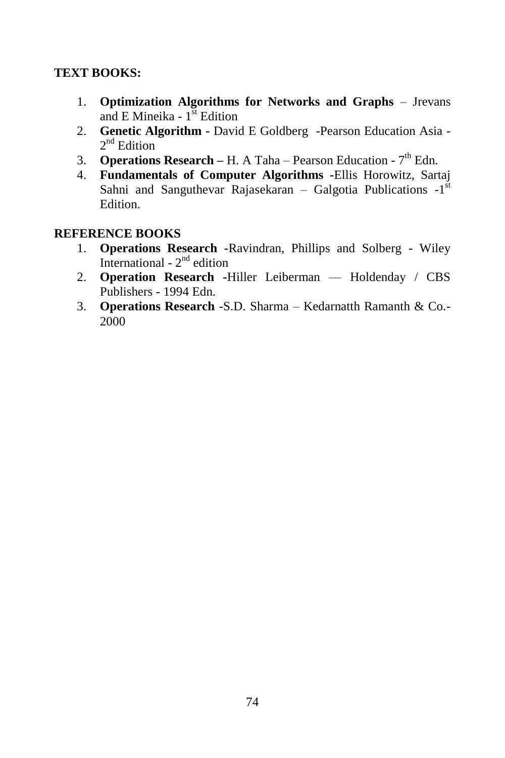**TEXT BOOKS:**

1. **Optimization Algorithms for Networks and Graphs** – Jrevans and E Mineika - 1st Edition
2. **Genetic Algorithm** - David E Goldberg -Pearson Education Asia - 2nd Edition
3. **Operations Research –** H. A Taha – Pearson Education - 7th Edn.
4. **Fundamentals of Computer Algorithms** -Ellis Horowitz, Sartaj Sahni and Sanguthevar Rajasekaran – Galgotia Publications -1st Edition.

**REFERENCE BOOKS**

1. **Operations Research** -Ravindran, Phillips and Solberg - Wiley International - 2nd edition
2. **Operation Research** -Hiller Leiberman — Holdenday / CBS Publishers - 1994 Edn.
3. **Operations Research** -S.D. Sharma – Kedarnatth Ramanth & Co.- 2000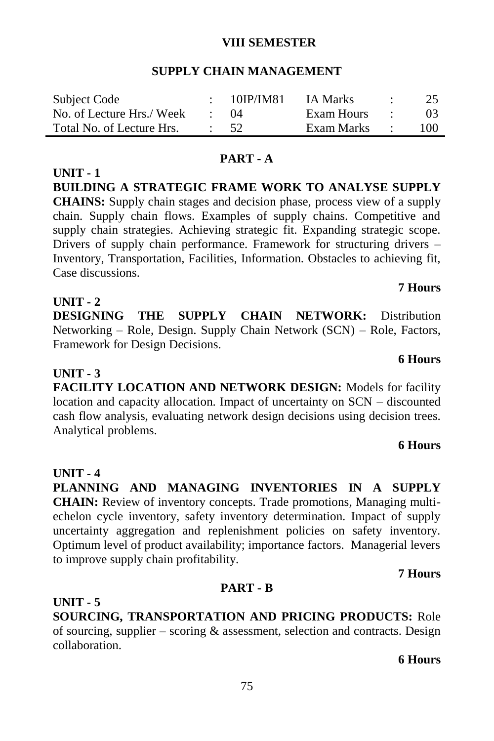**VIII SEMESTER**

## SUPPLY CHAIN MANAGEMENT

| Subject Code | : | 10IP/IM81 | IA Marks | : | 25 |
|---|---|---|---|---|---|
| No. of Lecture Hrs./ Week | : | 04 | Exam Hours | : | 03 |
| Total No. of Lecture Hrs. | : | 52 | Exam Marks | : | 100 |

### PART - A

**UNIT - 1**

**BUILDING A STRATEGIC FRAME WORK TO ANALYSE SUPPLY CHAINS:** Supply chain stages and decision phase, process view of a supply chain. Supply chain flows. Examples of supply chains. Competitive and supply chain strategies. Achieving strategic fit. Expanding strategic scope. Drivers of supply chain performance. Framework for structuring drivers – Inventory, Transportation, Facilities, Information. Obstacles to achieving fit, Case discussions.

**7 Hours**

**UNIT - 2**

**DESIGNING THE SUPPLY CHAIN NETWORK:** Distribution Networking – Role, Design. Supply Chain Network (SCN) – Role, Factors, Framework for Design Decisions.

**6 Hours**

**UNIT - 3**

**FACILITY LOCATION AND NETWORK DESIGN:** Models for facility location and capacity allocation. Impact of uncertainty on SCN – discounted cash flow analysis, evaluating network design decisions using decision trees. Analytical problems.

**6 Hours**

**UNIT - 4**

**PLANNING AND MANAGING INVENTORIES IN A SUPPLY CHAIN:** Review of inventory concepts. Trade promotions, Managing multi-echelon cycle inventory, safety inventory determination. Impact of supply uncertainty aggregation and replenishment policies on safety inventory. Optimum level of product availability; importance factors. Managerial levers to improve supply chain profitability.

**7 Hours**

### PART - B

**UNIT - 5**

**SOURCING, TRANSPORTATION AND PRICING PRODUCTS:** Role of sourcing, supplier – scoring & assessment, selection and contracts. Design collaboration.

**6 Hours**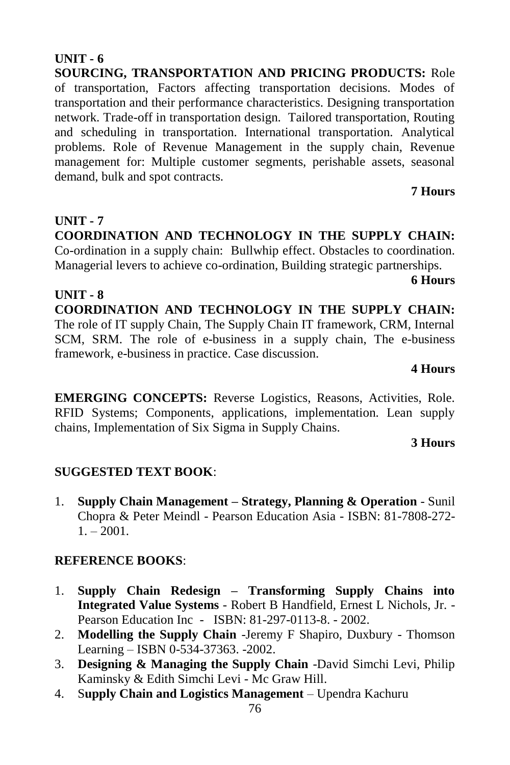**UNIT - 6**

**SOURCING, TRANSPORTATION AND PRICING PRODUCTS:** Role of transportation, Factors affecting transportation decisions. Modes of transportation and their performance characteristics. Designing transportation network. Trade-off in transportation design. Tailored transportation, Routing and scheduling in transportation. International transportation. Analytical problems. Role of Revenue Management in the supply chain, Revenue management for: Multiple customer segments, perishable assets, seasonal demand, bulk and spot contracts.

**7 Hours**

**UNIT - 7**

**COORDINATION AND TECHNOLOGY IN THE SUPPLY CHAIN:** Co-ordination in a supply chain: Bullwhip effect. Obstacles to coordination. Managerial levers to achieve co-ordination, Building strategic partnerships.

**6 Hours**

**UNIT - 8**

**COORDINATION AND TECHNOLOGY IN THE SUPPLY CHAIN:** The role of IT supply Chain, The Supply Chain IT framework, CRM, Internal SCM, SRM. The role of e-business in a supply chain, The e-business framework, e-business in practice. Case discussion.

**4 Hours**

**EMERGING CONCEPTS:** Reverse Logistics, Reasons, Activities, Role. RFID Systems; Components, applications, implementation. Lean supply chains, Implementation of Six Sigma in Supply Chains.

**3 Hours**

**SUGGESTED TEXT BOOK**:

1. **Supply Chain Management – Strategy, Planning & Operation** - Sunil Chopra & Peter Meindl - Pearson Education Asia - ISBN: 81-7808-272-1. – 2001.

**REFERENCE BOOKS**:

1. **Supply Chain Redesign – Transforming Supply Chains into Integrated Value Systems** - Robert B Handfield, Ernest L Nichols, Jr. - Pearson Education Inc - ISBN: 81-297-0113-8. - 2002.
2. **Modelling the Supply Chain** -Jeremy F Shapiro, Duxbury - Thomson Learning – ISBN 0-534-37363. -2002.
3. **Designing & Managing the Supply Chain** -David Simchi Levi, Philip Kaminsky & Edith Simchi Levi - Mc Graw Hill.
4. **Supply Chain and Logistics Management** – Upendra Kachuru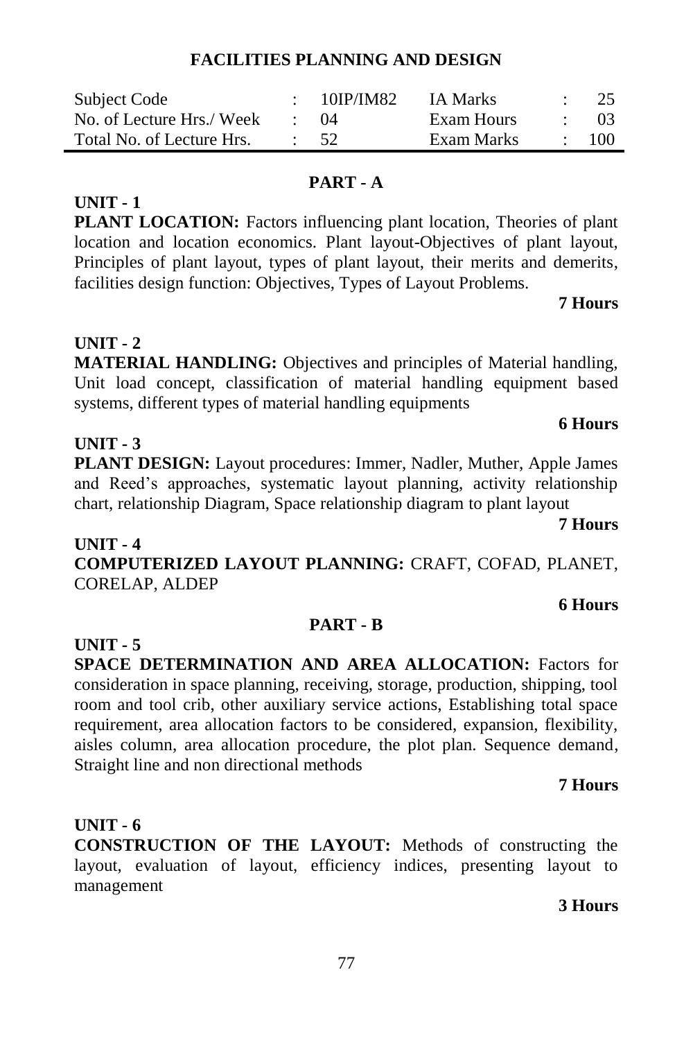# FACILITIES PLANNING AND DESIGN

| Subject Code | : | 10IP/IM82 | IA Marks | : | 25 |
|---|---|---|---|---|---|
| No. of Lecture Hrs./ Week | : | 04 | Exam Hours | : | 03 |
| Total No. of Lecture Hrs. | : | 52 | Exam Marks | : | 100 |

## PART - A

### UNIT - 1

**PLANT LOCATION:** Factors influencing plant location, Theories of plant location and location economics. Plant layout-Objectives of plant layout, Principles of plant layout, types of plant layout, their merits and demerits, facilities design function: Objectives, Types of Layout Problems.

**7 Hours**

### UNIT - 2

**MATERIAL HANDLING:** Objectives and principles of Material handling, Unit load concept, classification of material handling equipment based systems, different types of material handling equipments

**6 Hours**

### UNIT - 3

**PLANT DESIGN:** Layout procedures: Immer, Nadler, Muther, Apple James and Reed's approaches, systematic layout planning, activity relationship chart, relationship Diagram, Space relationship diagram to plant layout

**7 Hours**

### UNIT - 4

**COMPUTERIZED LAYOUT PLANNING:** CRAFT, COFAD, PLANET, CORELAP, ALDEP

**6 Hours**

## PART - B

### UNIT - 5

**SPACE DETERMINATION AND AREA ALLOCATION:** Factors for consideration in space planning, receiving, storage, production, shipping, tool room and tool crib, other auxiliary service actions, Establishing total space requirement, area allocation factors to be considered, expansion, flexibility, aisles column, area allocation procedure, the plot plan. Sequence demand, Straight line and non directional methods

**7 Hours**

### UNIT - 6

**CONSTRUCTION OF THE LAYOUT:** Methods of constructing the layout, evaluation of layout, efficiency indices, presenting layout to management

**3 Hours**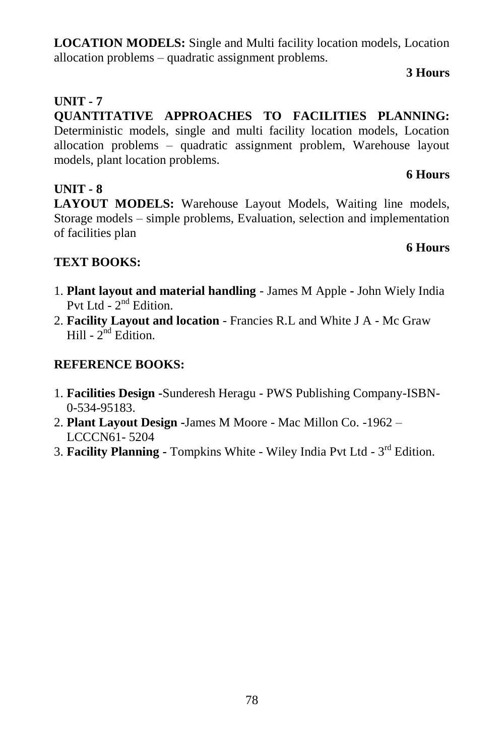**LOCATION MODELS:** Single and Multi facility location models, Location allocation problems – quadratic assignment problems.

**3 Hours**

**UNIT - 7**

**QUANTITATIVE APPROACHES TO FACILITIES PLANNING:** Deterministic models, single and multi facility location models, Location allocation problems – quadratic assignment problem, Warehouse layout models, plant location problems.

**6 Hours**

**UNIT - 8**

**LAYOUT MODELS:** Warehouse Layout Models, Waiting line models, Storage models – simple problems, Evaluation, selection and implementation of facilities plan

**6 Hours**

**TEXT BOOKS:**

1. **Plant layout and material handling** - James M Apple - John Wiely India Pvt Ltd - 2nd Edition.
2. **Facility Layout and location** - Francies R.L and White J A - Mc Graw Hill - 2nd Edition.

**REFERENCE BOOKS:**

1. **Facilities Design** -Sunderesh Heragu - PWS Publishing Company-ISBN-0-534-95183.
2. **Plant Layout Design** -James M Moore - Mac Millon Co. -1962 – LCCCN61- 5204
3. **Facility Planning** - Tompkins White - Wiley India Pvt Ltd - 3rd Edition.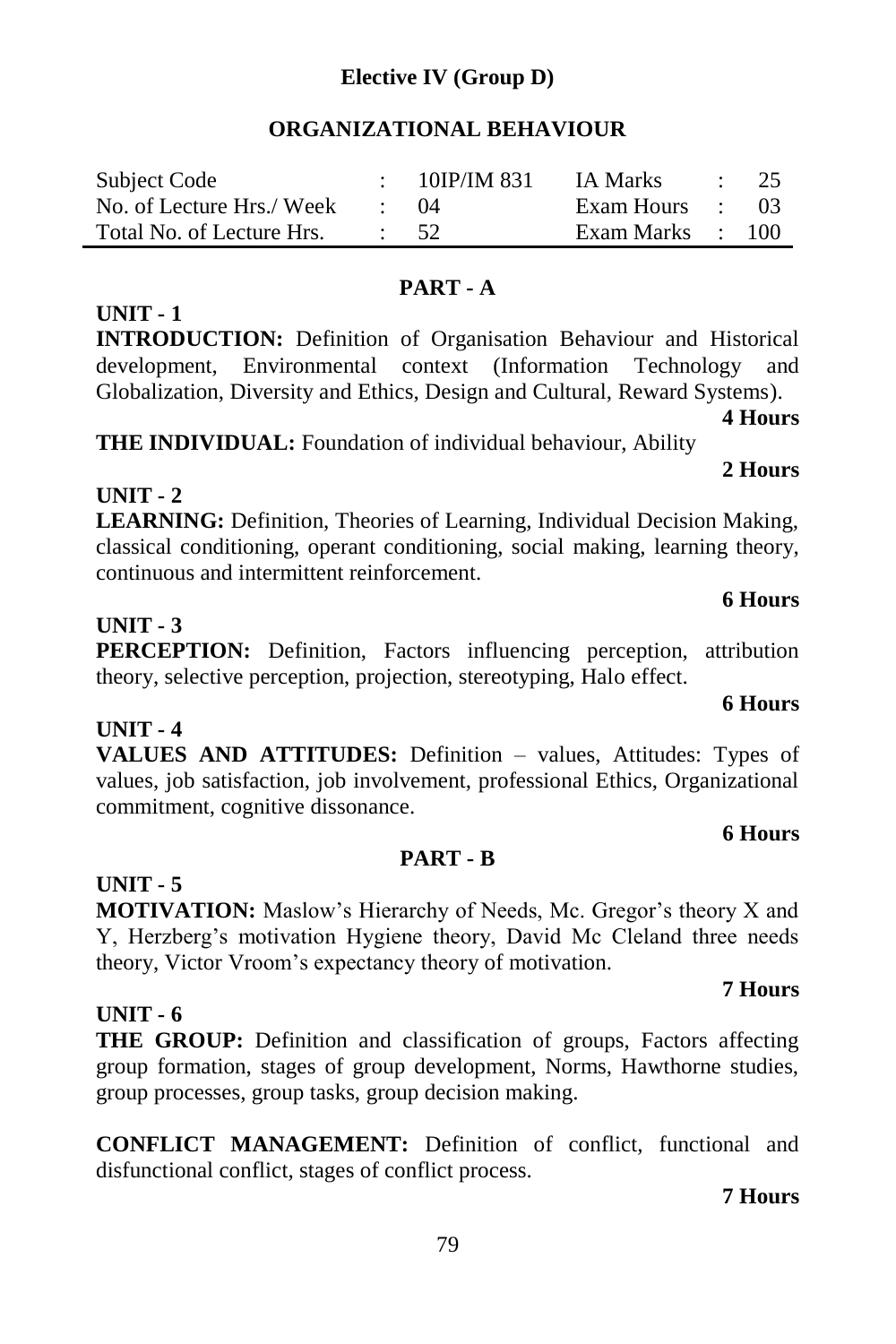**Elective IV (Group D)**

## ORGANIZATIONAL BEHAVIOUR

| Subject Code | : | 10IP/IM 831 | IA Marks | : | 25 |
|---|---|---|---|---|---|
| No. of Lecture Hrs./ Week | : | 04 | Exam Hours | : | 03 |
| Total No. of Lecture Hrs. | : | 52 | Exam Marks | : | 100 |

### PART - A

**UNIT - 1**

**INTRODUCTION:** Definition of Organisation Behaviour and Historical development, Environmental context (Information Technology and Globalization, Diversity and Ethics, Design and Cultural, Reward Systems).

**4 Hours**

**THE INDIVIDUAL:** Foundation of individual behaviour, Ability

**2 Hours**

**UNIT - 2**

**LEARNING:** Definition, Theories of Learning, Individual Decision Making, classical conditioning, operant conditioning, social making, learning theory, continuous and intermittent reinforcement.

**6 Hours**

**UNIT - 3**

**PERCEPTION:** Definition, Factors influencing perception, attribution theory, selective perception, projection, stereotyping, Halo effect.

**6 Hours**

**UNIT - 4**

**VALUES AND ATTITUDES:** Definition – values, Attitudes: Types of values, job satisfaction, job involvement, professional Ethics, Organizational commitment, cognitive dissonance.

**6 Hours**

### PART - B

**UNIT - 5**

**MOTIVATION:** Maslow's Hierarchy of Needs, Mc. Gregor's theory X and Y, Herzberg's motivation Hygiene theory, David Mc Cleland three needs theory, Victor Vroom's expectancy theory of motivation.

**7 Hours**

**UNIT - 6**

**THE GROUP:** Definition and classification of groups, Factors affecting group formation, stages of group development, Norms, Hawthorne studies, group processes, group tasks, group decision making.

**CONFLICT MANAGEMENT:** Definition of conflict, functional and disfunctional conflict, stages of conflict process.

**7 Hours**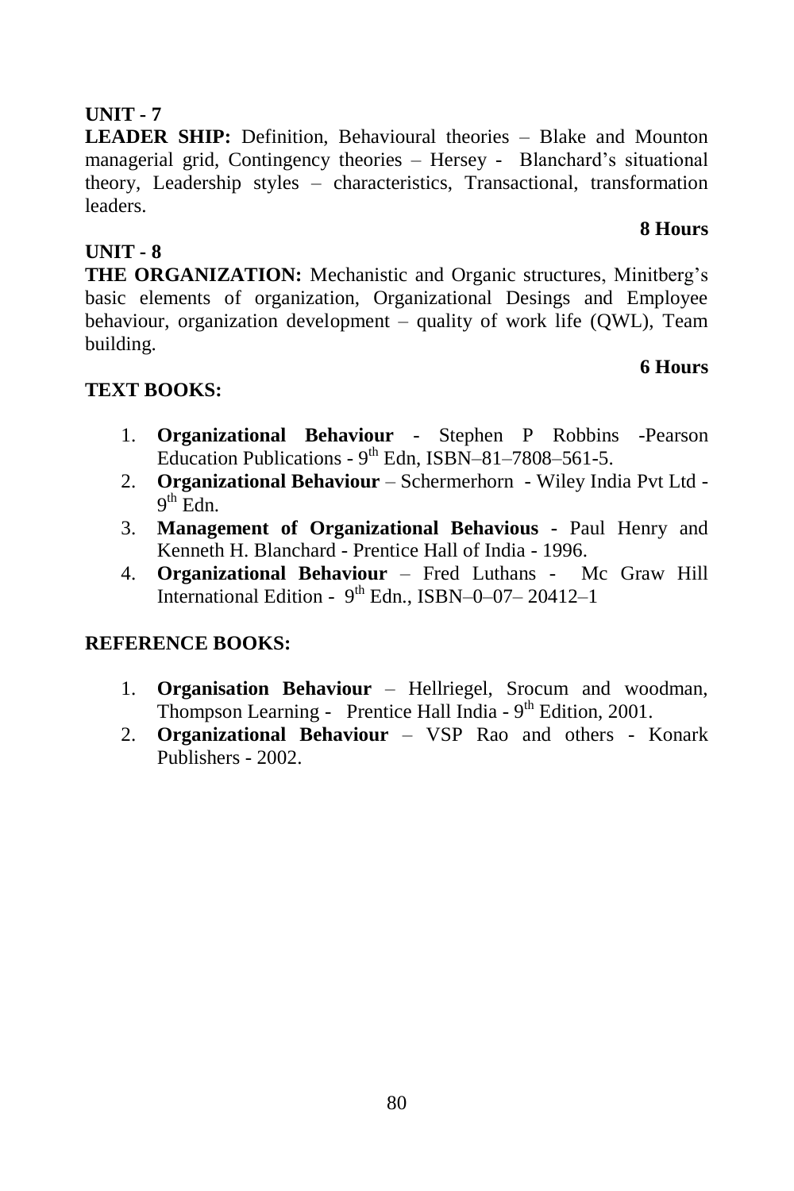## UNIT - 7

**LEADER SHIP:** Definition, Behavioural theories – Blake and Mounton managerial grid, Contingency theories – Hersey - Blanchard's situational theory, Leadership styles – characteristics, Transactional, transformation leaders.

**8 Hours**

## UNIT - 8

**THE ORGANIZATION:** Mechanistic and Organic structures, Minitberg's basic elements of organization, Organizational Desings and Employee behaviour, organization development – quality of work life (QWL), Team building.

**6 Hours**

## TEXT BOOKS:

1. **Organizational Behaviour** - Stephen P Robbins -Pearson Education Publications - 9th Edn, ISBN–81–7808–561-5.
2. **Organizational Behaviour** – Schermerhorn - Wiley India Pvt Ltd - 9th Edn.
3. **Management of Organizational Behavious** - Paul Henry and Kenneth H. Blanchard - Prentice Hall of India - 1996.
4. **Organizational Behaviour** – Fred Luthans - Mc Graw Hill International Edition - 9th Edn., ISBN–0–07– 20412–1

## REFERENCE BOOKS:

1. **Organisation Behaviour** – Hellriegel, Srocum and woodman, Thompson Learning - Prentice Hall India - 9th Edition, 2001.
2. **Organizational Behaviour** – VSP Rao and others - Konark Publishers - 2002.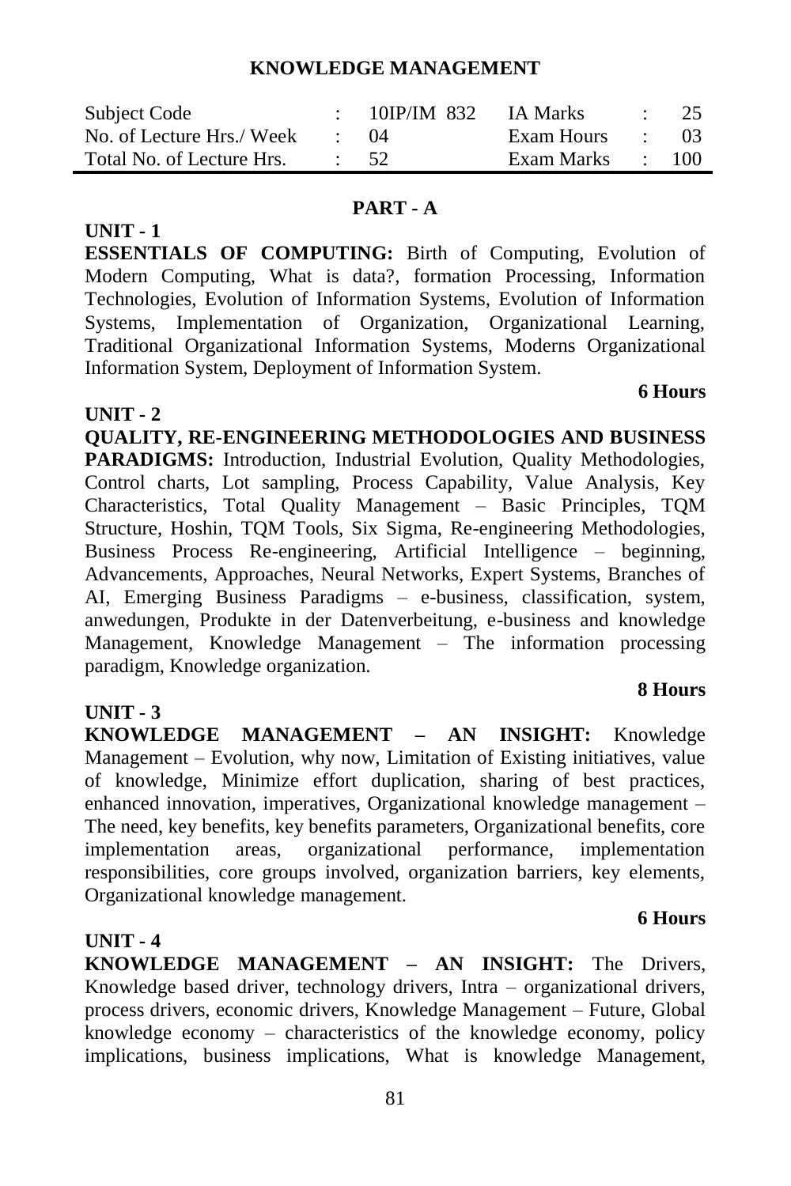## KNOWLEDGE MANAGEMENT

| Subject Code | : | 10IP/IM 832 | IA Marks | : | 25 |
|---|---|---|---|---|---|
| No. of Lecture Hrs./ Week | : | 04 | Exam Hours | : | 03 |
| Total No. of Lecture Hrs. | : | 52 | Exam Marks | : | 100 |

### PART - A

**UNIT - 1**

**ESSENTIALS OF COMPUTING:** Birth of Computing, Evolution of Modern Computing, What is data?, formation Processing, Information Technologies, Evolution of Information Systems, Evolution of Information Systems, Implementation of Organization, Organizational Learning, Traditional Organizational Information Systems, Moderns Organizational Information System, Deployment of Information System.

**6 Hours**

**UNIT - 2**

**QUALITY, RE-ENGINEERING METHODOLOGIES AND BUSINESS PARADIGMS:** Introduction, Industrial Evolution, Quality Methodologies, Control charts, Lot sampling, Process Capability, Value Analysis, Key Characteristics, Total Quality Management – Basic Principles, TQM Structure, Hoshin, TQM Tools, Six Sigma, Re-engineering Methodologies, Business Process Re-engineering, Artificial Intelligence – beginning, Advancements, Approaches, Neural Networks, Expert Systems, Branches of AI, Emerging Business Paradigms – e-business, classification, system, anwedungen, Produkte in der Datenverbeitung, e-business and knowledge Management, Knowledge Management – The information processing paradigm, Knowledge organization.

**8 Hours**

**UNIT - 3**

**KNOWLEDGE MANAGEMENT – AN INSIGHT:** Knowledge Management – Evolution, why now, Limitation of Existing initiatives, value of knowledge, Minimize effort duplication, sharing of best practices, enhanced innovation, imperatives, Organizational knowledge management – The need, key benefits, key benefits parameters, Organizational benefits, core implementation areas, organizational performance, implementation responsibilities, core groups involved, organization barriers, key elements, Organizational knowledge management.

**6 Hours**

**UNIT - 4**

**KNOWLEDGE MANAGEMENT – AN INSIGHT:** The Drivers, Knowledge based driver, technology drivers, Intra – organizational drivers, process drivers, economic drivers, Knowledge Management – Future, Global knowledge economy – characteristics of the knowledge economy, policy implications, business implications, What is knowledge Management,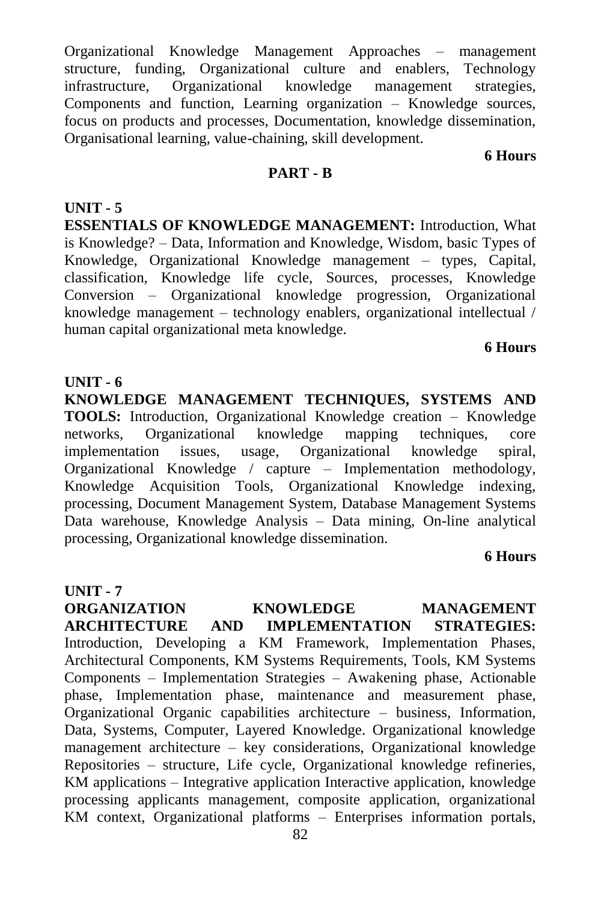Organizational Knowledge Management Approaches – management structure, funding, Organizational culture and enablers, Technology infrastructure, Organizational knowledge management strategies, Components and function, Learning organization – Knowledge sources, focus on products and processes, Documentation, knowledge dissemination, Organisational learning, value-chaining, skill development.

**6 Hours**

## PART - B

**UNIT - 5**

**ESSENTIALS OF KNOWLEDGE MANAGEMENT:** Introduction, What is Knowledge? – Data, Information and Knowledge, Wisdom, basic Types of Knowledge, Organizational Knowledge management – types, Capital, classification, Knowledge life cycle, Sources, processes, Knowledge Conversion – Organizational knowledge progression, Organizational knowledge management – technology enablers, organizational intellectual / human capital organizational meta knowledge.

**6 Hours**

**UNIT - 6**

**KNOWLEDGE MANAGEMENT TECHNIQUES, SYSTEMS AND TOOLS:** Introduction, Organizational Knowledge creation – Knowledge networks, Organizational knowledge mapping techniques, core implementation issues, usage, Organizational knowledge spiral, Organizational Knowledge / capture – Implementation methodology, Knowledge Acquisition Tools, Organizational Knowledge indexing, processing, Document Management System, Database Management Systems Data warehouse, Knowledge Analysis – Data mining, On-line analytical processing, Organizational knowledge dissemination.

**6 Hours**

**UNIT - 7**

**ORGANIZATION KNOWLEDGE MANAGEMENT ARCHITECTURE AND IMPLEMENTATION STRATEGIES:** Introduction, Developing a KM Framework, Implementation Phases, Architectural Components, KM Systems Requirements, Tools, KM Systems Components – Implementation Strategies – Awakening phase, Actionable phase, Implementation phase, maintenance and measurement phase, Organizational Organic capabilities architecture – business, Information, Data, Systems, Computer, Layered Knowledge. Organizational knowledge management architecture – key considerations, Organizational knowledge Repositories – structure, Life cycle, Organizational knowledge refineries, KM applications – Integrative application Interactive application, knowledge processing applicants management, composite application, organizational KM context, Organizational platforms – Enterprises information portals,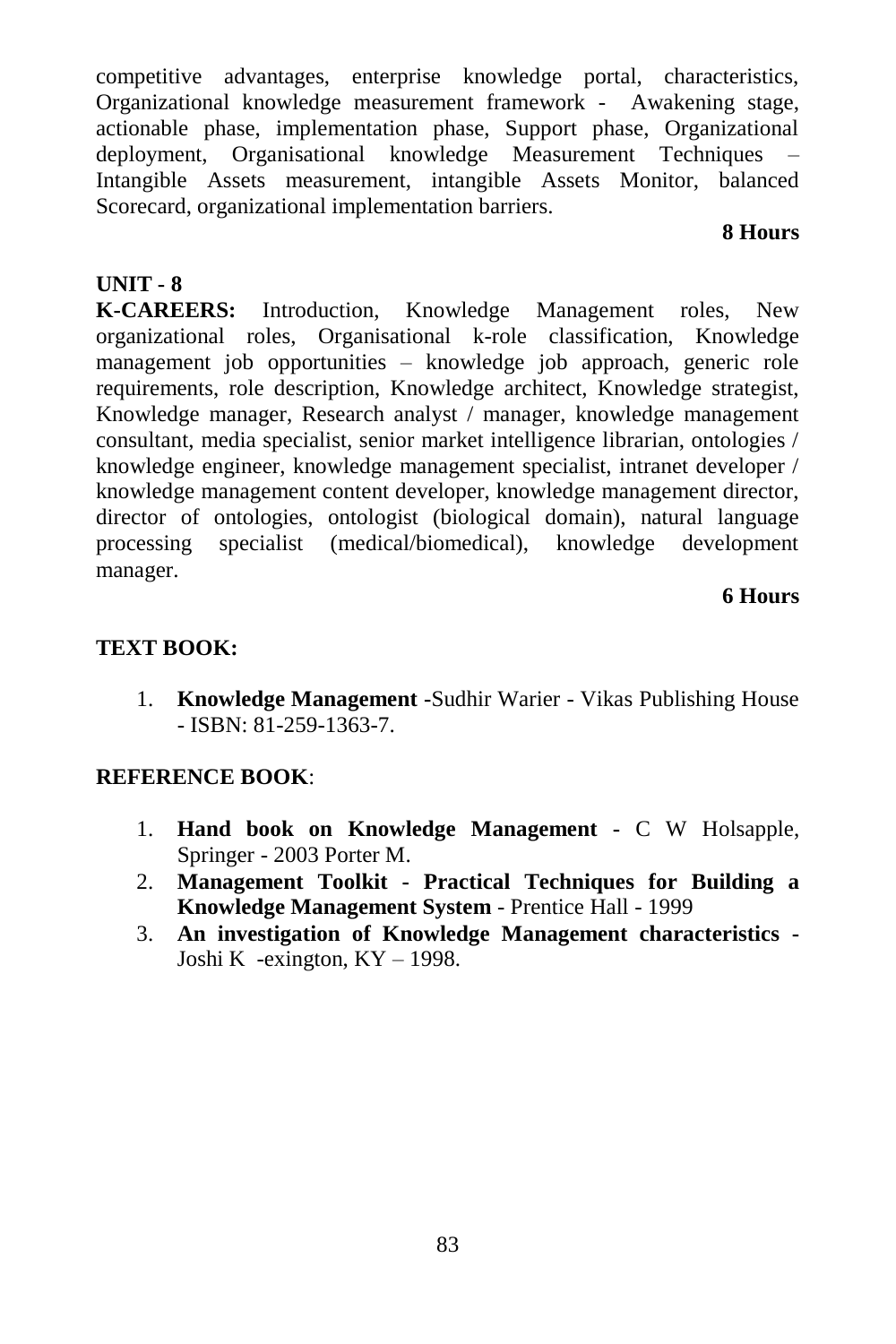competitive advantages, enterprise knowledge portal, characteristics, Organizational knowledge measurement framework - Awakening stage, actionable phase, implementation phase, Support phase, Organizational deployment, Organisational knowledge Measurement Techniques – Intangible Assets measurement, intangible Assets Monitor, balanced Scorecard, organizational implementation barriers.

**8 Hours**

**UNIT - 8**

**K-CAREERS:** Introduction, Knowledge Management roles, New organizational roles, Organisational k-role classification, Knowledge management job opportunities – knowledge job approach, generic role requirements, role description, Knowledge architect, Knowledge strategist, Knowledge manager, Research analyst / manager, knowledge management consultant, media specialist, senior market intelligence librarian, ontologies / knowledge engineer, knowledge management specialist, intranet developer / knowledge management content developer, knowledge management director, director of ontologies, ontologist (biological domain), natural language processing specialist (medical/biomedical), knowledge development manager.

**6 Hours**

**TEXT BOOK:**

1. **Knowledge Management** -Sudhir Warier - Vikas Publishing House - ISBN: 81-259-1363-7.

**REFERENCE BOOK**:

1. **Hand book on Knowledge Management -** C W Holsapple, Springer - 2003 Porter M.
2. **Management Toolkit - Practical Techniques for Building a Knowledge Management System** - Prentice Hall - 1999
3. **An investigation of Knowledge Management characteristics -** Joshi K -exington, KY – 1998.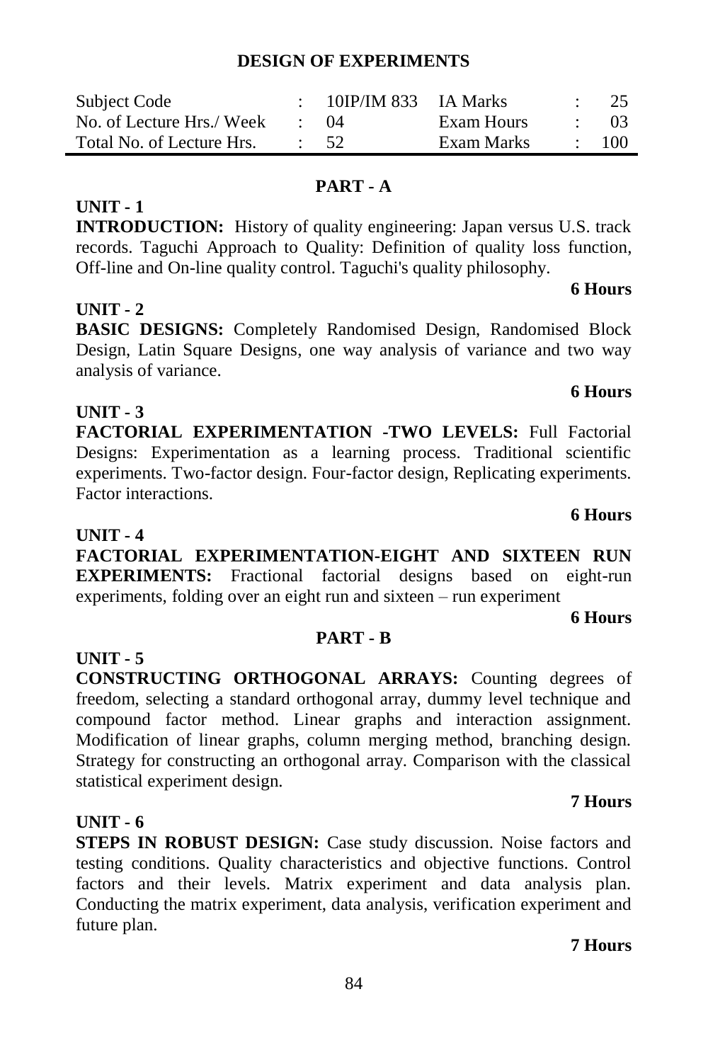# DESIGN OF EXPERIMENTS

| Subject Code | : | 10IP/IM 833 | IA Marks | : | 25 |
|---|---|---|---|---|---|
| No. of Lecture Hrs./ Week | : | 04 | Exam Hours | : | 03 |
| Total No. of Lecture Hrs. | : | 52 | Exam Marks | : | 100 |

## PART - A

**UNIT - 1**

**INTRODUCTION:** History of quality engineering: Japan versus U.S. track records. Taguchi Approach to Quality: Definition of quality loss function, Off-line and On-line quality control. Taguchi's quality philosophy.

**6 Hours**

**UNIT - 2**

**BASIC DESIGNS:** Completely Randomised Design, Randomised Block Design, Latin Square Designs, one way analysis of variance and two way analysis of variance.

**6 Hours**

**UNIT - 3**

**FACTORIAL EXPERIMENTATION -TWO LEVELS:** Full Factorial Designs: Experimentation as a learning process. Traditional scientific experiments. Two-factor design. Four-factor design, Replicating experiments. Factor interactions.

**6 Hours**

**UNIT - 4**

**FACTORIAL EXPERIMENTATION-EIGHT AND SIXTEEN RUN EXPERIMENTS:** Fractional factorial designs based on eight-run experiments, folding over an eight run and sixteen – run experiment

**6 Hours**

## PART - B

**UNIT - 5**

**CONSTRUCTING ORTHOGONAL ARRAYS:** Counting degrees of freedom, selecting a standard orthogonal array, dummy level technique and compound factor method. Linear graphs and interaction assignment. Modification of linear graphs, column merging method, branching design. Strategy for constructing an orthogonal array. Comparison with the classical statistical experiment design.

**7 Hours**

**UNIT - 6**

**STEPS IN ROBUST DESIGN:** Case study discussion. Noise factors and testing conditions. Quality characteristics and objective functions. Control factors and their levels. Matrix experiment and data analysis plan. Conducting the matrix experiment, data analysis, verification experiment and future plan.

**7 Hours**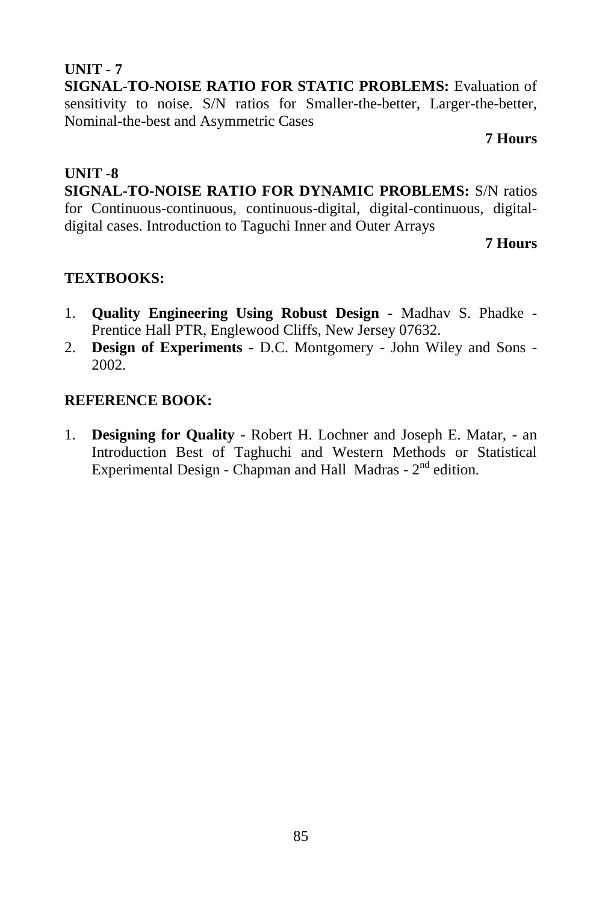**UNIT - 7**

**SIGNAL-TO-NOISE RATIO FOR STATIC PROBLEMS:** Evaluation of sensitivity to noise. S/N ratios for Smaller-the-better, Larger-the-better, Nominal-the-best and Asymmetric Cases

**7 Hours**

**UNIT -8**

**SIGNAL-TO-NOISE RATIO FOR DYNAMIC PROBLEMS:** S/N ratios for Continuous-continuous, continuous-digital, digital-continuous, digital-digital cases. Introduction to Taguchi Inner and Outer Arrays

**7 Hours**

**TEXTBOOKS:**

1. **Quality Engineering Using Robust Design** - Madhav S. Phadke - Prentice Hall PTR, Englewood Cliffs, New Jersey 07632.
2. **Design of Experiments** - D.C. Montgomery - John Wiley and Sons - 2002.

**REFERENCE BOOK:**

1. **Designing for Quality** - Robert H. Lochner and Joseph E. Matar, - an Introduction Best of Taghuchi and Western Methods or Statistical Experimental Design - Chapman and Hall Madras - 2nd edition.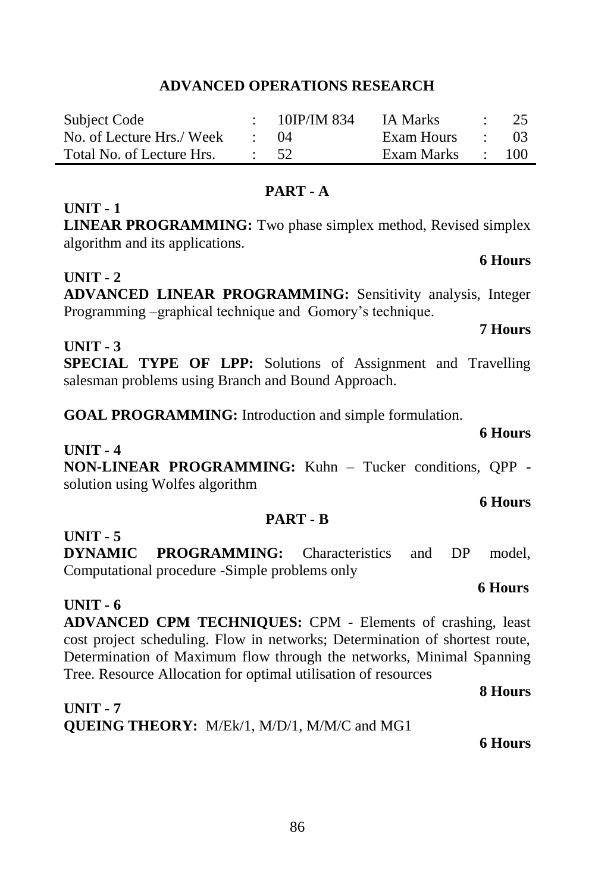# ADVANCED OPERATIONS RESEARCH

| Subject Code | : | 10IP/IM 834 | IA Marks | : | 25 |
|---|---|---|---|---|---|
| No. of Lecture Hrs./ Week | : | 04 | Exam Hours | : | 03 |
| Total No. of Lecture Hrs. | : | 52 | Exam Marks | : | 100 |

## PART - A

**UNIT - 1**

**LINEAR PROGRAMMING:** Two phase simplex method, Revised simplex algorithm and its applications.

**6 Hours**

**UNIT - 2**

**ADVANCED LINEAR PROGRAMMING:** Sensitivity analysis, Integer Programming –graphical technique and Gomory's technique.

**7 Hours**

**UNIT - 3**

**SPECIAL TYPE OF LPP:** Solutions of Assignment and Travelling salesman problems using Branch and Bound Approach.

**GOAL PROGRAMMING:** Introduction and simple formulation.

**6 Hours**

**UNIT - 4**

**NON-LINEAR PROGRAMMING:** Kuhn – Tucker conditions, QPP - solution using Wolfes algorithm

**6 Hours**

## PART - B

**UNIT - 5**

**DYNAMIC PROGRAMMING:** Characteristics and DP model, Computational procedure -Simple problems only

**6 Hours**

**UNIT - 6**

**ADVANCED CPM TECHNIQUES:** CPM - Elements of crashing, least cost project scheduling. Flow in networks; Determination of shortest route, Determination of Maximum flow through the networks, Minimal Spanning Tree. Resource Allocation for optimal utilisation of resources

**8 Hours**

**UNIT - 7**

**QUEING THEORY:** M/Ek/1, M/D/1, M/M/C and MG1

**6 Hours**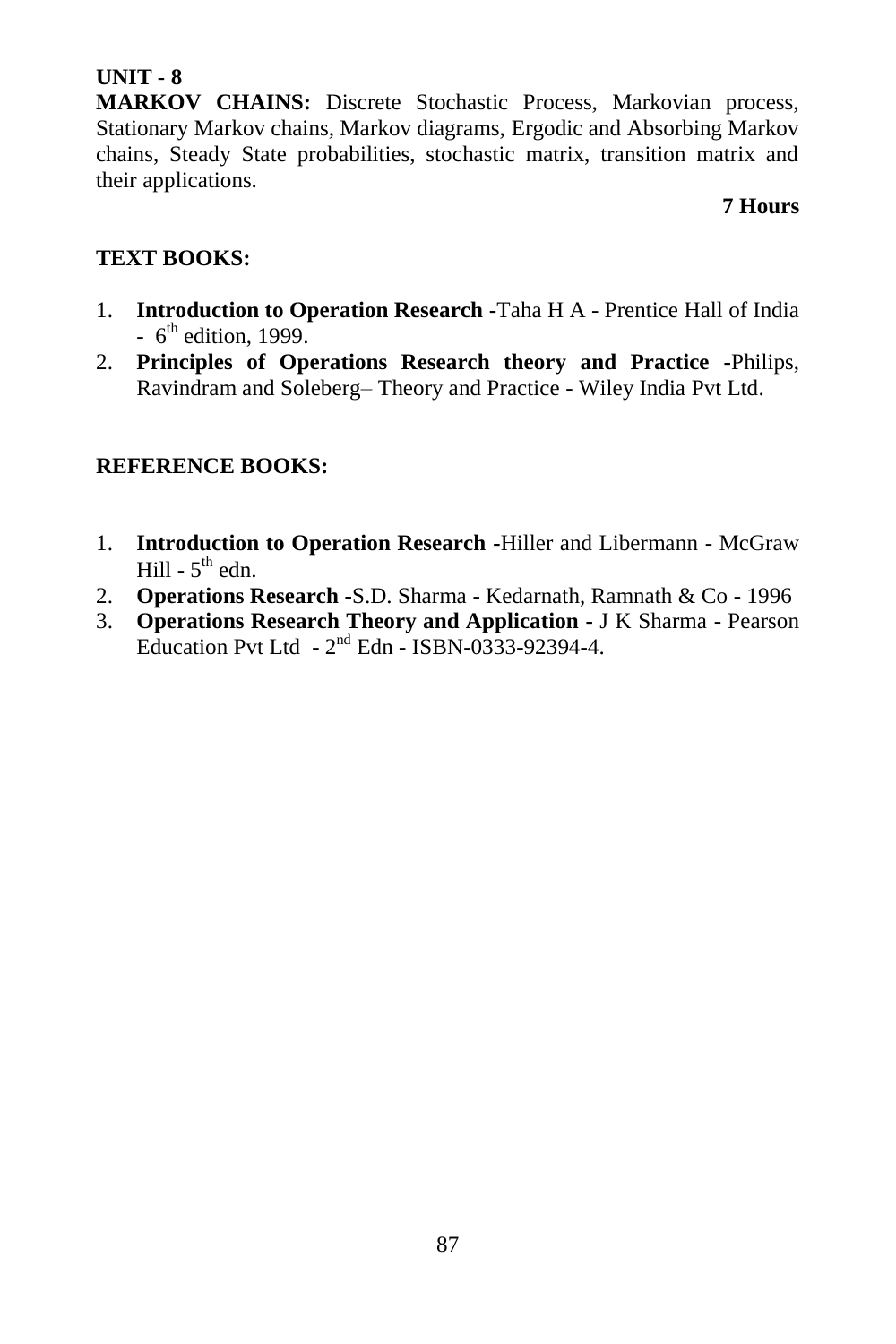**UNIT - 8**

**MARKOV CHAINS:** Discrete Stochastic Process, Markovian process, Stationary Markov chains, Markov diagrams, Ergodic and Absorbing Markov chains, Steady State probabilities, stochastic matrix, transition matrix and their applications.

**7 Hours**

**TEXT BOOKS:**

1. **Introduction to Operation Research** -Taha H A - Prentice Hall of India - 6th edition, 1999.
2. **Principles of Operations Research theory and Practice** -Philips, Ravindram and Soleberg– Theory and Practice - Wiley India Pvt Ltd.

**REFERENCE BOOKS:**

1. **Introduction to Operation Research** -Hiller and Libermann - McGraw Hill - 5th edn.
2. **Operations Research** -S.D. Sharma - Kedarnath, Ramnath & Co - 1996
3. **Operations Research Theory and Application** - J K Sharma - Pearson Education Pvt Ltd - 2nd Edn - ISBN-0333-92394-4.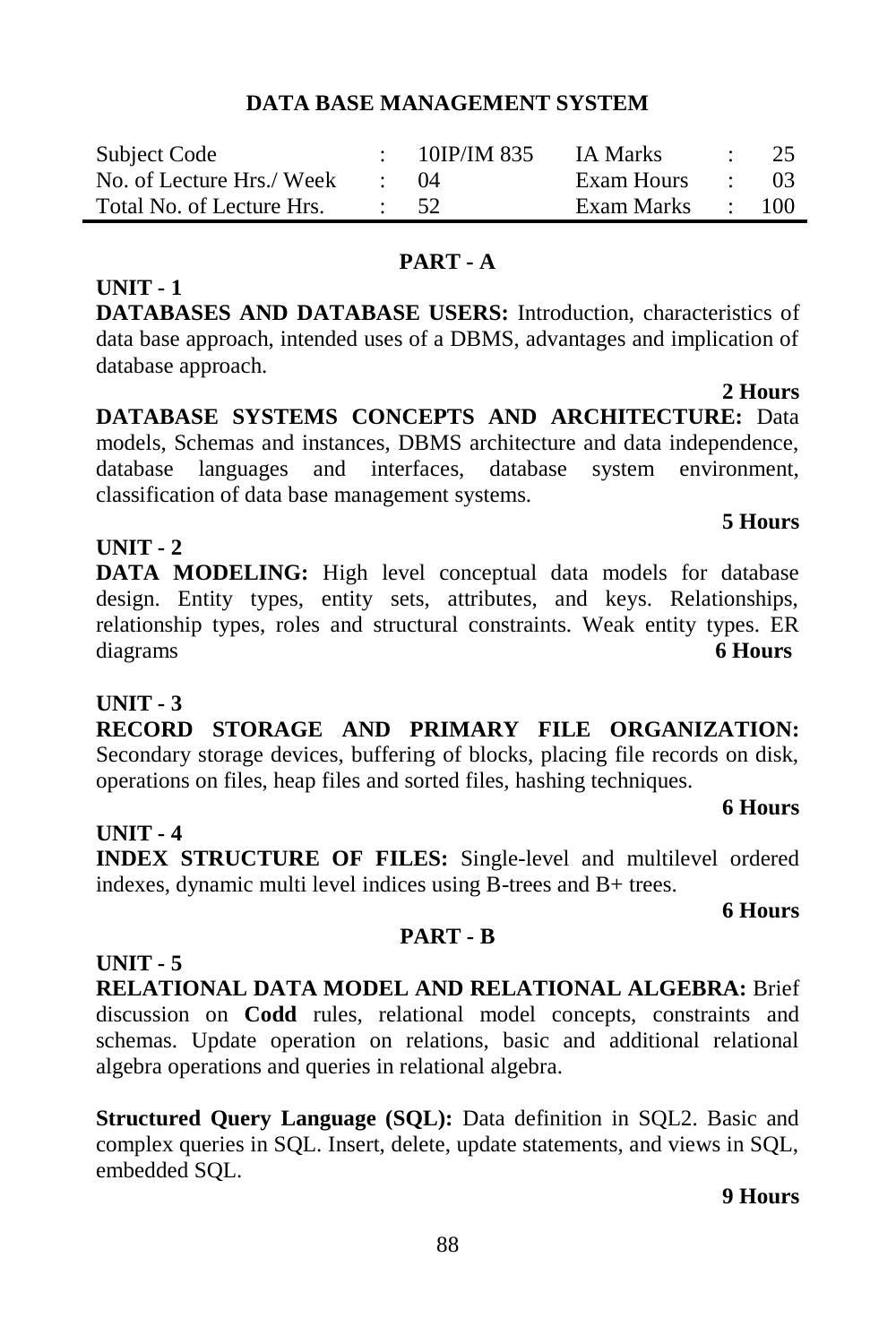## DATA BASE MANAGEMENT SYSTEM

| Subject Code | : | 10IP/IM 835 | IA Marks | : | 25 |
|---|---|---|---|---|---|
| No. of Lecture Hrs./ Week | : | 04 | Exam Hours | : | 03 |
| Total No. of Lecture Hrs. | : | 52 | Exam Marks | : | 100 |

## PART - A

### UNIT - 1

**DATABASES AND DATABASE USERS:** Introduction, characteristics of data base approach, intended uses of a DBMS, advantages and implication of database approach.

**2 Hours**

**DATABASE SYSTEMS CONCEPTS AND ARCHITECTURE:** Data models, Schemas and instances, DBMS architecture and data independence, database languages and interfaces, database system environment, classification of data base management systems.

**5 Hours**

### UNIT - 2

**DATA MODELING:** High level conceptual data models for database design. Entity types, entity sets, attributes, and keys. Relationships, relationship types, roles and structural constraints. Weak entity types. ER diagrams **6 Hours**

### UNIT - 3

**RECORD STORAGE AND PRIMARY FILE ORGANIZATION:** Secondary storage devices, buffering of blocks, placing file records on disk, operations on files, heap files and sorted files, hashing techniques.

**6 Hours**

### UNIT - 4

**INDEX STRUCTURE OF FILES:** Single-level and multilevel ordered indexes, dynamic multi level indices using B-trees and B+ trees.

**6 Hours**

## PART - B

### UNIT - 5

**RELATIONAL DATA MODEL AND RELATIONAL ALGEBRA:** Brief discussion on **Codd** rules, relational model concepts, constraints and schemas. Update operation on relations, basic and additional relational algebra operations and queries in relational algebra.

**Structured Query Language (SQL):** Data definition in SQL2. Basic and complex queries in SQL. Insert, delete, update statements, and views in SQL, embedded SQL.

**9 Hours**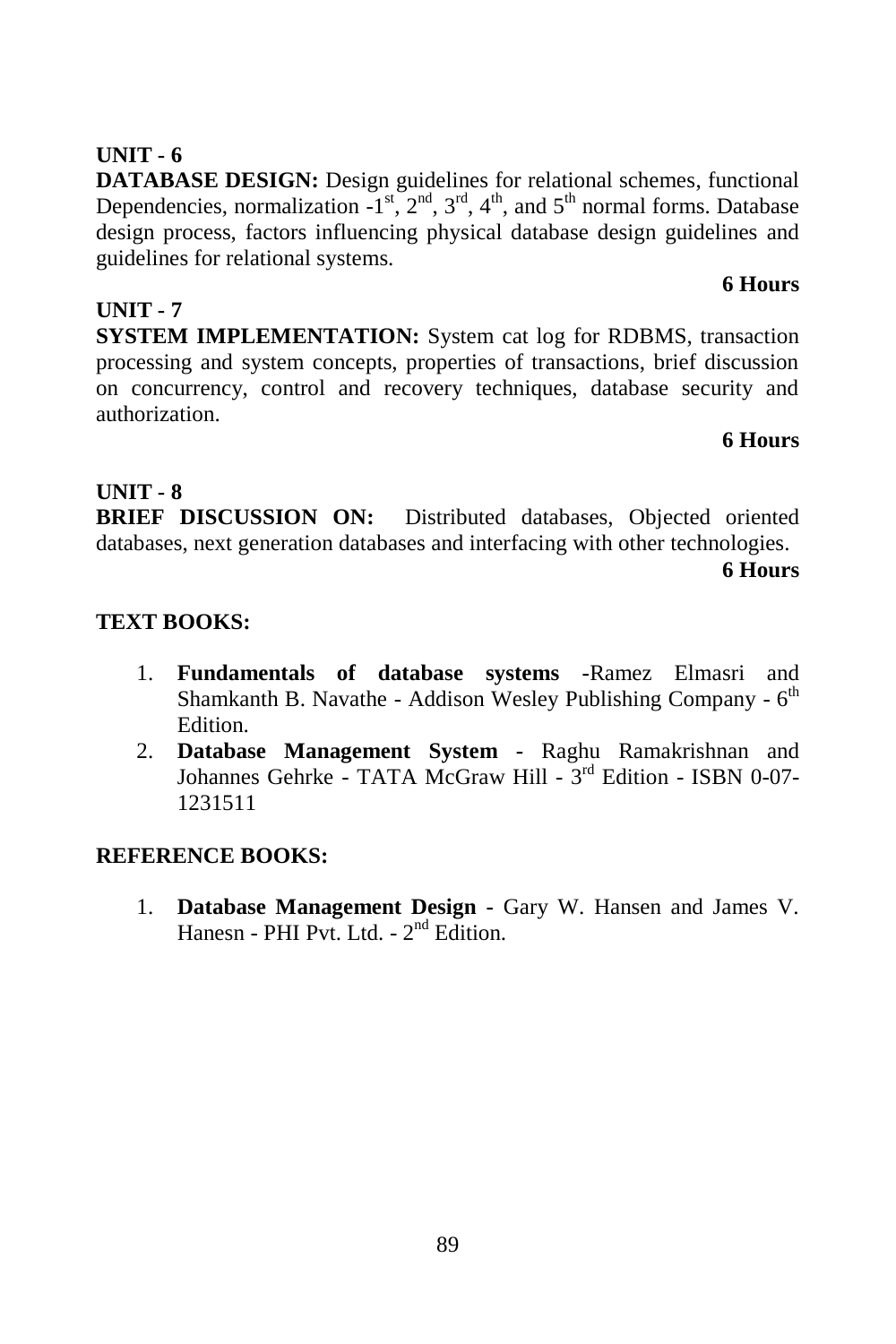**UNIT - 6**

**DATABASE DESIGN:** Design guidelines for relational schemes, functional Dependencies, normalization -1st, 2nd, 3rd, 4th, and 5th normal forms. Database design process, factors influencing physical database design guidelines and guidelines for relational systems.

**6 Hours**

**UNIT - 7**

**SYSTEM IMPLEMENTATION:** System cat log for RDBMS, transaction processing and system concepts, properties of transactions, brief discussion on concurrency, control and recovery techniques, database security and authorization.

**6 Hours**

**UNIT - 8**

**BRIEF DISCUSSION ON:** Distributed databases, Objected oriented databases, next generation databases and interfacing with other technologies.

**6 Hours**

**TEXT BOOKS:**

1. **Fundamentals of database systems** -Ramez Elmasri and Shamkanth B. Navathe - Addison Wesley Publishing Company - 6th Edition.
2. **Database Management System** - Raghu Ramakrishnan and Johannes Gehrke - TATA McGraw Hill - 3rd Edition - ISBN 0-07-1231511

**REFERENCE BOOKS:**

1. **Database Management Design** - Gary W. Hansen and James V. Hanesn - PHI Pvt. Ltd. - 2nd Edition.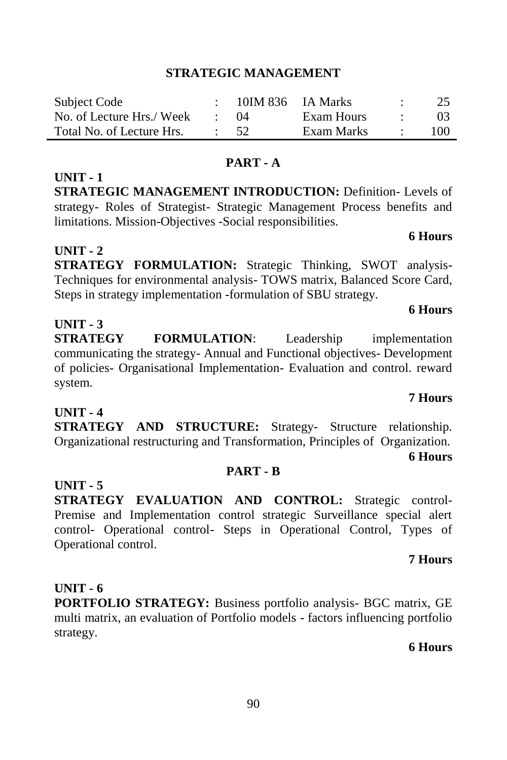# STRATEGIC MANAGEMENT

| Subject Code | : | 10IM 836 | IA Marks | : | 25 |
|---|---|---|---|---|---|
| No. of Lecture Hrs./ Week | : | 04 | Exam Hours | : | 03 |
| Total No. of Lecture Hrs. | : | 52 | Exam Marks | : | 100 |

## PART - A

**UNIT - 1**

**STRATEGIC MANAGEMENT INTRODUCTION:** Definition- Levels of strategy- Roles of Strategist- Strategic Management Process benefits and limitations. Mission-Objectives -Social responsibilities.

**6 Hours**

**UNIT - 2**

**STRATEGY FORMULATION:** Strategic Thinking, SWOT analysis- Techniques for environmental analysis- TOWS matrix, Balanced Score Card, Steps in strategy implementation -formulation of SBU strategy.

**6 Hours**

**UNIT - 3**

**STRATEGY FORMULATION**: Leadership implementation communicating the strategy- Annual and Functional objectives- Development of policies- Organisational Implementation- Evaluation and control. reward system.

**7 Hours**

**UNIT - 4**

**STRATEGY AND STRUCTURE:** Strategy- Structure relationship. Organizational restructuring and Transformation, Principles of Organization.

**6 Hours**

## PART - B

**UNIT - 5**

**STRATEGY EVALUATION AND CONTROL:** Strategic control- Premise and Implementation control strategic Surveillance special alert control- Operational control- Steps in Operational Control, Types of Operational control.

**7 Hours**

**UNIT - 6**

**PORTFOLIO STRATEGY:** Business portfolio analysis- BGC matrix, GE multi matrix, an evaluation of Portfolio models - factors influencing portfolio strategy.

**6 Hours**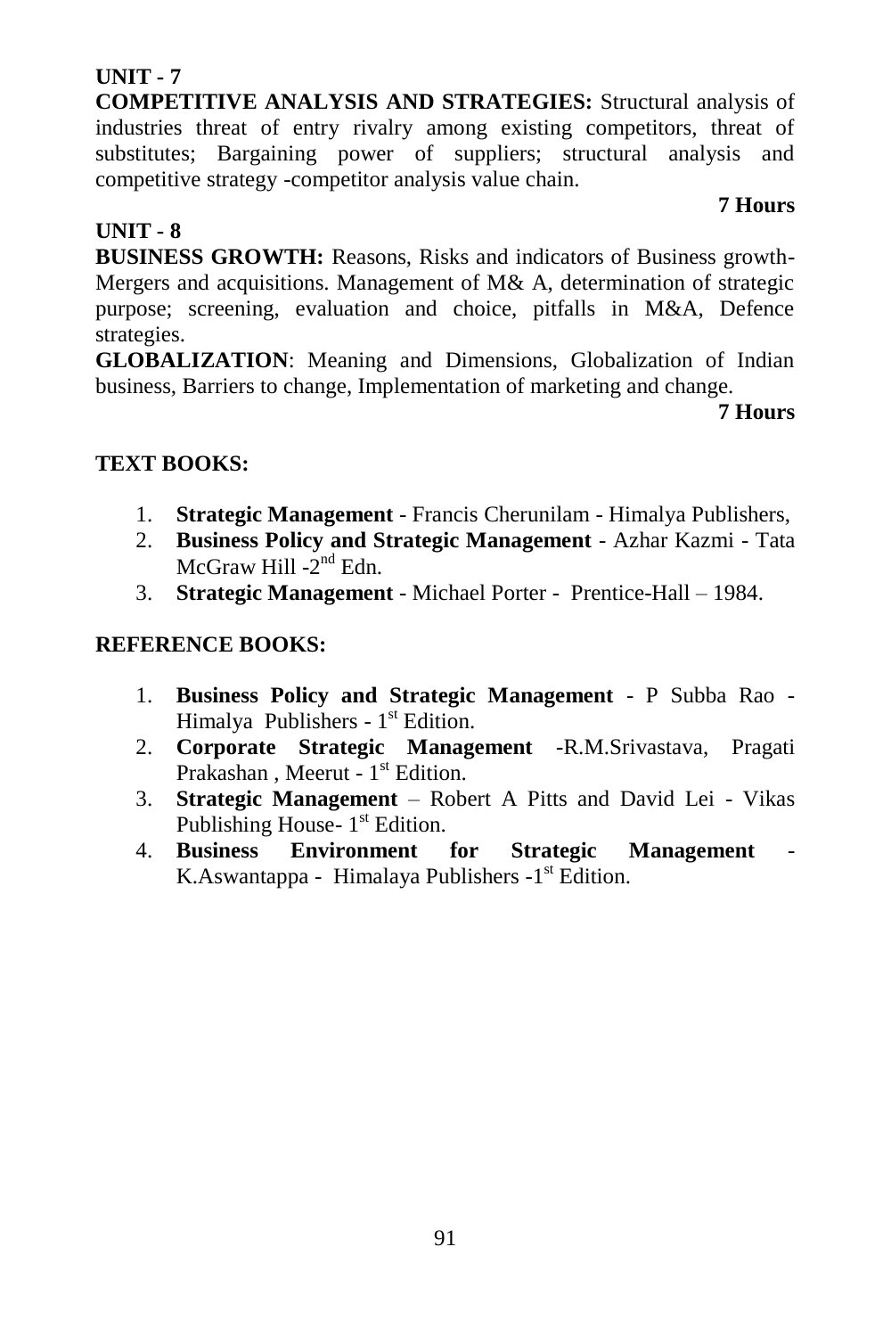**UNIT - 7**

**COMPETITIVE ANALYSIS AND STRATEGIES:** Structural analysis of industries threat of entry rivalry among existing competitors, threat of substitutes; Bargaining power of suppliers; structural analysis and competitive strategy -competitor analysis value chain.

**7 Hours**

**UNIT - 8**

**BUSINESS GROWTH:** Reasons, Risks and indicators of Business growth-Mergers and acquisitions. Management of M& A, determination of strategic purpose; screening, evaluation and choice, pitfalls in M&A, Defence strategies.

**GLOBALIZATION**: Meaning and Dimensions, Globalization of Indian business, Barriers to change, Implementation of marketing and change.

**7 Hours**

**TEXT BOOKS:**

1. **Strategic Management** - Francis Cherunilam - Himalya Publishers,
2. **Business Policy and Strategic Management** - Azhar Kazmi - Tata McGraw Hill -2nd Edn.
3. **Strategic Management** - Michael Porter - Prentice-Hall – 1984.

**REFERENCE BOOKS:**

1. **Business Policy and Strategic Management** - P Subba Rao - Himalya Publishers - 1st Edition.
2. **Corporate Strategic Management** -R.M.Srivastava, Pragati Prakashan , Meerut - 1st Edition.
3. **Strategic Management** – Robert A Pitts and David Lei - Vikas Publishing House- 1st Edition.
4. **Business Environment for Strategic Management** - K.Aswantappa - Himalaya Publishers -1st Edition.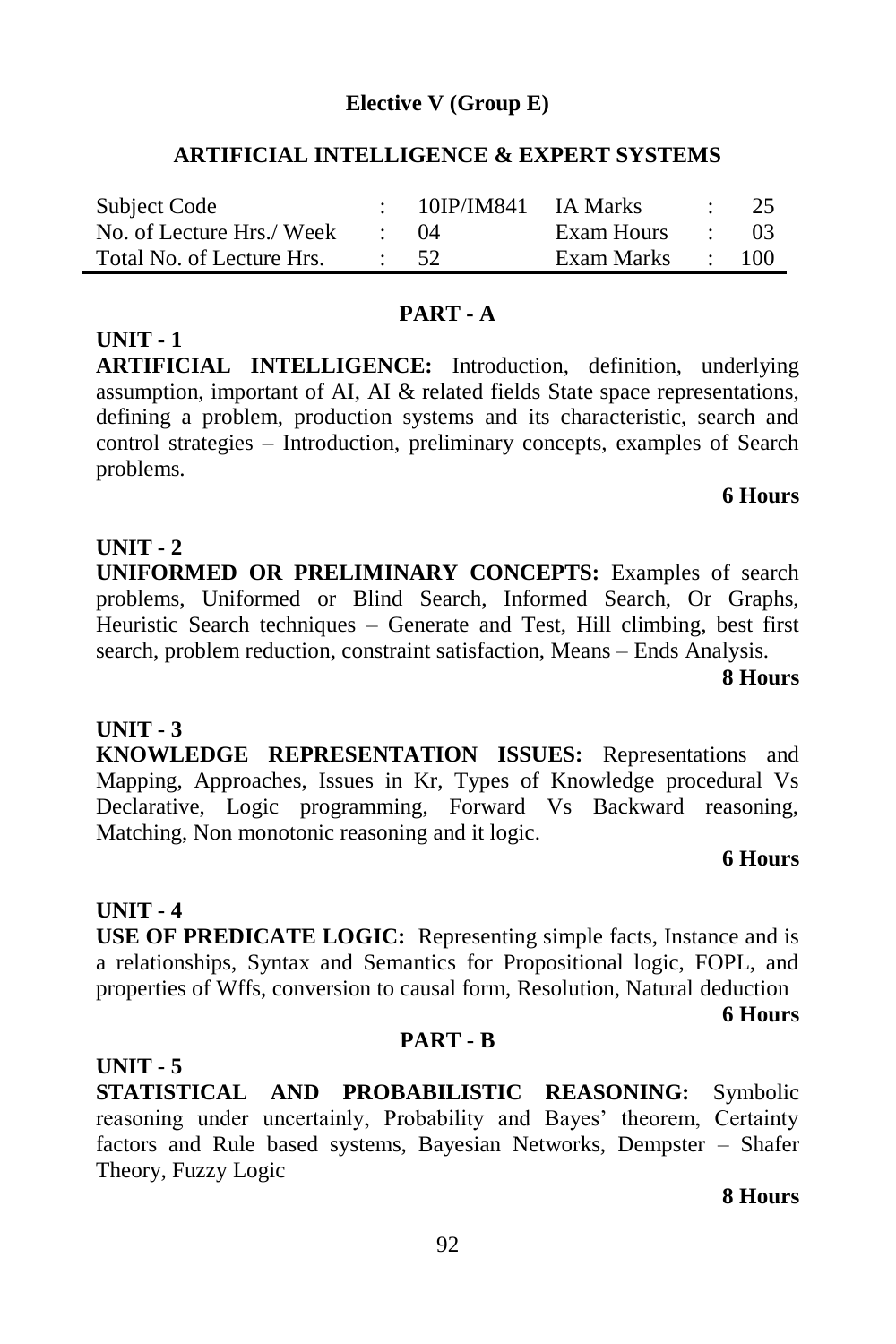**Elective V (Group E)**

## ARTIFICIAL INTELLIGENCE & EXPERT SYSTEMS

| Subject Code | : | 10IP/IM841 | IA Marks | : | 25 |
|---|---|---|---|---|---|
| No. of Lecture Hrs./ Week | : | 04 | Exam Hours | : | 03 |
| Total No. of Lecture Hrs. | : | 52 | Exam Marks | : | 100 |

### PART - A

**UNIT - 1**

**ARTIFICIAL INTELLIGENCE:** Introduction, definition, underlying assumption, important of AI, AI & related fields State space representations, defining a problem, production systems and its characteristic, search and control strategies – Introduction, preliminary concepts, examples of Search problems.

**6 Hours**

**UNIT - 2**

**UNIFORMED OR PRELIMINARY CONCEPTS:** Examples of search problems, Uniformed or Blind Search, Informed Search, Or Graphs, Heuristic Search techniques – Generate and Test, Hill climbing, best first search, problem reduction, constraint satisfaction, Means – Ends Analysis.

**8 Hours**

**UNIT - 3**

**KNOWLEDGE REPRESENTATION ISSUES:** Representations and Mapping, Approaches, Issues in Kr, Types of Knowledge procedural Vs Declarative, Logic programming, Forward Vs Backward reasoning, Matching, Non monotonic reasoning and it logic.

**6 Hours**

**UNIT - 4**

**USE OF PREDICATE LOGIC:** Representing simple facts, Instance and is a relationships, Syntax and Semantics for Propositional logic, FOPL, and properties of Wffs, conversion to causal form, Resolution, Natural deduction

**6 Hours**

### PART - B

**UNIT - 5**

**STATISTICAL AND PROBABILISTIC REASONING:** Symbolic reasoning under uncertainly, Probability and Bayes' theorem, Certainty factors and Rule based systems, Bayesian Networks, Dempster – Shafer Theory, Fuzzy Logic

**8 Hours**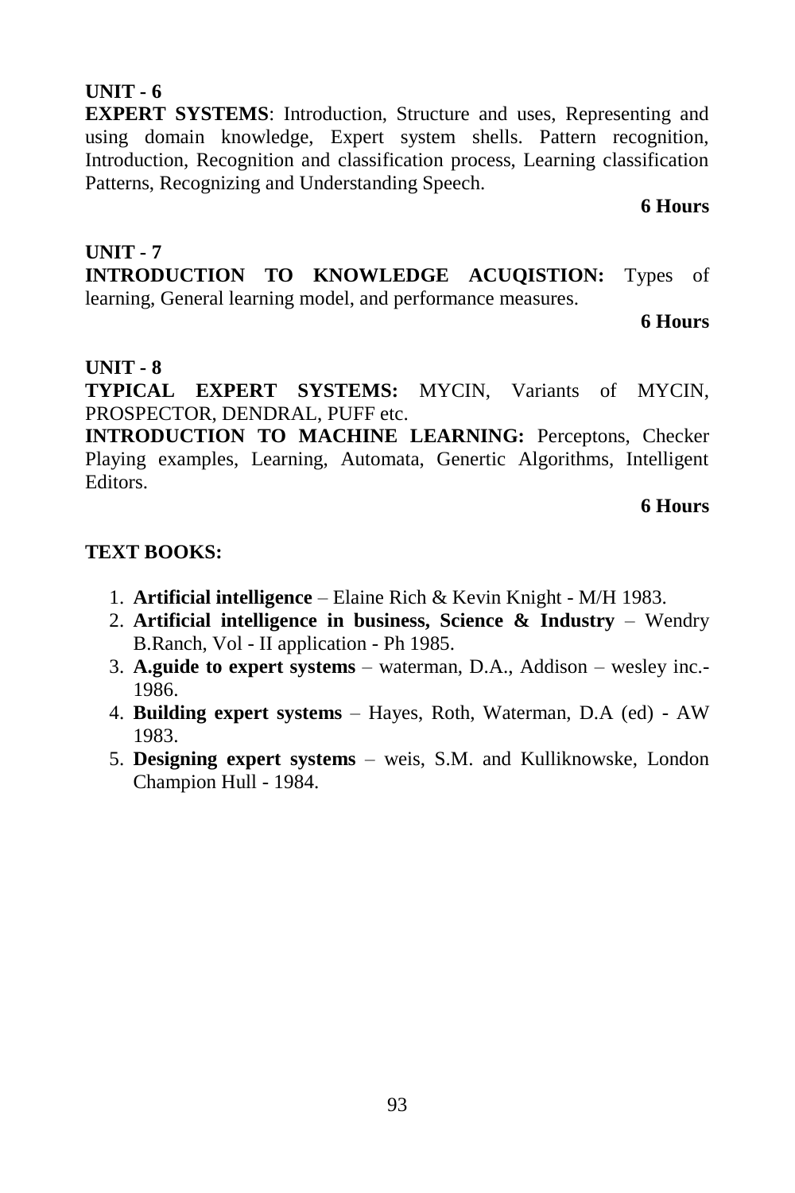**UNIT - 6**

**EXPERT SYSTEMS**: Introduction, Structure and uses, Representing and using domain knowledge, Expert system shells. Pattern recognition, Introduction, Recognition and classification process, Learning classification Patterns, Recognizing and Understanding Speech.

**6 Hours**

**UNIT - 7**

**INTRODUCTION TO KNOWLEDGE ACUQISTION:** Types of learning, General learning model, and performance measures.

**6 Hours**

**UNIT - 8**

**TYPICAL EXPERT SYSTEMS:** MYCIN, Variants of MYCIN, PROSPECTOR, DENDRAL, PUFF etc.

**INTRODUCTION TO MACHINE LEARNING:** Perceptons, Checker Playing examples, Learning, Automata, Genertic Algorithms, Intelligent Editors.

**6 Hours**

**TEXT BOOKS:**

1. **Artificial intelligence** – Elaine Rich & Kevin Knight - M/H 1983.
2. **Artificial intelligence in business, Science & Industry** – Wendry B.Ranch, Vol - II application - Ph 1985.
3. **A.guide to expert systems** – waterman, D.A., Addison – wesley inc.- 1986.
4. **Building expert systems** – Hayes, Roth, Waterman, D.A (ed) - AW 1983.
5. **Designing expert systems** – weis, S.M. and Kulliknowske, London Champion Hull - 1984.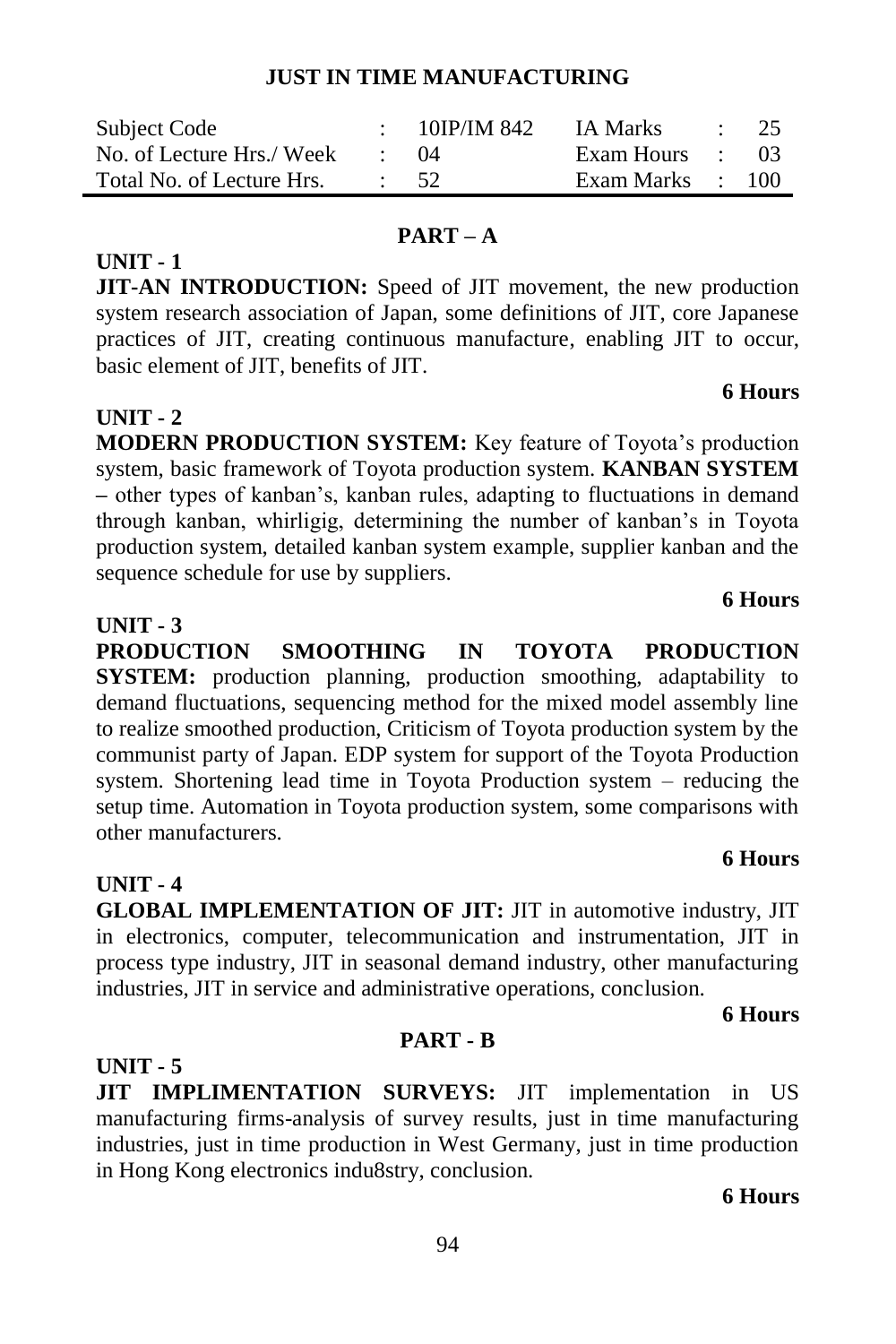## JUST IN TIME MANUFACTURING

| Subject Code | : | 10IP/IM 842 | IA Marks | : | 25 |
|---|---|---|---|---|---|
| No. of Lecture Hrs./ Week | : | 04 | Exam Hours | : | 03 |
| Total No. of Lecture Hrs. | : | 52 | Exam Marks | : | 100 |

### PART – A

**UNIT - 1**

**JIT-AN INTRODUCTION:** Speed of JIT movement, the new production system research association of Japan, some definitions of JIT, core Japanese practices of JIT, creating continuous manufacture, enabling JIT to occur, basic element of JIT, benefits of JIT.

**6 Hours**

**UNIT - 2**

**MODERN PRODUCTION SYSTEM:** Key feature of Toyota's production system, basic framework of Toyota production system. **KANBAN SYSTEM –** other types of kanban's, kanban rules, adapting to fluctuations in demand through kanban, whirligig, determining the number of kanban's in Toyota production system, detailed kanban system example, supplier kanban and the sequence schedule for use by suppliers.

**6 Hours**

**UNIT - 3**

**PRODUCTION SMOOTHING IN TOYOTA PRODUCTION SYSTEM:** production planning, production smoothing, adaptability to demand fluctuations, sequencing method for the mixed model assembly line to realize smoothed production, Criticism of Toyota production system by the communist party of Japan. EDP system for support of the Toyota Production system. Shortening lead time in Toyota Production system – reducing the setup time. Automation in Toyota production system, some comparisons with other manufacturers.

**6 Hours**

**UNIT - 4**

**GLOBAL IMPLEMENTATION OF JIT:** JIT in automotive industry, JIT in electronics, computer, telecommunication and instrumentation, JIT in process type industry, JIT in seasonal demand industry, other manufacturing industries, JIT in service and administrative operations, conclusion.

**6 Hours**

### PART - B

**UNIT - 5**

**JIT IMPLIMENTATION SURVEYS:** JIT implementation in US manufacturing firms-analysis of survey results, just in time manufacturing industries, just in time production in West Germany, just in time production in Hong Kong electronics indu8stry, conclusion.

**6 Hours**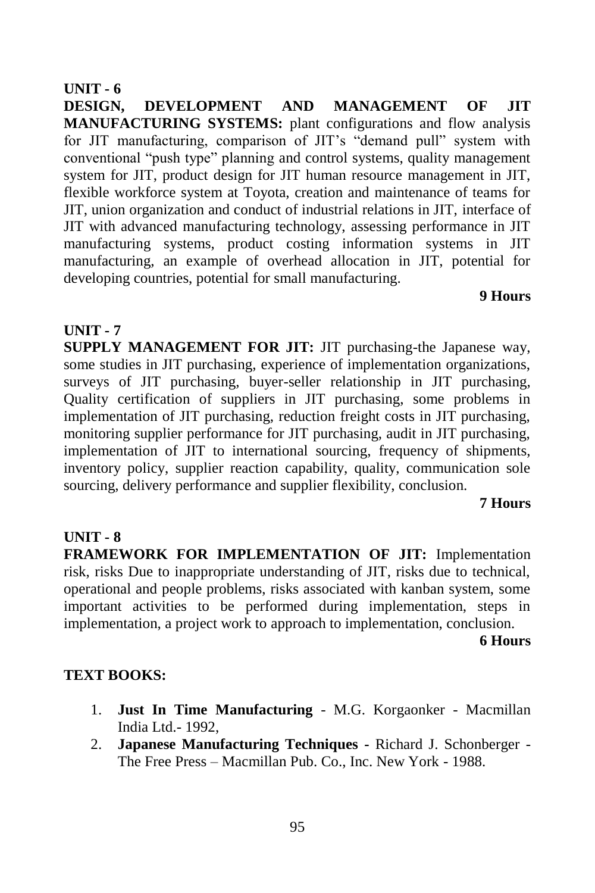**UNIT - 6**

**DESIGN, DEVELOPMENT AND MANAGEMENT OF JIT MANUFACTURING SYSTEMS:** plant configurations and flow analysis for JIT manufacturing, comparison of JIT's "demand pull" system with conventional "push type" planning and control systems, quality management system for JIT, product design for JIT human resource management in JIT, flexible workforce system at Toyota, creation and maintenance of teams for JIT, union organization and conduct of industrial relations in JIT, interface of JIT with advanced manufacturing technology, assessing performance in JIT manufacturing systems, product costing information systems in JIT manufacturing, an example of overhead allocation in JIT, potential for developing countries, potential for small manufacturing.

**9 Hours**

**UNIT - 7**

**SUPPLY MANAGEMENT FOR JIT:** JIT purchasing-the Japanese way, some studies in JIT purchasing, experience of implementation organizations, surveys of JIT purchasing, buyer-seller relationship in JIT purchasing, Quality certification of suppliers in JIT purchasing, some problems in implementation of JIT purchasing, reduction freight costs in JIT purchasing, monitoring supplier performance for JIT purchasing, audit in JIT purchasing, implementation of JIT to international sourcing, frequency of shipments, inventory policy, supplier reaction capability, quality, communication sole sourcing, delivery performance and supplier flexibility, conclusion.

**7 Hours**

**UNIT - 8**

**FRAMEWORK FOR IMPLEMENTATION OF JIT:** Implementation risk, risks Due to inappropriate understanding of JIT, risks due to technical, operational and people problems, risks associated with kanban system, some important activities to be performed during implementation, steps in implementation, a project work to approach to implementation, conclusion.

**6 Hours**

**TEXT BOOKS:**

1. **Just In Time Manufacturing** - M.G. Korgaonker - Macmillan India Ltd.- 1992,
2. **Japanese Manufacturing Techniques** - Richard J. Schonberger - The Free Press – Macmillan Pub. Co., Inc. New York - 1988.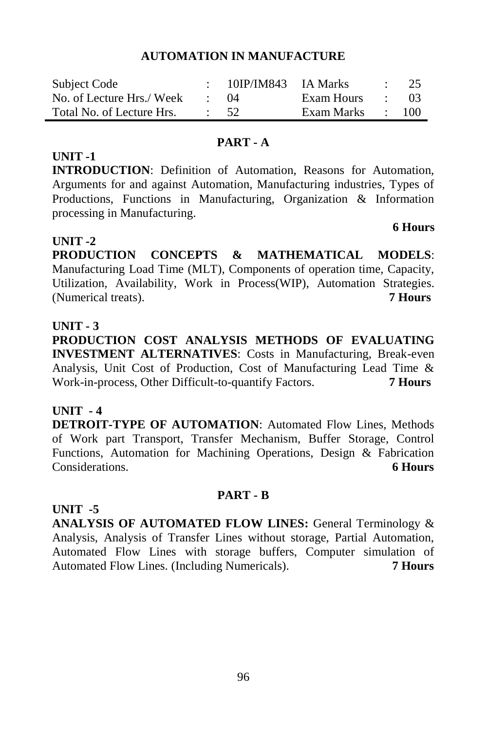## AUTOMATION IN MANUFACTURE

| Subject Code | : | 10IP/IM843 | IA Marks | : | 25 |
|---|---|---|---|---|---|
| No. of Lecture Hrs./ Week | : | 04 | Exam Hours | : | 03 |
| Total No. of Lecture Hrs. | : | 52 | Exam Marks | : | 100 |

### PART - A

**UNIT -1**

**INTRODUCTION**: Definition of Automation, Reasons for Automation, Arguments for and against Automation, Manufacturing industries, Types of Productions, Functions in Manufacturing, Organization & Information processing in Manufacturing.

**6 Hours**

**UNIT -2**

**PRODUCTION CONCEPTS & MATHEMATICAL MODELS**: Manufacturing Load Time (MLT), Components of operation time, Capacity, Utilization, Availability, Work in Process(WIP), Automation Strategies. (Numerical treats). **7 Hours**

**UNIT - 3**

**PRODUCTION COST ANALYSIS METHODS OF EVALUATING INVESTMENT ALTERNATIVES**: Costs in Manufacturing, Break-even Analysis, Unit Cost of Production, Cost of Manufacturing Lead Time & Work-in-process, Other Difficult-to-quantify Factors. **7 Hours**

**UNIT - 4**

**DETROIT-TYPE OF AUTOMATION**: Automated Flow Lines, Methods of Work part Transport, Transfer Mechanism, Buffer Storage, Control Functions, Automation for Machining Operations, Design & Fabrication Considerations. **6 Hours**

### PART - B

**UNIT -5**

**ANALYSIS OF AUTOMATED FLOW LINES:** General Terminology & Analysis, Analysis of Transfer Lines without storage, Partial Automation, Automated Flow Lines with storage buffers, Computer simulation of Automated Flow Lines. (Including Numericals). **7 Hours**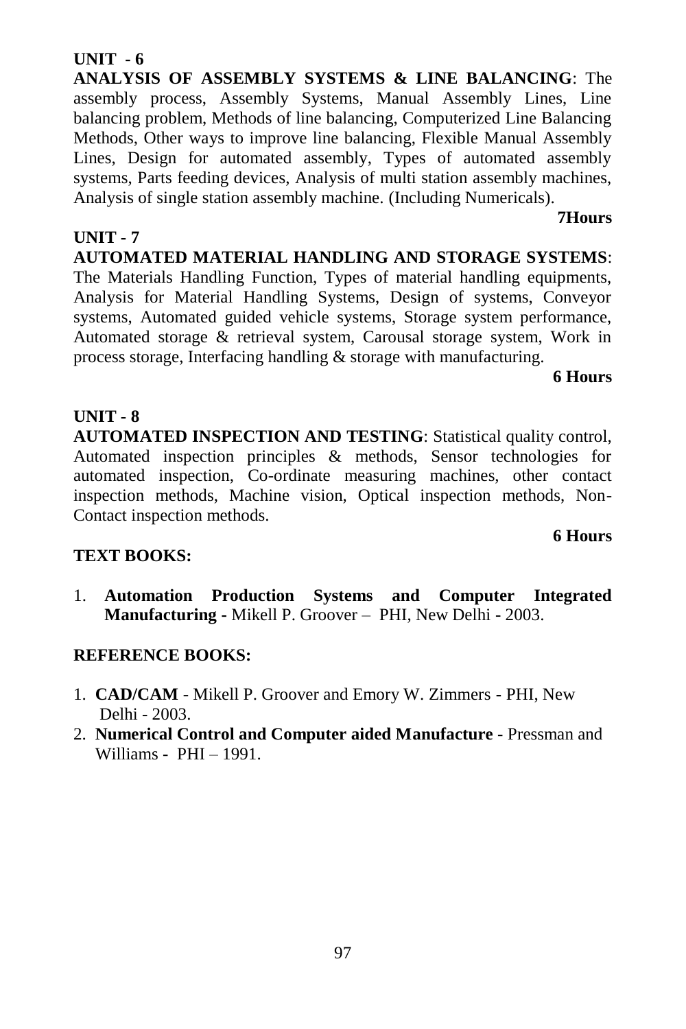**UNIT - 6**

**ANALYSIS OF ASSEMBLY SYSTEMS & LINE BALANCING**: The assembly process, Assembly Systems, Manual Assembly Lines, Line balancing problem, Methods of line balancing, Computerized Line Balancing Methods, Other ways to improve line balancing, Flexible Manual Assembly Lines, Design for automated assembly, Types of automated assembly systems, Parts feeding devices, Analysis of multi station assembly machines, Analysis of single station assembly machine. (Including Numericals).

**7Hours**

**UNIT - 7**

**AUTOMATED MATERIAL HANDLING AND STORAGE SYSTEMS**: The Materials Handling Function, Types of material handling equipments, Analysis for Material Handling Systems, Design of systems, Conveyor systems, Automated guided vehicle systems, Storage system performance, Automated storage & retrieval system, Carousal storage system, Work in process storage, Interfacing handling & storage with manufacturing.

**6 Hours**

**UNIT - 8**

**AUTOMATED INSPECTION AND TESTING**: Statistical quality control, Automated inspection principles & methods, Sensor technologies for automated inspection, Co-ordinate measuring machines, other contact inspection methods, Machine vision, Optical inspection methods, Non-Contact inspection methods.

**6 Hours**

**TEXT BOOKS:**

1. **Automation Production Systems and Computer Integrated Manufacturing** - Mikell P. Groover – PHI, New Delhi - 2003.

**REFERENCE BOOKS:**

1. **CAD/CAM** - Mikell P. Groover and Emory W. Zimmers - PHI, New Delhi - 2003.
2. **Numerical Control and Computer aided Manufacture** - Pressman and Williams - PHI – 1991.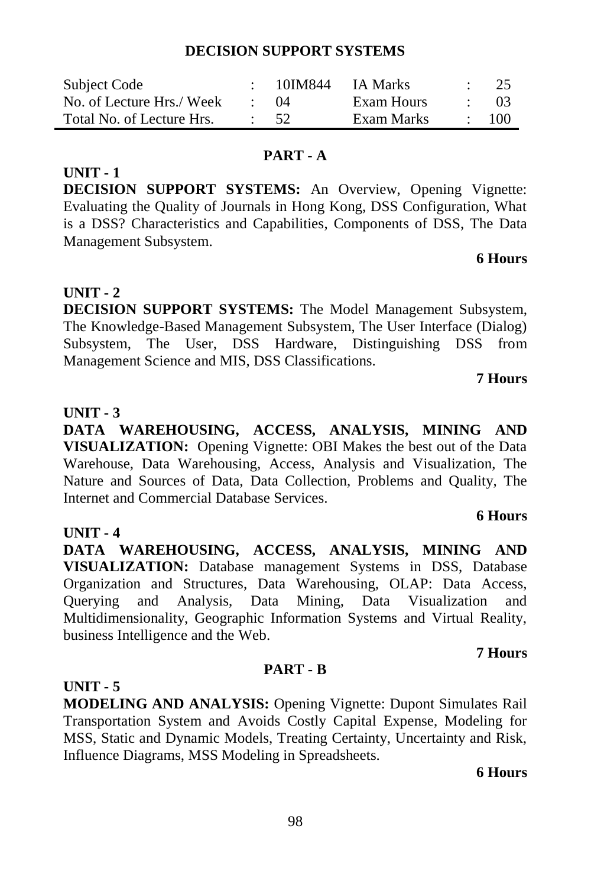# DECISION SUPPORT SYSTEMS

| Subject Code | : | 10IM844 | IA Marks | : | 25 |
|---|---|---|---|---|---|
| No. of Lecture Hrs./ Week | : | 04 | Exam Hours | : | 03 |
| Total No. of Lecture Hrs. | : | 52 | Exam Marks | : | 100 |

## PART - A

### UNIT - 1

**DECISION SUPPORT SYSTEMS:** An Overview, Opening Vignette: Evaluating the Quality of Journals in Hong Kong, DSS Configuration, What is a DSS? Characteristics and Capabilities, Components of DSS, The Data Management Subsystem.

**6 Hours**

### UNIT - 2

**DECISION SUPPORT SYSTEMS:** The Model Management Subsystem, The Knowledge-Based Management Subsystem, The User Interface (Dialog) Subsystem, The User, DSS Hardware, Distinguishing DSS from Management Science and MIS, DSS Classifications.

**7 Hours**

### UNIT - 3

**DATA WAREHOUSING, ACCESS, ANALYSIS, MINING AND VISUALIZATION:** Opening Vignette: OBI Makes the best out of the Data Warehouse, Data Warehousing, Access, Analysis and Visualization, The Nature and Sources of Data, Data Collection, Problems and Quality, The Internet and Commercial Database Services.

**6 Hours**

### UNIT - 4

**DATA WAREHOUSING, ACCESS, ANALYSIS, MINING AND VISUALIZATION:** Database management Systems in DSS, Database Organization and Structures, Data Warehousing, OLAP: Data Access, Querying and Analysis, Data Mining, Data Visualization and Multidimensionality, Geographic Information Systems and Virtual Reality, business Intelligence and the Web.

**7 Hours**

## PART - B

### UNIT - 5

**MODELING AND ANALYSIS:** Opening Vignette: Dupont Simulates Rail Transportation System and Avoids Costly Capital Expense, Modeling for MSS, Static and Dynamic Models, Treating Certainty, Uncertainty and Risk, Influence Diagrams, MSS Modeling in Spreadsheets.

**6 Hours**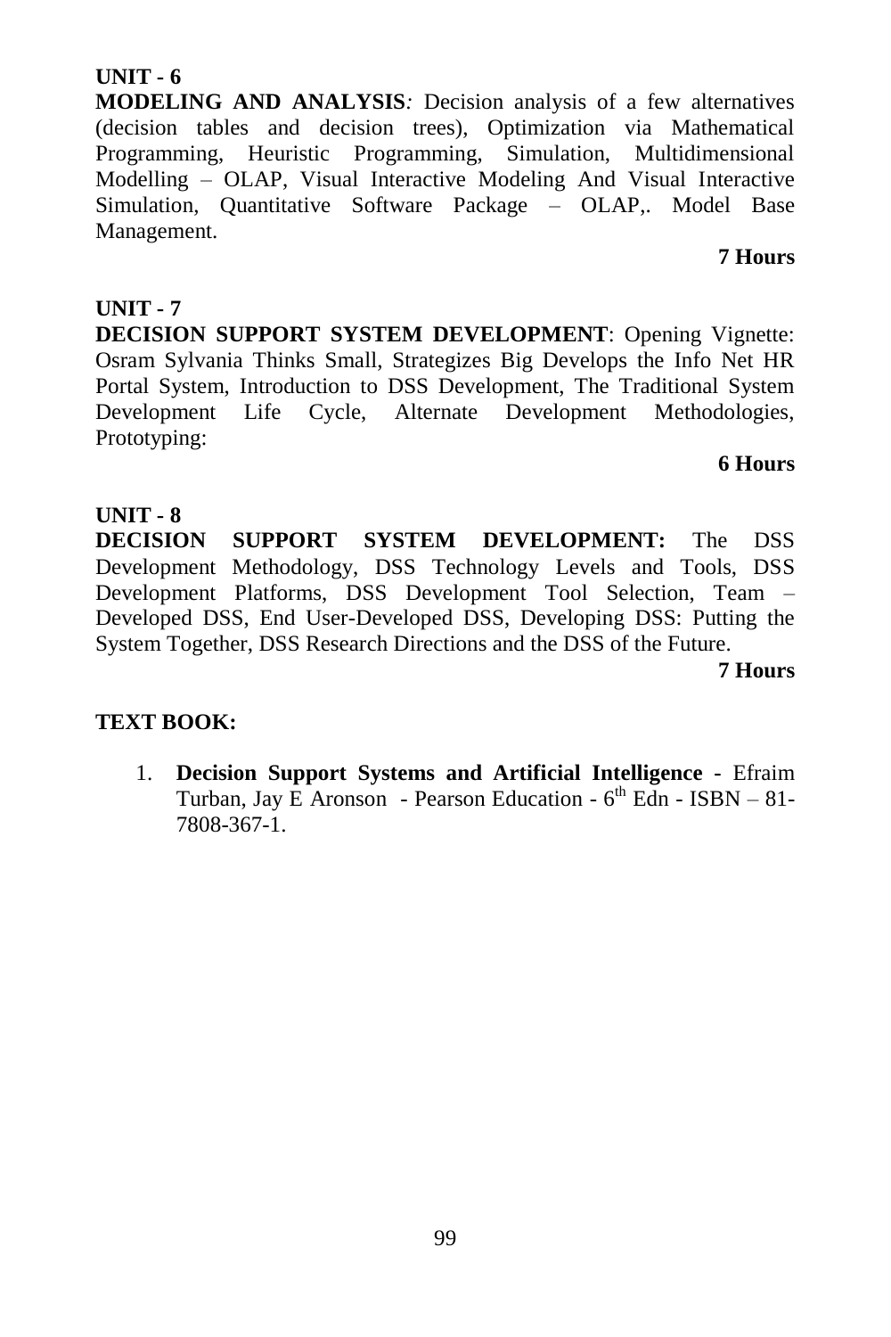**UNIT - 6**

**MODELING AND ANALYSIS***:* Decision analysis of a few alternatives (decision tables and decision trees), Optimization via Mathematical Programming, Heuristic Programming, Simulation, Multidimensional Modelling – OLAP, Visual Interactive Modeling And Visual Interactive Simulation, Quantitative Software Package – OLAP,. Model Base Management.

**7 Hours**

**UNIT - 7**

**DECISION SUPPORT SYSTEM DEVELOPMENT**: Opening Vignette: Osram Sylvania Thinks Small, Strategizes Big Develops the Info Net HR Portal System, Introduction to DSS Development, The Traditional System Development Life Cycle, Alternate Development Methodologies, Prototyping:

**6 Hours**

**UNIT - 8**

**DECISION SUPPORT SYSTEM DEVELOPMENT:** The DSS Development Methodology, DSS Technology Levels and Tools, DSS Development Platforms, DSS Development Tool Selection, Team – Developed DSS, End User-Developed DSS, Developing DSS: Putting the System Together, DSS Research Directions and the DSS of the Future.

**7 Hours**

**TEXT BOOK:**

1. **Decision Support Systems and Artificial Intelligence -** Efraim Turban, Jay E Aronson - Pearson Education - 6th Edn - ISBN – 81-7808-367-1.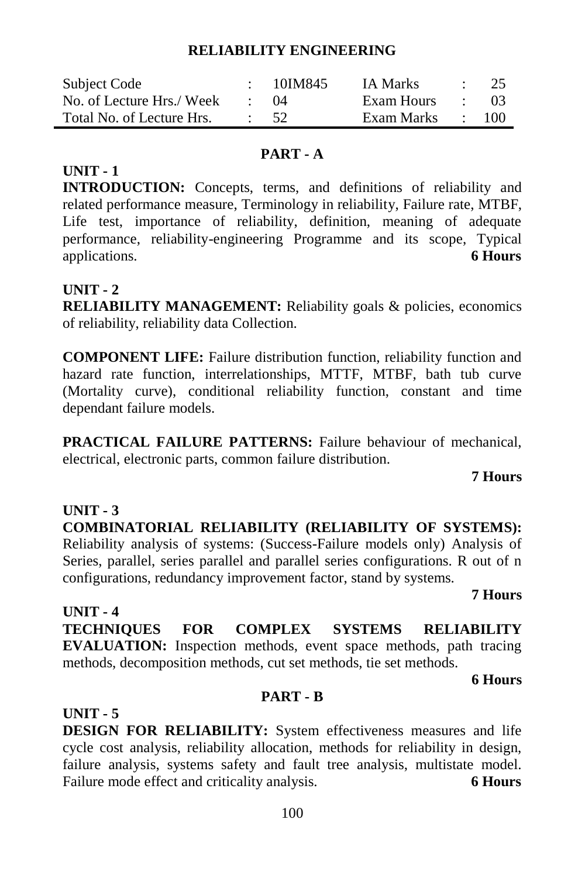## RELIABILITY ENGINEERING

| Subject Code | : | 10IM845 | IA Marks | : | 25 |
|---|---|---|---|---|---|
| No. of Lecture Hrs./ Week | : | 04 | Exam Hours | : | 03 |
| Total No. of Lecture Hrs. | : | 52 | Exam Marks | : | 100 |

### PART - A

**UNIT - 1**

**INTRODUCTION:** Concepts, terms, and definitions of reliability and related performance measure, Terminology in reliability, Failure rate, MTBF, Life test, importance of reliability, definition, meaning of adequate performance, reliability-engineering Programme and its scope, Typical applications. **6 Hours**

**UNIT - 2**

**RELIABILITY MANAGEMENT:** Reliability goals & policies, economics of reliability, reliability data Collection.

**COMPONENT LIFE:** Failure distribution function, reliability function and hazard rate function, interrelationships, MTTF, MTBF, bath tub curve (Mortality curve), conditional reliability function, constant and time dependant failure models.

**PRACTICAL FAILURE PATTERNS:** Failure behaviour of mechanical, electrical, electronic parts, common failure distribution.

**7 Hours**

**UNIT - 3**

**COMBINATORIAL RELIABILITY (RELIABILITY OF SYSTEMS):** Reliability analysis of systems: (Success-Failure models only) Analysis of Series, parallel, series parallel and parallel series configurations. R out of n configurations, redundancy improvement factor, stand by systems.

**7 Hours**

**UNIT - 4**

**TECHNIQUES FOR COMPLEX SYSTEMS RELIABILITY EVALUATION:** Inspection methods, event space methods, path tracing methods, decomposition methods, cut set methods, tie set methods.

**6 Hours**

### PART - B

**UNIT - 5**

**DESIGN FOR RELIABILITY:** System effectiveness measures and life cycle cost analysis, reliability allocation, methods for reliability in design, failure analysis, systems safety and fault tree analysis, multistate model. Failure mode effect and criticality analysis. **6 Hours**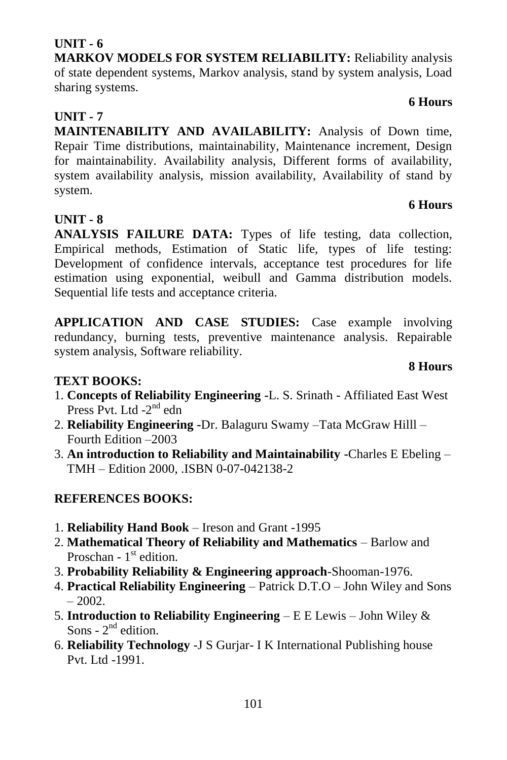**UNIT - 6**

**MARKOV MODELS FOR SYSTEM RELIABILITY:** Reliability analysis of state dependent systems, Markov analysis, stand by system analysis, Load sharing systems.

**6 Hours**

**UNIT - 7**

**MAINTENABILITY AND AVAILABILITY:** Analysis of Down time, Repair Time distributions, maintainability, Maintenance increment, Design for maintainability. Availability analysis, Different forms of availability, system availability analysis, mission availability, Availability of stand by system.

**6 Hours**

**UNIT - 8**

**ANALYSIS FAILURE DATA:** Types of life testing, data collection, Empirical methods, Estimation of Static life, types of life testing: Development of confidence intervals, acceptance test procedures for life estimation using exponential, weibull and Gamma distribution models. Sequential life tests and acceptance criteria.

**APPLICATION AND CASE STUDIES:** Case example involving redundancy, burning tests, preventive maintenance analysis. Repairable system analysis, Software reliability.

**8 Hours**

**TEXT BOOKS:**

1. **Concepts of Reliability Engineering** -L. S. Srinath - Affiliated East West Press Pvt. Ltd -2nd edn
2. **Reliability Engineering** -Dr. Balaguru Swamy –Tata McGraw Hilll – Fourth Edition –2003
3. **An introduction to Reliability and Maintainability** -Charles E Ebeling – TMH – Edition 2000, .ISBN 0-07-042138-2

**REFERENCES BOOKS:**

1. **Reliability Hand Book** – Ireson and Grant -1995
2. **Mathematical Theory of Reliability and Mathematics** – Barlow and Proschan - 1st edition.
3. **Probability Reliability & Engineering approach**-Shooman-1976.
4. **Practical Reliability Engineering** – Patrick D.T.O – John Wiley and Sons – 2002.
5. **Introduction to Reliability Engineering** – E E Lewis – John Wiley & Sons - 2nd edition.
6. **Reliability Technology** -J S Gurjar- I K International Publishing house Pvt. Ltd -1991.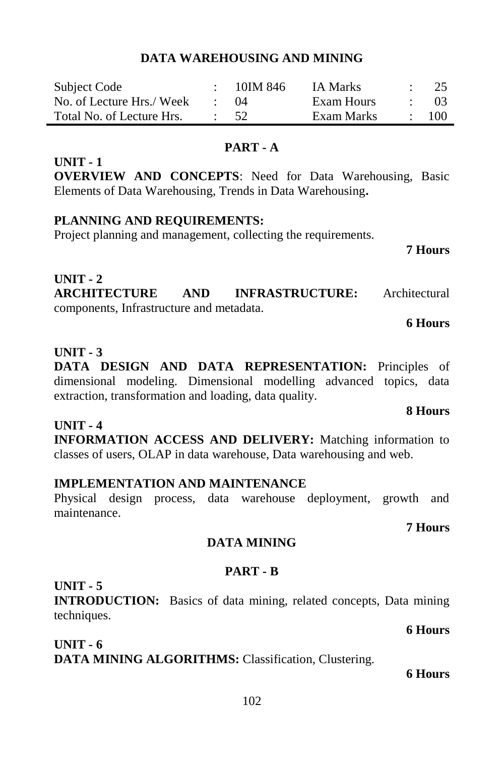# DATA WAREHOUSING AND MINING

| Subject Code | : | 10IM 846 | IA Marks | : | 25 |
|---|---|---|---|---|---|
| No. of Lecture Hrs./ Week | : | 04 | Exam Hours | : | 03 |
| Total No. of Lecture Hrs. | : | 52 | Exam Marks | : | 100 |

## PART - A

**UNIT - 1**

**OVERVIEW AND CONCEPTS**: Need for Data Warehousing, Basic Elements of Data Warehousing, Trends in Data Warehousing**.**

**PLANNING AND REQUIREMENTS:**

Project planning and management, collecting the requirements.

**7 Hours**

**UNIT - 2**

**ARCHITECTURE AND INFRASTRUCTURE:** Architectural components, Infrastructure and metadata.

**6 Hours**

**UNIT - 3**

**DATA DESIGN AND DATA REPRESENTATION:** Principles of dimensional modeling. Dimensional modelling advanced topics, data extraction, transformation and loading, data quality.

**8 Hours**

**UNIT - 4**

**INFORMATION ACCESS AND DELIVERY:** Matching information to classes of users, OLAP in data warehouse, Data warehousing and web.

**IMPLEMENTATION AND MAINTENANCE**

Physical design process, data warehouse deployment, growth and maintenance.

**7 Hours**

## DATA MINING

## PART - B

**UNIT - 5**

**INTRODUCTION:** Basics of data mining, related concepts, Data mining techniques.

**6 Hours**

**UNIT - 6**

**DATA MINING ALGORITHMS:** Classification, Clustering.

**6 Hours**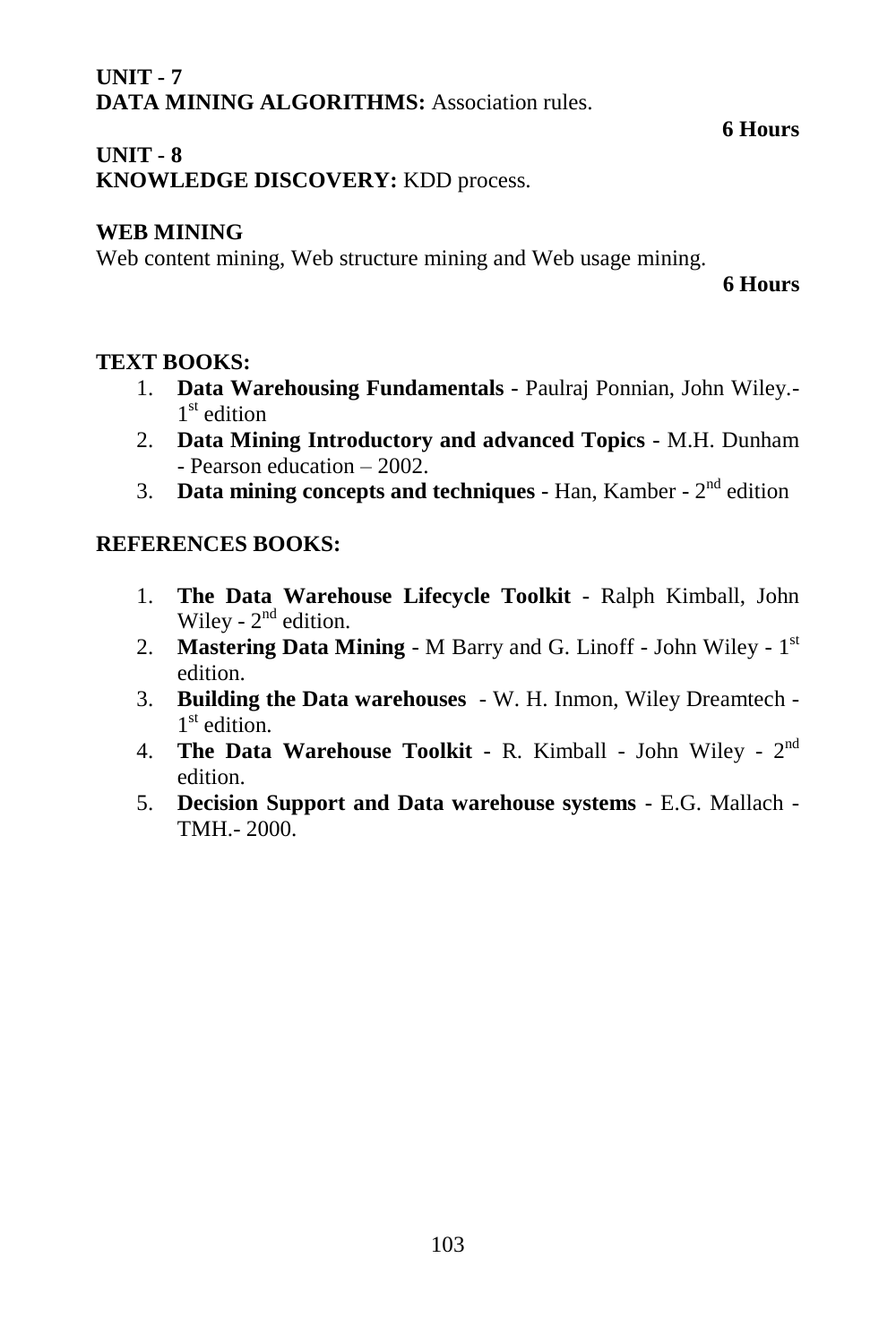**UNIT - 7**
**DATA MINING ALGORITHMS:** Association rules.

**6 Hours**

**UNIT - 8**
**KNOWLEDGE DISCOVERY:** KDD process.

**WEB MINING**
Web content mining, Web structure mining and Web usage mining.

**6 Hours**

**TEXT BOOKS:**

1. **Data Warehousing Fundamentals** - Paulraj Ponnian, John Wiley.- 1st edition
2. **Data Mining Introductory and advanced Topics** - M.H. Dunham - Pearson education – 2002.
3. **Data mining concepts and techniques** - Han, Kamber - 2nd edition

**REFERENCES BOOKS:**

1. **The Data Warehouse Lifecycle Toolkit** - Ralph Kimball, John Wiley - 2nd edition.
2. **Mastering Data Mining** - M Barry and G. Linoff - John Wiley - 1st edition.
3. **Building the Data warehouses** - W. H. Inmon, Wiley Dreamtech - 1st edition.
4. **The Data Warehouse Toolkit** - R. Kimball - John Wiley - 2nd edition.
5. **Decision Support and Data warehouse systems** - E.G. Mallach - TMH.- 2000.